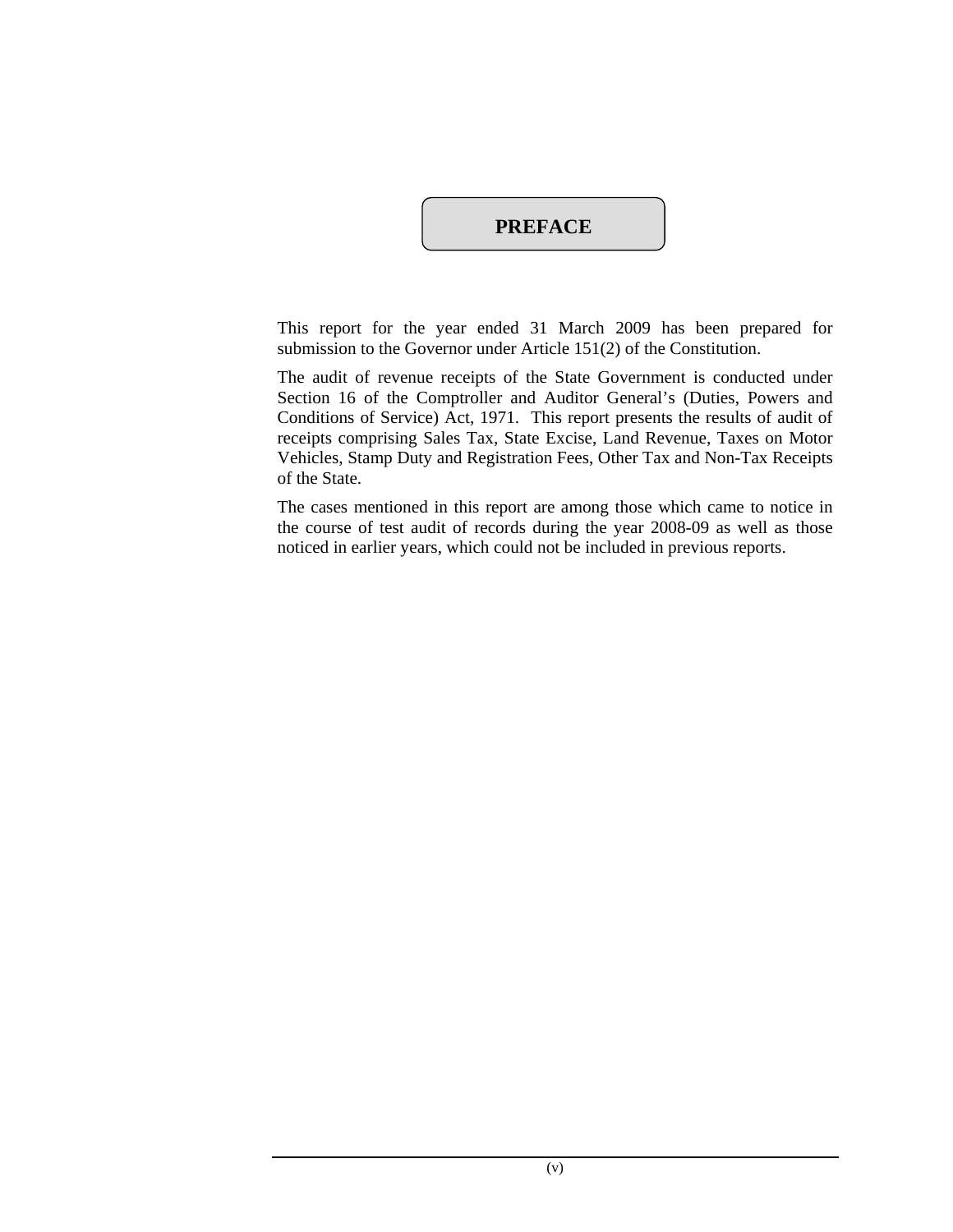# PREFACE

This report for the year ended 31 March 2009 has been prepared for submission to the Governor under Article 151(2) of the Constitution.

The audit of revenue receipts of the State Government is conducted under Section 16 of the Comptroller and Auditor General's (Duties, Powers and Conditions of Service) Act, 1971. This report presents the results of audit of receipts comprising Sales Tax, State Excise, Land Revenue, Taxes on Motor Vehicles, Stamp Duty and Registration Fees, Other Tax and Non-Tax Receipts of the State.

The cases mentioned in this report are among those which came to notice in the course of test audit of records during the year 2008-09 as well as those noticed in earlier years, which could not be included in previous reports.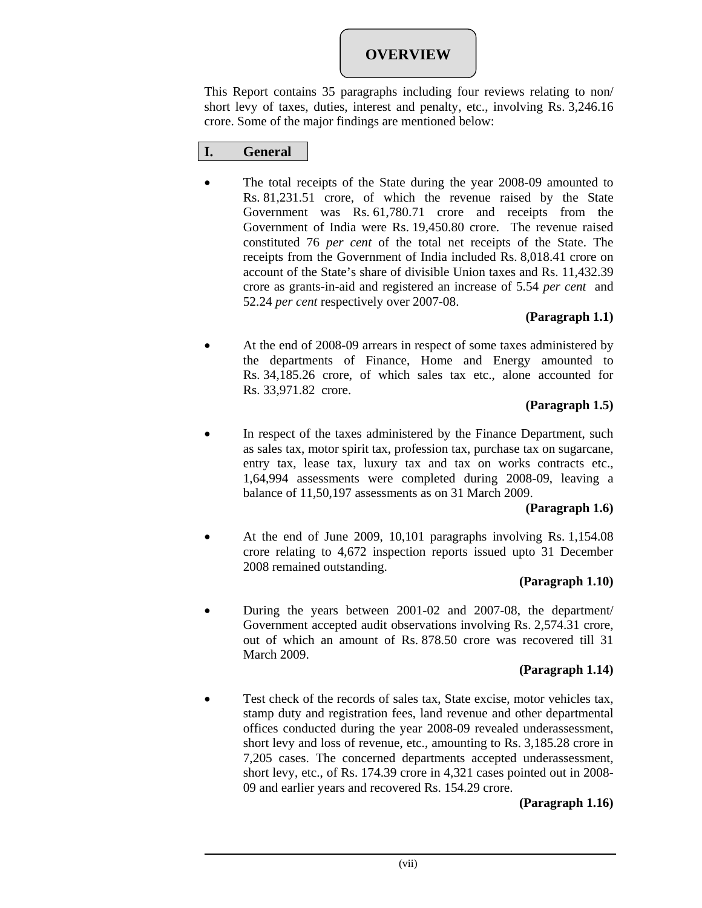# OVERVIEW

This Report contains 35 paragraphs including four reviews relating to non/ short levy of taxes, duties, interest and penalty, etc., involving Rs. 3,246.16 crore. Some of the major findings are mentioned below:

## I. General

- The total receipts of the State during the year 2008-09 amounted to Rs. 81,231.51 crore, of which the revenue raised by the State Government was Rs. 61,780.71 crore and receipts from the Government of India were Rs. 19,450.80 crore. The revenue raised constituted 76 *per cent* of the total net receipts of the State. The receipts from the Government of India included Rs. 8,018.41 crore on account of the State's share of divisible Union taxes and Rs. 11,432.39 crore as grants-in-aid and registered an increase of 5.54 *per cent* and 52.24 *per cent* respectively over 2007-08.

  **(Paragraph 1.1)**

- At the end of 2008-09 arrears in respect of some taxes administered by the departments of Finance, Home and Energy amounted to Rs. 34,185.26 crore, of which sales tax etc., alone accounted for Rs. 33,971.82 crore.

  **(Paragraph 1.5)**

- In respect of the taxes administered by the Finance Department, such as sales tax, motor spirit tax, profession tax, purchase tax on sugarcane, entry tax, lease tax, luxury tax and tax on works contracts etc., 1,64,994 assessments were completed during 2008-09, leaving a balance of 11,50,197 assessments as on 31 March 2009.

  **(Paragraph 1.6)**

- At the end of June 2009, 10,101 paragraphs involving Rs. 1,154.08 crore relating to 4,672 inspection reports issued upto 31 December 2008 remained outstanding.

  **(Paragraph 1.10)**

- During the years between 2001-02 and 2007-08, the department/ Government accepted audit observations involving Rs. 2,574.31 crore, out of which an amount of Rs. 878.50 crore was recovered till 31 March 2009.

  **(Paragraph 1.14)**

- Test check of the records of sales tax, State excise, motor vehicles tax, stamp duty and registration fees, land revenue and other departmental offices conducted during the year 2008-09 revealed underassessment, short levy and loss of revenue, etc., amounting to Rs. 3,185.28 crore in 7,205 cases. The concerned departments accepted underassessment, short levy, etc., of Rs. 174.39 crore in 4,321 cases pointed out in 2008-09 and earlier years and recovered Rs. 154.29 crore.

  **(Paragraph 1.16)**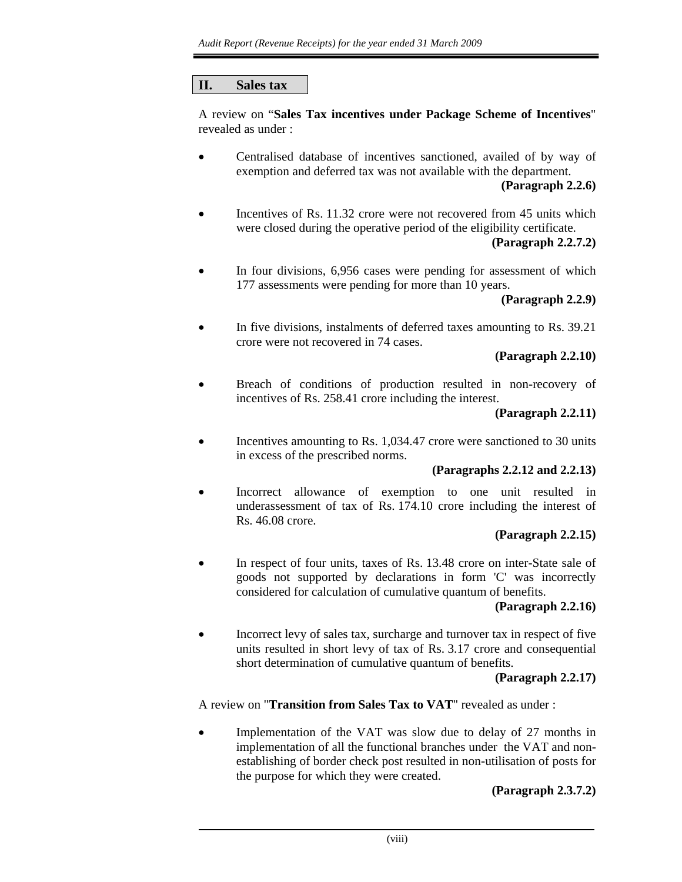## II. Sales tax

A review on "**Sales Tax incentives under Package Scheme of Incentives**" revealed as under :

- Centralised database of incentives sanctioned, availed of by way of exemption and deferred tax was not available with the department.
  **(Paragraph 2.2.6)**

- Incentives of Rs. 11.32 crore were not recovered from 45 units which were closed during the operative period of the eligibility certificate.
  **(Paragraph 2.2.7.2)**

- In four divisions, 6,956 cases were pending for assessment of which 177 assessments were pending for more than 10 years.
  **(Paragraph 2.2.9)**

- In five divisions, instalments of deferred taxes amounting to Rs. 39.21 crore were not recovered in 74 cases.
  **(Paragraph 2.2.10)**

- Breach of conditions of production resulted in non-recovery of incentives of Rs. 258.41 crore including the interest.
  **(Paragraph 2.2.11)**

- Incentives amounting to Rs. 1,034.47 crore were sanctioned to 30 units in excess of the prescribed norms.
  **(Paragraphs 2.2.12 and 2.2.13)**

- Incorrect allowance of exemption to one unit resulted in underassessment of tax of Rs. 174.10 crore including the interest of Rs. 46.08 crore.
  **(Paragraph 2.2.15)**

- In respect of four units, taxes of Rs. 13.48 crore on inter-State sale of goods not supported by declarations in form 'C' was incorrectly considered for calculation of cumulative quantum of benefits.
  **(Paragraph 2.2.16)**

- Incorrect levy of sales tax, surcharge and turnover tax in respect of five units resulted in short levy of tax of Rs. 3.17 crore and consequential short determination of cumulative quantum of benefits.
  **(Paragraph 2.2.17)**

A review on "**Transition from Sales Tax to VAT**" revealed as under :

- Implementation of the VAT was slow due to delay of 27 months in implementation of all the functional branches under the VAT and non-establishing of border check post resulted in non-utilisation of posts for the purpose for which they were created.
  **(Paragraph 2.3.7.2)**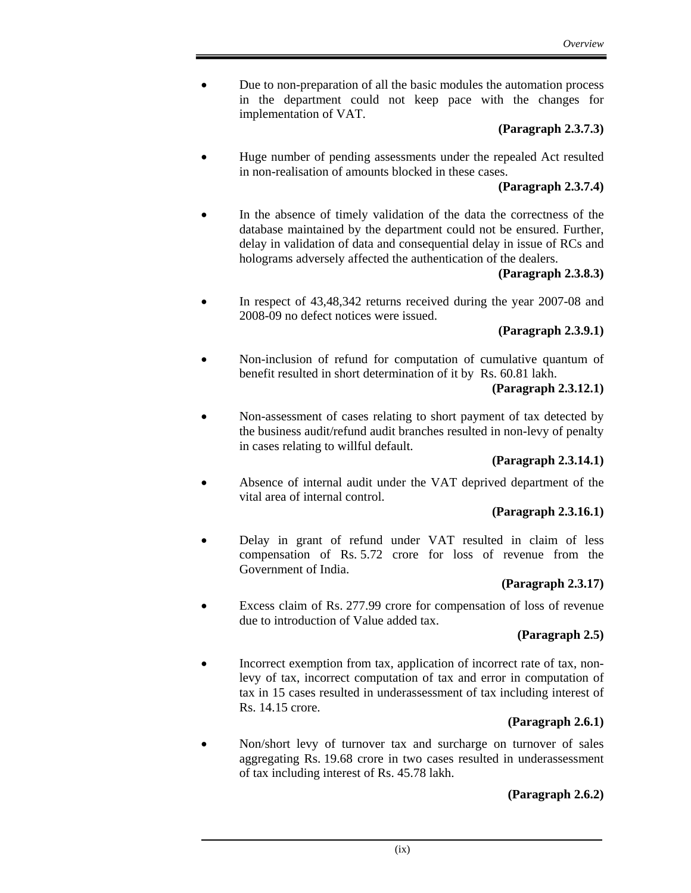- Due to non-preparation of all the basic modules the automation process in the department could not keep pace with the changes for implementation of VAT.

  **(Paragraph 2.3.7.3)**

- Huge number of pending assessments under the repealed Act resulted in non-realisation of amounts blocked in these cases.

  **(Paragraph 2.3.7.4)**

- In the absence of timely validation of the data the correctness of the database maintained by the department could not be ensured. Further, delay in validation of data and consequential delay in issue of RCs and holograms adversely affected the authentication of the dealers.

  **(Paragraph 2.3.8.3)**

- In respect of 43,48,342 returns received during the year 2007-08 and 2008-09 no defect notices were issued.

  **(Paragraph 2.3.9.1)**

- Non-inclusion of refund for computation of cumulative quantum of benefit resulted in short determination of it by Rs. 60.81 lakh.

  **(Paragraph 2.3.12.1)**

- Non-assessment of cases relating to short payment of tax detected by the business audit/refund audit branches resulted in non-levy of penalty in cases relating to willful default.

  **(Paragraph 2.3.14.1)**

- Absence of internal audit under the VAT deprived department of the vital area of internal control.

  **(Paragraph 2.3.16.1)**

- Delay in grant of refund under VAT resulted in claim of less compensation of Rs. 5.72 crore for loss of revenue from the Government of India.

  **(Paragraph 2.3.17)**

- Excess claim of Rs. 277.99 crore for compensation of loss of revenue due to introduction of Value added tax.

  **(Paragraph 2.5)**

- Incorrect exemption from tax, application of incorrect rate of tax, non-levy of tax, incorrect computation of tax and error in computation of tax in 15 cases resulted in underassessment of tax including interest of Rs. 14.15 crore.

  **(Paragraph 2.6.1)**

- Non/short levy of turnover tax and surcharge on turnover of sales aggregating Rs. 19.68 crore in two cases resulted in underassessment of tax including interest of Rs. 45.78 lakh.

  **(Paragraph 2.6.2)**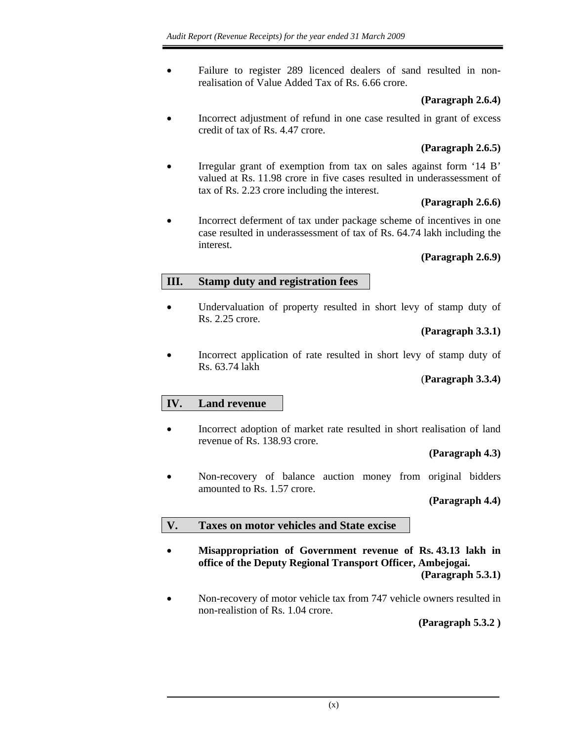- Failure to register 289 licenced dealers of sand resulted in non-realisation of Value Added Tax of Rs. 6.66 crore.

**(Paragraph 2.6.4)**

- Incorrect adjustment of refund in one case resulted in grant of excess credit of tax of Rs. 4.47 crore.

**(Paragraph 2.6.5)**

- Irregular grant of exemption from tax on sales against form '14 B' valued at Rs. 11.98 crore in five cases resulted in underassessment of tax of Rs. 2.23 crore including the interest.

**(Paragraph 2.6.6)**

- Incorrect deferment of tax under package scheme of incentives in one case resulted in underassessment of tax of Rs. 64.74 lakh including the interest.

**(Paragraph 2.6.9)**

## III. Stamp duty and registration fees

- Undervaluation of property resulted in short levy of stamp duty of Rs. 2.25 crore.

**(Paragraph 3.3.1)**

- Incorrect application of rate resulted in short levy of stamp duty of Rs. 63.74 lakh

**(Paragraph 3.3.4)**

## IV. Land revenue

- Incorrect adoption of market rate resulted in short realisation of land revenue of Rs. 138.93 crore.

**(Paragraph 4.3)**

- Non-recovery of balance auction money from original bidders amounted to Rs. 1.57 crore.

**(Paragraph 4.4)**

## V. Taxes on motor vehicles and State excise

- **Misappropriation of Government revenue of Rs. 43.13 lakh in office of the Deputy Regional Transport Officer, Ambejogai.**

**(Paragraph 5.3.1)**

- Non-recovery of motor vehicle tax from 747 vehicle owners resulted in non-realistion of Rs. 1.04 crore.

**(Paragraph 5.3.2 )**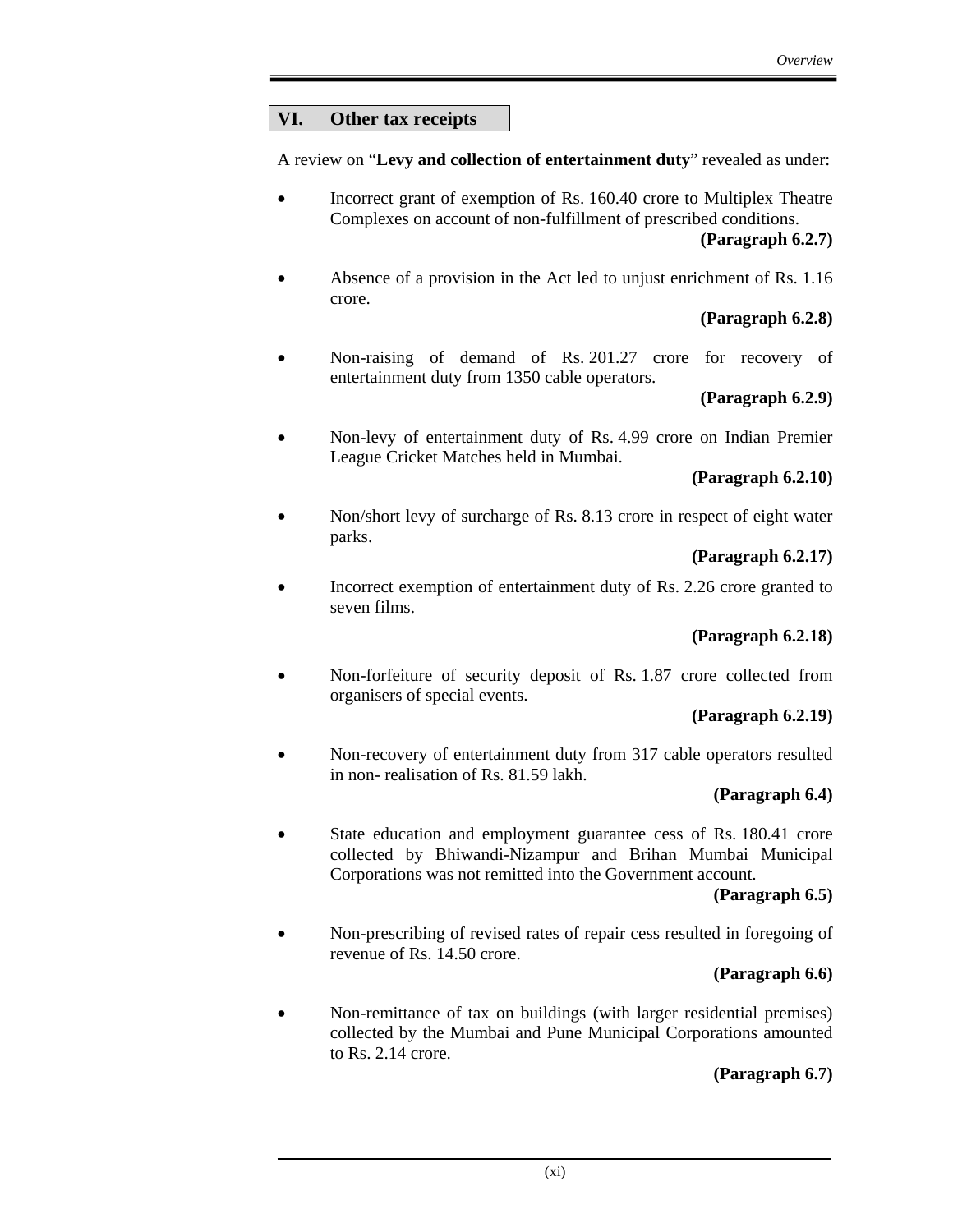## VI. Other tax receipts

A review on "**Levy and collection of entertainment duty**" revealed as under:

- Incorrect grant of exemption of Rs. 160.40 crore to Multiplex Theatre Complexes on account of non-fulfillment of prescribed conditions.

  **(Paragraph 6.2.7)**

- Absence of a provision in the Act led to unjust enrichment of Rs. 1.16 crore.

  **(Paragraph 6.2.8)**

- Non-raising of demand of Rs. 201.27 crore for recovery of entertainment duty from 1350 cable operators.

  **(Paragraph 6.2.9)**

- Non-levy of entertainment duty of Rs. 4.99 crore on Indian Premier League Cricket Matches held in Mumbai.

  **(Paragraph 6.2.10)**

- Non/short levy of surcharge of Rs. 8.13 crore in respect of eight water parks.

  **(Paragraph 6.2.17)**

- Incorrect exemption of entertainment duty of Rs. 2.26 crore granted to seven films.

  **(Paragraph 6.2.18)**

- Non-forfeiture of security deposit of Rs. 1.87 crore collected from organisers of special events.

  **(Paragraph 6.2.19)**

- Non-recovery of entertainment duty from 317 cable operators resulted in non- realisation of Rs. 81.59 lakh.

  **(Paragraph 6.4)**

- State education and employment guarantee cess of Rs. 180.41 crore collected by Bhiwandi-Nizampur and Brihan Mumbai Municipal Corporations was not remitted into the Government account.

  **(Paragraph 6.5)**

- Non-prescribing of revised rates of repair cess resulted in foregoing of revenue of Rs. 14.50 crore.

  **(Paragraph 6.6)**

- Non-remittance of tax on buildings (with larger residential premises) collected by the Mumbai and Pune Municipal Corporations amounted to Rs. 2.14 crore.

  **(Paragraph 6.7)**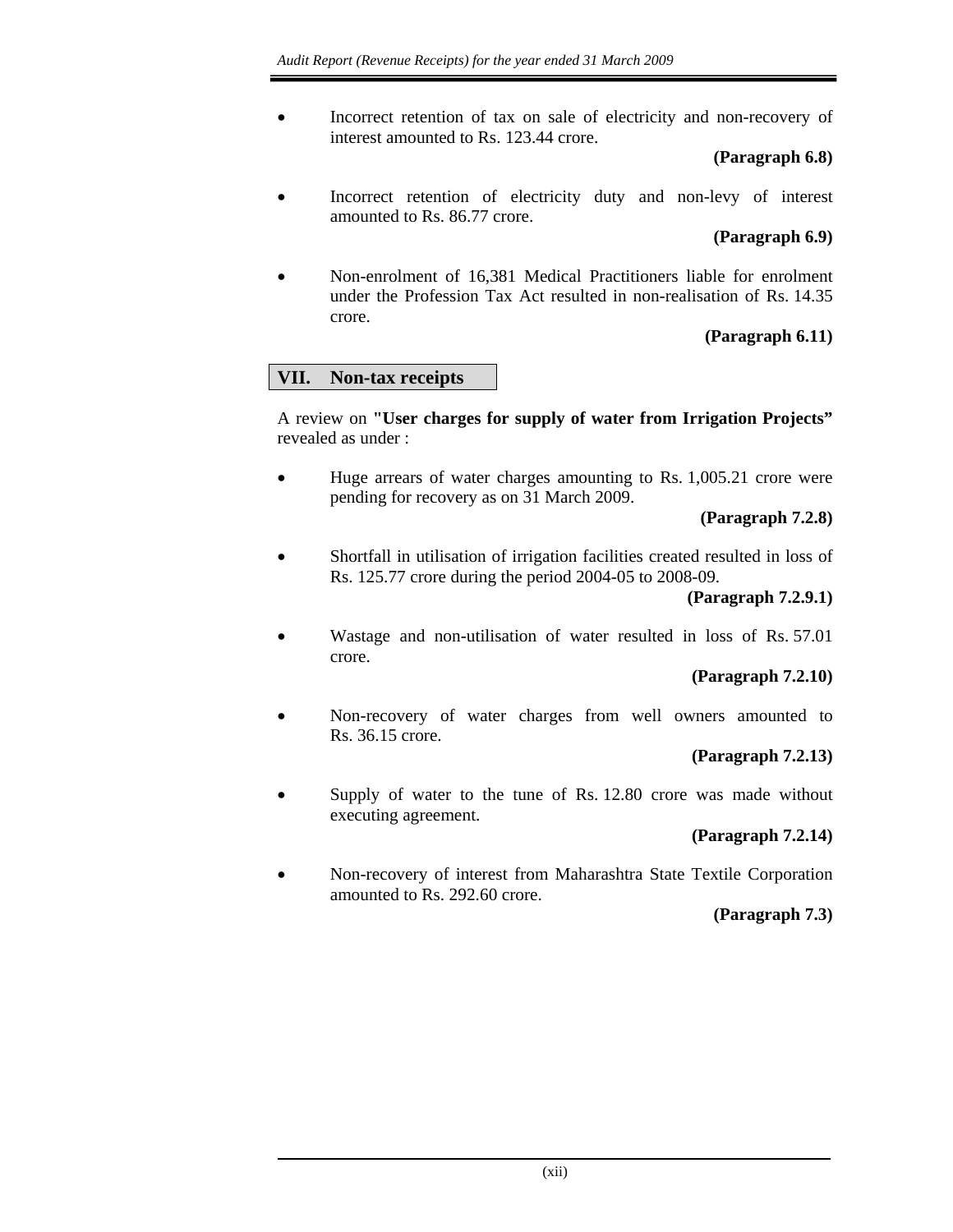- Incorrect retention of tax on sale of electricity and non-recovery of interest amounted to Rs. 123.44 crore.

  **(Paragraph 6.8)**

- Incorrect retention of electricity duty and non-levy of interest amounted to Rs. 86.77 crore.

  **(Paragraph 6.9)**

- Non-enrolment of 16,381 Medical Practitioners liable for enrolment under the Profession Tax Act resulted in non-realisation of Rs. 14.35 crore.

  **(Paragraph 6.11)**

## VII. Non-tax receipts

A review on **"User charges for supply of water from Irrigation Projects"** revealed as under :

- Huge arrears of water charges amounting to Rs. 1,005.21 crore were pending for recovery as on 31 March 2009.

  **(Paragraph 7.2.8)**

- Shortfall in utilisation of irrigation facilities created resulted in loss of Rs. 125.77 crore during the period 2004-05 to 2008-09.

  **(Paragraph 7.2.9.1)**

- Wastage and non-utilisation of water resulted in loss of Rs. 57.01 crore.

  **(Paragraph 7.2.10)**

- Non-recovery of water charges from well owners amounted to Rs. 36.15 crore.

  **(Paragraph 7.2.13)**

- Supply of water to the tune of Rs. 12.80 crore was made without executing agreement.

  **(Paragraph 7.2.14)**

- Non-recovery of interest from Maharashtra State Textile Corporation amounted to Rs. 292.60 crore.

  **(Paragraph 7.3)**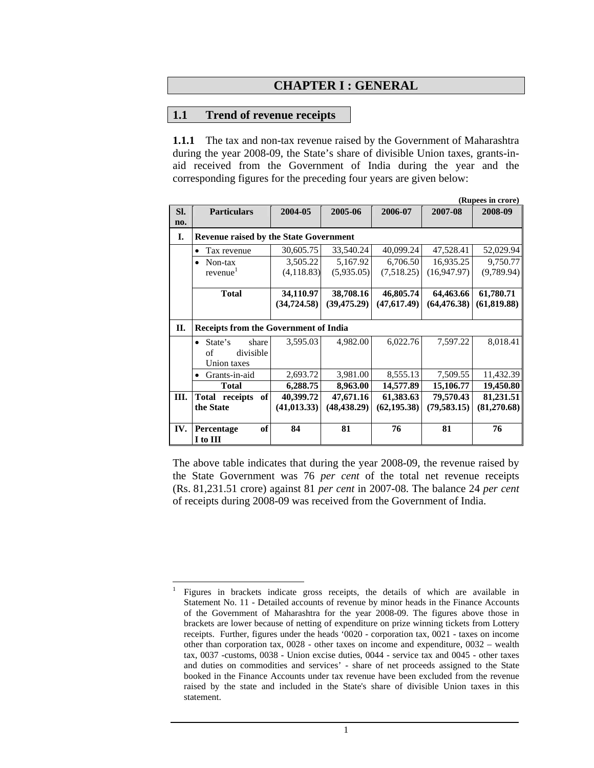# CHAPTER I : GENERAL

## 1.1 Trend of revenue receipts

**1.1.1** The tax and non-tax revenue raised by the Government of Maharashtra during the year 2008-09, the State's share of divisible Union taxes, grants-in-aid received from the Government of India during the year and the corresponding figures for the preceding four years are given below:

(Rupees in crore)

| Sl. no. | Particulars | 2004-05 | 2005-06 | 2006-07 | 2007-08 | 2008-09 |
|---|---|---|---|---|---|---|
| **I.** | **Revenue raised by the State Government** | | | | | |
| | • Tax revenue | 30,605.75 | 33,540.24 | 40,099.24 | 47,528.41 | 52,029.94 |
| | • Non-tax revenue[1] | 3,505.22 (4,118.83) | 5,167.92 (5,935.05) | 6,706.50 (7,518.25) | 16,935.25 (16,947.97) | 9,750.77 (9,789.94) |
| | **Total** | **34,110.97 (34,724.58)** | **38,708.16 (39,475.29)** | **46,805.74 (47,617.49)** | **64,463.66 (64,476.38)** | **61,780.71 (61,819.88)** |
| **II.** | **Receipts from the Government of India** | | | | | |
| | • State's share of divisible Union taxes | 3,595.03 | 4,982.00 | 6,022.76 | 7,597.22 | 8,018.41 |
| | • Grants-in-aid | 2,693.72 | 3,981.00 | 8,555.13 | 7,509.55 | 11,432.39 |
| | **Total** | **6,288.75** | **8,963.00** | **14,577.89** | **15,106.77** | **19,450.80** |
| **III.** | **Total receipts of the State** | **40,399.72 (41,013.33)** | **47,671.16 (48,438.29)** | **61,383.63 (62,195.38)** | **79,570.43 (79,583.15)** | **81,231.51 (81,270.68)** |
| **IV.** | **Percentage of I to III** | **84** | **81** | **76** | **81** | **76** |

The above table indicates that during the year 2008-09, the revenue raised by the State Government was 76 *per cent* of the total net revenue receipts (Rs. 81,231.51 crore) against 81 *per cent* in 2007-08. The balance 24 *per cent* of receipts during 2008-09 was received from the Government of India.

[1] Figures in brackets indicate gross receipts, the details of which are available in Statement No. 11 - Detailed accounts of revenue by minor heads in the Finance Accounts of the Government of Maharashtra for the year 2008-09. The figures above those in brackets are lower because of netting of expenditure on prize winning tickets from Lottery receipts. Further, figures under the heads '0020 - corporation tax, 0021 - taxes on income other than corporation tax, 0028 - other taxes on income and expenditure, 0032 – wealth tax, 0037 -customs, 0038 - Union excise duties, 0044 - service tax and 0045 - other taxes and duties on commodities and services' - share of net proceeds assigned to the State booked in the Finance Accounts under tax revenue have been excluded from the revenue raised by the state and included in the State's share of divisible Union taxes in this statement.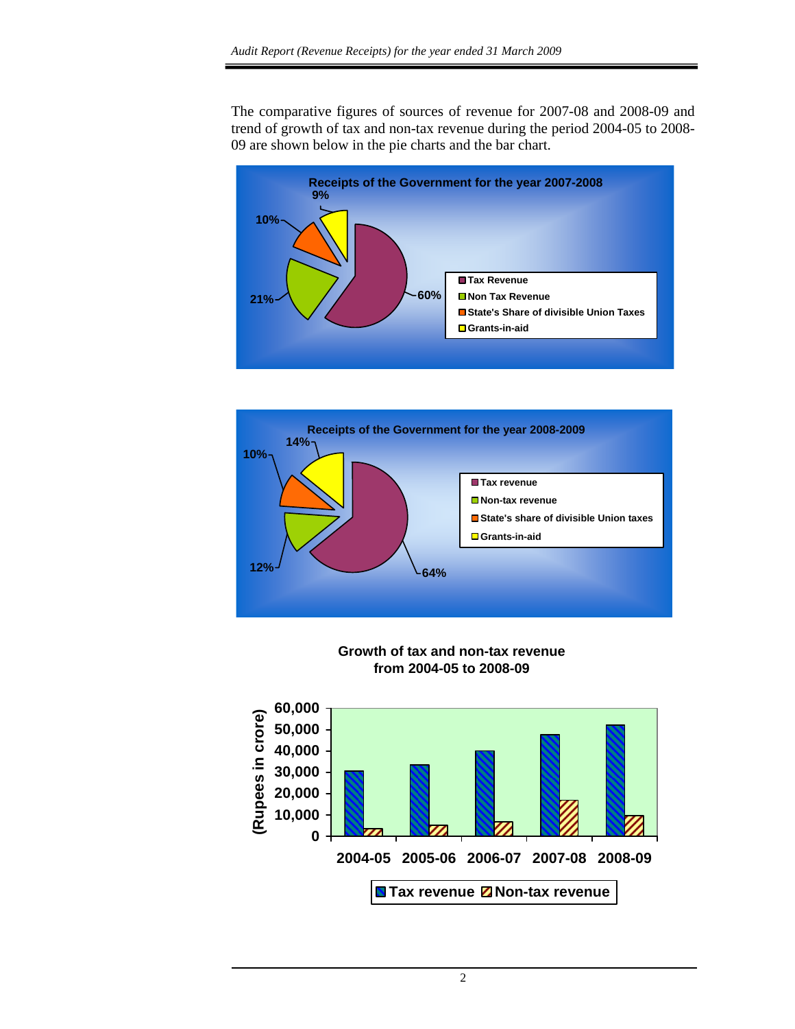The comparative figures of sources of revenue for 2007-08 and 2008-09 and trend of growth of tax and non-tax revenue during the period 2004-05 to 2008-09 are shown below in the pie charts and the bar chart.

**Receipts of the Government for the year 2007-2008**

- Tax Revenue: 60%
- Non Tax Revenue: 21%
- State's Share of divisible Union Taxes: 10%
- Grants-in-aid: 9%

**Receipts of the Government for the year 2008-2009**

- Tax revenue: 64%
- Non-tax revenue: 12%
- State's share of divisible Union taxes: 10%
- Grants-in-aid: 14%

**Growth of tax and non-tax revenue from 2004-05 to 2008-09**

(Rupees in crore)

Legend: Tax revenue, Non-tax revenue

Years: 2004-05, 2005-06, 2006-07, 2007-08, 2008-09

Axis: 0, 10,000, 20,000, 30,000, 40,000, 50,000, 60,000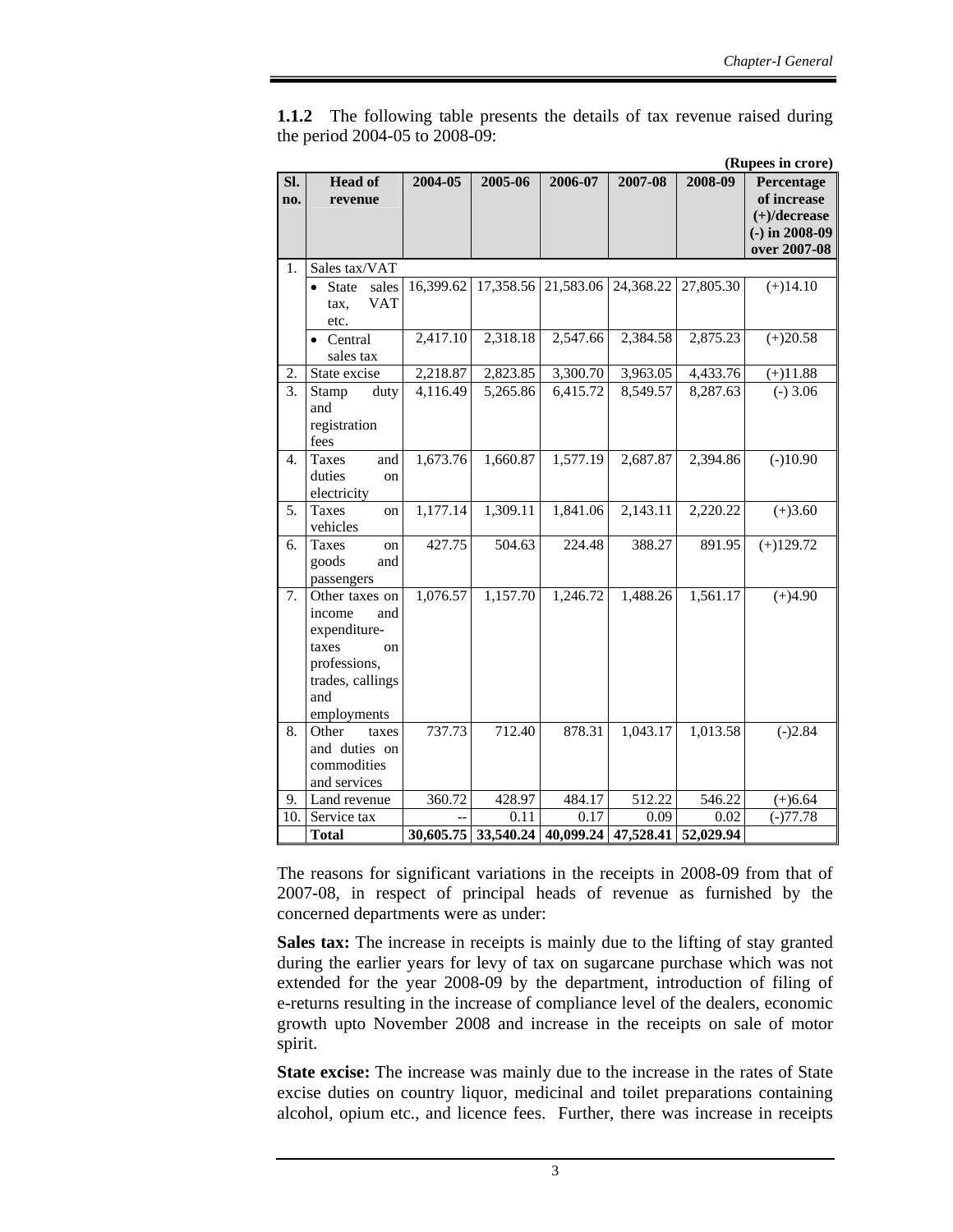**1.1.2** The following table presents the details of tax revenue raised during the period 2004-05 to 2008-09:

**(Rupees in crore)**

| Sl. no. | Head of revenue | 2004-05 | 2005-06 | 2006-07 | 2007-08 | 2008-09 | Percentage of increase (+)/decrease (-) in 2008-09 over 2007-08 |
|---|---|---|---|---|---|---|---|
| 1. | Sales tax/VAT | | | | | | |
| | • State sales tax, VAT etc. | 16,399.62 | 17,358.56 | 21,583.06 | 24,368.22 | 27,805.30 | (+)14.10 |
| | • Central sales tax | 2,417.10 | 2,318.18 | 2,547.66 | 2,384.58 | 2,875.23 | (+)20.58 |
| 2. | State excise | 2,218.87 | 2,823.85 | 3,300.70 | 3,963.05 | 4,433.76 | (+)11.88 |
| 3. | Stamp duty and registration fees | 4,116.49 | 5,265.86 | 6,415.72 | 8,549.57 | 8,287.63 | (-) 3.06 |
| 4. | Taxes and duties on electricity | 1,673.76 | 1,660.87 | 1,577.19 | 2,687.87 | 2,394.86 | (-)10.90 |
| 5. | Taxes on vehicles | 1,177.14 | 1,309.11 | 1,841.06 | 2,143.11 | 2,220.22 | (+)3.60 |
| 6. | Taxes on goods and passengers | 427.75 | 504.63 | 224.48 | 388.27 | 891.95 | (+)129.72 |
| 7. | Other taxes on income and expenditure-taxes on professions, trades, callings and employments | 1,076.57 | 1,157.70 | 1,246.72 | 1,488.26 | 1,561.17 | (+)4.90 |
| 8. | Other taxes and duties on commodities and services | 737.73 | 712.40 | 878.31 | 1,043.17 | 1,013.58 | (-)2.84 |
| 9. | Land revenue | 360.72 | 428.97 | 484.17 | 512.22 | 546.22 | (+)6.64 |
| 10. | Service tax | -- | 0.11 | 0.17 | 0.09 | 0.02 | (-)77.78 |
| | **Total** | **30,605.75** | **33,540.24** | **40,099.24** | **47,528.41** | **52,029.94** | |

The reasons for significant variations in the receipts in 2008-09 from that of 2007-08, in respect of principal heads of revenue as furnished by the concerned departments were as under:

**Sales tax:** The increase in receipts is mainly due to the lifting of stay granted during the earlier years for levy of tax on sugarcane purchase which was not extended for the year 2008-09 by the department, introduction of filing of e-returns resulting in the increase of compliance level of the dealers, economic growth upto November 2008 and increase in the receipts on sale of motor spirit.

**State excise:** The increase was mainly due to the increase in the rates of State excise duties on country liquor, medicinal and toilet preparations containing alcohol, opium etc., and licence fees. Further, there was increase in receipts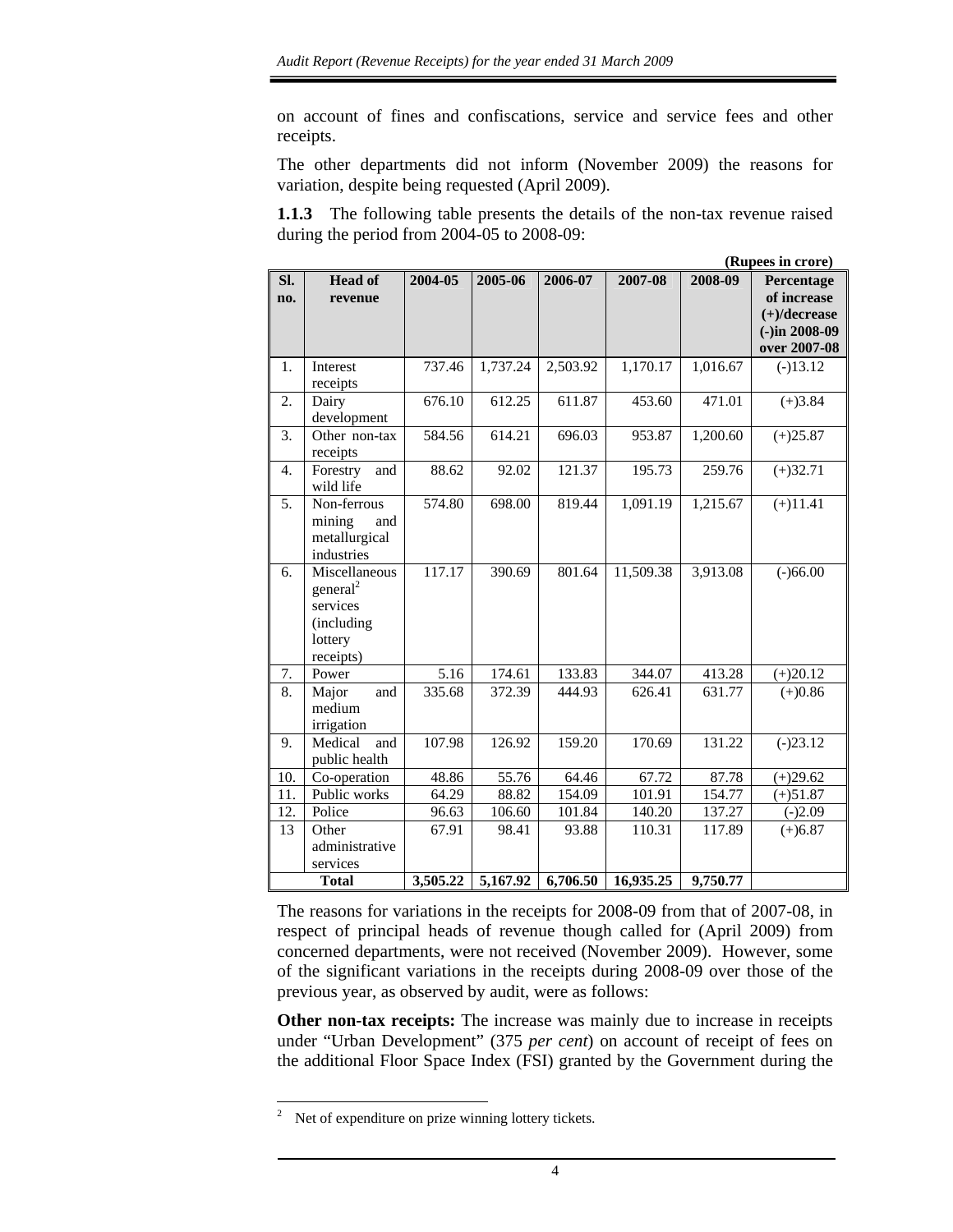on account of fines and confiscations, service and service fees and other receipts.

The other departments did not inform (November 2009) the reasons for variation, despite being requested (April 2009).

**1.1.3** The following table presents the details of the non-tax revenue raised during the period from 2004-05 to 2008-09:

**(Rupees in crore)**

| Sl. no. | Head of revenue | 2004-05 | 2005-06 | 2006-07 | 2007-08 | 2008-09 | Percentage of increase (+)/decrease (-)in 2008-09 over 2007-08 |
|---|---|---|---|---|---|---|---|
| 1. | Interest receipts | 737.46 | 1,737.24 | 2,503.92 | 1,170.17 | 1,016.67 | (-)13.12 |
| 2. | Dairy development | 676.10 | 612.25 | 611.87 | 453.60 | 471.01 | (+)3.84 |
| 3. | Other non-tax receipts | 584.56 | 614.21 | 696.03 | 953.87 | 1,200.60 | (+)25.87 |
| 4. | Forestry and wild life | 88.62 | 92.02 | 121.37 | 195.73 | 259.76 | (+)32.71 |
| 5. | Non-ferrous mining and metallurgical industries | 574.80 | 698.00 | 819.44 | 1,091.19 | 1,215.67 | (+)11.41 |
| 6. | Miscellaneous general[2] services (including lottery receipts) | 117.17 | 390.69 | 801.64 | 11,509.38 | 3,913.08 | (-)66.00 |
| 7. | Power | 5.16 | 174.61 | 133.83 | 344.07 | 413.28 | (+)20.12 |
| 8. | Major and medium irrigation | 335.68 | 372.39 | 444.93 | 626.41 | 631.77 | (+)0.86 |
| 9. | Medical and public health | 107.98 | 126.92 | 159.20 | 170.69 | 131.22 | (-)23.12 |
| 10. | Co-operation | 48.86 | 55.76 | 64.46 | 67.72 | 87.78 | (+)29.62 |
| 11. | Public works | 64.29 | 88.82 | 154.09 | 101.91 | 154.77 | (+)51.87 |
| 12. | Police | 96.63 | 106.60 | 101.84 | 140.20 | 137.27 | (-)2.09 |
| 13 | Other administrative services | 67.91 | 98.41 | 93.88 | 110.31 | 117.89 | (+)6.87 |
| | **Total** | **3,505.22** | **5,167.92** | **6,706.50** | **16,935.25** | **9,750.77** | |

The reasons for variations in the receipts for 2008-09 from that of 2007-08, in respect of principal heads of revenue though called for (April 2009) from concerned departments, were not received (November 2009). However, some of the significant variations in the receipts during 2008-09 over those of the previous year, as observed by audit, were as follows:

**Other non-tax receipts:** The increase was mainly due to increase in receipts under "Urban Development" (375 *per cent*) on account of receipt of fees on the additional Floor Space Index (FSI) granted by the Government during the

---

[2] Net of expenditure on prize winning lottery tickets.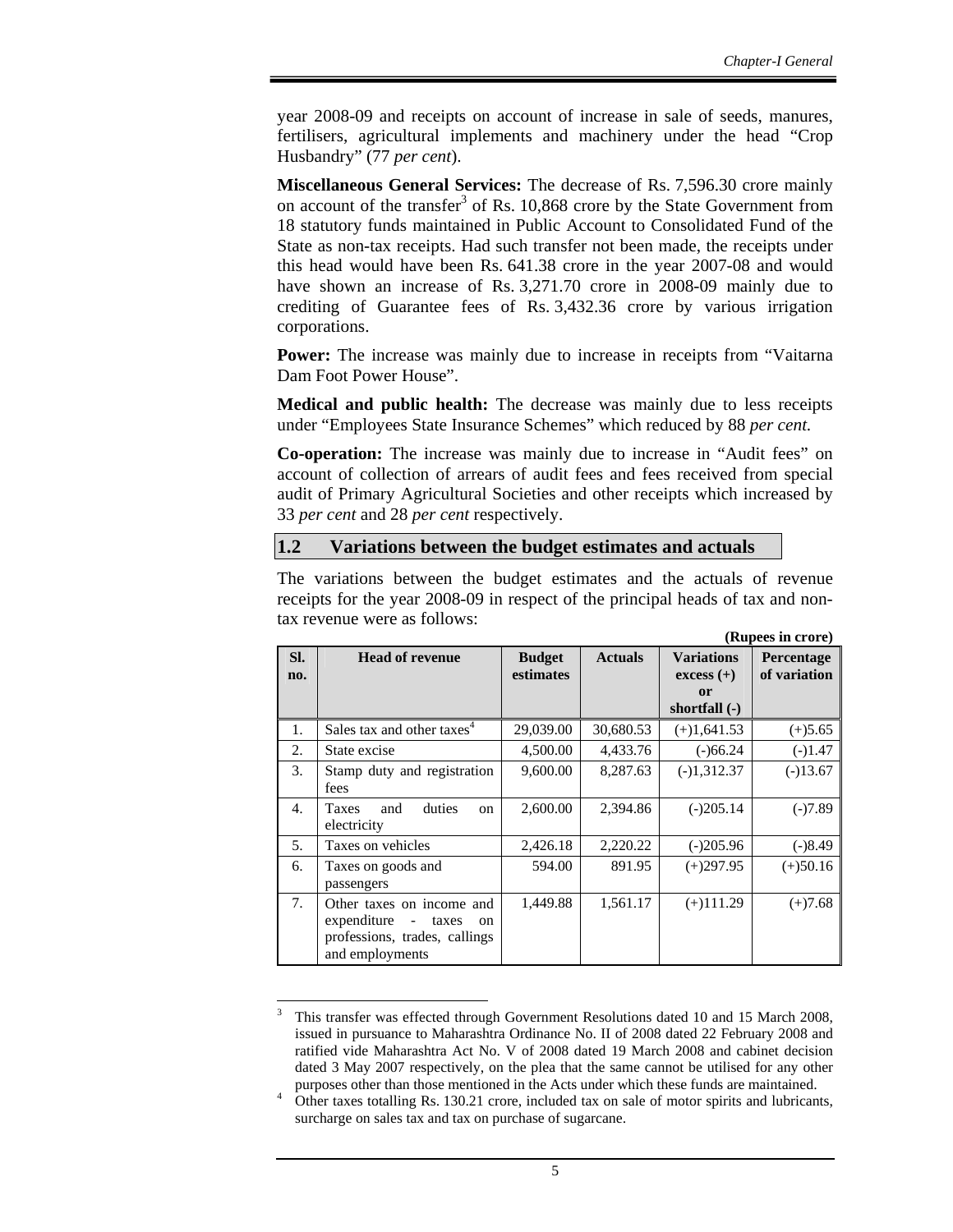year 2008-09 and receipts on account of increase in sale of seeds, manures, fertilisers, agricultural implements and machinery under the head "Crop Husbandry" (77 *per cent*).

**Miscellaneous General Services:** The decrease of Rs. 7,596.30 crore mainly on account of the transfer[3] of Rs. 10,868 crore by the State Government from 18 statutory funds maintained in Public Account to Consolidated Fund of the State as non-tax receipts. Had such transfer not been made, the receipts under this head would have been Rs. 641.38 crore in the year 2007-08 and would have shown an increase of Rs. 3,271.70 crore in 2008-09 mainly due to crediting of Guarantee fees of Rs. 3,432.36 crore by various irrigation corporations.

**Power:** The increase was mainly due to increase in receipts from "Vaitarna Dam Foot Power House".

**Medical and public health:** The decrease was mainly due to less receipts under "Employees State Insurance Schemes" which reduced by 88 *per cent.*

**Co-operation:** The increase was mainly due to increase in "Audit fees" on account of collection of arrears of audit fees and fees received from special audit of Primary Agricultural Societies and other receipts which increased by 33 *per cent* and 28 *per cent* respectively.

## 1.2 Variations between the budget estimates and actuals

The variations between the budget estimates and the actuals of revenue receipts for the year 2008-09 in respect of the principal heads of tax and non-tax revenue were as follows:

**(Rupees in crore)**

| Sl. no. | Head of revenue | Budget estimates | Actuals | Variations excess (+) or shortfall (-) | Percentage of variation |
|---|---|---|---|---|---|
| 1. | Sales tax and other taxes[4] | 29,039.00 | 30,680.53 | (+)1,641.53 | (+)5.65 |
| 2. | State excise | 4,500.00 | 4,433.76 | (-)66.24 | (-)1.47 |
| 3. | Stamp duty and registration fees | 9,600.00 | 8,287.63 | (-)1,312.37 | (-)13.67 |
| 4. | Taxes and duties on electricity | 2,600.00 | 2,394.86 | (-)205.14 | (-)7.89 |
| 5. | Taxes on vehicles | 2,426.18 | 2,220.22 | (-)205.96 | (-)8.49 |
| 6. | Taxes on goods and passengers | 594.00 | 891.95 | (+)297.95 | (+)50.16 |
| 7. | Other taxes on income and expenditure - taxes on professions, trades, callings and employments | 1,449.88 | 1,561.17 | (+)111.29 | (+)7.68 |

[3] This transfer was effected through Government Resolutions dated 10 and 15 March 2008, issued in pursuance to Maharashtra Ordinance No. II of 2008 dated 22 February 2008 and ratified vide Maharashtra Act No. V of 2008 dated 19 March 2008 and cabinet decision dated 3 May 2007 respectively, on the plea that the same cannot be utilised for any other purposes other than those mentioned in the Acts under which these funds are maintained.

[4] Other taxes totalling Rs. 130.21 crore, included tax on sale of motor spirits and lubricants, surcharge on sales tax and tax on purchase of sugarcane.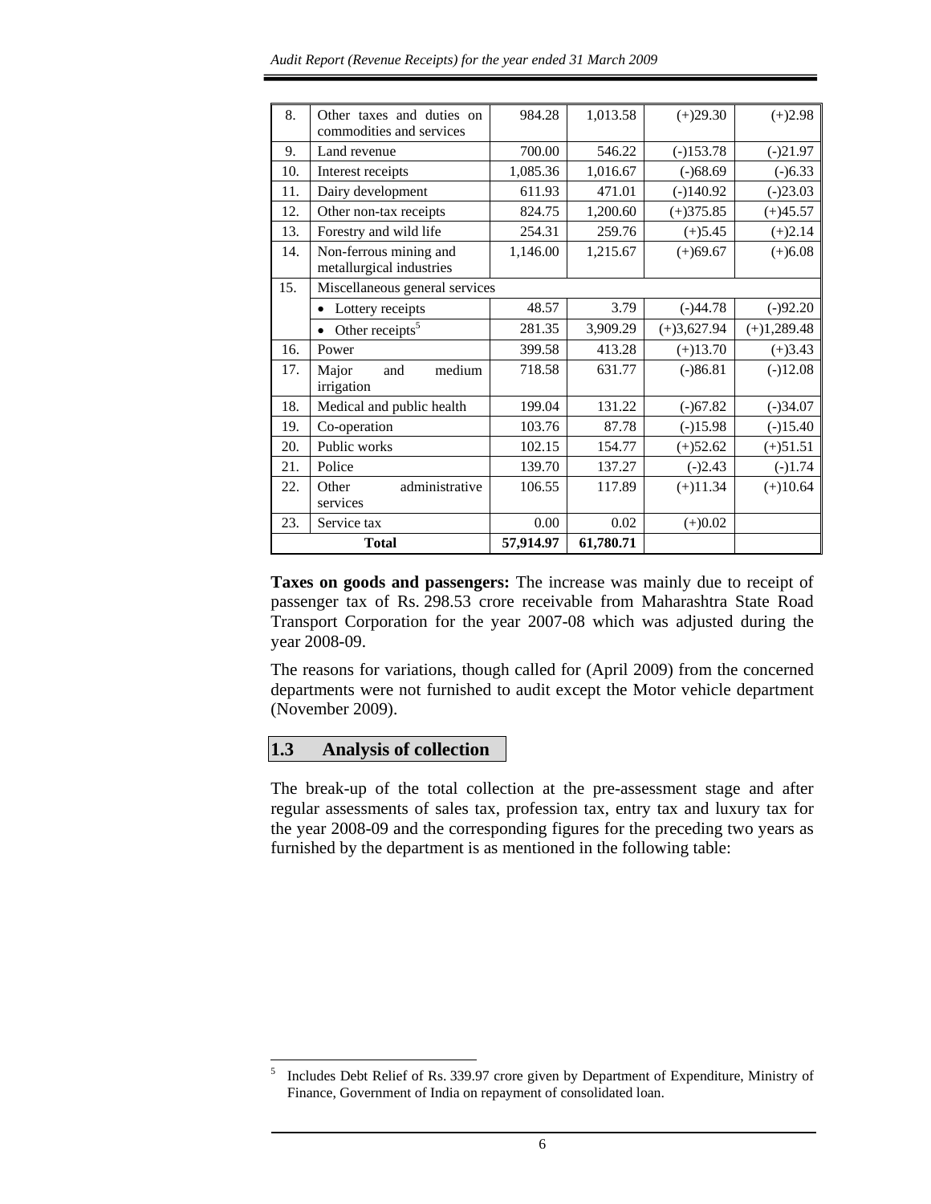| 8. | Other taxes and duties on commodities and services | 984.28 | 1,013.58 | (+)29.30 | (+)2.98 |
|---|---|---|---|---|---|
| 9. | Land revenue | 700.00 | 546.22 | (-)153.78 | (-)21.97 |
| 10. | Interest receipts | 1,085.36 | 1,016.67 | (-)68.69 | (-)6.33 |
| 11. | Dairy development | 611.93 | 471.01 | (-)140.92 | (-)23.03 |
| 12. | Other non-tax receipts | 824.75 | 1,200.60 | (+)375.85 | (+)45.57 |
| 13. | Forestry and wild life | 254.31 | 259.76 | (+)5.45 | (+)2.14 |
| 14. | Non-ferrous mining and metallurgical industries | 1,146.00 | 1,215.67 | (+)69.67 | (+)6.08 |
| 15. | Miscellaneous general services | | | | |
| | • Lottery receipts | 48.57 | 3.79 | (-)44.78 | (-)92.20 |
| | • Other receipts[5] | 281.35 | 3,909.29 | (+)3,627.94 | (+)1,289.48 |
| 16. | Power | 399.58 | 413.28 | (+)13.70 | (+)3.43 |
| 17. | Major and medium irrigation | 718.58 | 631.77 | (-)86.81 | (-)12.08 |
| 18. | Medical and public health | 199.04 | 131.22 | (-)67.82 | (-)34.07 |
| 19. | Co-operation | 103.76 | 87.78 | (-)15.98 | (-)15.40 |
| 20. | Public works | 102.15 | 154.77 | (+)52.62 | (+)51.51 |
| 21. | Police | 139.70 | 137.27 | (-)2.43 | (-)1.74 |
| 22. | Other administrative services | 106.55 | 117.89 | (+)11.34 | (+)10.64 |
| 23. | Service tax | 0.00 | 0.02 | (+)0.02 | |
| | **Total** | **57,914.97** | **61,780.71** | | |

**Taxes on goods and passengers:** The increase was mainly due to receipt of passenger tax of Rs. 298.53 crore receivable from Maharashtra State Road Transport Corporation for the year 2007-08 which was adjusted during the year 2008-09.

The reasons for variations, though called for (April 2009) from the concerned departments were not furnished to audit except the Motor vehicle department (November 2009).

## 1.3 Analysis of collection

The break-up of the total collection at the pre-assessment stage and after regular assessments of sales tax, profession tax, entry tax and luxury tax for the year 2008-09 and the corresponding figures for the preceding two years as furnished by the department is as mentioned in the following table:

---

[5] Includes Debt Relief of Rs. 339.97 crore given by Department of Expenditure, Ministry of Finance, Government of India on repayment of consolidated loan.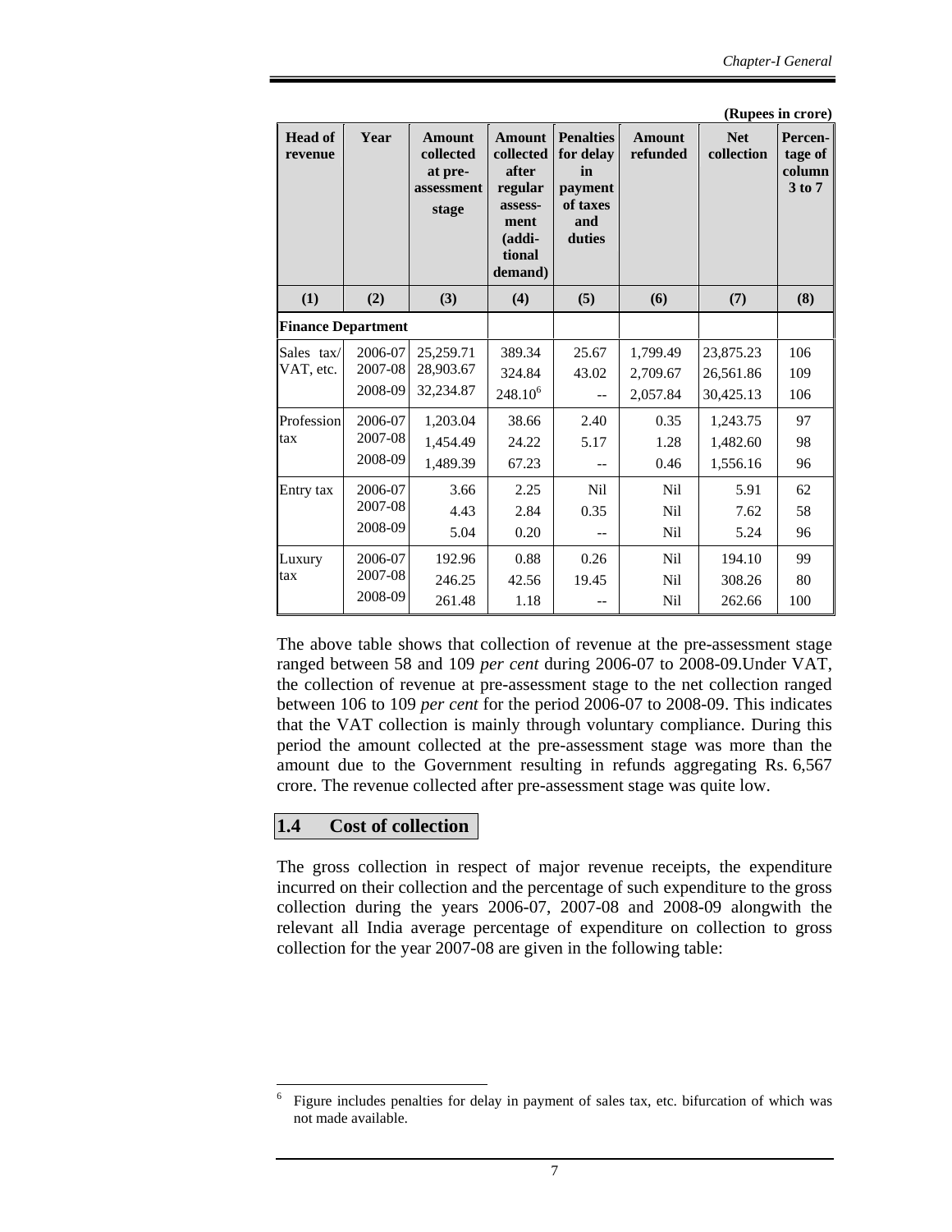(Rupees in crore)

| Head of revenue | Year | Amount collected at pre-assessment stage | Amount collected after regular assess-ment (addi-tional demand) | Penalties for delay in payment of taxes and duties | Amount refunded | Net collection | Percen-tage of column 3 to 7 |
|---|---|---|---|---|---|---|---|
| (1) | (2) | (3) | (4) | (5) | (6) | (7) | (8) |
| **Finance Department** | | | | | | | |
| Sales tax/ VAT, etc. | 2006-07 | 25,259.71 | 389.34 | 25.67 | 1,799.49 | 23,875.23 | 106 |
| | 2007-08 | 28,903.67 | 324.84 | 43.02 | 2,709.67 | 26,561.86 | 109 |
| | 2008-09 | 32,234.87 | 248.10[6] | -- | 2,057.84 | 30,425.13 | 106 |
| Profession tax | 2006-07 | 1,203.04 | 38.66 | 2.40 | 0.35 | 1,243.75 | 97 |
| | 2007-08 | 1,454.49 | 24.22 | 5.17 | 1.28 | 1,482.60 | 98 |
| | 2008-09 | 1,489.39 | 67.23 | -- | 0.46 | 1,556.16 | 96 |
| Entry tax | 2006-07 | 3.66 | 2.25 | Nil | Nil | 5.91 | 62 |
| | 2007-08 | 4.43 | 2.84 | 0.35 | Nil | 7.62 | 58 |
| | 2008-09 | 5.04 | 0.20 | -- | Nil | 5.24 | 96 |
| Luxury tax | 2006-07 | 192.96 | 0.88 | 0.26 | Nil | 194.10 | 99 |
| | 2007-08 | 246.25 | 42.56 | 19.45 | Nil | 308.26 | 80 |
| | 2008-09 | 261.48 | 1.18 | -- | Nil | 262.66 | 100 |

The above table shows that collection of revenue at the pre-assessment stage ranged between 58 and 109 *per cent* during 2006-07 to 2008-09.Under VAT, the collection of revenue at pre-assessment stage to the net collection ranged between 106 to 109 *per cent* for the period 2006-07 to 2008-09. This indicates that the VAT collection is mainly through voluntary compliance. During this period the amount collected at the pre-assessment stage was more than the amount due to the Government resulting in refunds aggregating Rs. 6,567 crore. The revenue collected after pre-assessment stage was quite low.

## 1.4 Cost of collection

The gross collection in respect of major revenue receipts, the expenditure incurred on their collection and the percentage of such expenditure to the gross collection during the years 2006-07, 2007-08 and 2008-09 alongwith the relevant all India average percentage of expenditure on collection to gross collection for the year 2007-08 are given in the following table:

[6] Figure includes penalties for delay in payment of sales tax, etc. bifurcation of which was not made available.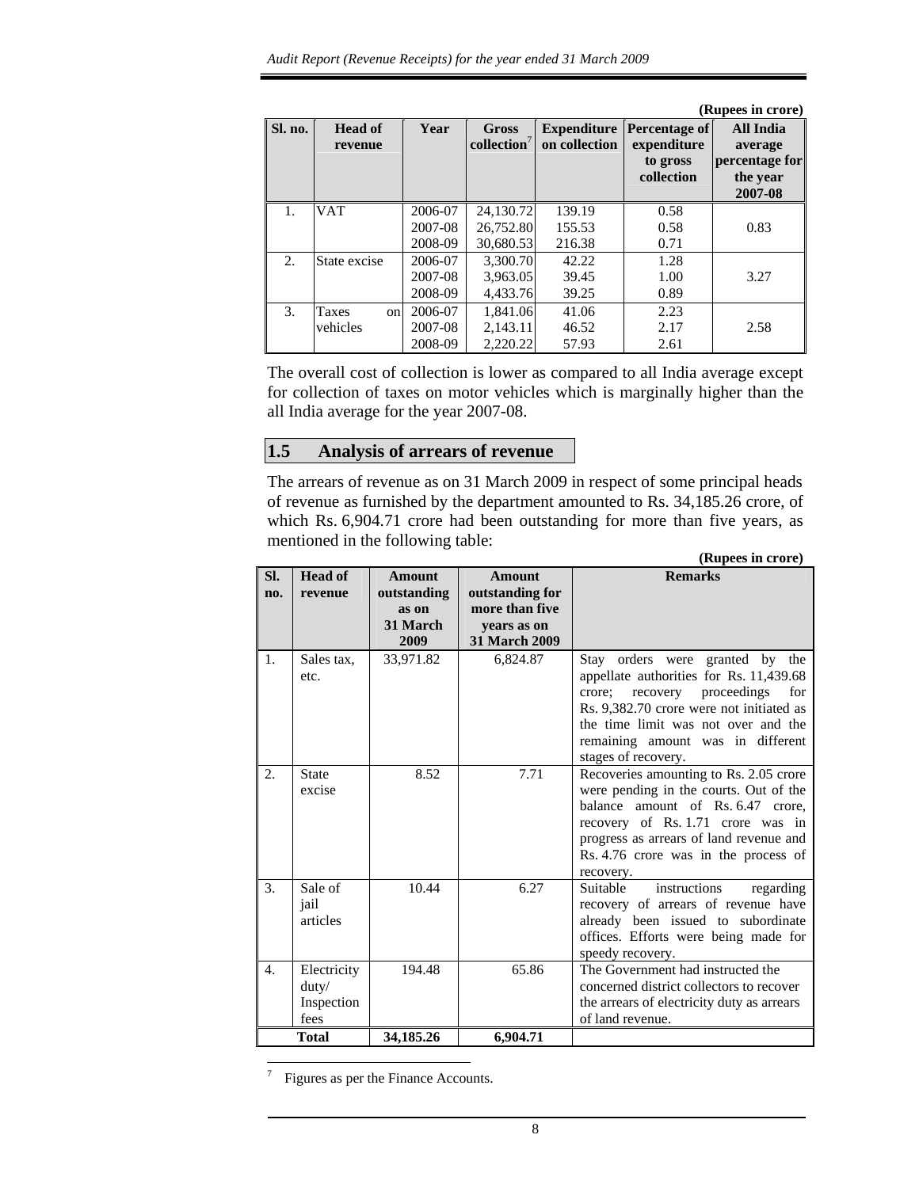(Rupees in crore)

| Sl. no. | Head of revenue | Year | Gross collection[7] | Expenditure on collection | Percentage of expenditure to gross collection | All India average percentage for the year 2007-08 |
|---|---|---|---|---|---|---|
| 1. | VAT | 2006-07 | 24,130.72 | 139.19 | 0.58 | |
| | | 2007-08 | 26,752.80 | 155.53 | 0.58 | 0.83 |
| | | 2008-09 | 30,680.53 | 216.38 | 0.71 | |
| 2. | State excise | 2006-07 | 3,300.70 | 42.22 | 1.28 | |
| | | 2007-08 | 3,963.05 | 39.45 | 1.00 | 3.27 |
| | | 2008-09 | 4,433.76 | 39.25 | 0.89 | |
| 3. | Taxes on vehicles | 2006-07 | 1,841.06 | 41.06 | 2.23 | |
| | | 2007-08 | 2,143.11 | 46.52 | 2.17 | 2.58 |
| | | 2008-09 | 2,220.22 | 57.93 | 2.61 | |

The overall cost of collection is lower as compared to all India average except for collection of taxes on motor vehicles which is marginally higher than the all India average for the year 2007-08.

## 1.5 Analysis of arrears of revenue

The arrears of revenue as on 31 March 2009 in respect of some principal heads of revenue as furnished by the department amounted to Rs. 34,185.26 crore, of which Rs. 6,904.71 crore had been outstanding for more than five years, as mentioned in the following table:

(Rupees in crore)

| Sl. no. | Head of revenue | Amount outstanding as on 31 March 2009 | Amount outstanding for more than five years as on 31 March 2009 | Remarks |
|---|---|---|---|---|
| 1. | Sales tax, etc. | 33,971.82 | 6,824.87 | Stay orders were granted by the appellate authorities for Rs. 11,439.68 crore; recovery proceedings for Rs. 9,382.70 crore were not initiated as the time limit was not over and the remaining amount was in different stages of recovery. |
| 2. | State excise | 8.52 | 7.71 | Recoveries amounting to Rs. 2.05 crore were pending in the courts. Out of the balance amount of Rs. 6.47 crore, recovery of Rs. 1.71 crore was in progress as arrears of land revenue and Rs. 4.76 crore was in the process of recovery. |
| 3. | Sale of jail articles | 10.44 | 6.27 | Suitable instructions regarding recovery of arrears of revenue have already been issued to subordinate offices. Efforts were being made for speedy recovery. |
| 4. | Electricity duty/ Inspection fees | 194.48 | 65.86 | The Government had instructed the concerned district collectors to recover the arrears of electricity duty as arrears of land revenue. |
| **Total** | | **34,185.26** | **6,904.71** | |

[7] Figures as per the Finance Accounts.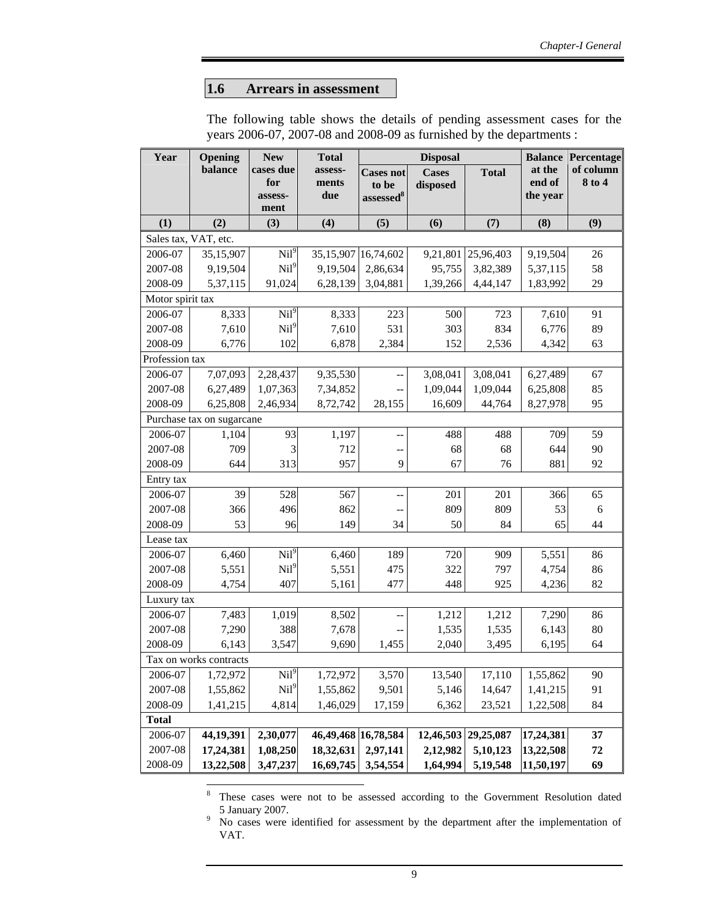## 1.6 Arrears in assessment

The following table shows the details of pending assessment cases for the years 2006-07, 2007-08 and 2008-09 as furnished by the departments :

| Year | Opening balance | New cases due for assess-ment | Total assess-ments due | Disposal | | | Balance at the end of the year | Percentage of column 8 to 4 |
|---|---|---|---|---|---|---|---|---|
| | | | | Cases not to be assessed[8] | Cases disposed | Total | | |
| (1) | (2) | (3) | (4) | (5) | (6) | (7) | (8) | (9) |
| Sales tax, VAT, etc. | | | | | | | | |
| 2006-07 | 35,15,907 | Nil[9] | 35,15,907 | 16,74,602 | 9,21,801 | 25,96,403 | 9,19,504 | 26 |
| 2007-08 | 9,19,504 | Nil[9] | 9,19,504 | 2,86,634 | 95,755 | 3,82,389 | 5,37,115 | 58 |
| 2008-09 | 5,37,115 | 91,024 | 6,28,139 | 3,04,881 | 1,39,266 | 4,44,147 | 1,83,992 | 29 |
| Motor spirit tax | | | | | | | | |
| 2006-07 | 8,333 | Nil[9] | 8,333 | 223 | 500 | 723 | 7,610 | 91 |
| 2007-08 | 7,610 | Nil[9] | 7,610 | 531 | 303 | 834 | 6,776 | 89 |
| 2008-09 | 6,776 | 102 | 6,878 | 2,384 | 152 | 2,536 | 4,342 | 63 |
| Profession tax | | | | | | | | |
| 2006-07 | 7,07,093 | 2,28,437 | 9,35,530 | -- | 3,08,041 | 3,08,041 | 6,27,489 | 67 |
| 2007-08 | 6,27,489 | 1,07,363 | 7,34,852 | -- | 1,09,044 | 1,09,044 | 6,25,808 | 85 |
| 2008-09 | 6,25,808 | 2,46,934 | 8,72,742 | 28,155 | 16,609 | 44,764 | 8,27,978 | 95 |
| Purchase tax on sugarcane | | | | | | | | |
| 2006-07 | 1,104 | 93 | 1,197 | -- | 488 | 488 | 709 | 59 |
| 2007-08 | 709 | 3 | 712 | -- | 68 | 68 | 644 | 90 |
| 2008-09 | 644 | 313 | 957 | 9 | 67 | 76 | 881 | 92 |
| Entry tax | | | | | | | | |
| 2006-07 | 39 | 528 | 567 | -- | 201 | 201 | 366 | 65 |
| 2007-08 | 366 | 496 | 862 | -- | 809 | 809 | 53 | 6 |
| 2008-09 | 53 | 96 | 149 | 34 | 50 | 84 | 65 | 44 |
| Lease tax | | | | | | | | |
| 2006-07 | 6,460 | Nil[9] | 6,460 | 189 | 720 | 909 | 5,551 | 86 |
| 2007-08 | 5,551 | Nil[9] | 5,551 | 475 | 322 | 797 | 4,754 | 86 |
| 2008-09 | 4,754 | 407 | 5,161 | 477 | 448 | 925 | 4,236 | 82 |
| Luxury tax | | | | | | | | |
| 2006-07 | 7,483 | 1,019 | 8,502 | -- | 1,212 | 1,212 | 7,290 | 86 |
| 2007-08 | 7,290 | 388 | 7,678 | -- | 1,535 | 1,535 | 6,143 | 80 |
| 2008-09 | 6,143 | 3,547 | 9,690 | 1,455 | 2,040 | 3,495 | 6,195 | 64 |
| Tax on works contracts | | | | | | | | |
| 2006-07 | 1,72,972 | Nil[9] | 1,72,972 | 3,570 | 13,540 | 17,110 | 1,55,862 | 90 |
| 2007-08 | 1,55,862 | Nil[9] | 1,55,862 | 9,501 | 5,146 | 14,647 | 1,41,215 | 91 |
| 2008-09 | 1,41,215 | 4,814 | 1,46,029 | 17,159 | 6,362 | 23,521 | 1,22,508 | 84 |
| **Total** | | | | | | | | |
| 2006-07 | **44,19,391** | **2,30,077** | **46,49,468** | **16,78,584** | **12,46,503** | **29,25,087** | **17,24,381** | **37** |
| 2007-08 | **17,24,381** | **1,08,250** | **18,32,631** | **2,97,141** | **2,12,982** | **5,10,123** | **13,22,508** | **72** |
| 2008-09 | **13,22,508** | **3,47,237** | **16,69,745** | **3,54,554** | **1,64,994** | **5,19,548** | **11,50,197** | **69** |

[8] These cases were not to be assessed according to the Government Resolution dated 5 January 2007.

[9] No cases were identified for assessment by the department after the implementation of VAT.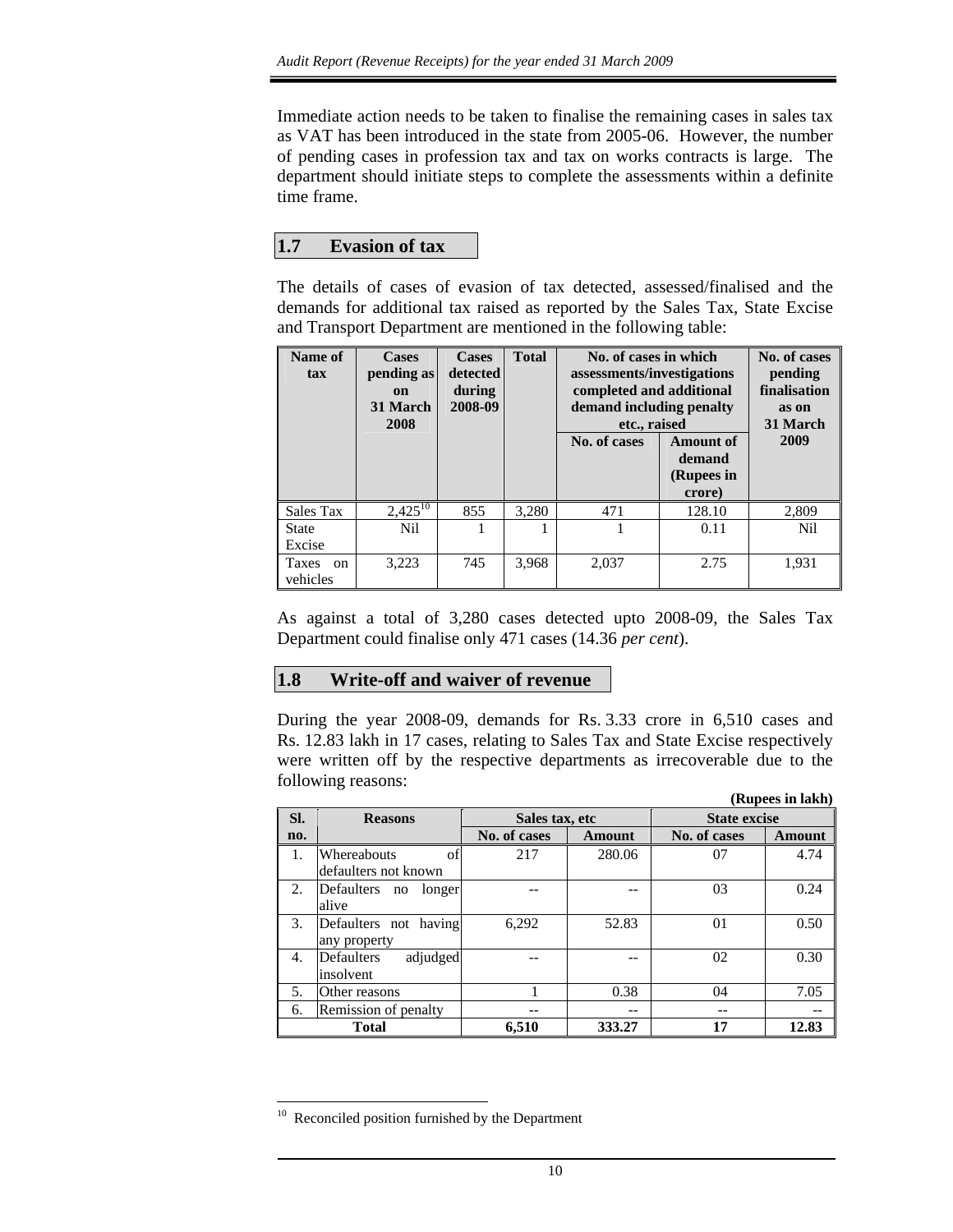Immediate action needs to be taken to finalise the remaining cases in sales tax as VAT has been introduced in the state from 2005-06. However, the number of pending cases in profession tax and tax on works contracts is large. The department should initiate steps to complete the assessments within a definite time frame.

## 1.7 Evasion of tax

The details of cases of evasion of tax detected, assessed/finalised and the demands for additional tax raised as reported by the Sales Tax, State Excise and Transport Department are mentioned in the following table:

| Name of tax | Cases pending as on 31 March 2008 | Cases detected during 2008-09 | Total | No. of cases in which assessments/investigations completed and additional demand including penalty etc., raised | | No. of cases pending finalisation as on 31 March 2009 |
|---|---|---|---|---|---|---|
| | | | | No. of cases | Amount of demand (Rupees in crore) | |
| Sales Tax | 2,425[10] | 855 | 3,280 | 471 | 128.10 | 2,809 |
| State Excise | Nil | 1 | 1 | 1 | 0.11 | Nil |
| Taxes on vehicles | 3,223 | 745 | 3,968 | 2,037 | 2.75 | 1,931 |

As against a total of 3,280 cases detected upto 2008-09, the Sales Tax Department could finalise only 471 cases (14.36 *per cent*).

## 1.8 Write-off and waiver of revenue

During the year 2008-09, demands for Rs. 3.33 crore in 6,510 cases and Rs. 12.83 lakh in 17 cases, relating to Sales Tax and State Excise respectively were written off by the respective departments as irrecoverable due to the following reasons:

**(Rupees in lakh)**

| Sl. no. | Reasons | Sales tax, etc | | State excise | |
|---|---|---|---|---|---|
| | | No. of cases | Amount | No. of cases | Amount |
| 1. | Whereabouts of defaulters not known | 217 | 280.06 | 07 | 4.74 |
| 2. | Defaulters no longer alive | -- | -- | 03 | 0.24 |
| 3. | Defaulters not having any property | 6,292 | 52.83 | 01 | 0.50 |
| 4. | Defaulters adjudged insolvent | -- | -- | 02 | 0.30 |
| 5. | Other reasons | 1 | 0.38 | 04 | 7.05 |
| 6. | Remission of penalty | -- | -- | -- | -- |
| | **Total** | **6,510** | **333.27** | **17** | **12.83** |

[10] Reconciled position furnished by the Department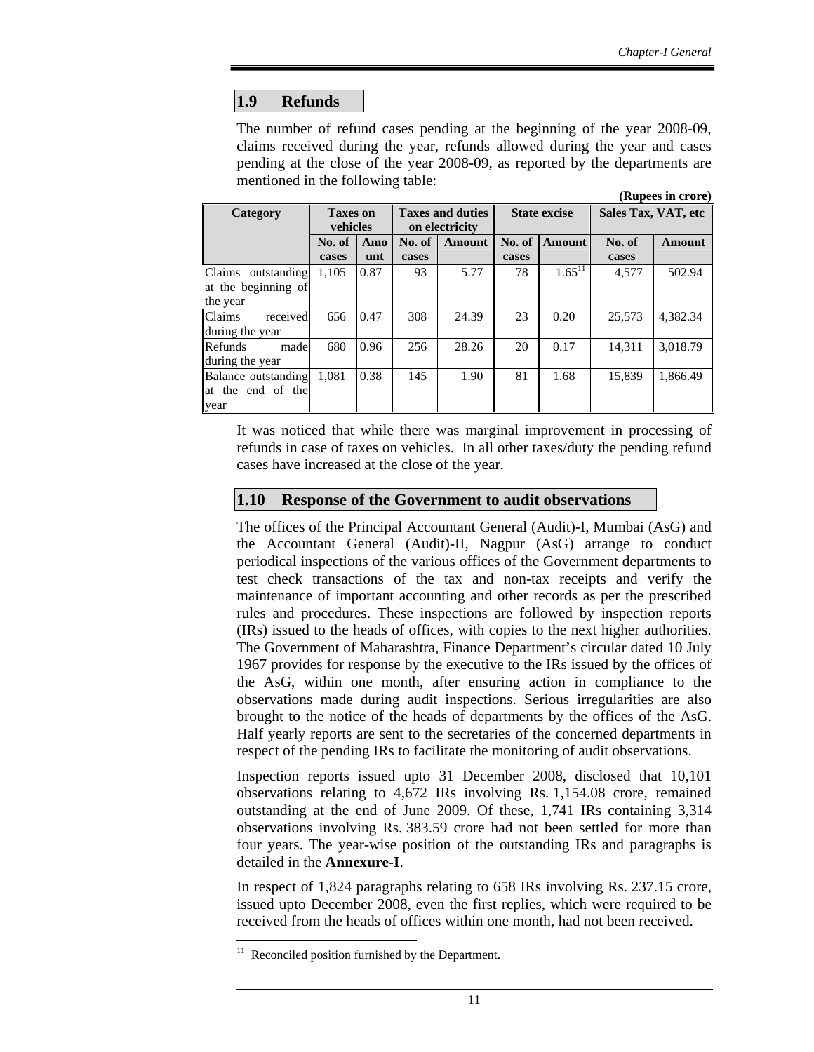## 1.9 Refunds

The number of refund cases pending at the beginning of the year 2008-09, claims received during the year, refunds allowed during the year and cases pending at the close of the year 2008-09, as reported by the departments are mentioned in the following table:

**(Rupees in crore)**

| Category | Taxes on vehicles | | Taxes and duties on electricity | | State excise | | Sales Tax, VAT, etc | |
|---|---|---|---|---|---|---|---|---|
| | No. of cases | Amount | No. of cases | Amount | No. of cases | Amount | No. of cases | Amount |
| Claims outstanding at the beginning of the year | 1,105 | 0.87 | 93 | 5.77 | 78 | 1.65[11] | 4,577 | 502.94 |
| Claims received during the year | 656 | 0.47 | 308 | 24.39 | 23 | 0.20 | 25,573 | 4,382.34 |
| Refunds made during the year | 680 | 0.96 | 256 | 28.26 | 20 | 0.17 | 14,311 | 3,018.79 |
| Balance outstanding at the end of the year | 1,081 | 0.38 | 145 | 1.90 | 81 | 1.68 | 15,839 | 1,866.49 |

It was noticed that while there was marginal improvement in processing of refunds in case of taxes on vehicles. In all other taxes/duty the pending refund cases have increased at the close of the year.

## 1.10 Response of the Government to audit observations

The offices of the Principal Accountant General (Audit)-I, Mumbai (AsG) and the Accountant General (Audit)-II, Nagpur (AsG) arrange to conduct periodical inspections of the various offices of the Government departments to test check transactions of the tax and non-tax receipts and verify the maintenance of important accounting and other records as per the prescribed rules and procedures. These inspections are followed by inspection reports (IRs) issued to the heads of offices, with copies to the next higher authorities. The Government of Maharashtra, Finance Department's circular dated 10 July 1967 provides for response by the executive to the IRs issued by the offices of the AsG, within one month, after ensuring action in compliance to the observations made during audit inspections. Serious irregularities are also brought to the notice of the heads of departments by the offices of the AsG. Half yearly reports are sent to the secretaries of the concerned departments in respect of the pending IRs to facilitate the monitoring of audit observations.

Inspection reports issued upto 31 December 2008, disclosed that 10,101 observations relating to 4,672 IRs involving Rs. 1,154.08 crore, remained outstanding at the end of June 2009. Of these, 1,741 IRs containing 3,314 observations involving Rs. 383.59 crore had not been settled for more than four years. The year-wise position of the outstanding IRs and paragraphs is detailed in the **Annexure-I**.

In respect of 1,824 paragraphs relating to 658 IRs involving Rs. 237.15 crore, issued upto December 2008, even the first replies, which were required to be received from the heads of offices within one month, had not been received.

[11] Reconciled position furnished by the Department.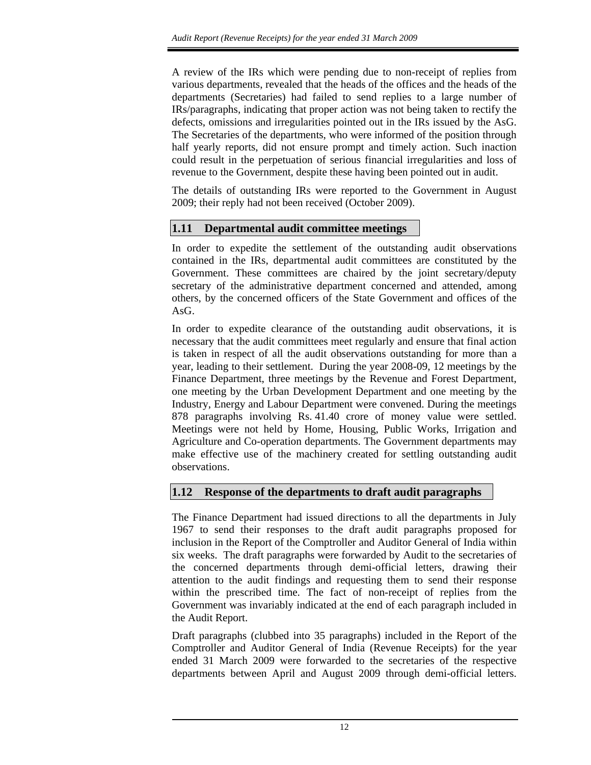A review of the IRs which were pending due to non-receipt of replies from various departments, revealed that the heads of the offices and the heads of the departments (Secretaries) had failed to send replies to a large number of IRs/paragraphs, indicating that proper action was not being taken to rectify the defects, omissions and irregularities pointed out in the IRs issued by the AsG. The Secretaries of the departments, who were informed of the position through half yearly reports, did not ensure prompt and timely action. Such inaction could result in the perpetuation of serious financial irregularities and loss of revenue to the Government, despite these having been pointed out in audit.

The details of outstanding IRs were reported to the Government in August 2009; their reply had not been received (October 2009).

## 1.11 Departmental audit committee meetings

In order to expedite the settlement of the outstanding audit observations contained in the IRs, departmental audit committees are constituted by the Government. These committees are chaired by the joint secretary/deputy secretary of the administrative department concerned and attended, among others, by the concerned officers of the State Government and offices of the AsG.

In order to expedite clearance of the outstanding audit observations, it is necessary that the audit committees meet regularly and ensure that final action is taken in respect of all the audit observations outstanding for more than a year, leading to their settlement. During the year 2008-09, 12 meetings by the Finance Department, three meetings by the Revenue and Forest Department, one meeting by the Urban Development Department and one meeting by the Industry, Energy and Labour Department were convened. During the meetings 878 paragraphs involving Rs. 41.40 crore of money value were settled. Meetings were not held by Home, Housing, Public Works, Irrigation and Agriculture and Co-operation departments. The Government departments may make effective use of the machinery created for settling outstanding audit observations.

## 1.12 Response of the departments to draft audit paragraphs

The Finance Department had issued directions to all the departments in July 1967 to send their responses to the draft audit paragraphs proposed for inclusion in the Report of the Comptroller and Auditor General of India within six weeks. The draft paragraphs were forwarded by Audit to the secretaries of the concerned departments through demi-official letters, drawing their attention to the audit findings and requesting them to send their response within the prescribed time. The fact of non-receipt of replies from the Government was invariably indicated at the end of each paragraph included in the Audit Report.

Draft paragraphs (clubbed into 35 paragraphs) included in the Report of the Comptroller and Auditor General of India (Revenue Receipts) for the year ended 31 March 2009 were forwarded to the secretaries of the respective departments between April and August 2009 through demi-official letters.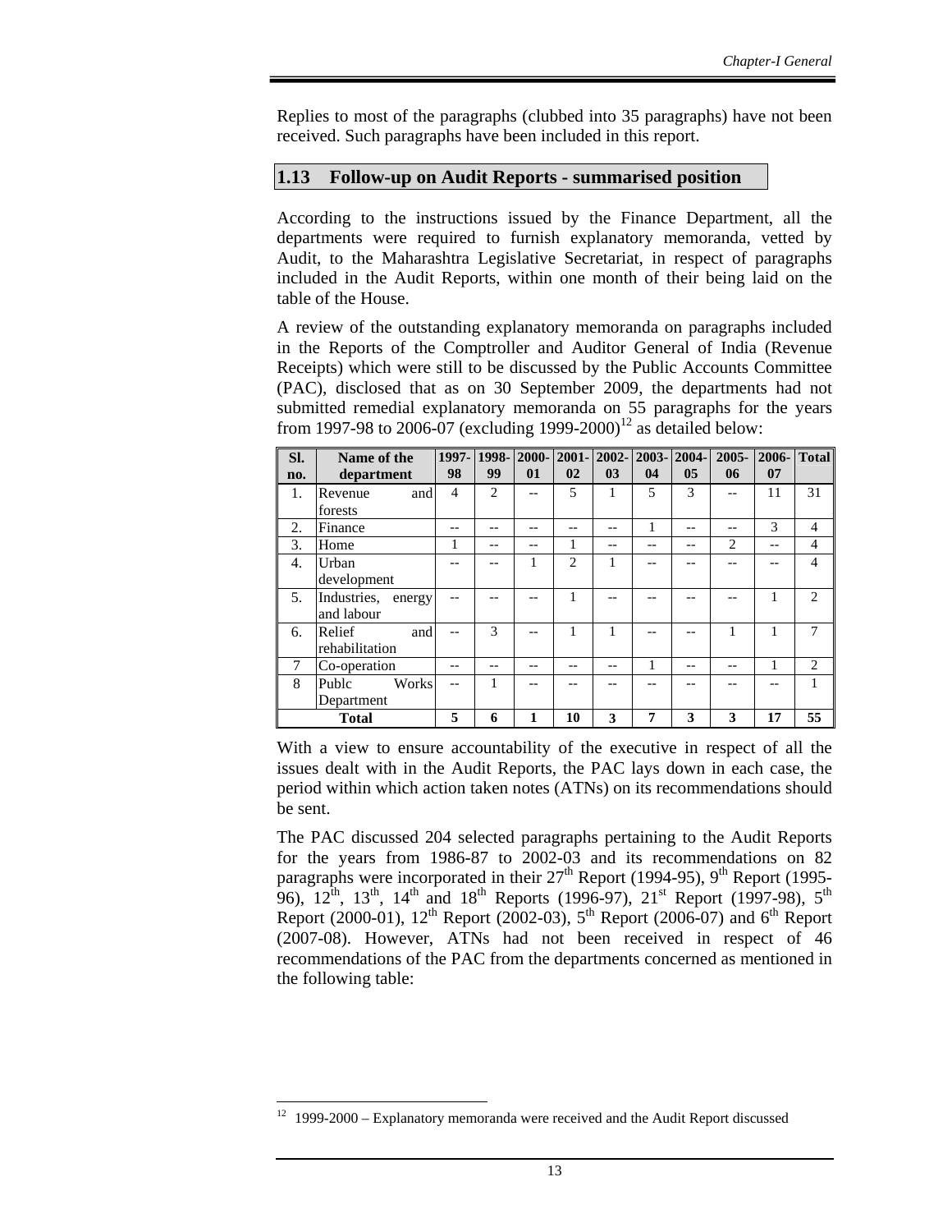Replies to most of the paragraphs (clubbed into 35 paragraphs) have not been received. Such paragraphs have been included in this report.

## 1.13 Follow-up on Audit Reports - summarised position

According to the instructions issued by the Finance Department, all the departments were required to furnish explanatory memoranda, vetted by Audit, to the Maharashtra Legislative Secretariat, in respect of paragraphs included in the Audit Reports, within one month of their being laid on the table of the House.

A review of the outstanding explanatory memoranda on paragraphs included in the Reports of the Comptroller and Auditor General of India (Revenue Receipts) which were still to be discussed by the Public Accounts Committee (PAC), disclosed that as on 30 September 2009, the departments had not submitted remedial explanatory memoranda on 55 paragraphs for the years from 1997-98 to 2006-07 (excluding 1999-2000)[12] as detailed below:

| Sl. no. | Name of the department | 1997-98 | 1998-99 | 2000-01 | 2001-02 | 2002-03 | 2003-04 | 2004-05 | 2005-06 | 2006-07 | Total |
|---|---|---|---|---|---|---|---|---|---|---|---|
| 1. | Revenue and forests | 4 | 2 | -- | 5 | 1 | 5 | 3 | -- | 11 | 31 |
| 2. | Finance | -- | -- | -- | -- | -- | 1 | -- | -- | 3 | 4 |
| 3. | Home | 1 | -- | -- | 1 | -- | -- | -- | 2 | -- | 4 |
| 4. | Urban development | -- | -- | 1 | 2 | 1 | -- | -- | -- | -- | 4 |
| 5. | Industries, energy and labour | -- | -- | -- | 1 | -- | -- | -- | -- | 1 | 2 |
| 6. | Relief and rehabilitation | -- | 3 | -- | 1 | 1 | -- | -- | 1 | 1 | 7 |
| 7 | Co-operation | -- | -- | -- | -- | -- | 1 | -- | -- | 1 | 2 |
| 8 | Publc Works Department | -- | 1 | -- | -- | -- | -- | -- | -- | -- | 1 |
| **Total** | | **5** | **6** | **1** | **10** | **3** | **7** | **3** | **3** | **17** | **55** |

With a view to ensure accountability of the executive in respect of all the issues dealt with in the Audit Reports, the PAC lays down in each case, the period within which action taken notes (ATNs) on its recommendations should be sent.

The PAC discussed 204 selected paragraphs pertaining to the Audit Reports for the years from 1986-87 to 2002-03 and its recommendations on 82 paragraphs were incorporated in their 27th Report (1994-95), 9th Report (1995-96), 12th, 13th, 14th and 18th Reports (1996-97), 21st Report (1997-98), 5th Report (2000-01), 12th Report (2002-03), 5th Report (2006-07) and 6th Report (2007-08). However, ATNs had not been received in respect of 46 recommendations of the PAC from the departments concerned as mentioned in the following table:

[12] 1999-2000 – Explanatory memoranda were received and the Audit Report discussed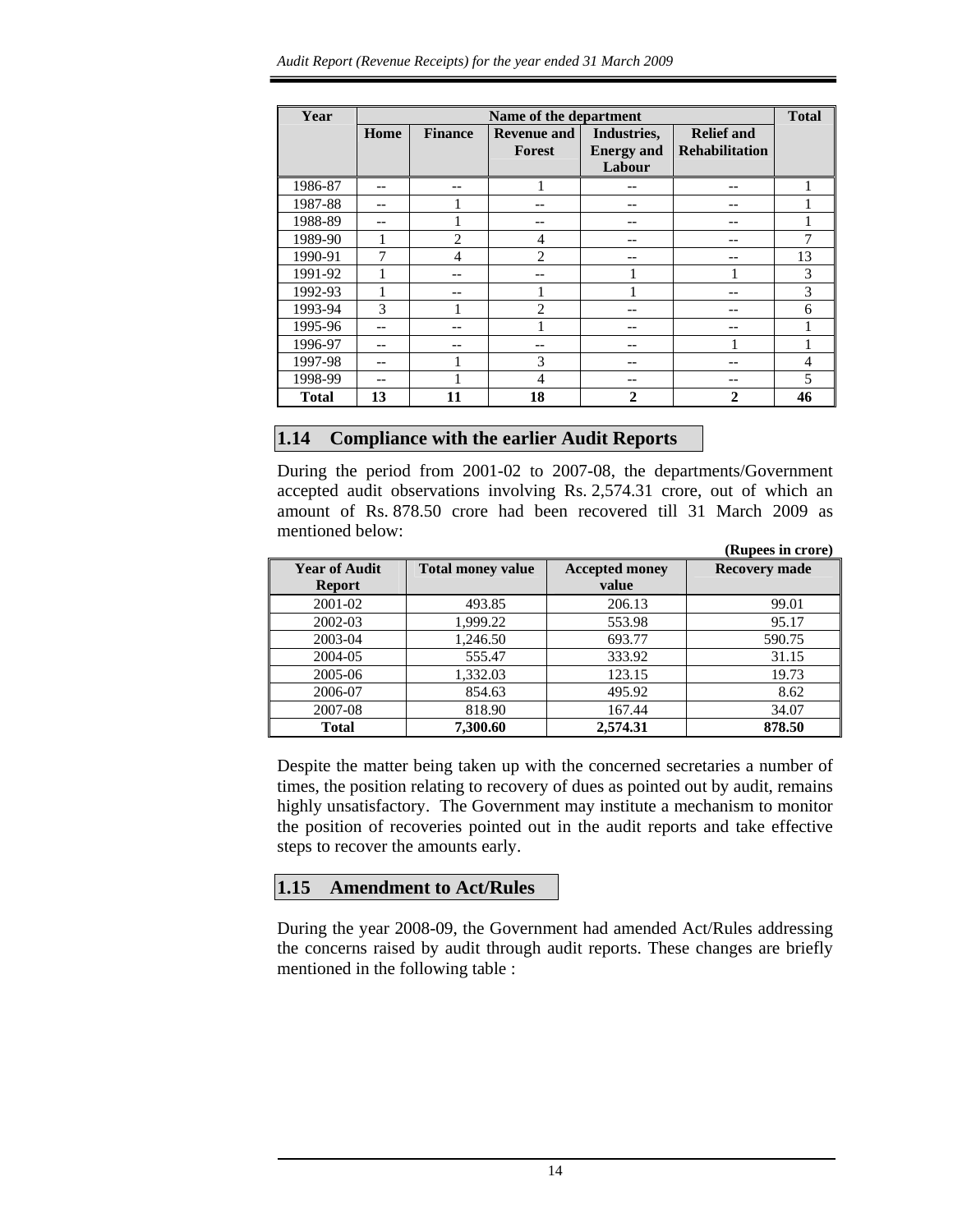| Year | Name of the department | | | | | Total |
|---|---|---|---|---|---|---|
| | Home | Finance | Revenue and Forest | Industries, Energy and Labour | Relief and Rehabilitation | |
| 1986-87 | -- | -- | 1 | -- | -- | 1 |
| 1987-88 | -- | 1 | -- | -- | -- | 1 |
| 1988-89 | -- | 1 | -- | -- | -- | 1 |
| 1989-90 | 1 | 2 | 4 | -- | -- | 7 |
| 1990-91 | 7 | 4 | 2 | -- | -- | 13 |
| 1991-92 | 1 | -- | -- | 1 | 1 | 3 |
| 1992-93 | 1 | -- | 1 | 1 | -- | 3 |
| 1993-94 | 3 | 1 | 2 | -- | -- | 6 |
| 1995-96 | -- | -- | 1 | -- | -- | 1 |
| 1996-97 | -- | -- | -- | -- | 1 | 1 |
| 1997-98 | -- | 1 | 3 | -- | -- | 4 |
| 1998-99 | -- | 1 | 4 | -- | -- | 5 |
| **Total** | **13** | **11** | **18** | **2** | **2** | **46** |

## 1.14 Compliance with the earlier Audit Reports

During the period from 2001-02 to 2007-08, the departments/Government accepted audit observations involving Rs. 2,574.31 crore, out of which an amount of Rs. 878.50 crore had been recovered till 31 March 2009 as mentioned below:

**(Rupees in crore)**

| Year of Audit Report | Total money value | Accepted money value | Recovery made |
|---|---|---|---|
| 2001-02 | 493.85 | 206.13 | 99.01 |
| 2002-03 | 1,999.22 | 553.98 | 95.17 |
| 2003-04 | 1,246.50 | 693.77 | 590.75 |
| 2004-05 | 555.47 | 333.92 | 31.15 |
| 2005-06 | 1,332.03 | 123.15 | 19.73 |
| 2006-07 | 854.63 | 495.92 | 8.62 |
| 2007-08 | 818.90 | 167.44 | 34.07 |
| **Total** | **7,300.60** | **2,574.31** | **878.50** |

Despite the matter being taken up with the concerned secretaries a number of times, the position relating to recovery of dues as pointed out by audit, remains highly unsatisfactory. The Government may institute a mechanism to monitor the position of recoveries pointed out in the audit reports and take effective steps to recover the amounts early.

## 1.15 Amendment to Act/Rules

During the year 2008-09, the Government had amended Act/Rules addressing the concerns raised by audit through audit reports. These changes are briefly mentioned in the following table :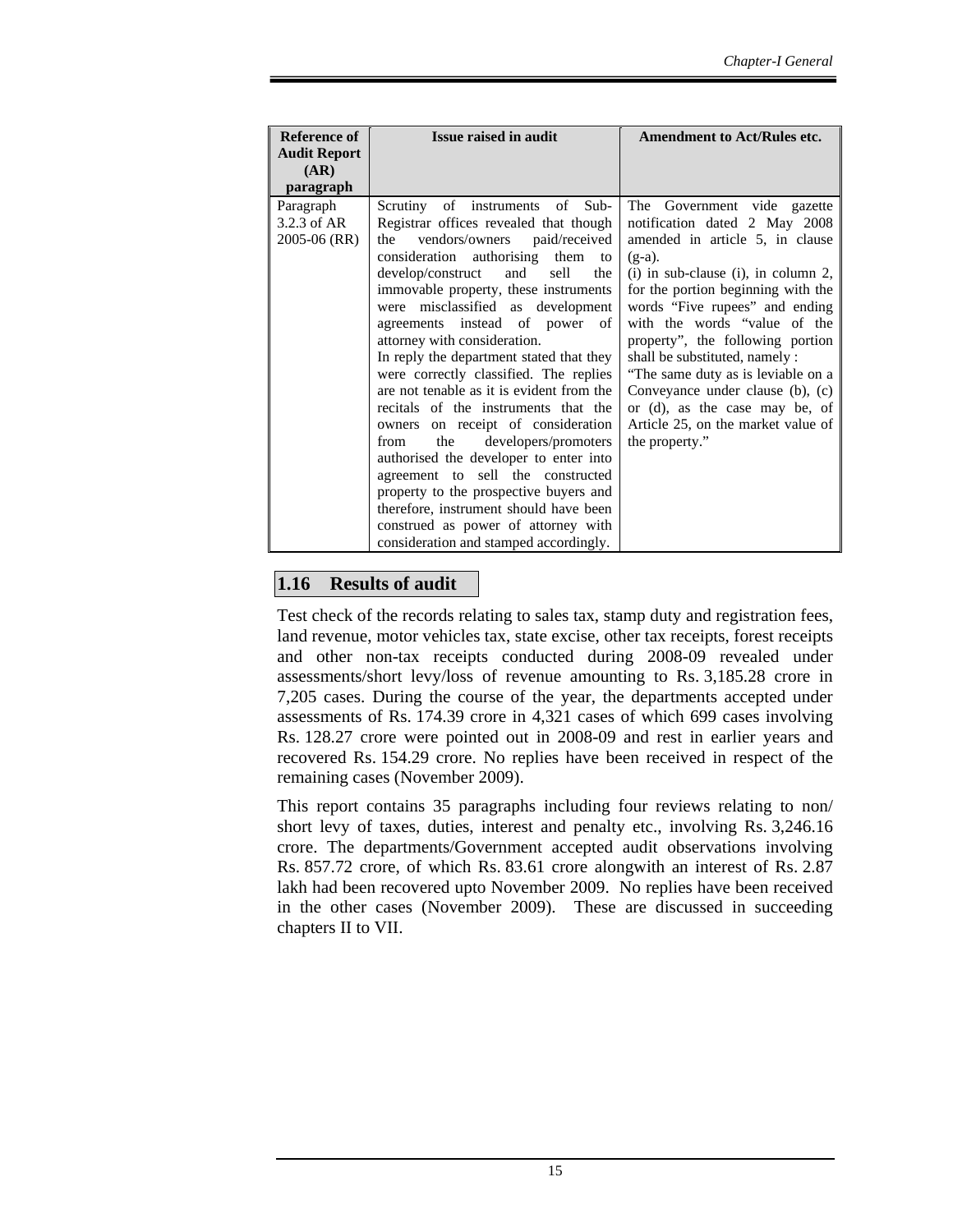| Reference of Audit Report (AR) paragraph | Issue raised in audit | Amendment to Act/Rules etc. |
|---|---|---|
| Paragraph 3.2.3 of AR 2005-06 (RR) | Scrutiny of instruments of Sub-Registrar offices revealed that though the vendors/owners paid/received consideration authorising them to develop/construct and sell the immovable property, these instruments were misclassified as development agreements instead of power of attorney with consideration. In reply the department stated that they were correctly classified. The replies are not tenable as it is evident from the recitals of the instruments that the owners on receipt of consideration from the developers/promoters authorised the developer to enter into agreement to sell the constructed property to the prospective buyers and therefore, instrument should have been construed as power of attorney with consideration and stamped accordingly. | The Government vide gazette notification dated 2 May 2008 amended in article 5, in clause (g-a). (i) in sub-clause (i), in column 2, for the portion beginning with the words "Five rupees" and ending with the words "value of the property", the following portion shall be substituted, namely : "The same duty as is leviable on a Conveyance under clause (b), (c) or (d), as the case may be, of Article 25, on the market value of the property." |

## 1.16 Results of audit

Test check of the records relating to sales tax, stamp duty and registration fees, land revenue, motor vehicles tax, state excise, other tax receipts, forest receipts and other non-tax receipts conducted during 2008-09 revealed under assessments/short levy/loss of revenue amounting to Rs. 3,185.28 crore in 7,205 cases. During the course of the year, the departments accepted under assessments of Rs. 174.39 crore in 4,321 cases of which 699 cases involving Rs. 128.27 crore were pointed out in 2008-09 and rest in earlier years and recovered Rs. 154.29 crore. No replies have been received in respect of the remaining cases (November 2009).

This report contains 35 paragraphs including four reviews relating to non/ short levy of taxes, duties, interest and penalty etc., involving Rs. 3,246.16 crore. The departments/Government accepted audit observations involving Rs. 857.72 crore, of which Rs. 83.61 crore alongwith an interest of Rs. 2.87 lakh had been recovered upto November 2009. No replies have been received in the other cases (November 2009). These are discussed in succeeding chapters II to VII.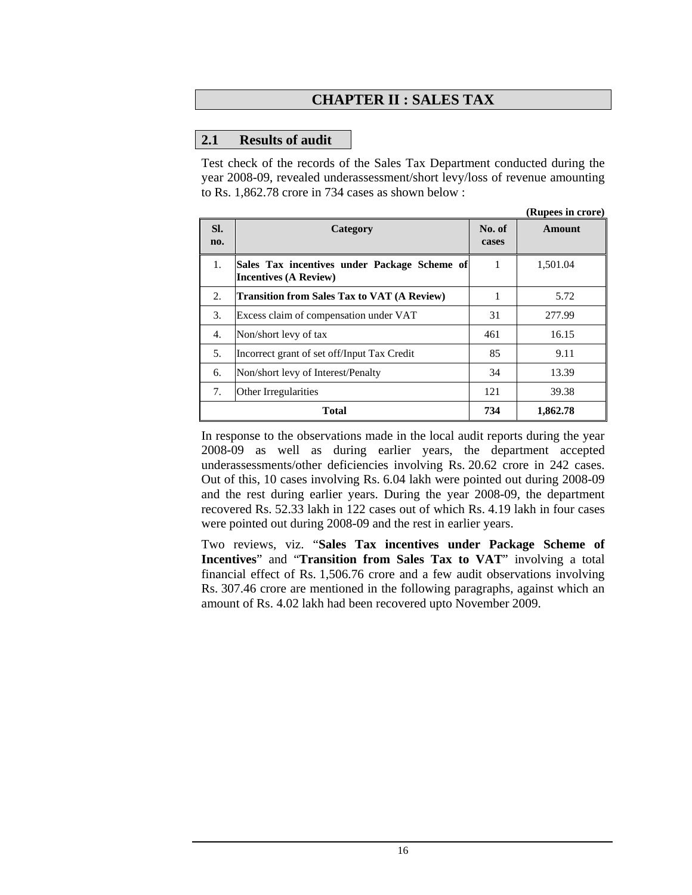# CHAPTER II : SALES TAX

## 2.1 Results of audit

Test check of the records of the Sales Tax Department conducted during the year 2008-09, revealed underassessment/short levy/loss of revenue amounting to Rs. 1,862.78 crore in 734 cases as shown below :

(Rupees in crore)

| Sl. no. | Category | No. of cases | Amount |
|---|---|---|---|
| 1. | **Sales Tax incentives under Package Scheme of Incentives (A Review)** | 1 | 1,501.04 |
| 2. | **Transition from Sales Tax to VAT (A Review)** | 1 | 5.72 |
| 3. | Excess claim of compensation under VAT | 31 | 277.99 |
| 4. | Non/short levy of tax | 461 | 16.15 |
| 5. | Incorrect grant of set off/Input Tax Credit | 85 | 9.11 |
| 6. | Non/short levy of Interest/Penalty | 34 | 13.39 |
| 7. | Other Irregularities | 121 | 39.38 |
| | **Total** | **734** | **1,862.78** |

In response to the observations made in the local audit reports during the year 2008-09 as well as during earlier years, the department accepted underassessments/other deficiencies involving Rs. 20.62 crore in 242 cases. Out of this, 10 cases involving Rs. 6.04 lakh were pointed out during 2008-09 and the rest during earlier years. During the year 2008-09, the department recovered Rs. 52.33 lakh in 122 cases out of which Rs. 4.19 lakh in four cases were pointed out during 2008-09 and the rest in earlier years.

Two reviews, viz. "**Sales Tax incentives under Package Scheme of Incentives**" and "**Transition from Sales Tax to VAT**" involving a total financial effect of Rs. 1,506.76 crore and a few audit observations involving Rs. 307.46 crore are mentioned in the following paragraphs, against which an amount of Rs. 4.02 lakh had been recovered upto November 2009.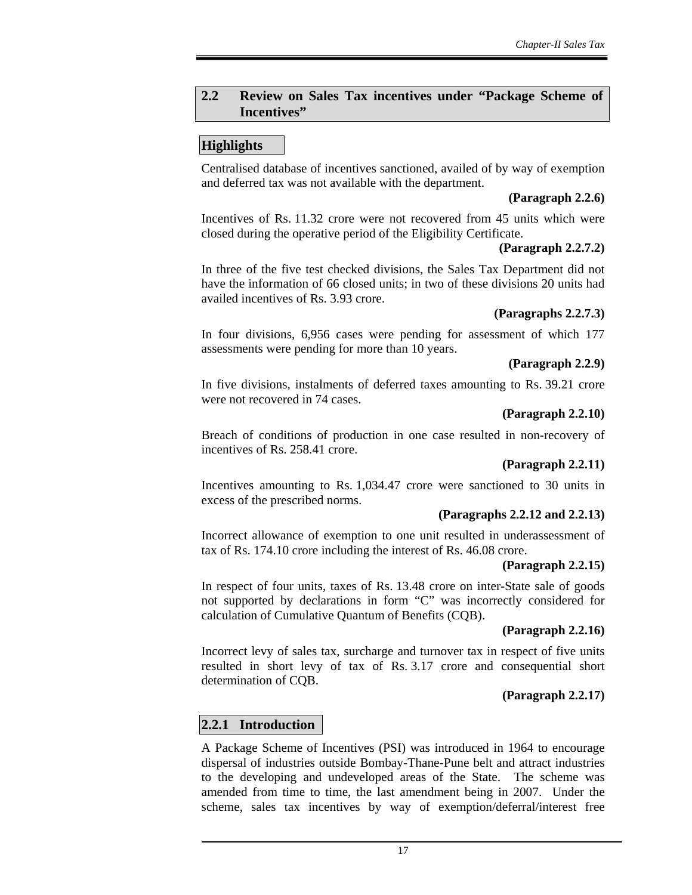## 2.2 Review on Sales Tax incentives under "Package Scheme of Incentives"

### Highlights

Centralised database of incentives sanctioned, availed of by way of exemption and deferred tax was not available with the department.

**(Paragraph 2.2.6)**

Incentives of Rs. 11.32 crore were not recovered from 45 units which were closed during the operative period of the Eligibility Certificate.

**(Paragraph 2.2.7.2)**

In three of the five test checked divisions, the Sales Tax Department did not have the information of 66 closed units; in two of these divisions 20 units had availed incentives of Rs. 3.93 crore.

**(Paragraphs 2.2.7.3)**

In four divisions, 6,956 cases were pending for assessment of which 177 assessments were pending for more than 10 years.

**(Paragraph 2.2.9)**

In five divisions, instalments of deferred taxes amounting to Rs. 39.21 crore were not recovered in 74 cases.

**(Paragraph 2.2.10)**

Breach of conditions of production in one case resulted in non-recovery of incentives of Rs. 258.41 crore.

**(Paragraph 2.2.11)**

Incentives amounting to Rs. 1,034.47 crore were sanctioned to 30 units in excess of the prescribed norms.

**(Paragraphs 2.2.12 and 2.2.13)**

Incorrect allowance of exemption to one unit resulted in underassessment of tax of Rs. 174.10 crore including the interest of Rs. 46.08 crore.

**(Paragraph 2.2.15)**

In respect of four units, taxes of Rs. 13.48 crore on inter-State sale of goods not supported by declarations in form "C" was incorrectly considered for calculation of Cumulative Quantum of Benefits (CQB).

**(Paragraph 2.2.16)**

Incorrect levy of sales tax, surcharge and turnover tax in respect of five units resulted in short levy of tax of Rs. 3.17 crore and consequential short determination of CQB.

**(Paragraph 2.2.17)**

### 2.2.1 Introduction

A Package Scheme of Incentives (PSI) was introduced in 1964 to encourage dispersal of industries outside Bombay-Thane-Pune belt and attract industries to the developing and undeveloped areas of the State. The scheme was amended from time to time, the last amendment being in 2007. Under the scheme, sales tax incentives by way of exemption/deferral/interest free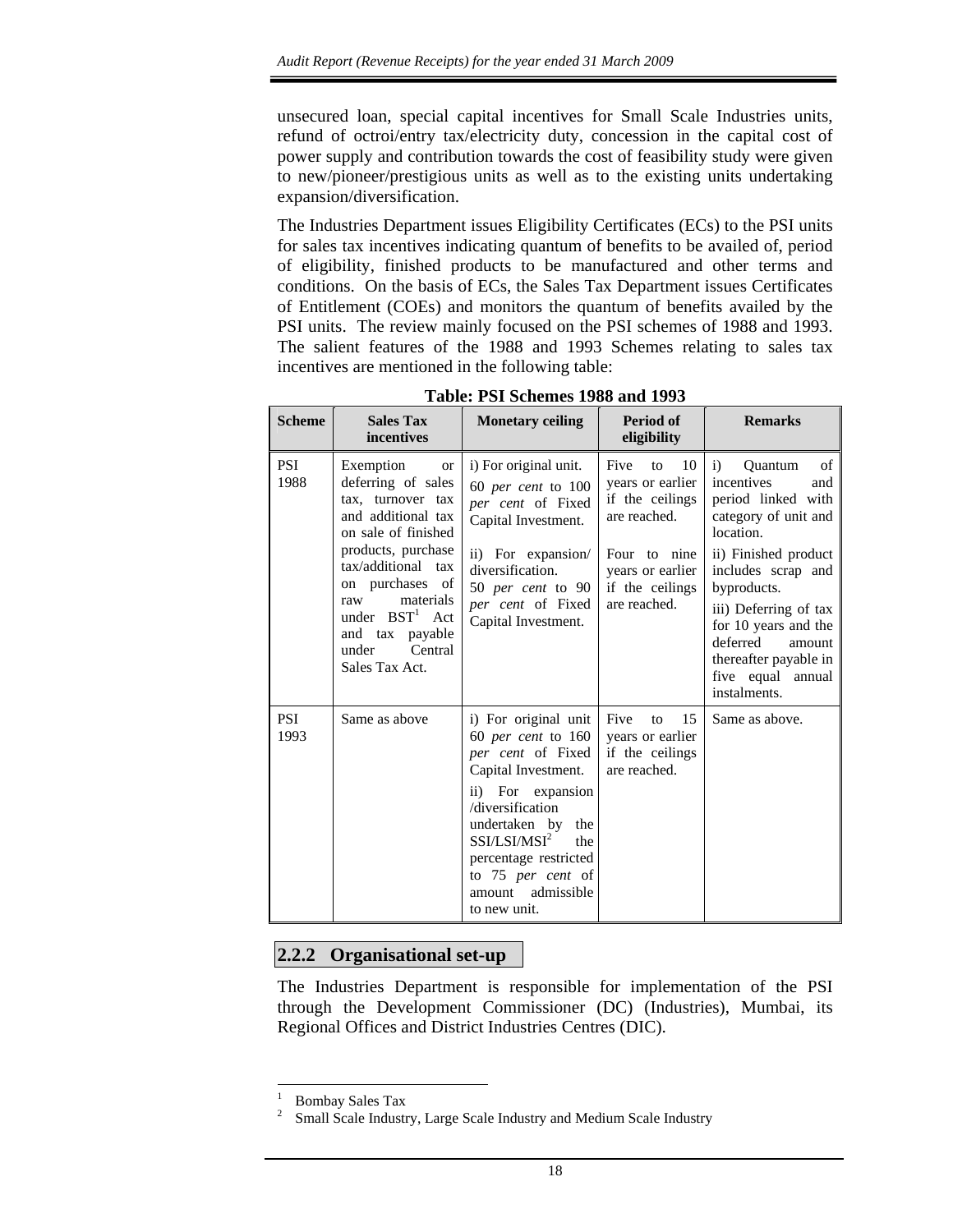unsecured loan, special capital incentives for Small Scale Industries units, refund of octroi/entry tax/electricity duty, concession in the capital cost of power supply and contribution towards the cost of feasibility study were given to new/pioneer/prestigious units as well as to the existing units undertaking expansion/diversification.

The Industries Department issues Eligibility Certificates (ECs) to the PSI units for sales tax incentives indicating quantum of benefits to be availed of, period of eligibility, finished products to be manufactured and other terms and conditions. On the basis of ECs, the Sales Tax Department issues Certificates of Entitlement (COEs) and monitors the quantum of benefits availed by the PSI units. The review mainly focused on the PSI schemes of 1988 and 1993. The salient features of the 1988 and 1993 Schemes relating to sales tax incentives are mentioned in the following table:

**Table: PSI Schemes 1988 and 1993**

| Scheme | Sales Tax incentives | Monetary ceiling | Period of eligibility | Remarks |
|---|---|---|---|---|
| PSI 1988 | Exemption or deferring of sales tax, turnover tax and additional tax on sale of finished products, purchase tax/additional tax on purchases of raw materials under BST[1] Act and tax payable under Central Sales Tax Act. | i) For original unit. 60 *per cent* to 100 *per cent* of Fixed Capital Investment.<br>ii) For expansion/ diversification. 50 *per cent* to 90 *per cent* of Fixed Capital Investment. | Five to 10 years or earlier if the ceilings are reached.<br>Four to nine years or earlier if the ceilings are reached. | i) Quantum of incentives and period linked with category of unit and location.<br>ii) Finished product includes scrap and byproducts.<br>iii) Deferring of tax for 10 years and the deferred amount thereafter payable in five equal annual instalments. |
| PSI 1993 | Same as above | i) For original unit 60 *per cent* to 160 *per cent* of Fixed Capital Investment.<br>ii) For expansion /diversification undertaken by the SSI/LSI/MSI[2] the percentage restricted to 75 *per cent* of amount admissible to new unit. | Five to 15 years or earlier if the ceilings are reached. | Same as above. |

## 2.2.2 Organisational set-up

The Industries Department is responsible for implementation of the PSI through the Development Commissioner (DC) (Industries), Mumbai, its Regional Offices and District Industries Centres (DIC).

---

[1] Bombay Sales Tax

[2] Small Scale Industry, Large Scale Industry and Medium Scale Industry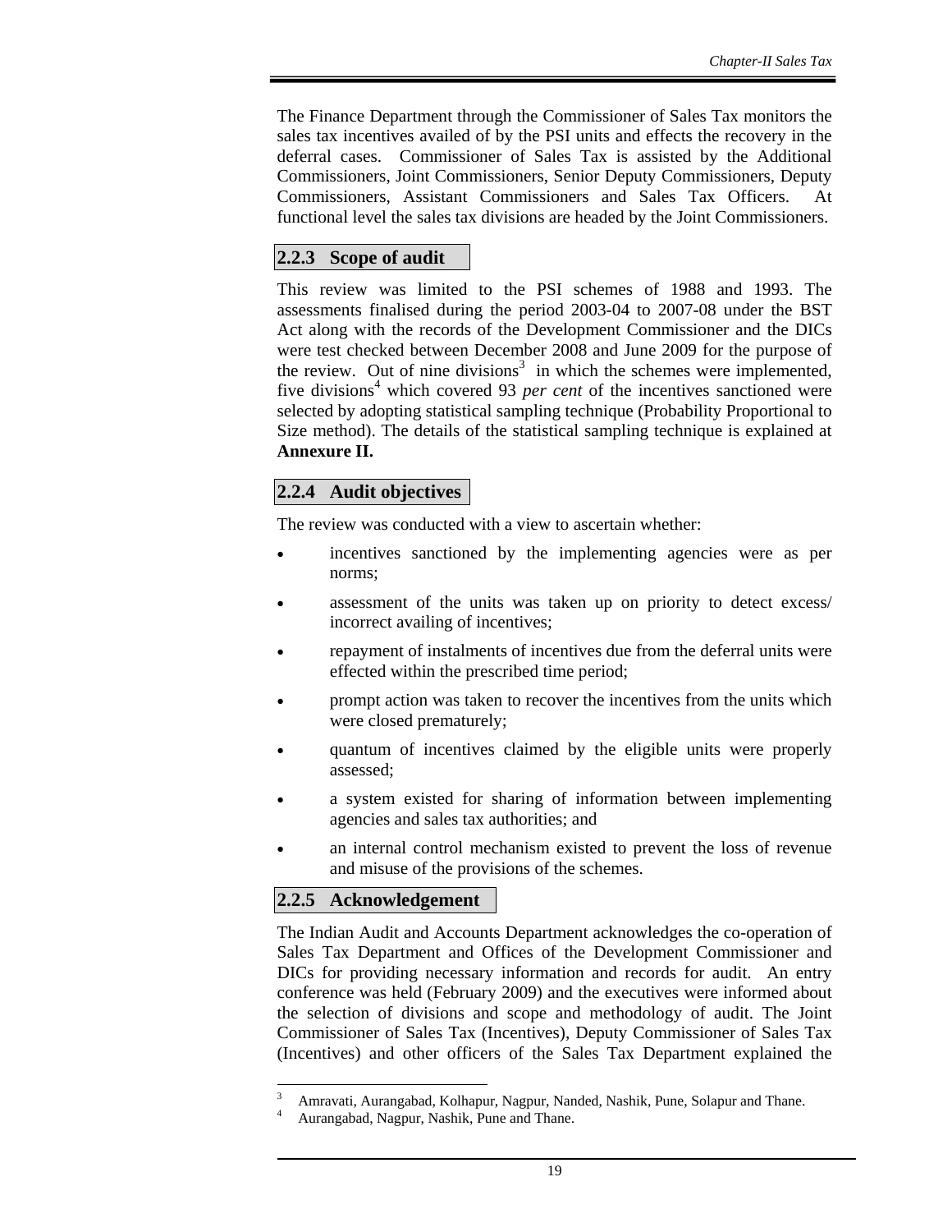The Finance Department through the Commissioner of Sales Tax monitors the sales tax incentives availed of by the PSI units and effects the recovery in the deferral cases. Commissioner of Sales Tax is assisted by the Additional Commissioners, Joint Commissioners, Senior Deputy Commissioners, Deputy Commissioners, Assistant Commissioners and Sales Tax Officers. At functional level the sales tax divisions are headed by the Joint Commissioners.

### 2.2.3 Scope of audit

This review was limited to the PSI schemes of 1988 and 1993. The assessments finalised during the period 2003-04 to 2007-08 under the BST Act along with the records of the Development Commissioner and the DICs were test checked between December 2008 and June 2009 for the purpose of the review. Out of nine divisions[3] in which the schemes were implemented, five divisions[4] which covered 93 *per cent* of the incentives sanctioned were selected by adopting statistical sampling technique (Probability Proportional to Size method). The details of the statistical sampling technique is explained at **Annexure II.**

### 2.2.4 Audit objectives

The review was conducted with a view to ascertain whether:

- incentives sanctioned by the implementing agencies were as per norms;
- assessment of the units was taken up on priority to detect excess/ incorrect availing of incentives;
- repayment of instalments of incentives due from the deferral units were effected within the prescribed time period;
- prompt action was taken to recover the incentives from the units which were closed prematurely;
- quantum of incentives claimed by the eligible units were properly assessed;
- a system existed for sharing of information between implementing agencies and sales tax authorities; and
- an internal control mechanism existed to prevent the loss of revenue and misuse of the provisions of the schemes.

### 2.2.5 Acknowledgement

The Indian Audit and Accounts Department acknowledges the co-operation of Sales Tax Department and Offices of the Development Commissioner and DICs for providing necessary information and records for audit. An entry conference was held (February 2009) and the executives were informed about the selection of divisions and scope and methodology of audit. The Joint Commissioner of Sales Tax (Incentives), Deputy Commissioner of Sales Tax (Incentives) and other officers of the Sales Tax Department explained the

---

[3] Amravati, Aurangabad, Kolhapur, Nagpur, Nanded, Nashik, Pune, Solapur and Thane.

[4] Aurangabad, Nagpur, Nashik, Pune and Thane.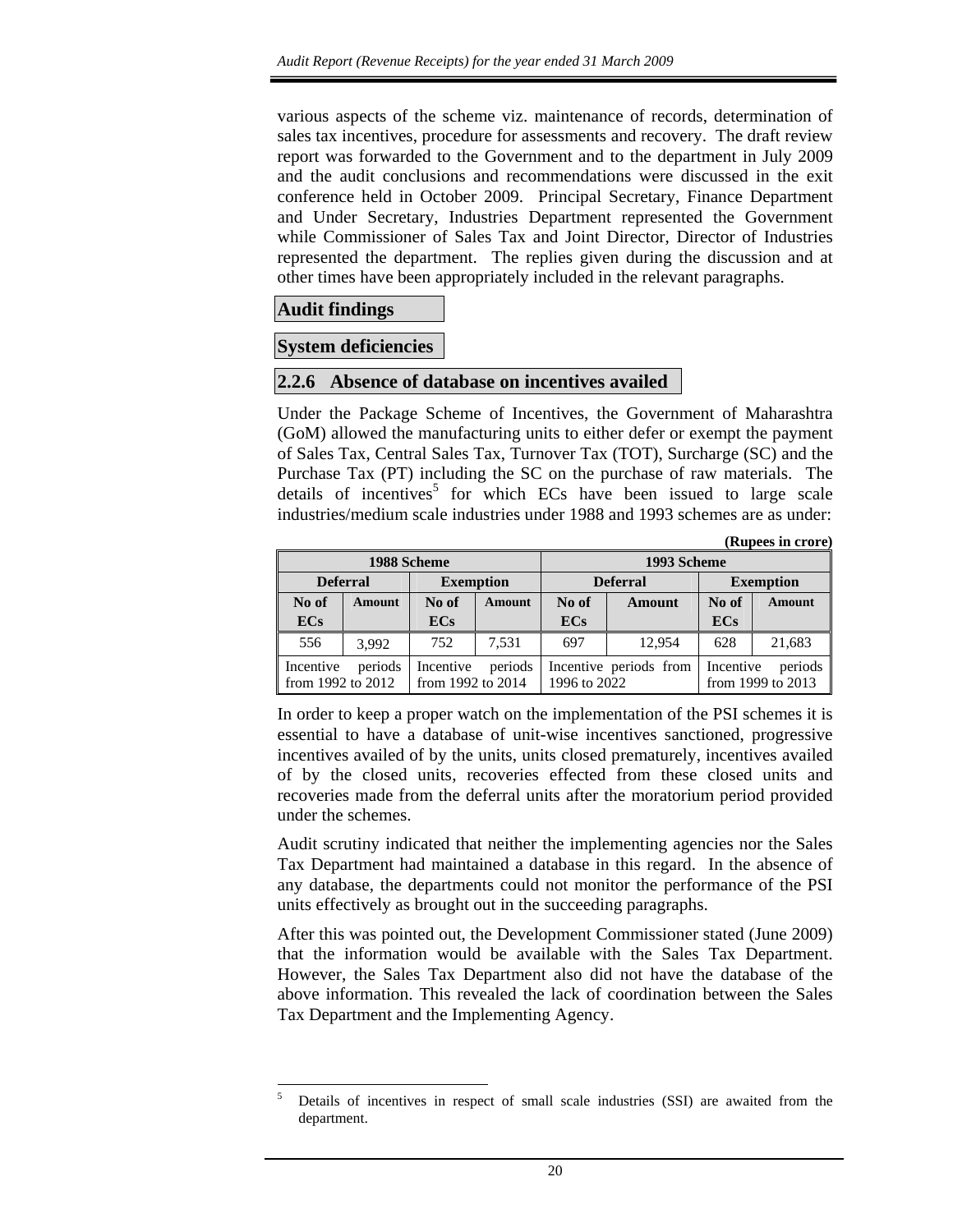various aspects of the scheme viz. maintenance of records, determination of sales tax incentives, procedure for assessments and recovery. The draft review report was forwarded to the Government and to the department in July 2009 and the audit conclusions and recommendations were discussed in the exit conference held in October 2009. Principal Secretary, Finance Department and Under Secretary, Industries Department represented the Government while Commissioner of Sales Tax and Joint Director, Director of Industries represented the department. The replies given during the discussion and at other times have been appropriately included in the relevant paragraphs.

## Audit findings

## System deficiencies

### 2.2.6 Absence of database on incentives availed

Under the Package Scheme of Incentives, the Government of Maharashtra (GoM) allowed the manufacturing units to either defer or exempt the payment of Sales Tax, Central Sales Tax, Turnover Tax (TOT), Surcharge (SC) and the Purchase Tax (PT) including the SC on the purchase of raw materials. The details of incentives[5] for which ECs have been issued to large scale industries/medium scale industries under 1988 and 1993 schemes are as under:

**(Rupees in crore)**

| 1988 Scheme | | | | 1993 Scheme | | | |
|---|---|---|---|---|---|---|---|
| Deferral | | Exemption | | Deferral | | Exemption | |
| No of ECs | Amount | No of ECs | Amount | No of ECs | Amount | No of ECs | Amount |
| 556 | 3,992 | 752 | 7,531 | 697 | 12,954 | 628 | 21,683 |
| Incentive periods from 1992 to 2012 | | Incentive periods from 1992 to 2014 | | Incentive periods from 1996 to 2022 | | Incentive periods from 1999 to 2013 | |

In order to keep a proper watch on the implementation of the PSI schemes it is essential to have a database of unit-wise incentives sanctioned, progressive incentives availed of by the units, units closed prematurely, incentives availed of by the closed units, recoveries effected from these closed units and recoveries made from the deferral units after the moratorium period provided under the schemes.

Audit scrutiny indicated that neither the implementing agencies nor the Sales Tax Department had maintained a database in this regard. In the absence of any database, the departments could not monitor the performance of the PSI units effectively as brought out in the succeeding paragraphs.

After this was pointed out, the Development Commissioner stated (June 2009) that the information would be available with the Sales Tax Department. However, the Sales Tax Department also did not have the database of the above information. This revealed the lack of coordination between the Sales Tax Department and the Implementing Agency.

[5] Details of incentives in respect of small scale industries (SSI) are awaited from the department.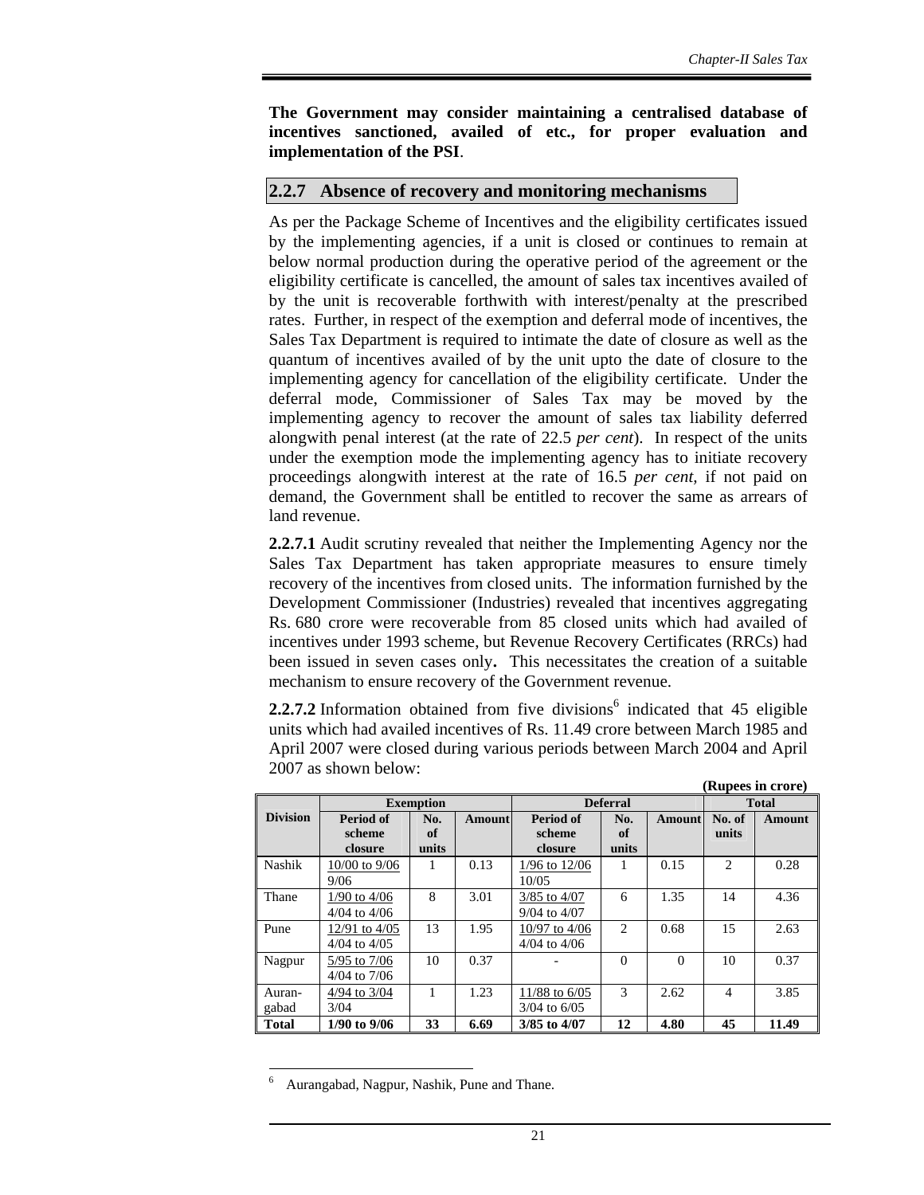**The Government may consider maintaining a centralised database of incentives sanctioned, availed of etc., for proper evaluation and implementation of the PSI**.

## 2.2.7 Absence of recovery and monitoring mechanisms

As per the Package Scheme of Incentives and the eligibility certificates issued by the implementing agencies, if a unit is closed or continues to remain at below normal production during the operative period of the agreement or the eligibility certificate is cancelled, the amount of sales tax incentives availed of by the unit is recoverable forthwith with interest/penalty at the prescribed rates. Further, in respect of the exemption and deferral mode of incentives, the Sales Tax Department is required to intimate the date of closure as well as the quantum of incentives availed of by the unit upto the date of closure to the implementing agency for cancellation of the eligibility certificate. Under the deferral mode, Commissioner of Sales Tax may be moved by the implementing agency to recover the amount of sales tax liability deferred alongwith penal interest (at the rate of 22.5 *per cent*). In respect of the units under the exemption mode the implementing agency has to initiate recovery proceedings alongwith interest at the rate of 16.5 *per cent,* if not paid on demand, the Government shall be entitled to recover the same as arrears of land revenue.

**2.2.7.1** Audit scrutiny revealed that neither the Implementing Agency nor the Sales Tax Department has taken appropriate measures to ensure timely recovery of the incentives from closed units. The information furnished by the Development Commissioner (Industries) revealed that incentives aggregating Rs. 680 crore were recoverable from 85 closed units which had availed of incentives under 1993 scheme, but Revenue Recovery Certificates (RRCs) had been issued in seven cases only**.** This necessitates the creation of a suitable mechanism to ensure recovery of the Government revenue.

**2.2.7.2** Information obtained from five divisions[6] indicated that 45 eligible units which had availed incentives of Rs. 11.49 crore between March 1985 and April 2007 were closed during various periods between March 2004 and April 2007 as shown below:

**(Rupees in crore)**

| Division | Exemption | | | Deferral | | | Total | |
|---|---|---|---|---|---|---|---|---|
| | Period of scheme closure | No. of units | Amount | Period of scheme closure | No. of units | Amount | No. of units | Amount |
| Nashik | 10/00 to 9/06<br>9/06 | 1 | 0.13 | 1/96 to 12/06<br>10/05 | 1 | 0.15 | 2 | 0.28 |
| Thane | 1/90 to 4/06<br>4/04 to 4/06 | 8 | 3.01 | 3/85 to 4/07<br>9/04 to 4/07 | 6 | 1.35 | 14 | 4.36 |
| Pune | 12/91 to 4/05<br>4/04 to 4/05 | 13 | 1.95 | 10/97 to 4/06<br>4/04 to 4/06 | 2 | 0.68 | 15 | 2.63 |
| Nagpur | 5/95 to 7/06<br>4/04 to 7/06 | 10 | 0.37 | - | 0 | 0 | 10 | 0.37 |
| Auran-gabad | 4/94 to 3/04<br>3/04 | 1 | 1.23 | 11/88 to 6/05<br>3/04 to 6/05 | 3 | 2.62 | 4 | 3.85 |
| **Total** | **1/90 to 9/06** | **33** | **6.69** | **3/85 to 4/07** | **12** | **4.80** | **45** | **11.49** |

[6] Aurangabad, Nagpur, Nashik, Pune and Thane.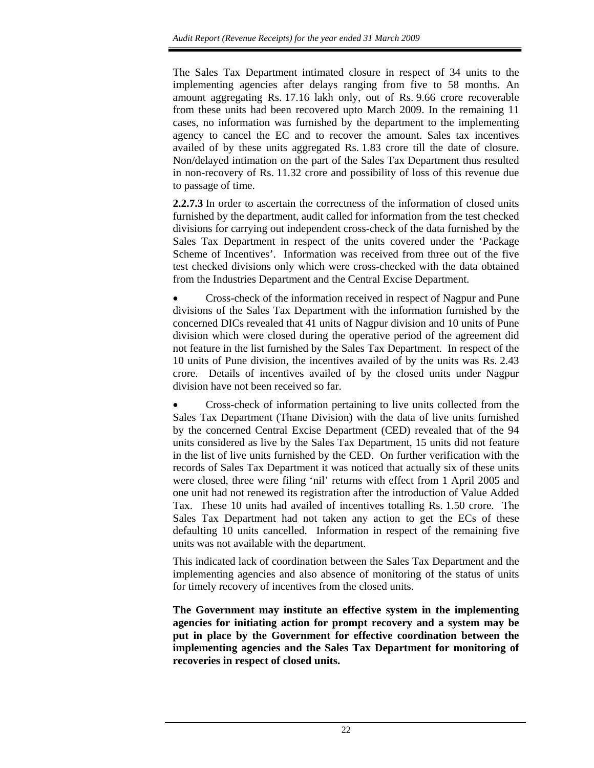The Sales Tax Department intimated closure in respect of 34 units to the implementing agencies after delays ranging from five to 58 months. An amount aggregating Rs. 17.16 lakh only, out of Rs. 9.66 crore recoverable from these units had been recovered upto March 2009. In the remaining 11 cases, no information was furnished by the department to the implementing agency to cancel the EC and to recover the amount. Sales tax incentives availed of by these units aggregated Rs. 1.83 crore till the date of closure. Non/delayed intimation on the part of the Sales Tax Department thus resulted in non-recovery of Rs. 11.32 crore and possibility of loss of this revenue due to passage of time.

**2.2.7.3** In order to ascertain the correctness of the information of closed units furnished by the department, audit called for information from the test checked divisions for carrying out independent cross-check of the data furnished by the Sales Tax Department in respect of the units covered under the 'Package Scheme of Incentives'. Information was received from three out of the five test checked divisions only which were cross-checked with the data obtained from the Industries Department and the Central Excise Department.

- Cross-check of the information received in respect of Nagpur and Pune divisions of the Sales Tax Department with the information furnished by the concerned DICs revealed that 41 units of Nagpur division and 10 units of Pune division which were closed during the operative period of the agreement did not feature in the list furnished by the Sales Tax Department. In respect of the 10 units of Pune division, the incentives availed of by the units was Rs. 2.43 crore. Details of incentives availed of by the closed units under Nagpur division have not been received so far.

- Cross-check of information pertaining to live units collected from the Sales Tax Department (Thane Division) with the data of live units furnished by the concerned Central Excise Department (CED) revealed that of the 94 units considered as live by the Sales Tax Department, 15 units did not feature in the list of live units furnished by the CED. On further verification with the records of Sales Tax Department it was noticed that actually six of these units were closed, three were filing 'nil' returns with effect from 1 April 2005 and one unit had not renewed its registration after the introduction of Value Added Tax. These 10 units had availed of incentives totalling Rs. 1.50 crore. The Sales Tax Department had not taken any action to get the ECs of these defaulting 10 units cancelled. Information in respect of the remaining five units was not available with the department.

This indicated lack of coordination between the Sales Tax Department and the implementing agencies and also absence of monitoring of the status of units for timely recovery of incentives from the closed units.

**The Government may institute an effective system in the implementing agencies for initiating action for prompt recovery and a system may be put in place by the Government for effective coordination between the implementing agencies and the Sales Tax Department for monitoring of recoveries in respect of closed units.**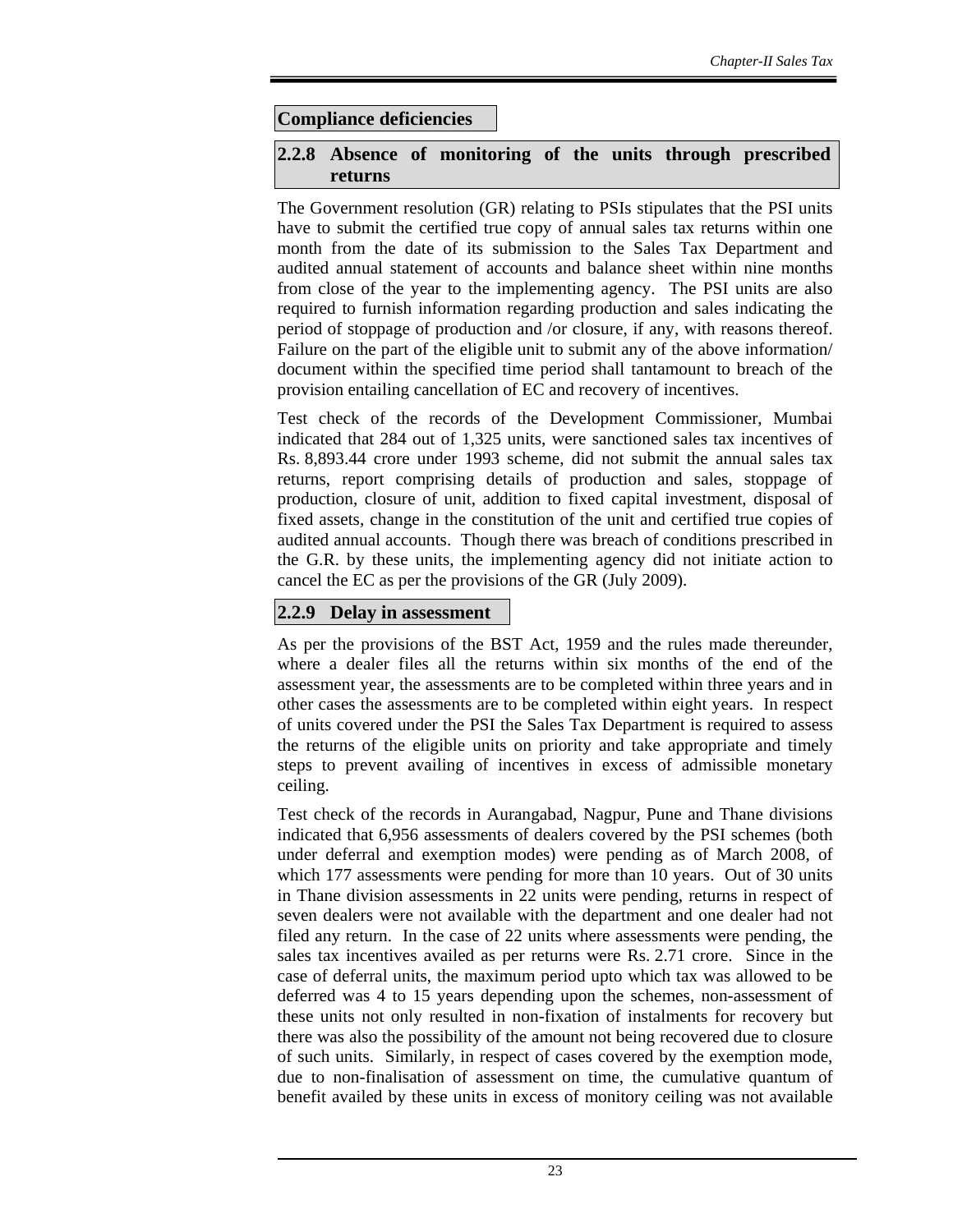## Compliance deficiencies

### 2.2.8 Absence of monitoring of the units through prescribed returns

The Government resolution (GR) relating to PSIs stipulates that the PSI units have to submit the certified true copy of annual sales tax returns within one month from the date of its submission to the Sales Tax Department and audited annual statement of accounts and balance sheet within nine months from close of the year to the implementing agency. The PSI units are also required to furnish information regarding production and sales indicating the period of stoppage of production and /or closure, if any, with reasons thereof. Failure on the part of the eligible unit to submit any of the above information/ document within the specified time period shall tantamount to breach of the provision entailing cancellation of EC and recovery of incentives.

Test check of the records of the Development Commissioner, Mumbai indicated that 284 out of 1,325 units, were sanctioned sales tax incentives of Rs. 8,893.44 crore under 1993 scheme, did not submit the annual sales tax returns, report comprising details of production and sales, stoppage of production, closure of unit, addition to fixed capital investment, disposal of fixed assets, change in the constitution of the unit and certified true copies of audited annual accounts. Though there was breach of conditions prescribed in the G.R. by these units, the implementing agency did not initiate action to cancel the EC as per the provisions of the GR (July 2009).

### 2.2.9 Delay in assessment

As per the provisions of the BST Act, 1959 and the rules made thereunder, where a dealer files all the returns within six months of the end of the assessment year, the assessments are to be completed within three years and in other cases the assessments are to be completed within eight years. In respect of units covered under the PSI the Sales Tax Department is required to assess the returns of the eligible units on priority and take appropriate and timely steps to prevent availing of incentives in excess of admissible monetary ceiling.

Test check of the records in Aurangabad, Nagpur, Pune and Thane divisions indicated that 6,956 assessments of dealers covered by the PSI schemes (both under deferral and exemption modes) were pending as of March 2008, of which 177 assessments were pending for more than 10 years. Out of 30 units in Thane division assessments in 22 units were pending, returns in respect of seven dealers were not available with the department and one dealer had not filed any return. In the case of 22 units where assessments were pending, the sales tax incentives availed as per returns were Rs. 2.71 crore. Since in the case of deferral units, the maximum period upto which tax was allowed to be deferred was 4 to 15 years depending upon the schemes, non-assessment of these units not only resulted in non-fixation of instalments for recovery but there was also the possibility of the amount not being recovered due to closure of such units. Similarly, in respect of cases covered by the exemption mode, due to non-finalisation of assessment on time, the cumulative quantum of benefit availed by these units in excess of monitory ceiling was not available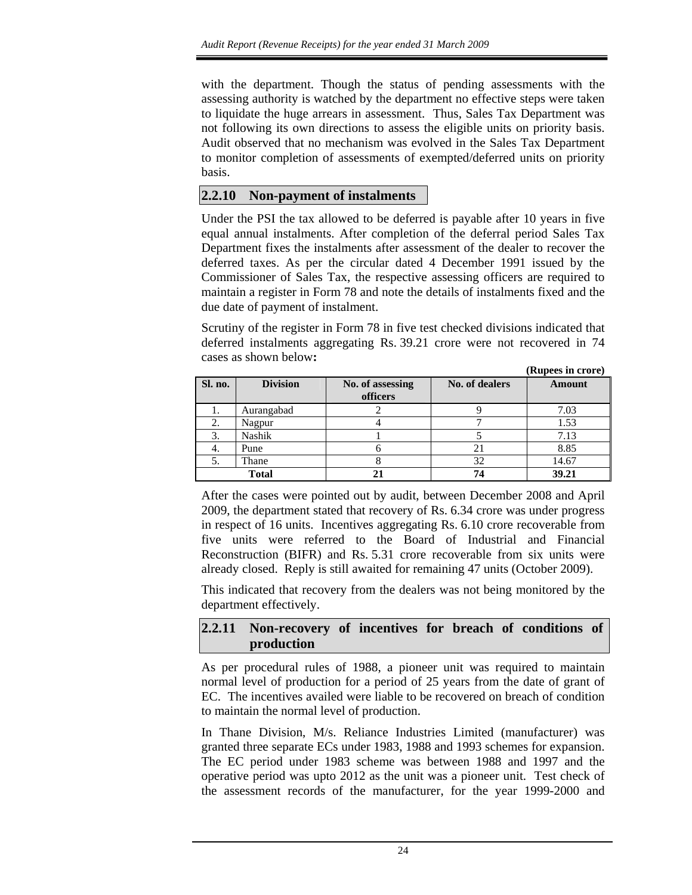with the department. Though the status of pending assessments with the assessing authority is watched by the department no effective steps were taken to liquidate the huge arrears in assessment. Thus, Sales Tax Department was not following its own directions to assess the eligible units on priority basis. Audit observed that no mechanism was evolved in the Sales Tax Department to monitor completion of assessments of exempted/deferred units on priority basis.

## 2.2.10 Non-payment of instalments

Under the PSI the tax allowed to be deferred is payable after 10 years in five equal annual instalments. After completion of the deferral period Sales Tax Department fixes the instalments after assessment of the dealer to recover the deferred taxes. As per the circular dated 4 December 1991 issued by the Commissioner of Sales Tax, the respective assessing officers are required to maintain a register in Form 78 and note the details of instalments fixed and the due date of payment of instalment.

Scrutiny of the register in Form 78 in five test checked divisions indicated that deferred instalments aggregating Rs. 39.21 crore were not recovered in 74 cases as shown below**:**

**(Rupees in crore)**

| Sl. no. | Division | No. of assessing officers | No. of dealers | Amount |
|---|---|---|---|---|
| 1. | Aurangabad | 2 | 9 | 7.03 |
| 2. | Nagpur | 4 | 7 | 1.53 |
| 3. | Nashik | 1 | 5 | 7.13 |
| 4. | Pune | 6 | 21 | 8.85 |
| 5. | Thane | 8 | 32 | 14.67 |
| **Total** | | **21** | **74** | **39.21** |

After the cases were pointed out by audit, between December 2008 and April 2009, the department stated that recovery of Rs. 6.34 crore was under progress in respect of 16 units. Incentives aggregating Rs. 6.10 crore recoverable from five units were referred to the Board of Industrial and Financial Reconstruction (BIFR) and Rs. 5.31 crore recoverable from six units were already closed. Reply is still awaited for remaining 47 units (October 2009).

This indicated that recovery from the dealers was not being monitored by the department effectively.

## 2.2.11 Non-recovery of incentives for breach of conditions of production

As per procedural rules of 1988, a pioneer unit was required to maintain normal level of production for a period of 25 years from the date of grant of EC. The incentives availed were liable to be recovered on breach of condition to maintain the normal level of production.

In Thane Division, M/s. Reliance Industries Limited (manufacturer) was granted three separate ECs under 1983, 1988 and 1993 schemes for expansion. The EC period under 1983 scheme was between 1988 and 1997 and the operative period was upto 2012 as the unit was a pioneer unit. Test check of the assessment records of the manufacturer, for the year 1999-2000 and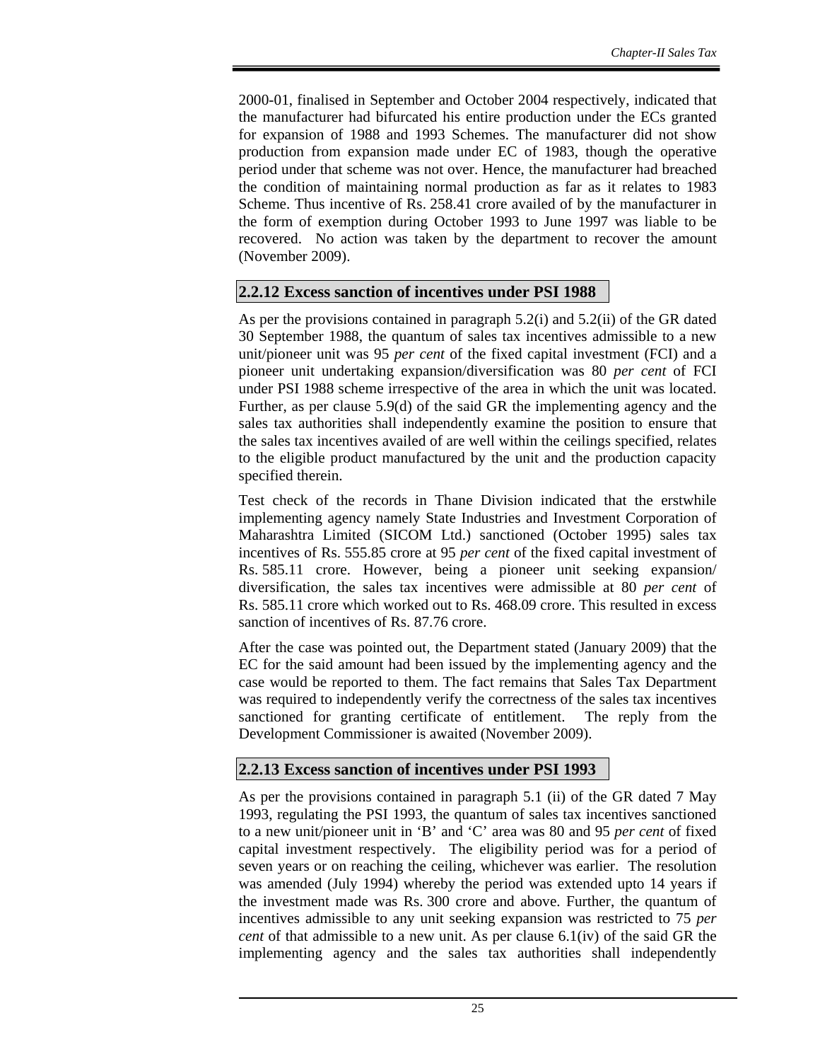2000-01, finalised in September and October 2004 respectively, indicated that the manufacturer had bifurcated his entire production under the ECs granted for expansion of 1988 and 1993 Schemes. The manufacturer did not show production from expansion made under EC of 1983, though the operative period under that scheme was not over. Hence, the manufacturer had breached the condition of maintaining normal production as far as it relates to 1983 Scheme. Thus incentive of Rs. 258.41 crore availed of by the manufacturer in the form of exemption during October 1993 to June 1997 was liable to be recovered. No action was taken by the department to recover the amount (November 2009).

### 2.2.12 Excess sanction of incentives under PSI 1988

As per the provisions contained in paragraph 5.2(i) and 5.2(ii) of the GR dated 30 September 1988, the quantum of sales tax incentives admissible to a new unit/pioneer unit was 95 *per cent* of the fixed capital investment (FCI) and a pioneer unit undertaking expansion/diversification was 80 *per cent* of FCI under PSI 1988 scheme irrespective of the area in which the unit was located. Further, as per clause 5.9(d) of the said GR the implementing agency and the sales tax authorities shall independently examine the position to ensure that the sales tax incentives availed of are well within the ceilings specified, relates to the eligible product manufactured by the unit and the production capacity specified therein.

Test check of the records in Thane Division indicated that the erstwhile implementing agency namely State Industries and Investment Corporation of Maharashtra Limited (SICOM Ltd.) sanctioned (October 1995) sales tax incentives of Rs. 555.85 crore at 95 *per cent* of the fixed capital investment of Rs. 585.11 crore. However, being a pioneer unit seeking expansion/ diversification, the sales tax incentives were admissible at 80 *per cent* of Rs. 585.11 crore which worked out to Rs. 468.09 crore. This resulted in excess sanction of incentives of Rs. 87.76 crore.

After the case was pointed out, the Department stated (January 2009) that the EC for the said amount had been issued by the implementing agency and the case would be reported to them. The fact remains that Sales Tax Department was required to independently verify the correctness of the sales tax incentives sanctioned for granting certificate of entitlement. The reply from the Development Commissioner is awaited (November 2009).

### 2.2.13 Excess sanction of incentives under PSI 1993

As per the provisions contained in paragraph 5.1 (ii) of the GR dated 7 May 1993, regulating the PSI 1993, the quantum of sales tax incentives sanctioned to a new unit/pioneer unit in 'B' and 'C' area was 80 and 95 *per cent* of fixed capital investment respectively. The eligibility period was for a period of seven years or on reaching the ceiling, whichever was earlier. The resolution was amended (July 1994) whereby the period was extended upto 14 years if the investment made was Rs. 300 crore and above. Further, the quantum of incentives admissible to any unit seeking expansion was restricted to 75 *per cent* of that admissible to a new unit. As per clause 6.1(iv) of the said GR the implementing agency and the sales tax authorities shall independently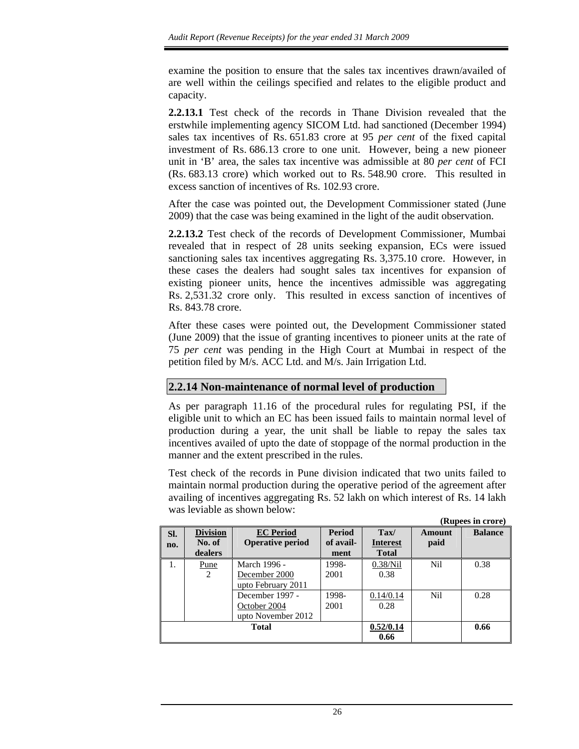examine the position to ensure that the sales tax incentives drawn/availed of are well within the ceilings specified and relates to the eligible product and capacity.

**2.2.13.1** Test check of the records in Thane Division revealed that the erstwhile implementing agency SICOM Ltd. had sanctioned (December 1994) sales tax incentives of Rs. 651.83 crore at 95 *per cent* of the fixed capital investment of Rs. 686.13 crore to one unit. However, being a new pioneer unit in 'B' area, the sales tax incentive was admissible at 80 *per cent* of FCI (Rs. 683.13 crore) which worked out to Rs. 548.90 crore. This resulted in excess sanction of incentives of Rs. 102.93 crore.

After the case was pointed out, the Development Commissioner stated (June 2009) that the case was being examined in the light of the audit observation.

**2.2.13.2** Test check of the records of Development Commissioner, Mumbai revealed that in respect of 28 units seeking expansion, ECs were issued sanctioning sales tax incentives aggregating Rs. 3,375.10 crore. However, in these cases the dealers had sought sales tax incentives for expansion of existing pioneer units, hence the incentives admissible was aggregating Rs. 2,531.32 crore only. This resulted in excess sanction of incentives of Rs. 843.78 crore.

After these cases were pointed out, the Development Commissioner stated (June 2009) that the issue of granting incentives to pioneer units at the rate of 75 *per cent* was pending in the High Court at Mumbai in respect of the petition filed by M/s. ACC Ltd. and M/s. Jain Irrigation Ltd.

## 2.2.14 Non-maintenance of normal level of production

As per paragraph 11.16 of the procedural rules for regulating PSI, if the eligible unit to which an EC has been issued fails to maintain normal level of production during a year, the unit shall be liable to repay the sales tax incentives availed of upto the date of stoppage of the normal production in the manner and the extent prescribed in the rules.

Test check of the records in Pune division indicated that two units failed to maintain normal production during the operative period of the agreement after availing of incentives aggregating Rs. 52 lakh on which interest of Rs. 14 lakh was leviable as shown below:

**(Rupees in crore)**

| Sl. no. | Division / No. of dealers | EC Period / Operative period | Period of availment | Tax/ Interest / Total | Amount paid | Balance |
|---|---|---|---|---|---|---|
| 1. | Pune / 2 | March 1996 - December 2000 upto February 2011 | 1998-2001 | 0.38/Nil / 0.38 | Nil | 0.38 |
| | | December 1997 - October 2004 upto November 2012 | 1998-2001 | 0.14/0.14 / 0.28 | Nil | 0.28 |
| **Total** | | | | **0.52/0.14 / 0.66** | | **0.66** |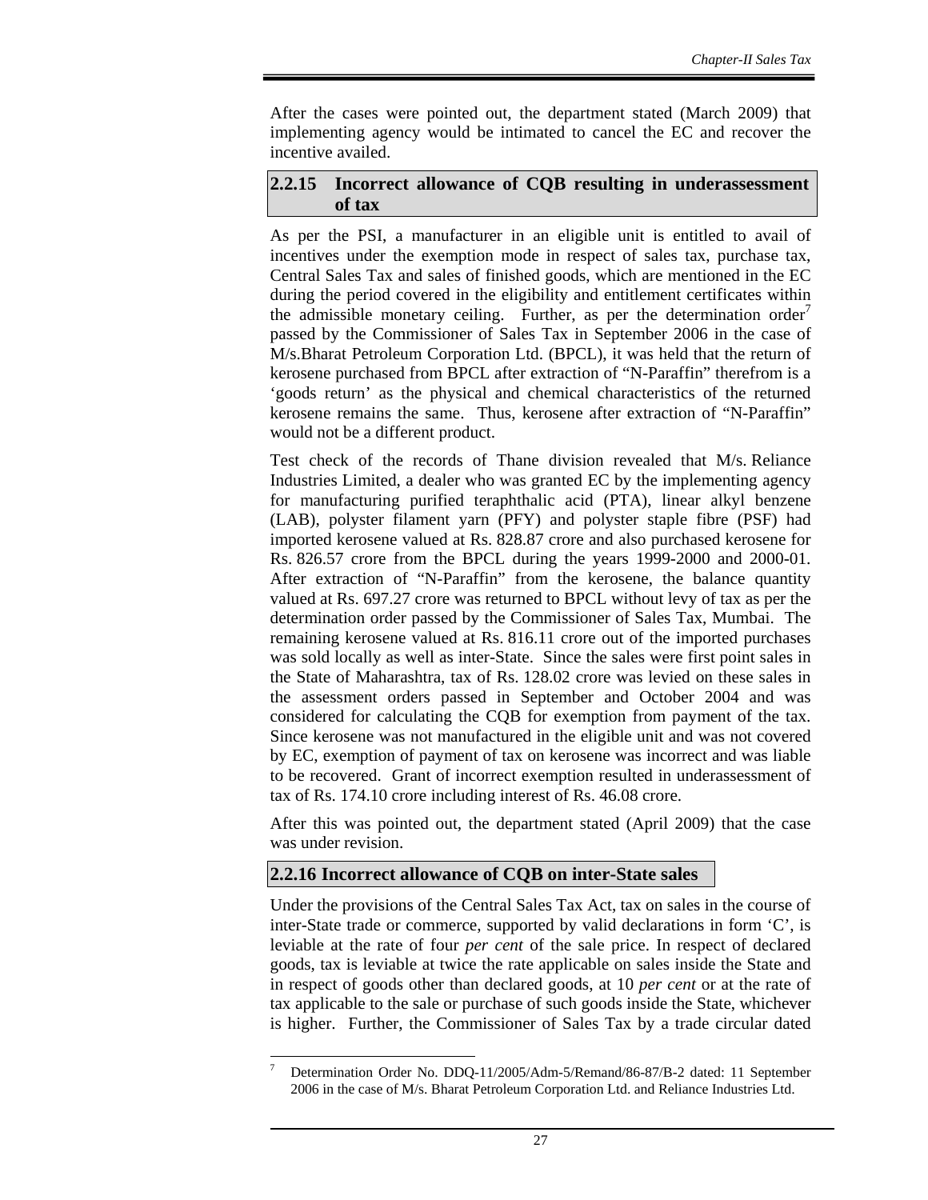After the cases were pointed out, the department stated (March 2009) that implementing agency would be intimated to cancel the EC and recover the incentive availed.

### 2.2.15 Incorrect allowance of CQB resulting in underassessment of tax

As per the PSI, a manufacturer in an eligible unit is entitled to avail of incentives under the exemption mode in respect of sales tax, purchase tax, Central Sales Tax and sales of finished goods, which are mentioned in the EC during the period covered in the eligibility and entitlement certificates within the admissible monetary ceiling. Further, as per the determination order[7] passed by the Commissioner of Sales Tax in September 2006 in the case of M/s.Bharat Petroleum Corporation Ltd. (BPCL), it was held that the return of kerosene purchased from BPCL after extraction of "N-Paraffin" therefrom is a 'goods return' as the physical and chemical characteristics of the returned kerosene remains the same. Thus, kerosene after extraction of "N-Paraffin" would not be a different product.

Test check of the records of Thane division revealed that M/s. Reliance Industries Limited, a dealer who was granted EC by the implementing agency for manufacturing purified teraphthalic acid (PTA), linear alkyl benzene (LAB), polyster filament yarn (PFY) and polyster staple fibre (PSF) had imported kerosene valued at Rs. 828.87 crore and also purchased kerosene for Rs. 826.57 crore from the BPCL during the years 1999-2000 and 2000-01. After extraction of "N-Paraffin" from the kerosene, the balance quantity valued at Rs. 697.27 crore was returned to BPCL without levy of tax as per the determination order passed by the Commissioner of Sales Tax, Mumbai. The remaining kerosene valued at Rs. 816.11 crore out of the imported purchases was sold locally as well as inter-State. Since the sales were first point sales in the State of Maharashtra, tax of Rs. 128.02 crore was levied on these sales in the assessment orders passed in September and October 2004 and was considered for calculating the CQB for exemption from payment of the tax. Since kerosene was not manufactured in the eligible unit and was not covered by EC, exemption of payment of tax on kerosene was incorrect and was liable to be recovered. Grant of incorrect exemption resulted in underassessment of tax of Rs. 174.10 crore including interest of Rs. 46.08 crore.

After this was pointed out, the department stated (April 2009) that the case was under revision.

### 2.2.16 Incorrect allowance of CQB on inter-State sales

Under the provisions of the Central Sales Tax Act, tax on sales in the course of inter-State trade or commerce, supported by valid declarations in form 'C', is leviable at the rate of four *per cent* of the sale price. In respect of declared goods, tax is leviable at twice the rate applicable on sales inside the State and in respect of goods other than declared goods, at 10 *per cent* or at the rate of tax applicable to the sale or purchase of such goods inside the State, whichever is higher. Further, the Commissioner of Sales Tax by a trade circular dated

---

[7] Determination Order No. DDQ-11/2005/Adm-5/Remand/86-87/B-2 dated: 11 September 2006 in the case of M/s. Bharat Petroleum Corporation Ltd. and Reliance Industries Ltd.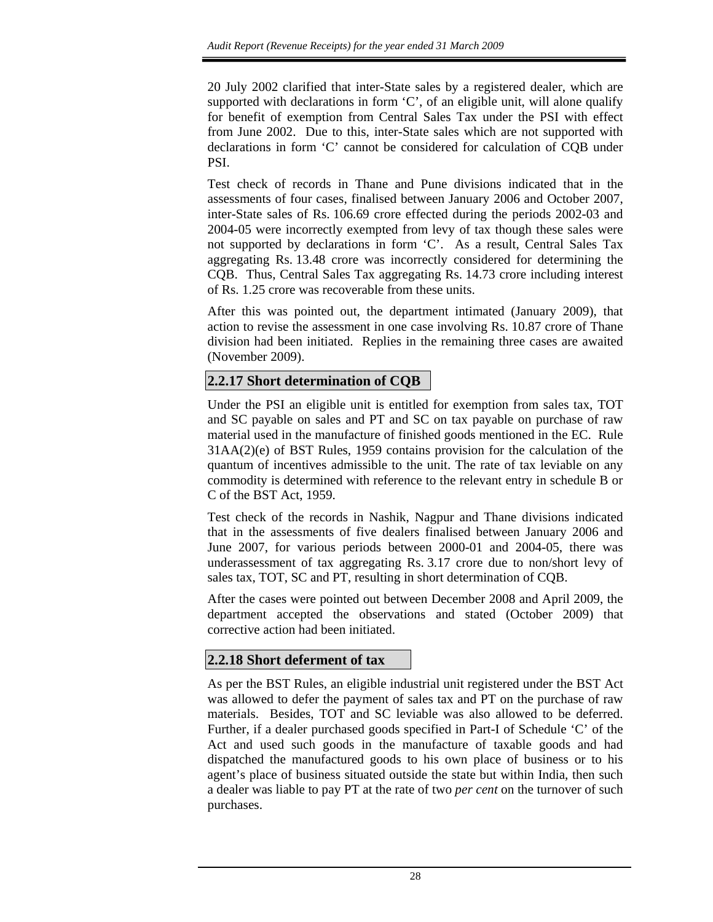20 July 2002 clarified that inter-State sales by a registered dealer, which are supported with declarations in form 'C', of an eligible unit, will alone qualify for benefit of exemption from Central Sales Tax under the PSI with effect from June 2002. Due to this, inter-State sales which are not supported with declarations in form 'C' cannot be considered for calculation of CQB under PSI.

Test check of records in Thane and Pune divisions indicated that in the assessments of four cases, finalised between January 2006 and October 2007, inter-State sales of Rs. 106.69 crore effected during the periods 2002-03 and 2004-05 were incorrectly exempted from levy of tax though these sales were not supported by declarations in form 'C'. As a result, Central Sales Tax aggregating Rs. 13.48 crore was incorrectly considered for determining the CQB. Thus, Central Sales Tax aggregating Rs. 14.73 crore including interest of Rs. 1.25 crore was recoverable from these units.

After this was pointed out, the department intimated (January 2009), that action to revise the assessment in one case involving Rs. 10.87 crore of Thane division had been initiated. Replies in the remaining three cases are awaited (November 2009).

### 2.2.17 Short determination of CQB

Under the PSI an eligible unit is entitled for exemption from sales tax, TOT and SC payable on sales and PT and SC on tax payable on purchase of raw material used in the manufacture of finished goods mentioned in the EC. Rule 31AA(2)(e) of BST Rules, 1959 contains provision for the calculation of the quantum of incentives admissible to the unit. The rate of tax leviable on any commodity is determined with reference to the relevant entry in schedule B or C of the BST Act, 1959.

Test check of the records in Nashik, Nagpur and Thane divisions indicated that in the assessments of five dealers finalised between January 2006 and June 2007, for various periods between 2000-01 and 2004-05, there was underassessment of tax aggregating Rs. 3.17 crore due to non/short levy of sales tax, TOT, SC and PT, resulting in short determination of CQB.

After the cases were pointed out between December 2008 and April 2009, the department accepted the observations and stated (October 2009) that corrective action had been initiated.

### 2.2.18 Short deferment of tax

As per the BST Rules, an eligible industrial unit registered under the BST Act was allowed to defer the payment of sales tax and PT on the purchase of raw materials. Besides, TOT and SC leviable was also allowed to be deferred. Further, if a dealer purchased goods specified in Part-I of Schedule 'C' of the Act and used such goods in the manufacture of taxable goods and had dispatched the manufactured goods to his own place of business or to his agent's place of business situated outside the state but within India, then such a dealer was liable to pay PT at the rate of two *per cent* on the turnover of such purchases.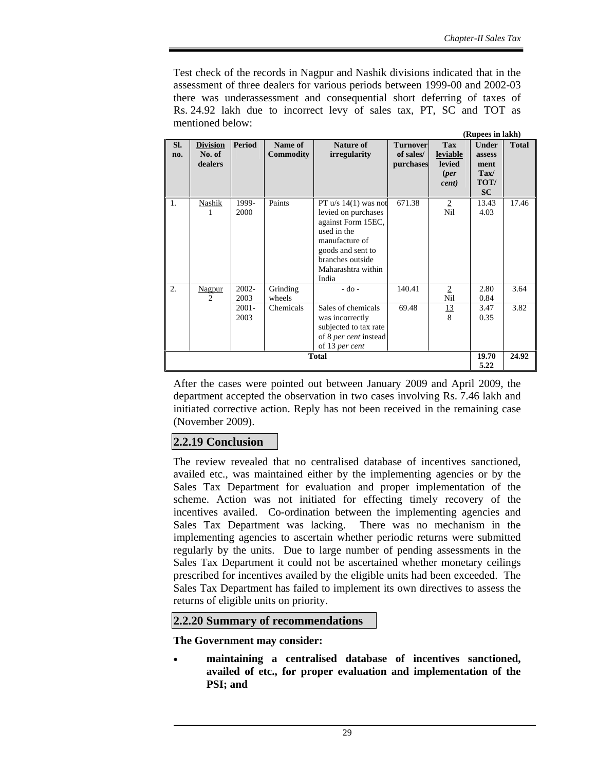Test check of the records in Nagpur and Nashik divisions indicated that in the assessment of three dealers for various periods between 1999-00 and 2002-03 there was underassessment and consequential short deferring of taxes of Rs. 24.92 lakh due to incorrect levy of sales tax, PT, SC and TOT as mentioned below:

(Rupees in lakh)

| Sl. no. | Division No. of dealers | Period | Name of Commodity | Nature of irregularity | Turnover of sales/ purchases | Tax leviable levied (*per cent*) | Under assess ment Tax/ TOT/ SC | Total |
|---|---|---|---|---|---|---|---|---|
| 1. | Nashik 1 | 1999-2000 | Paints | PT u/s 14(1) was not levied on purchases against Form 15EC, used in the manufacture of goods and sent to branches outside Maharashtra within India | 671.38 | 2 / Nil | 13.43 / 4.03 | 17.46 |
| 2. | Nagpur 2 | 2002-2003 | Grinding wheels | - do - | 140.41 | 2 / Nil | 2.80 / 0.84 | 3.64 |
| | | 2001-2003 | Chemicals | Sales of chemicals was incorrectly subjected to tax rate of 8 *per cent* instead of 13 *per cent* | 69.48 | 13 / 8 | 3.47 / 0.35 | 3.82 |
| **Total** | | | | | | | **19.70 / 5.22** | **24.92** |

After the cases were pointed out between January 2009 and April 2009, the department accepted the observation in two cases involving Rs. 7.46 lakh and initiated corrective action. Reply has not been received in the remaining case (November 2009).

## 2.2.19 Conclusion

The review revealed that no centralised database of incentives sanctioned, availed etc., was maintained either by the implementing agencies or by the Sales Tax Department for evaluation and proper implementation of the scheme. Action was not initiated for effecting timely recovery of the incentives availed. Co-ordination between the implementing agencies and Sales Tax Department was lacking. There was no mechanism in the implementing agencies to ascertain whether periodic returns were submitted regularly by the units. Due to large number of pending assessments in the Sales Tax Department it could not be ascertained whether monetary ceilings prescribed for incentives availed by the eligible units had been exceeded. The Sales Tax Department has failed to implement its own directives to assess the returns of eligible units on priority.

## 2.2.20 Summary of recommendations

**The Government may consider:**

- **maintaining a centralised database of incentives sanctioned, availed of etc., for proper evaluation and implementation of the PSI; and**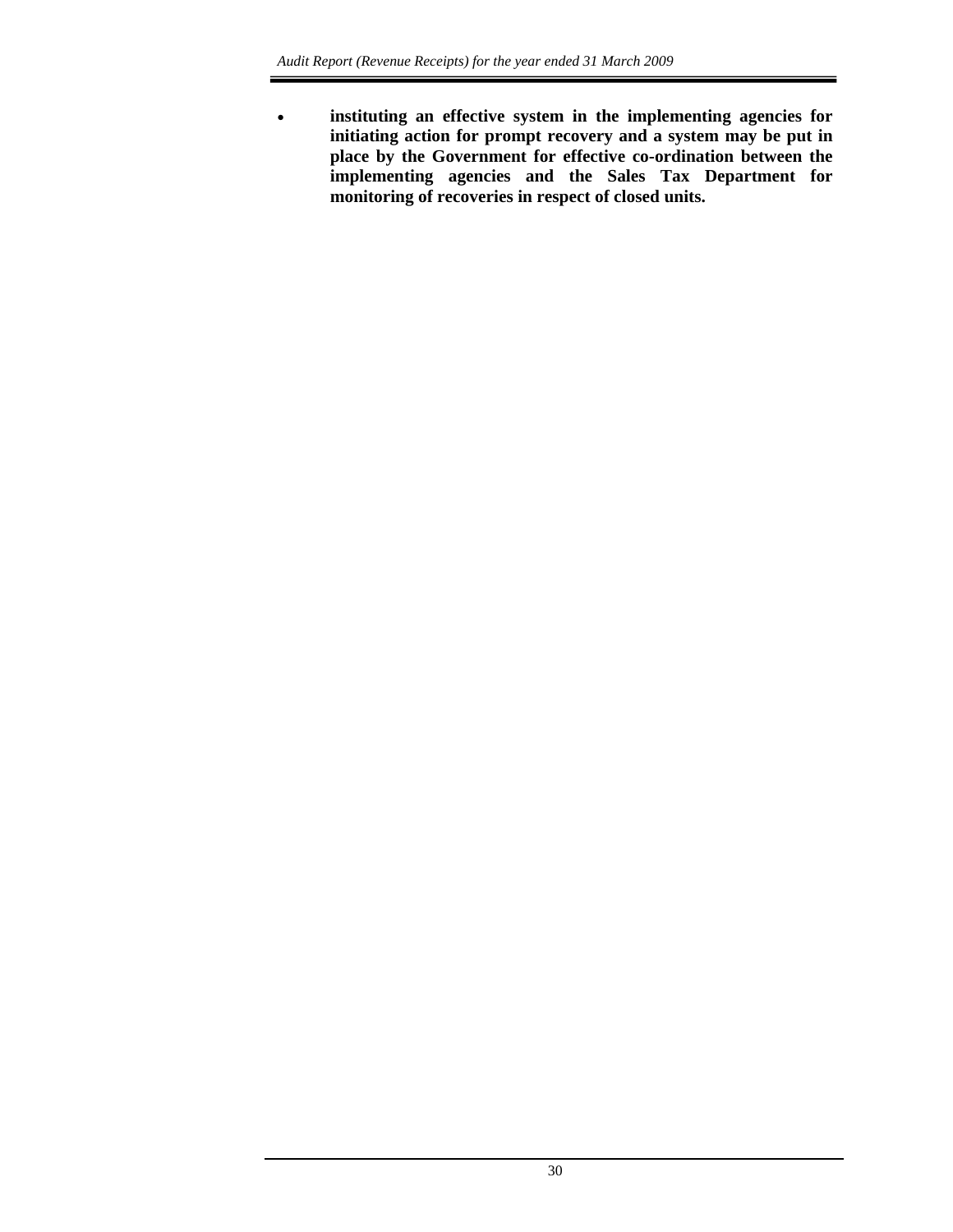- **instituting an effective system in the implementing agencies for initiating action for prompt recovery and a system may be put in place by the Government for effective co-ordination between the implementing agencies and the Sales Tax Department for monitoring of recoveries in respect of closed units.**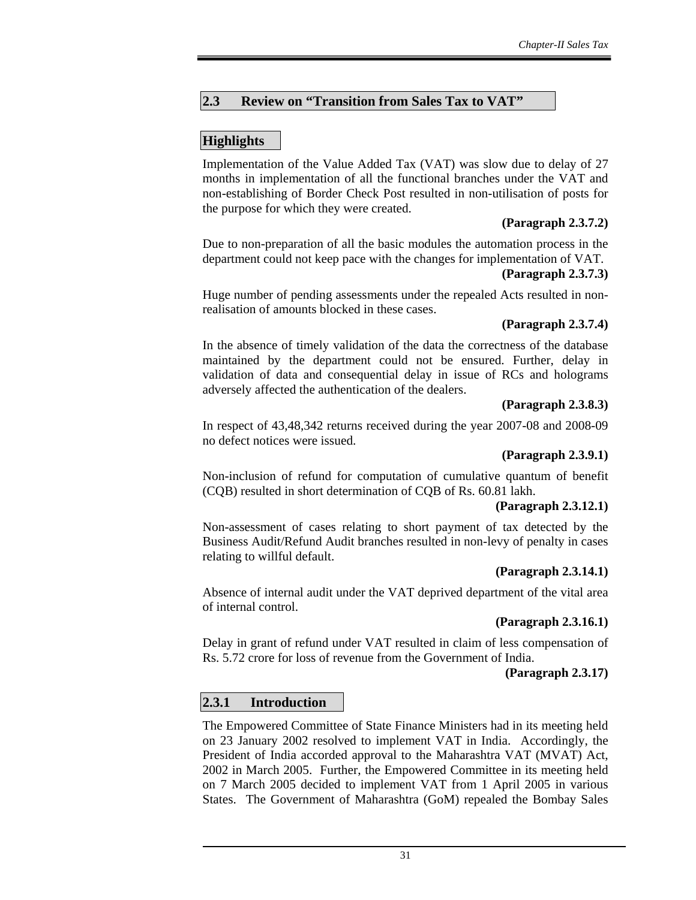## 2.3 Review on "Transition from Sales Tax to VAT"

### Highlights

Implementation of the Value Added Tax (VAT) was slow due to delay of 27 months in implementation of all the functional branches under the VAT and non-establishing of Border Check Post resulted in non-utilisation of posts for the purpose for which they were created.

**(Paragraph 2.3.7.2)**

Due to non-preparation of all the basic modules the automation process in the department could not keep pace with the changes for implementation of VAT.

**(Paragraph 2.3.7.3)**

Huge number of pending assessments under the repealed Acts resulted in non-realisation of amounts blocked in these cases.

**(Paragraph 2.3.7.4)**

In the absence of timely validation of the data the correctness of the database maintained by the department could not be ensured. Further, delay in validation of data and consequential delay in issue of RCs and holograms adversely affected the authentication of the dealers.

**(Paragraph 2.3.8.3)**

In respect of 43,48,342 returns received during the year 2007-08 and 2008-09 no defect notices were issued.

**(Paragraph 2.3.9.1)**

Non-inclusion of refund for computation of cumulative quantum of benefit (CQB) resulted in short determination of CQB of Rs. 60.81 lakh.

**(Paragraph 2.3.12.1)**

Non-assessment of cases relating to short payment of tax detected by the Business Audit/Refund Audit branches resulted in non-levy of penalty in cases relating to willful default.

**(Paragraph 2.3.14.1)**

Absence of internal audit under the VAT deprived department of the vital area of internal control.

**(Paragraph 2.3.16.1)**

Delay in grant of refund under VAT resulted in claim of less compensation of Rs. 5.72 crore for loss of revenue from the Government of India.

**(Paragraph 2.3.17)**

### 2.3.1 Introduction

The Empowered Committee of State Finance Ministers had in its meeting held on 23 January 2002 resolved to implement VAT in India. Accordingly, the President of India accorded approval to the Maharashtra VAT (MVAT) Act, 2002 in March 2005. Further, the Empowered Committee in its meeting held on 7 March 2005 decided to implement VAT from 1 April 2005 in various States. The Government of Maharashtra (GoM) repealed the Bombay Sales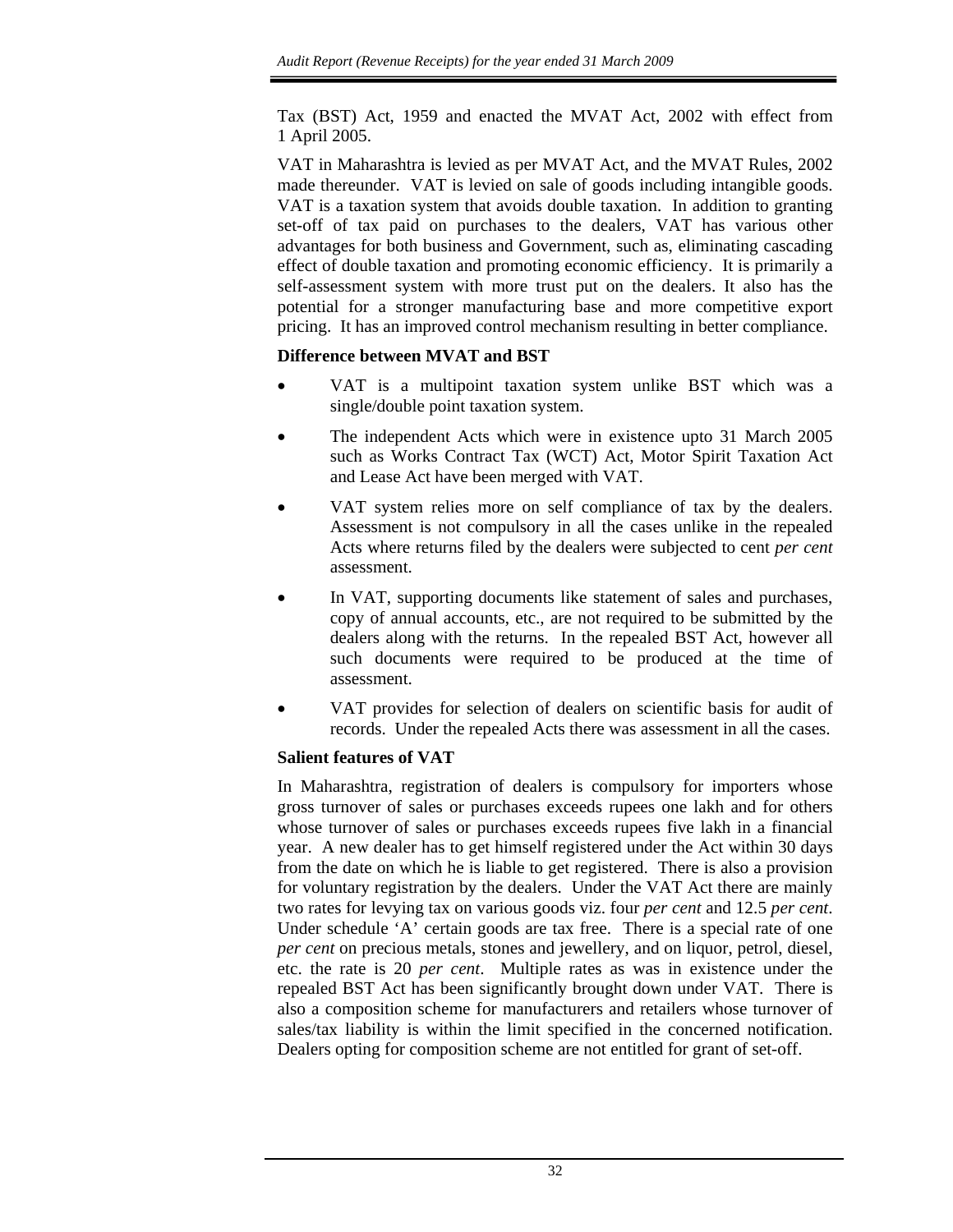Tax (BST) Act, 1959 and enacted the MVAT Act, 2002 with effect from 1 April 2005.

VAT in Maharashtra is levied as per MVAT Act, and the MVAT Rules, 2002 made thereunder. VAT is levied on sale of goods including intangible goods. VAT is a taxation system that avoids double taxation. In addition to granting set-off of tax paid on purchases to the dealers, VAT has various other advantages for both business and Government, such as, eliminating cascading effect of double taxation and promoting economic efficiency. It is primarily a self-assessment system with more trust put on the dealers. It also has the potential for a stronger manufacturing base and more competitive export pricing. It has an improved control mechanism resulting in better compliance.

**Difference between MVAT and BST**

- VAT is a multipoint taxation system unlike BST which was a single/double point taxation system.
- The independent Acts which were in existence upto 31 March 2005 such as Works Contract Tax (WCT) Act, Motor Spirit Taxation Act and Lease Act have been merged with VAT.
- VAT system relies more on self compliance of tax by the dealers. Assessment is not compulsory in all the cases unlike in the repealed Acts where returns filed by the dealers were subjected to cent *per cent* assessment.
- In VAT, supporting documents like statement of sales and purchases, copy of annual accounts, etc., are not required to be submitted by the dealers along with the returns. In the repealed BST Act, however all such documents were required to be produced at the time of assessment.
- VAT provides for selection of dealers on scientific basis for audit of records. Under the repealed Acts there was assessment in all the cases.

**Salient features of VAT**

In Maharashtra, registration of dealers is compulsory for importers whose gross turnover of sales or purchases exceeds rupees one lakh and for others whose turnover of sales or purchases exceeds rupees five lakh in a financial year. A new dealer has to get himself registered under the Act within 30 days from the date on which he is liable to get registered. There is also a provision for voluntary registration by the dealers. Under the VAT Act there are mainly two rates for levying tax on various goods viz. four *per cent* and 12.5 *per cent*. Under schedule 'A' certain goods are tax free. There is a special rate of one *per cent* on precious metals, stones and jewellery, and on liquor, petrol, diesel, etc. the rate is 20 *per cent*. Multiple rates as was in existence under the repealed BST Act has been significantly brought down under VAT. There is also a composition scheme for manufacturers and retailers whose turnover of sales/tax liability is within the limit specified in the concerned notification. Dealers opting for composition scheme are not entitled for grant of set-off.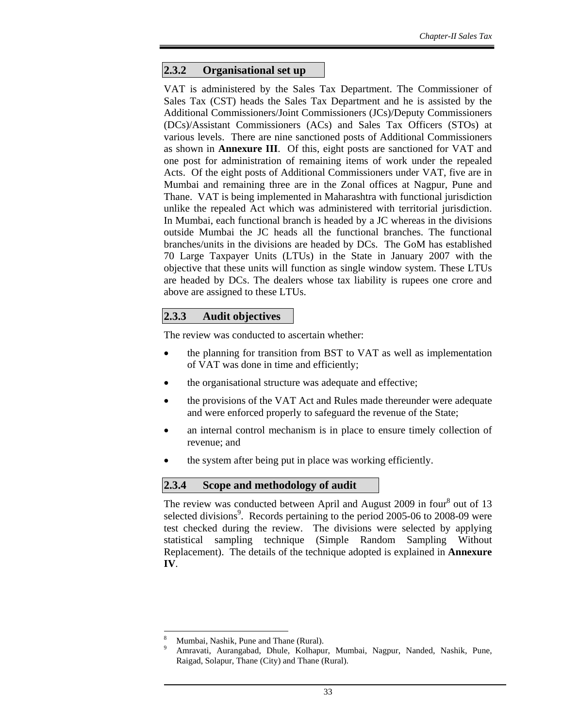### 2.3.2 Organisational set up

VAT is administered by the Sales Tax Department. The Commissioner of Sales Tax (CST) heads the Sales Tax Department and he is assisted by the Additional Commissioners/Joint Commissioners (JCs)/Deputy Commissioners (DCs)/Assistant Commissioners (ACs) and Sales Tax Officers (STOs) at various levels. There are nine sanctioned posts of Additional Commissioners as shown in **Annexure III**. Of this, eight posts are sanctioned for VAT and one post for administration of remaining items of work under the repealed Acts. Of the eight posts of Additional Commissioners under VAT, five are in Mumbai and remaining three are in the Zonal offices at Nagpur, Pune and Thane. VAT is being implemented in Maharashtra with functional jurisdiction unlike the repealed Act which was administered with territorial jurisdiction. In Mumbai, each functional branch is headed by a JC whereas in the divisions outside Mumbai the JC heads all the functional branches. The functional branches/units in the divisions are headed by DCs. The GoM has established 70 Large Taxpayer Units (LTUs) in the State in January 2007 with the objective that these units will function as single window system. These LTUs are headed by DCs. The dealers whose tax liability is rupees one crore and above are assigned to these LTUs.

### 2.3.3 Audit objectives

The review was conducted to ascertain whether:

- the planning for transition from BST to VAT as well as implementation of VAT was done in time and efficiently;
- the organisational structure was adequate and effective;
- the provisions of the VAT Act and Rules made thereunder were adequate and were enforced properly to safeguard the revenue of the State;
- an internal control mechanism is in place to ensure timely collection of revenue; and
- the system after being put in place was working efficiently.

### 2.3.4 Scope and methodology of audit

The review was conducted between April and August 2009 in four[8] out of 13 selected divisions[9]. Records pertaining to the period 2005-06 to 2008-09 were test checked during the review. The divisions were selected by applying statistical sampling technique (Simple Random Sampling Without Replacement). The details of the technique adopted is explained in **Annexure IV**.

---

[8] Mumbai, Nashik, Pune and Thane (Rural).

[9] Amravati, Aurangabad, Dhule, Kolhapur, Mumbai, Nagpur, Nanded, Nashik, Pune, Raigad, Solapur, Thane (City) and Thane (Rural).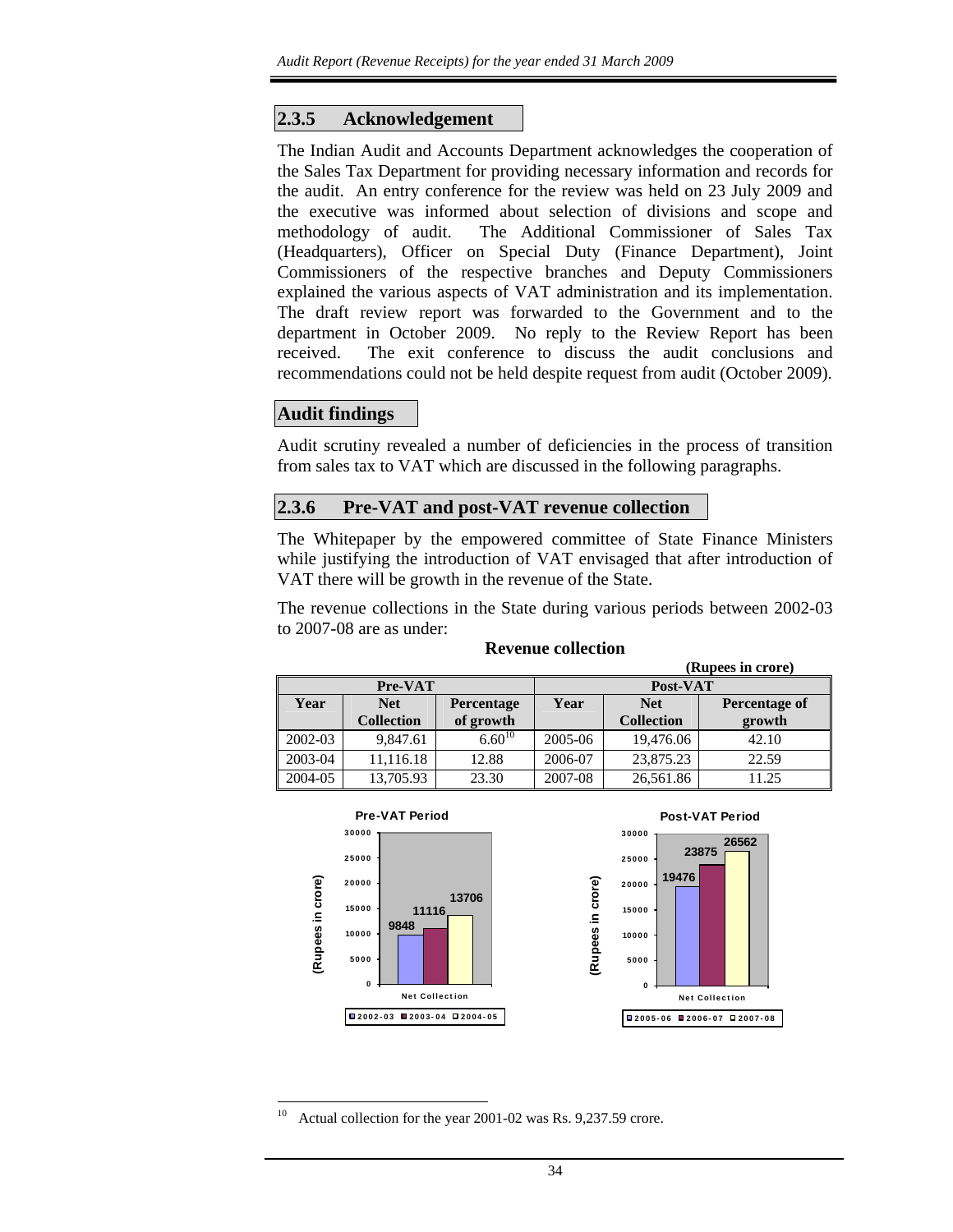## 2.3.5 Acknowledgement

The Indian Audit and Accounts Department acknowledges the cooperation of the Sales Tax Department for providing necessary information and records for the audit. An entry conference for the review was held on 23 July 2009 and the executive was informed about selection of divisions and scope and methodology of audit. The Additional Commissioner of Sales Tax (Headquarters), Officer on Special Duty (Finance Department), Joint Commissioners of the respective branches and Deputy Commissioners explained the various aspects of VAT administration and its implementation. The draft review report was forwarded to the Government and to the department in October 2009. No reply to the Review Report has been received. The exit conference to discuss the audit conclusions and recommendations could not be held despite request from audit (October 2009).

## Audit findings

Audit scrutiny revealed a number of deficiencies in the process of transition from sales tax to VAT which are discussed in the following paragraphs.

## 2.3.6 Pre-VAT and post-VAT revenue collection

The Whitepaper by the empowered committee of State Finance Ministers while justifying the introduction of VAT envisaged that after introduction of VAT there will be growth in the revenue of the State.

The revenue collections in the State during various periods between 2002-03 to 2007-08 are as under:

**Revenue collection**

**(Rupees in crore)**

| Pre-VAT | | | Post-VAT | | |
|---|---|---|---|---|---|
| **Year** | **Net Collection** | **Percentage of growth** | **Year** | **Net Collection** | **Percentage of growth** |
| 2002-03 | 9,847.61 | 6.60[10] | 2005-06 | 19,476.06 | 42.10 |
| 2003-04 | 11,116.18 | 12.88 | 2006-07 | 23,875.23 | 22.59 |
| 2004-05 | 13,705.93 | 23.30 | 2007-08 | 26,561.86 | 11.25 |

**Pre-VAT Period**

| Net Collection (Rupees in crore) | |
|---|---|
| 2002-03 | 9848 |
| 2003-04 | 11116 |
| 2004-05 | 13706 |

**Post-VAT Period**

| Net Collection (Rupees in crore) | |
|---|---|
| 2005-06 | 19476 |
| 2006-07 | 23875 |
| 2007-08 | 26562 |

---

[10] Actual collection for the year 2001-02 was Rs. 9,237.59 crore.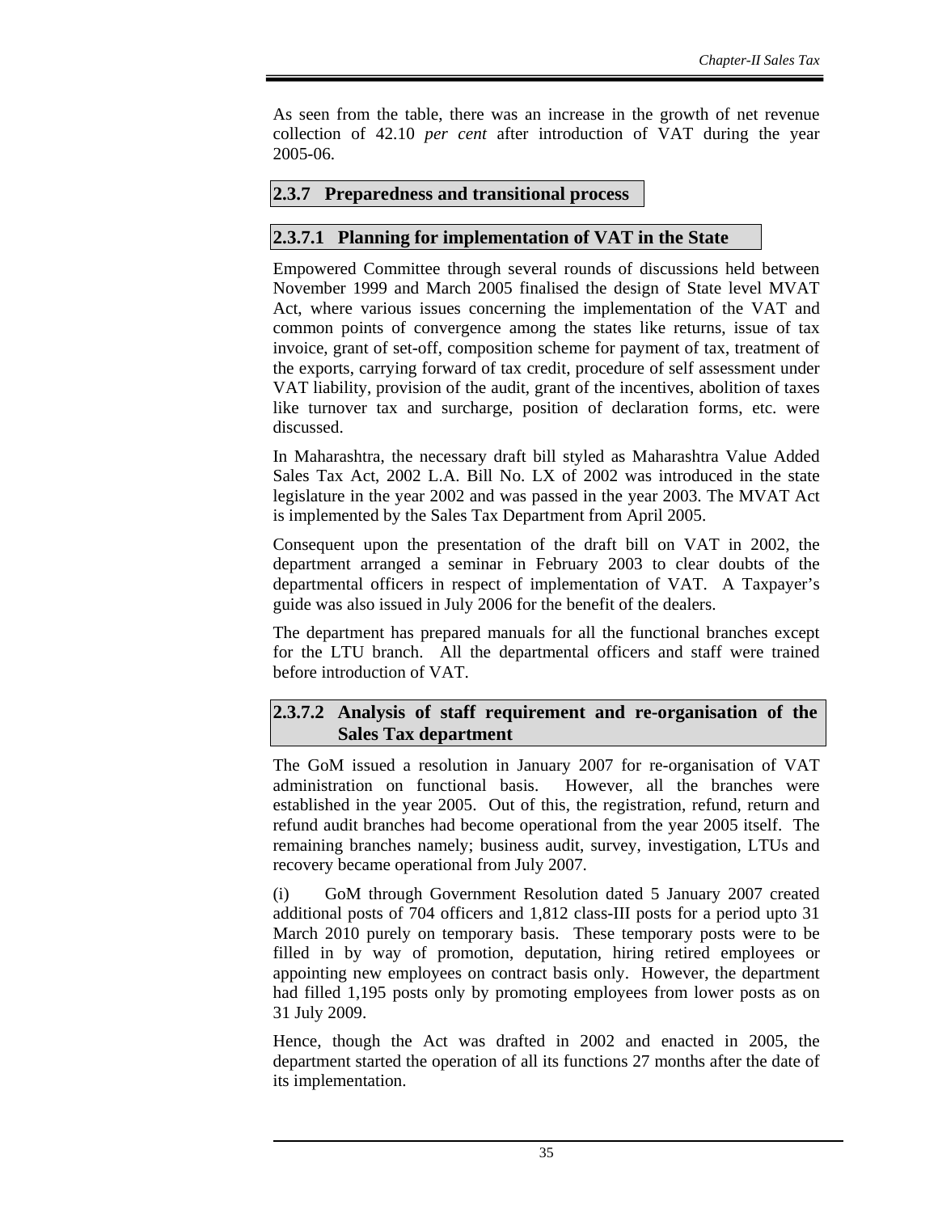As seen from the table, there was an increase in the growth of net revenue collection of 42.10 *per cent* after introduction of VAT during the year 2005-06.

### 2.3.7 Preparedness and transitional process

#### 2.3.7.1 Planning for implementation of VAT in the State

Empowered Committee through several rounds of discussions held between November 1999 and March 2005 finalised the design of State level MVAT Act, where various issues concerning the implementation of the VAT and common points of convergence among the states like returns, issue of tax invoice, grant of set-off, composition scheme for payment of tax, treatment of the exports, carrying forward of tax credit, procedure of self assessment under VAT liability, provision of the audit, grant of the incentives, abolition of taxes like turnover tax and surcharge, position of declaration forms, etc. were discussed.

In Maharashtra, the necessary draft bill styled as Maharashtra Value Added Sales Tax Act, 2002 L.A. Bill No. LX of 2002 was introduced in the state legislature in the year 2002 and was passed in the year 2003. The MVAT Act is implemented by the Sales Tax Department from April 2005.

Consequent upon the presentation of the draft bill on VAT in 2002, the department arranged a seminar in February 2003 to clear doubts of the departmental officers in respect of implementation of VAT. A Taxpayer's guide was also issued in July 2006 for the benefit of the dealers.

The department has prepared manuals for all the functional branches except for the LTU branch. All the departmental officers and staff were trained before introduction of VAT.

#### 2.3.7.2 Analysis of staff requirement and re-organisation of the Sales Tax department

The GoM issued a resolution in January 2007 for re-organisation of VAT administration on functional basis. However, all the branches were established in the year 2005. Out of this, the registration, refund, return and refund audit branches had become operational from the year 2005 itself. The remaining branches namely; business audit, survey, investigation, LTUs and recovery became operational from July 2007.

(i) GoM through Government Resolution dated 5 January 2007 created additional posts of 704 officers and 1,812 class-III posts for a period upto 31 March 2010 purely on temporary basis. These temporary posts were to be filled in by way of promotion, deputation, hiring retired employees or appointing new employees on contract basis only. However, the department had filled 1,195 posts only by promoting employees from lower posts as on 31 July 2009.

Hence, though the Act was drafted in 2002 and enacted in 2005, the department started the operation of all its functions 27 months after the date of its implementation.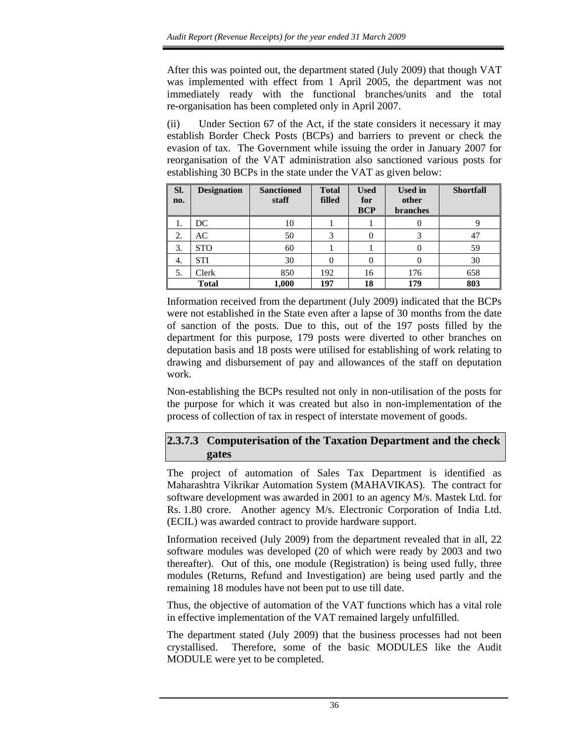After this was pointed out, the department stated (July 2009) that though VAT was implemented with effect from 1 April 2005, the department was not immediately ready with the functional branches/units and the total re-organisation has been completed only in April 2007.

(ii) Under Section 67 of the Act, if the state considers it necessary it may establish Border Check Posts (BCPs) and barriers to prevent or check the evasion of tax. The Government while issuing the order in January 2007 for reorganisation of the VAT administration also sanctioned various posts for establishing 30 BCPs in the state under the VAT as given below:

| Sl. no. | Designation | Sanctioned staff | Total filled | Used for BCP | Used in other branches | Shortfall |
|---|---|---|---|---|---|---|
| 1. | DC | 10 | 1 | 1 | 0 | 9 |
| 2. | AC | 50 | 3 | 0 | 3 | 47 |
| 3. | STO | 60 | 1 | 1 | 0 | 59 |
| 4. | STI | 30 | 0 | 0 | 0 | 30 |
| 5. | Clerk | 850 | 192 | 16 | 176 | 658 |
| | **Total** | **1,000** | **197** | **18** | **179** | **803** |

Information received from the department (July 2009) indicated that the BCPs were not established in the State even after a lapse of 30 months from the date of sanction of the posts. Due to this, out of the 197 posts filled by the department for this purpose, 179 posts were diverted to other branches on deputation basis and 18 posts were utilised for establishing of work relating to drawing and disbursement of pay and allowances of the staff on deputation work.

Non-establishing the BCPs resulted not only in non-utilisation of the posts for the purpose for which it was created but also in non-implementation of the process of collection of tax in respect of interstate movement of goods.

### 2.3.7.3 Computerisation of the Taxation Department and the check gates

The project of automation of Sales Tax Department is identified as Maharashtra Vikrikar Automation System (MAHAVIKAS). The contract for software development was awarded in 2001 to an agency M/s. Mastek Ltd. for Rs. 1.80 crore. Another agency M/s. Electronic Corporation of India Ltd. (ECIL) was awarded contract to provide hardware support.

Information received (July 2009) from the department revealed that in all, 22 software modules was developed (20 of which were ready by 2003 and two thereafter). Out of this, one module (Registration) is being used fully, three modules (Returns, Refund and Investigation) are being used partly and the remaining 18 modules have not been put to use till date.

Thus, the objective of automation of the VAT functions which has a vital role in effective implementation of the VAT remained largely unfulfilled.

The department stated (July 2009) that the business processes had not been crystallised. Therefore, some of the basic MODULES like the Audit MODULE were yet to be completed.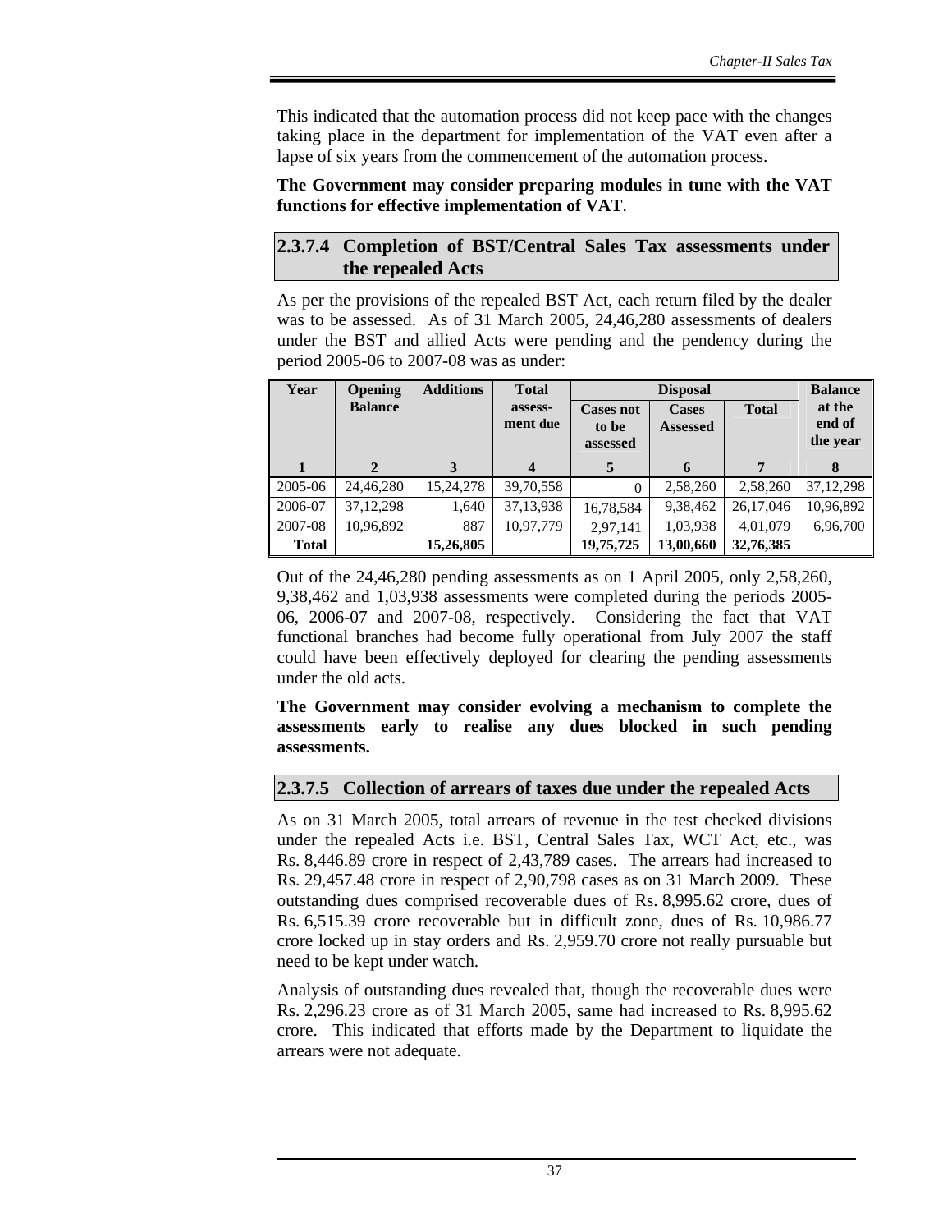This indicated that the automation process did not keep pace with the changes taking place in the department for implementation of the VAT even after a lapse of six years from the commencement of the automation process.

**The Government may consider preparing modules in tune with the VAT functions for effective implementation of VAT**.

### 2.3.7.4 Completion of BST/Central Sales Tax assessments under the repealed Acts

As per the provisions of the repealed BST Act, each return filed by the dealer was to be assessed. As of 31 March 2005, 24,46,280 assessments of dealers under the BST and allied Acts were pending and the pendency during the period 2005-06 to 2007-08 was as under:

| Year | Opening Balance | Additions | Total assess-ment due | Disposal | | | Balance at the end of the year |
|---|---|---|---|---|---|---|---|
| | | | | Cases not to be assessed | Cases Assessed | Total | |
| 1 | 2 | 3 | 4 | 5 | 6 | 7 | 8 |
| 2005-06 | 24,46,280 | 15,24,278 | 39,70,558 | 0 | 2,58,260 | 2,58,260 | 37,12,298 |
| 2006-07 | 37,12,298 | 1,640 | 37,13,938 | 16,78,584 | 9,38,462 | 26,17,046 | 10,96,892 |
| 2007-08 | 10,96,892 | 887 | 10,97,779 | 2,97,141 | 1,03,938 | 4,01,079 | 6,96,700 |
| **Total** | | **15,26,805** | | **19,75,725** | **13,00,660** | **32,76,385** | |

Out of the 24,46,280 pending assessments as on 1 April 2005, only 2,58,260, 9,38,462 and 1,03,938 assessments were completed during the periods 2005-06, 2006-07 and 2007-08, respectively. Considering the fact that VAT functional branches had become fully operational from July 2007 the staff could have been effectively deployed for clearing the pending assessments under the old acts.

**The Government may consider evolving a mechanism to complete the assessments early to realise any dues blocked in such pending assessments.**

### 2.3.7.5 Collection of arrears of taxes due under the repealed Acts

As on 31 March 2005, total arrears of revenue in the test checked divisions under the repealed Acts i.e. BST, Central Sales Tax, WCT Act, etc., was Rs. 8,446.89 crore in respect of 2,43,789 cases. The arrears had increased to Rs. 29,457.48 crore in respect of 2,90,798 cases as on 31 March 2009. These outstanding dues comprised recoverable dues of Rs. 8,995.62 crore, dues of Rs. 6,515.39 crore recoverable but in difficult zone, dues of Rs. 10,986.77 crore locked up in stay orders and Rs. 2,959.70 crore not really pursuable but need to be kept under watch.

Analysis of outstanding dues revealed that, though the recoverable dues were Rs. 2,296.23 crore as of 31 March 2005, same had increased to Rs. 8,995.62 crore. This indicated that efforts made by the Department to liquidate the arrears were not adequate.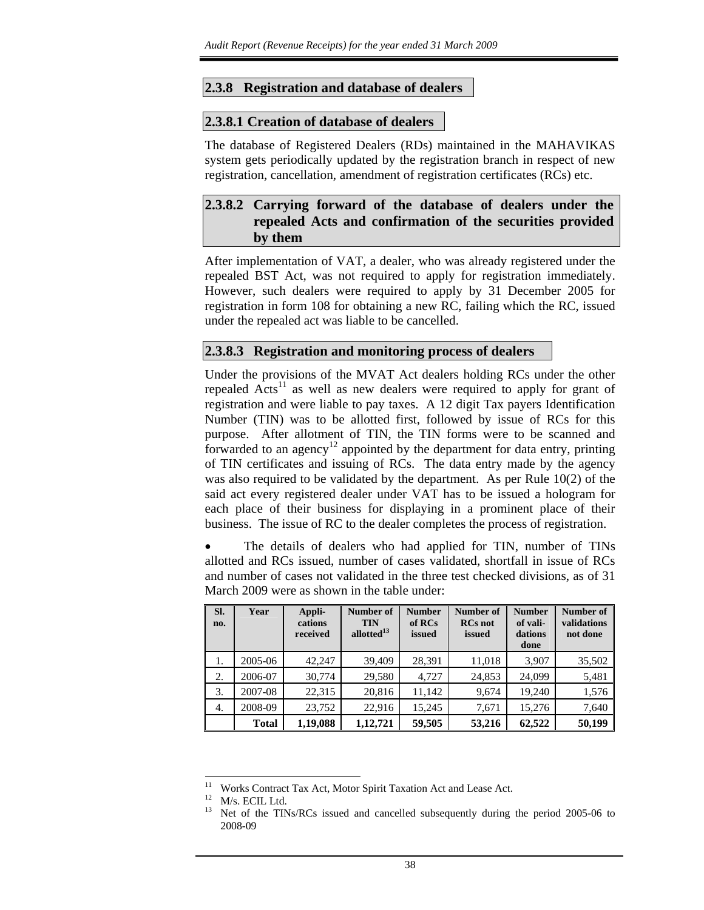## 2.3.8 Registration and database of dealers

### 2.3.8.1 Creation of database of dealers

The database of Registered Dealers (RDs) maintained in the MAHAVIKAS system gets periodically updated by the registration branch in respect of new registration, cancellation, amendment of registration certificates (RCs) etc.

### 2.3.8.2 Carrying forward of the database of dealers under the repealed Acts and confirmation of the securities provided by them

After implementation of VAT, a dealer, who was already registered under the repealed BST Act, was not required to apply for registration immediately. However, such dealers were required to apply by 31 December 2005 for registration in form 108 for obtaining a new RC, failing which the RC, issued under the repealed act was liable to be cancelled.

### 2.3.8.3 Registration and monitoring process of dealers

Under the provisions of the MVAT Act dealers holding RCs under the other repealed Acts[11] as well as new dealers were required to apply for grant of registration and were liable to pay taxes. A 12 digit Tax payers Identification Number (TIN) was to be allotted first, followed by issue of RCs for this purpose. After allotment of TIN, the TIN forms were to be scanned and forwarded to an agency[12] appointed by the department for data entry, printing of TIN certificates and issuing of RCs. The data entry made by the agency was also required to be validated by the department. As per Rule 10(2) of the said act every registered dealer under VAT has to be issued a hologram for each place of their business for displaying in a prominent place of their business. The issue of RC to the dealer completes the process of registration.

- The details of dealers who had applied for TIN, number of TINs allotted and RCs issued, number of cases validated, shortfall in issue of RCs and number of cases not validated in the three test checked divisions, as of 31 March 2009 were as shown in the table under:

| Sl. no. | Year | Applications received | Number of TIN allotted[13] | Number of RCs issued | Number of RCs not issued | Number of validations done | Number of validations not done |
|---|---|---|---|---|---|---|---|
| 1. | 2005-06 | 42,247 | 39,409 | 28,391 | 11,018 | 3,907 | 35,502 |
| 2. | 2006-07 | 30,774 | 29,580 | 4,727 | 24,853 | 24,099 | 5,481 |
| 3. | 2007-08 | 22,315 | 20,816 | 11,142 | 9,674 | 19,240 | 1,576 |
| 4. | 2008-09 | 23,752 | 22,916 | 15,245 | 7,671 | 15,276 | 7,640 |
| | **Total** | **1,19,088** | **1,12,721** | **59,505** | **53,216** | **62,522** | **50,199** |

[11] Works Contract Tax Act, Motor Spirit Taxation Act and Lease Act.

[12] M/s. ECIL Ltd.

[13] Net of the TINs/RCs issued and cancelled subsequently during the period 2005-06 to 2008-09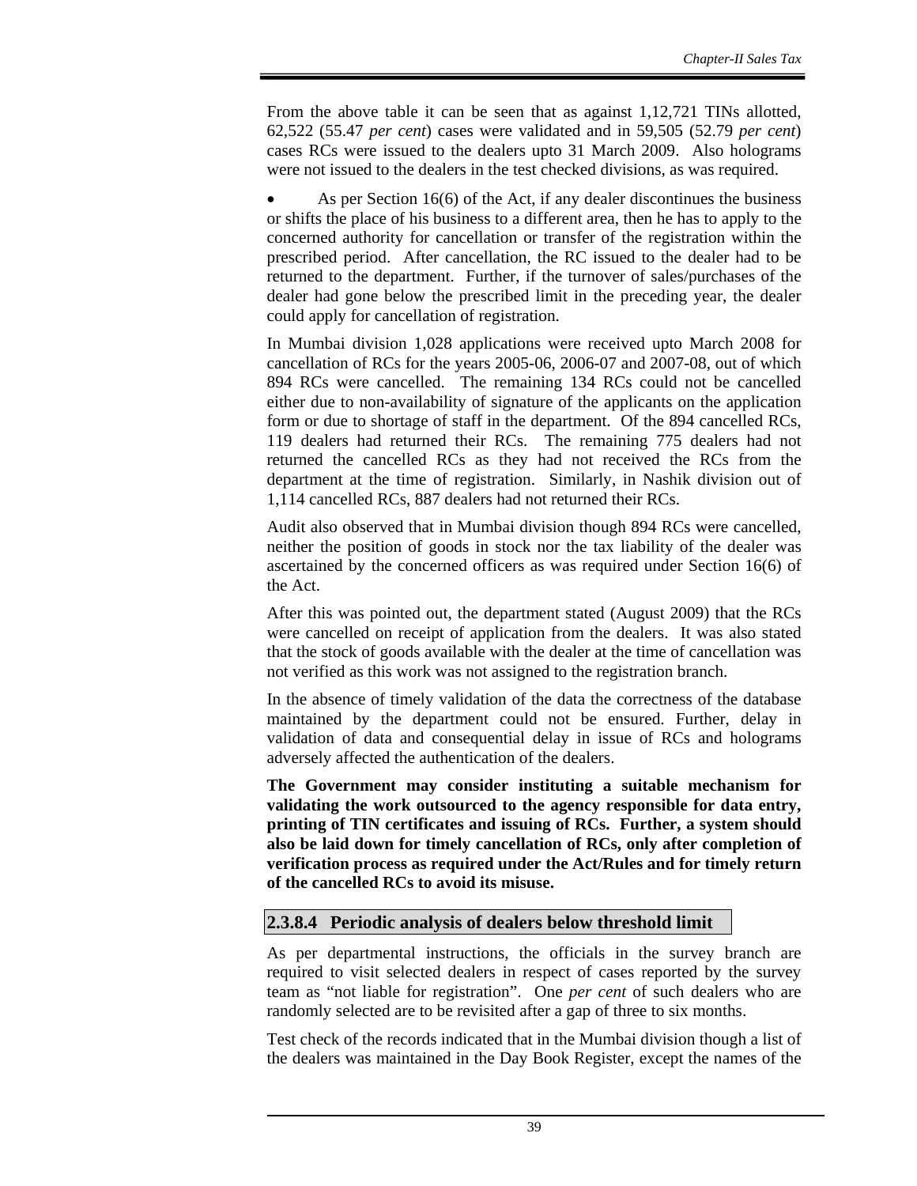From the above table it can be seen that as against 1,12,721 TINs allotted, 62,522 (55.47 *per cent*) cases were validated and in 59,505 (52.79 *per cent*) cases RCs were issued to the dealers upto 31 March 2009. Also holograms were not issued to the dealers in the test checked divisions, as was required.

- As per Section 16(6) of the Act, if any dealer discontinues the business or shifts the place of his business to a different area, then he has to apply to the concerned authority for cancellation or transfer of the registration within the prescribed period. After cancellation, the RC issued to the dealer had to be returned to the department. Further, if the turnover of sales/purchases of the dealer had gone below the prescribed limit in the preceding year, the dealer could apply for cancellation of registration.

In Mumbai division 1,028 applications were received upto March 2008 for cancellation of RCs for the years 2005-06, 2006-07 and 2007-08, out of which 894 RCs were cancelled. The remaining 134 RCs could not be cancelled either due to non-availability of signature of the applicants on the application form or due to shortage of staff in the department. Of the 894 cancelled RCs, 119 dealers had returned their RCs. The remaining 775 dealers had not returned the cancelled RCs as they had not received the RCs from the department at the time of registration. Similarly, in Nashik division out of 1,114 cancelled RCs, 887 dealers had not returned their RCs.

Audit also observed that in Mumbai division though 894 RCs were cancelled, neither the position of goods in stock nor the tax liability of the dealer was ascertained by the concerned officers as was required under Section 16(6) of the Act.

After this was pointed out, the department stated (August 2009) that the RCs were cancelled on receipt of application from the dealers. It was also stated that the stock of goods available with the dealer at the time of cancellation was not verified as this work was not assigned to the registration branch.

In the absence of timely validation of the data the correctness of the database maintained by the department could not be ensured. Further, delay in validation of data and consequential delay in issue of RCs and holograms adversely affected the authentication of the dealers.

**The Government may consider instituting a suitable mechanism for validating the work outsourced to the agency responsible for data entry, printing of TIN certificates and issuing of RCs. Further, a system should also be laid down for timely cancellation of RCs, only after completion of verification process as required under the Act/Rules and for timely return of the cancelled RCs to avoid its misuse.**

#### 2.3.8.4 Periodic analysis of dealers below threshold limit

As per departmental instructions, the officials in the survey branch are required to visit selected dealers in respect of cases reported by the survey team as "not liable for registration". One *per cent* of such dealers who are randomly selected are to be revisited after a gap of three to six months.

Test check of the records indicated that in the Mumbai division though a list of the dealers was maintained in the Day Book Register, except the names of the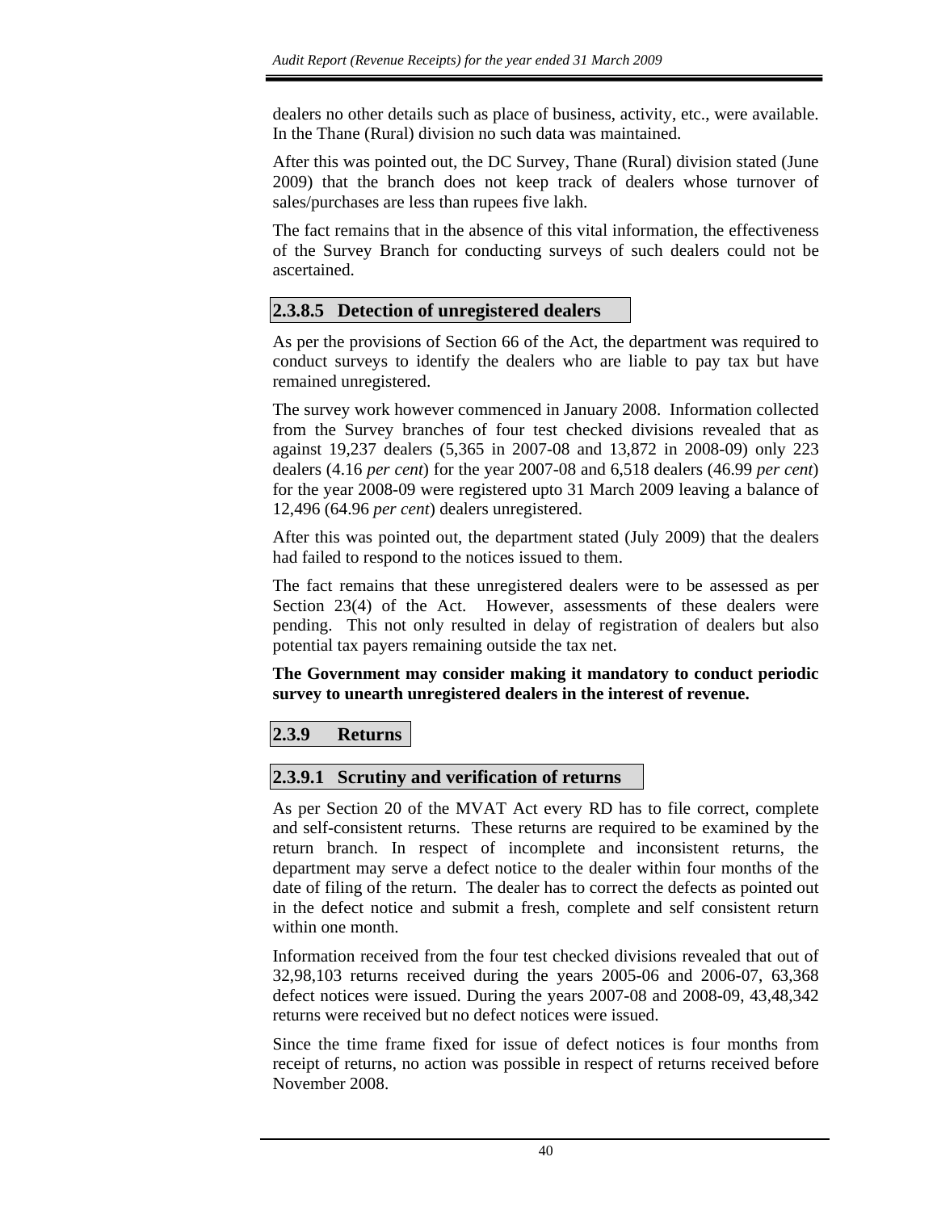dealers no other details such as place of business, activity, etc., were available. In the Thane (Rural) division no such data was maintained.

After this was pointed out, the DC Survey, Thane (Rural) division stated (June 2009) that the branch does not keep track of dealers whose turnover of sales/purchases are less than rupees five lakh.

The fact remains that in the absence of this vital information, the effectiveness of the Survey Branch for conducting surveys of such dealers could not be ascertained.

#### 2.3.8.5 Detection of unregistered dealers

As per the provisions of Section 66 of the Act, the department was required to conduct surveys to identify the dealers who are liable to pay tax but have remained unregistered.

The survey work however commenced in January 2008. Information collected from the Survey branches of four test checked divisions revealed that as against 19,237 dealers (5,365 in 2007-08 and 13,872 in 2008-09) only 223 dealers (4.16 *per cent*) for the year 2007-08 and 6,518 dealers (46.99 *per cent*) for the year 2008-09 were registered upto 31 March 2009 leaving a balance of 12,496 (64.96 *per cent*) dealers unregistered.

After this was pointed out, the department stated (July 2009) that the dealers had failed to respond to the notices issued to them.

The fact remains that these unregistered dealers were to be assessed as per Section 23(4) of the Act. However, assessments of these dealers were pending. This not only resulted in delay of registration of dealers but also potential tax payers remaining outside the tax net.

**The Government may consider making it mandatory to conduct periodic survey to unearth unregistered dealers in the interest of revenue.**

### 2.3.9 Returns

#### 2.3.9.1 Scrutiny and verification of returns

As per Section 20 of the MVAT Act every RD has to file correct, complete and self-consistent returns. These returns are required to be examined by the return branch. In respect of incomplete and inconsistent returns, the department may serve a defect notice to the dealer within four months of the date of filing of the return. The dealer has to correct the defects as pointed out in the defect notice and submit a fresh, complete and self consistent return within one month.

Information received from the four test checked divisions revealed that out of 32,98,103 returns received during the years 2005-06 and 2006-07, 63,368 defect notices were issued. During the years 2007-08 and 2008-09, 43,48,342 returns were received but no defect notices were issued.

Since the time frame fixed for issue of defect notices is four months from receipt of returns, no action was possible in respect of returns received before November 2008.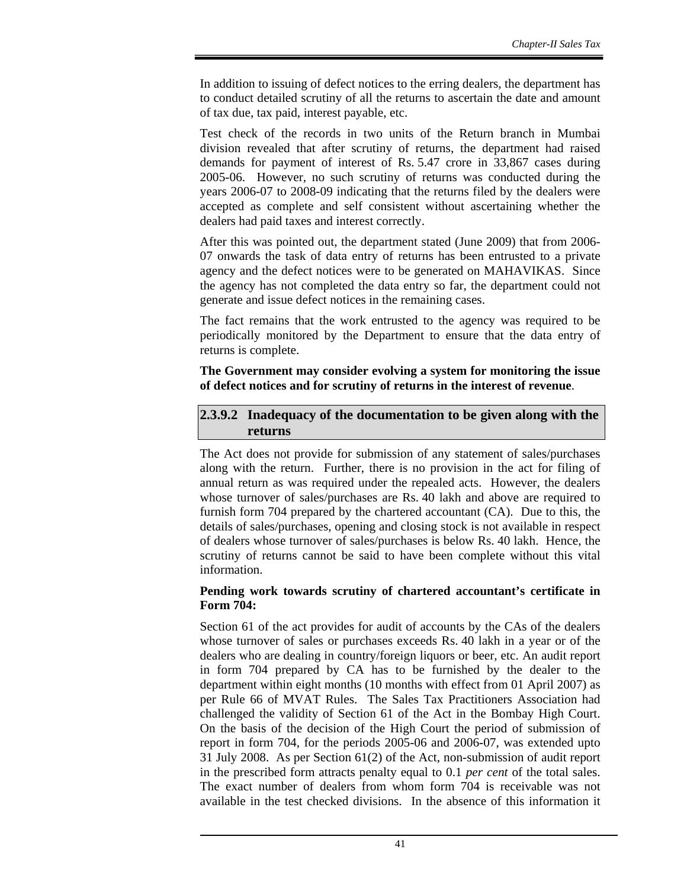In addition to issuing of defect notices to the erring dealers, the department has to conduct detailed scrutiny of all the returns to ascertain the date and amount of tax due, tax paid, interest payable, etc.

Test check of the records in two units of the Return branch in Mumbai division revealed that after scrutiny of returns, the department had raised demands for payment of interest of Rs. 5.47 crore in 33,867 cases during 2005-06. However, no such scrutiny of returns was conducted during the years 2006-07 to 2008-09 indicating that the returns filed by the dealers were accepted as complete and self consistent without ascertaining whether the dealers had paid taxes and interest correctly.

After this was pointed out, the department stated (June 2009) that from 2006-07 onwards the task of data entry of returns has been entrusted to a private agency and the defect notices were to be generated on MAHAVIKAS. Since the agency has not completed the data entry so far, the department could not generate and issue defect notices in the remaining cases.

The fact remains that the work entrusted to the agency was required to be periodically monitored by the Department to ensure that the data entry of returns is complete.

**The Government may consider evolving a system for monitoring the issue of defect notices and for scrutiny of returns in the interest of revenue**.

### 2.3.9.2 Inadequacy of the documentation to be given along with the returns

The Act does not provide for submission of any statement of sales/purchases along with the return. Further, there is no provision in the act for filing of annual return as was required under the repealed acts. However, the dealers whose turnover of sales/purchases are Rs. 40 lakh and above are required to furnish form 704 prepared by the chartered accountant (CA). Due to this, the details of sales/purchases, opening and closing stock is not available in respect of dealers whose turnover of sales/purchases is below Rs. 40 lakh. Hence, the scrutiny of returns cannot be said to have been complete without this vital information.

**Pending work towards scrutiny of chartered accountant's certificate in Form 704:**

Section 61 of the act provides for audit of accounts by the CAs of the dealers whose turnover of sales or purchases exceeds Rs. 40 lakh in a year or of the dealers who are dealing in country/foreign liquors or beer, etc. An audit report in form 704 prepared by CA has to be furnished by the dealer to the department within eight months (10 months with effect from 01 April 2007) as per Rule 66 of MVAT Rules. The Sales Tax Practitioners Association had challenged the validity of Section 61 of the Act in the Bombay High Court. On the basis of the decision of the High Court the period of submission of report in form 704, for the periods 2005-06 and 2006-07, was extended upto 31 July 2008. As per Section 61(2) of the Act, non-submission of audit report in the prescribed form attracts penalty equal to 0.1 *per cent* of the total sales. The exact number of dealers from whom form 704 is receivable was not available in the test checked divisions. In the absence of this information it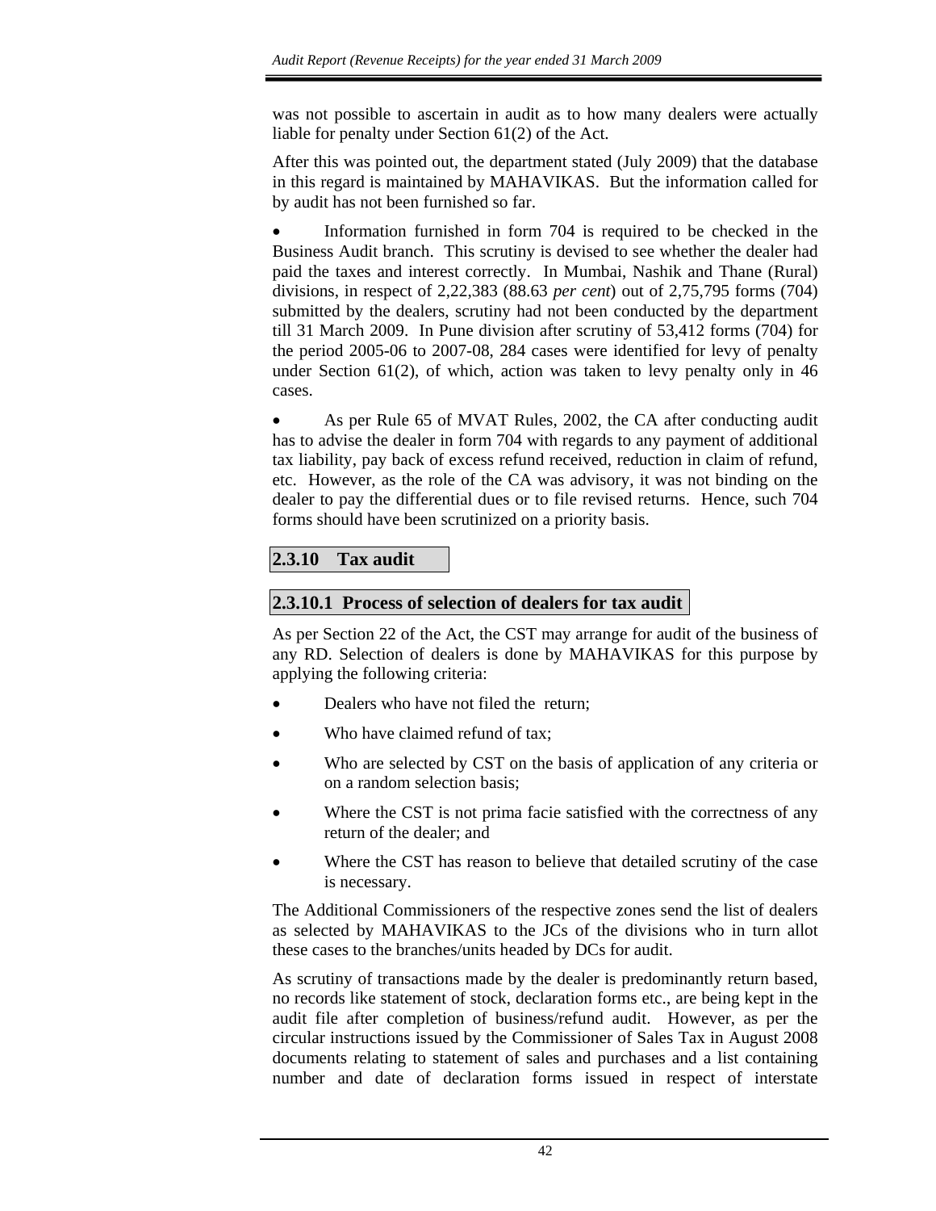was not possible to ascertain in audit as to how many dealers were actually liable for penalty under Section 61(2) of the Act.

After this was pointed out, the department stated (July 2009) that the database in this regard is maintained by MAHAVIKAS. But the information called for by audit has not been furnished so far.

- Information furnished in form 704 is required to be checked in the Business Audit branch. This scrutiny is devised to see whether the dealer had paid the taxes and interest correctly. In Mumbai, Nashik and Thane (Rural) divisions, in respect of 2,22,383 (88.63 *per cent*) out of 2,75,795 forms (704) submitted by the dealers, scrutiny had not been conducted by the department till 31 March 2009. In Pune division after scrutiny of 53,412 forms (704) for the period 2005-06 to 2007-08, 284 cases were identified for levy of penalty under Section 61(2), of which, action was taken to levy penalty only in 46 cases.

- As per Rule 65 of MVAT Rules, 2002, the CA after conducting audit has to advise the dealer in form 704 with regards to any payment of additional tax liability, pay back of excess refund received, reduction in claim of refund, etc. However, as the role of the CA was advisory, it was not binding on the dealer to pay the differential dues or to file revised returns. Hence, such 704 forms should have been scrutinized on a priority basis.

## 2.3.10 Tax audit

### 2.3.10.1 Process of selection of dealers for tax audit

As per Section 22 of the Act, the CST may arrange for audit of the business of any RD. Selection of dealers is done by MAHAVIKAS for this purpose by applying the following criteria:

- Dealers who have not filed the return;
- Who have claimed refund of tax;
- Who are selected by CST on the basis of application of any criteria or on a random selection basis;
- Where the CST is not prima facie satisfied with the correctness of any return of the dealer; and
- Where the CST has reason to believe that detailed scrutiny of the case is necessary.

The Additional Commissioners of the respective zones send the list of dealers as selected by MAHAVIKAS to the JCs of the divisions who in turn allot these cases to the branches/units headed by DCs for audit.

As scrutiny of transactions made by the dealer is predominantly return based, no records like statement of stock, declaration forms etc., are being kept in the audit file after completion of business/refund audit. However, as per the circular instructions issued by the Commissioner of Sales Tax in August 2008 documents relating to statement of sales and purchases and a list containing number and date of declaration forms issued in respect of interstate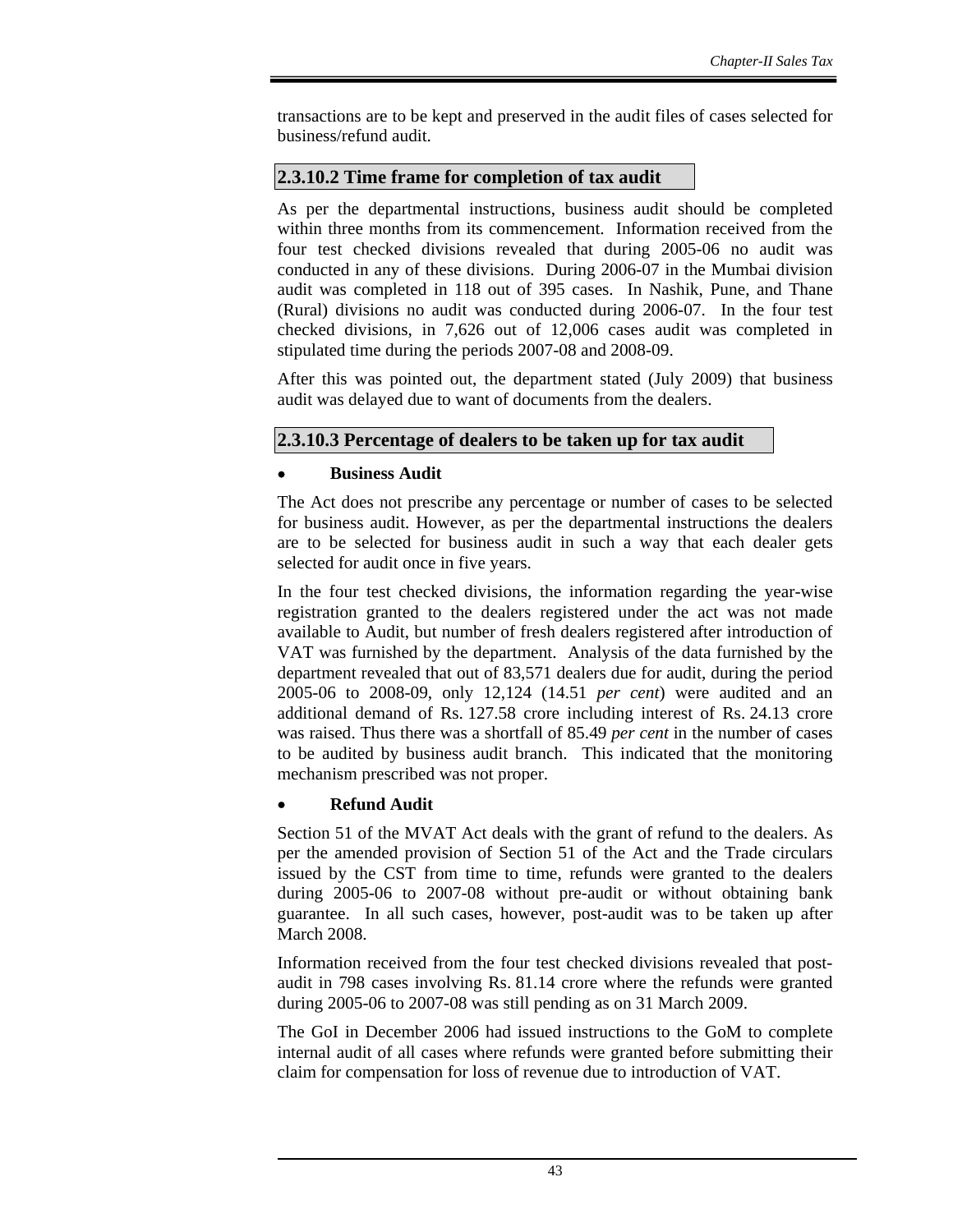transactions are to be kept and preserved in the audit files of cases selected for business/refund audit.

### 2.3.10.2 Time frame for completion of tax audit

As per the departmental instructions, business audit should be completed within three months from its commencement. Information received from the four test checked divisions revealed that during 2005-06 no audit was conducted in any of these divisions. During 2006-07 in the Mumbai division audit was completed in 118 out of 395 cases. In Nashik, Pune, and Thane (Rural) divisions no audit was conducted during 2006-07. In the four test checked divisions, in 7,626 out of 12,006 cases audit was completed in stipulated time during the periods 2007-08 and 2008-09.

After this was pointed out, the department stated (July 2009) that business audit was delayed due to want of documents from the dealers.

### 2.3.10.3 Percentage of dealers to be taken up for tax audit

- **Business Audit**

The Act does not prescribe any percentage or number of cases to be selected for business audit. However, as per the departmental instructions the dealers are to be selected for business audit in such a way that each dealer gets selected for audit once in five years.

In the four test checked divisions, the information regarding the year-wise registration granted to the dealers registered under the act was not made available to Audit, but number of fresh dealers registered after introduction of VAT was furnished by the department. Analysis of the data furnished by the department revealed that out of 83,571 dealers due for audit, during the period 2005-06 to 2008-09, only 12,124 (14.51 *per cent*) were audited and an additional demand of Rs. 127.58 crore including interest of Rs. 24.13 crore was raised. Thus there was a shortfall of 85.49 *per cent* in the number of cases to be audited by business audit branch. This indicated that the monitoring mechanism prescribed was not proper.

- **Refund Audit**

Section 51 of the MVAT Act deals with the grant of refund to the dealers. As per the amended provision of Section 51 of the Act and the Trade circulars issued by the CST from time to time, refunds were granted to the dealers during 2005-06 to 2007-08 without pre-audit or without obtaining bank guarantee. In all such cases, however, post-audit was to be taken up after March 2008.

Information received from the four test checked divisions revealed that post-audit in 798 cases involving Rs. 81.14 crore where the refunds were granted during 2005-06 to 2007-08 was still pending as on 31 March 2009.

The GoI in December 2006 had issued instructions to the GoM to complete internal audit of all cases where refunds were granted before submitting their claim for compensation for loss of revenue due to introduction of VAT.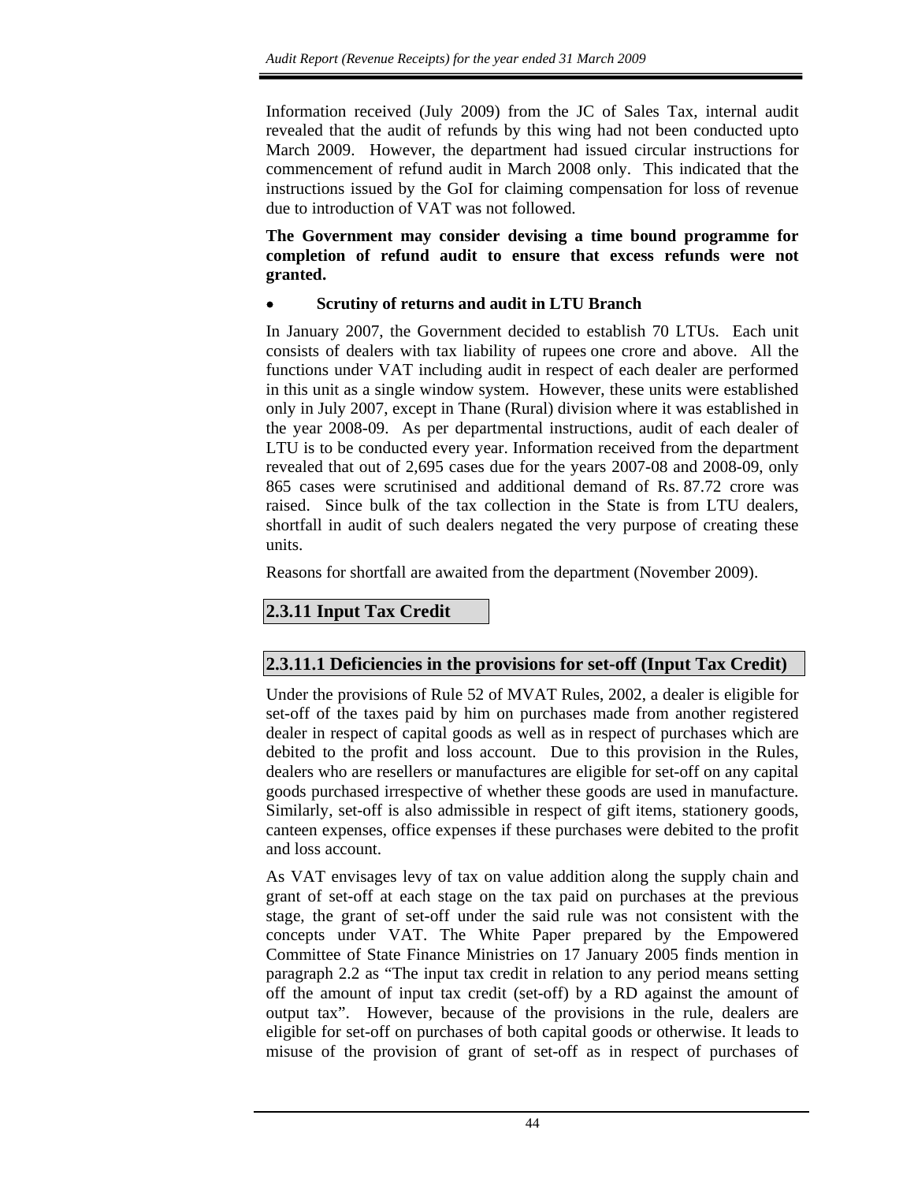Information received (July 2009) from the JC of Sales Tax, internal audit revealed that the audit of refunds by this wing had not been conducted upto March 2009. However, the department had issued circular instructions for commencement of refund audit in March 2008 only. This indicated that the instructions issued by the GoI for claiming compensation for loss of revenue due to introduction of VAT was not followed.

**The Government may consider devising a time bound programme for completion of refund audit to ensure that excess refunds were not granted.**

- **Scrutiny of returns and audit in LTU Branch**

In January 2007, the Government decided to establish 70 LTUs. Each unit consists of dealers with tax liability of rupees one crore and above. All the functions under VAT including audit in respect of each dealer are performed in this unit as a single window system. However, these units were established only in July 2007, except in Thane (Rural) division where it was established in the year 2008-09. As per departmental instructions, audit of each dealer of LTU is to be conducted every year. Information received from the department revealed that out of 2,695 cases due for the years 2007-08 and 2008-09, only 865 cases were scrutinised and additional demand of Rs. 87.72 crore was raised. Since bulk of the tax collection in the State is from LTU dealers, shortfall in audit of such dealers negated the very purpose of creating these units.

Reasons for shortfall are awaited from the department (November 2009).

## 2.3.11 Input Tax Credit

### 2.3.11.1 Deficiencies in the provisions for set-off (Input Tax Credit)

Under the provisions of Rule 52 of MVAT Rules, 2002, a dealer is eligible for set-off of the taxes paid by him on purchases made from another registered dealer in respect of capital goods as well as in respect of purchases which are debited to the profit and loss account. Due to this provision in the Rules, dealers who are resellers or manufactures are eligible for set-off on any capital goods purchased irrespective of whether these goods are used in manufacture. Similarly, set-off is also admissible in respect of gift items, stationery goods, canteen expenses, office expenses if these purchases were debited to the profit and loss account.

As VAT envisages levy of tax on value addition along the supply chain and grant of set-off at each stage on the tax paid on purchases at the previous stage, the grant of set-off under the said rule was not consistent with the concepts under VAT. The White Paper prepared by the Empowered Committee of State Finance Ministries on 17 January 2005 finds mention in paragraph 2.2 as "The input tax credit in relation to any period means setting off the amount of input tax credit (set-off) by a RD against the amount of output tax". However, because of the provisions in the rule, dealers are eligible for set-off on purchases of both capital goods or otherwise. It leads to misuse of the provision of grant of set-off as in respect of purchases of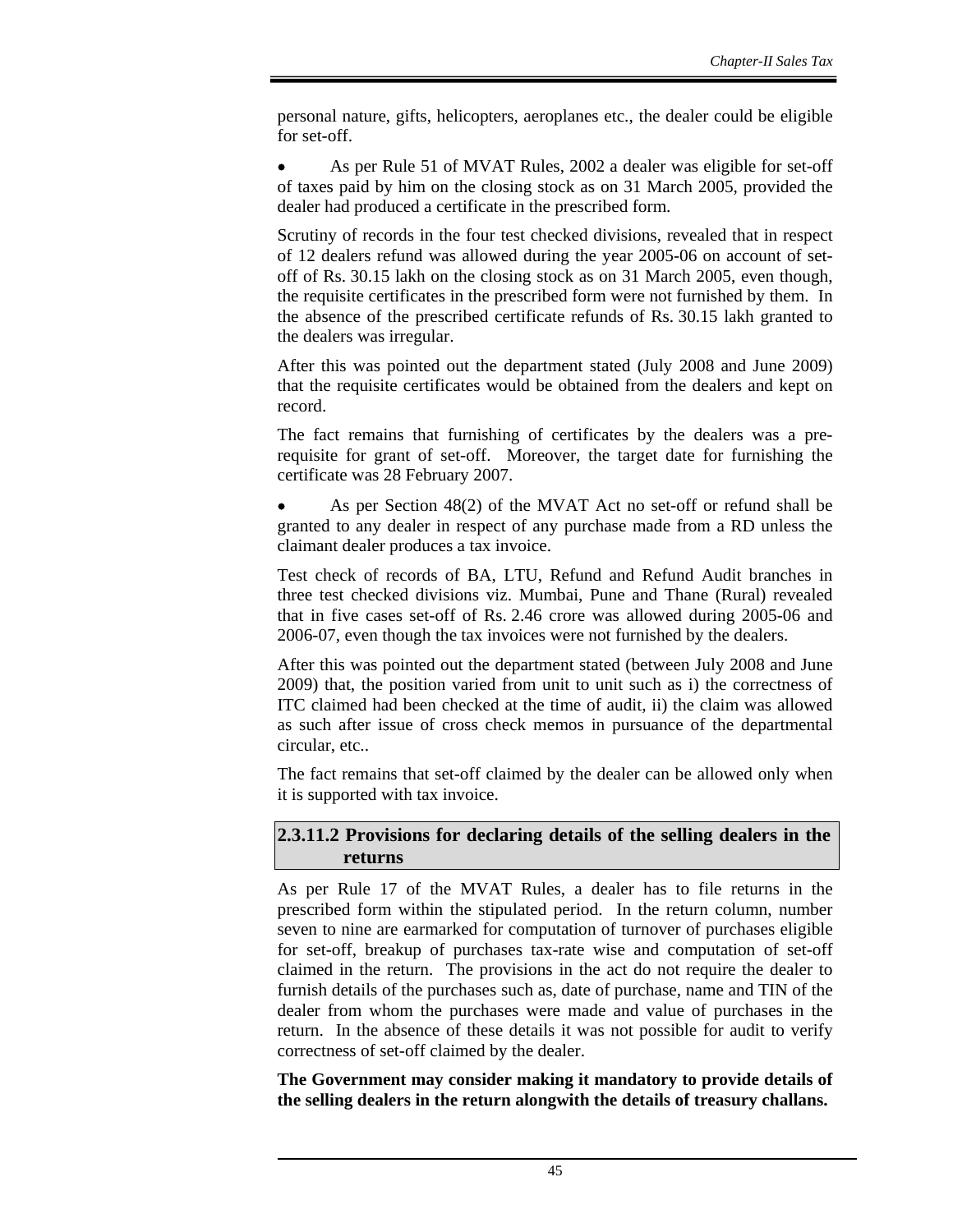personal nature, gifts, helicopters, aeroplanes etc., the dealer could be eligible for set-off.

- As per Rule 51 of MVAT Rules, 2002 a dealer was eligible for set-off of taxes paid by him on the closing stock as on 31 March 2005, provided the dealer had produced a certificate in the prescribed form.

Scrutiny of records in the four test checked divisions, revealed that in respect of 12 dealers refund was allowed during the year 2005-06 on account of set-off of Rs. 30.15 lakh on the closing stock as on 31 March 2005, even though, the requisite certificates in the prescribed form were not furnished by them. In the absence of the prescribed certificate refunds of Rs. 30.15 lakh granted to the dealers was irregular.

After this was pointed out the department stated (July 2008 and June 2009) that the requisite certificates would be obtained from the dealers and kept on record.

The fact remains that furnishing of certificates by the dealers was a pre-requisite for grant of set-off. Moreover, the target date for furnishing the certificate was 28 February 2007.

- As per Section 48(2) of the MVAT Act no set-off or refund shall be granted to any dealer in respect of any purchase made from a RD unless the claimant dealer produces a tax invoice.

Test check of records of BA, LTU, Refund and Refund Audit branches in three test checked divisions viz. Mumbai, Pune and Thane (Rural) revealed that in five cases set-off of Rs. 2.46 crore was allowed during 2005-06 and 2006-07, even though the tax invoices were not furnished by the dealers.

After this was pointed out the department stated (between July 2008 and June 2009) that, the position varied from unit to unit such as i) the correctness of ITC claimed had been checked at the time of audit, ii) the claim was allowed as such after issue of cross check memos in pursuance of the departmental circular, etc..

The fact remains that set-off claimed by the dealer can be allowed only when it is supported with tax invoice.

### 2.3.11.2 Provisions for declaring details of the selling dealers in the returns

As per Rule 17 of the MVAT Rules, a dealer has to file returns in the prescribed form within the stipulated period. In the return column, number seven to nine are earmarked for computation of turnover of purchases eligible for set-off, breakup of purchases tax-rate wise and computation of set-off claimed in the return. The provisions in the act do not require the dealer to furnish details of the purchases such as, date of purchase, name and TIN of the dealer from whom the purchases were made and value of purchases in the return. In the absence of these details it was not possible for audit to verify correctness of set-off claimed by the dealer.

**The Government may consider making it mandatory to provide details of the selling dealers in the return alongwith the details of treasury challans.**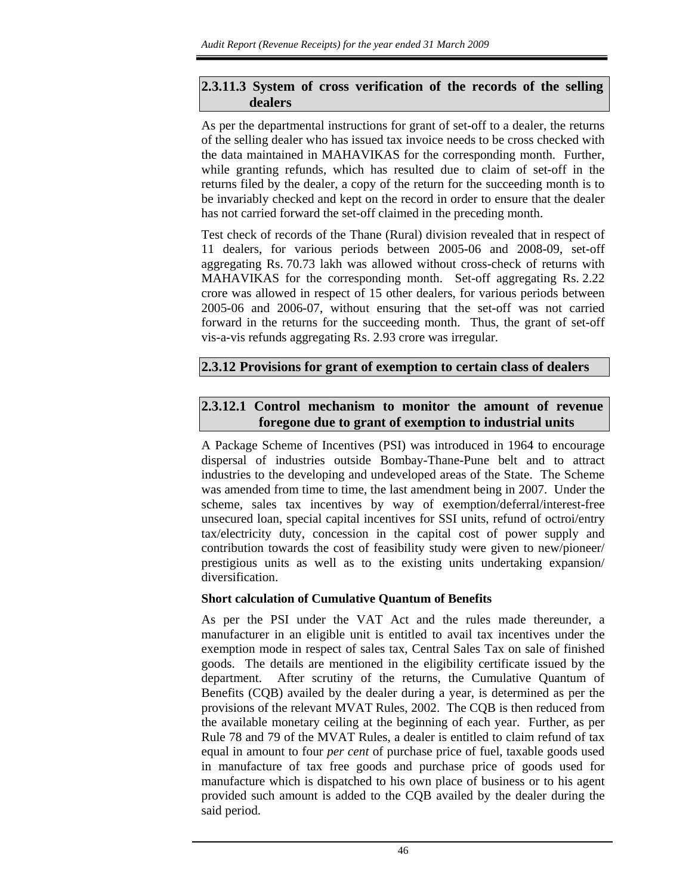### 2.3.11.3 System of cross verification of the records of the selling dealers

As per the departmental instructions for grant of set-off to a dealer, the returns of the selling dealer who has issued tax invoice needs to be cross checked with the data maintained in MAHAVIKAS for the corresponding month. Further, while granting refunds, which has resulted due to claim of set-off in the returns filed by the dealer, a copy of the return for the succeeding month is to be invariably checked and kept on the record in order to ensure that the dealer has not carried forward the set-off claimed in the preceding month.

Test check of records of the Thane (Rural) division revealed that in respect of 11 dealers, for various periods between 2005-06 and 2008-09, set-off aggregating Rs. 70.73 lakh was allowed without cross-check of returns with MAHAVIKAS for the corresponding month. Set-off aggregating Rs. 2.22 crore was allowed in respect of 15 other dealers, for various periods between 2005-06 and 2006-07, without ensuring that the set-off was not carried forward in the returns for the succeeding month. Thus, the grant of set-off vis-a-vis refunds aggregating Rs. 2.93 crore was irregular.

## 2.3.12 Provisions for grant of exemption to certain class of dealers

### 2.3.12.1 Control mechanism to monitor the amount of revenue foregone due to grant of exemption to industrial units

A Package Scheme of Incentives (PSI) was introduced in 1964 to encourage dispersal of industries outside Bombay-Thane-Pune belt and to attract industries to the developing and undeveloped areas of the State. The Scheme was amended from time to time, the last amendment being in 2007. Under the scheme, sales tax incentives by way of exemption/deferral/interest-free unsecured loan, special capital incentives for SSI units, refund of octroi/entry tax/electricity duty, concession in the capital cost of power supply and contribution towards the cost of feasibility study were given to new/pioneer/ prestigious units as well as to the existing units undertaking expansion/ diversification.

**Short calculation of Cumulative Quantum of Benefits**

As per the PSI under the VAT Act and the rules made thereunder, a manufacturer in an eligible unit is entitled to avail tax incentives under the exemption mode in respect of sales tax, Central Sales Tax on sale of finished goods. The details are mentioned in the eligibility certificate issued by the department. After scrutiny of the returns, the Cumulative Quantum of Benefits (CQB) availed by the dealer during a year, is determined as per the provisions of the relevant MVAT Rules, 2002. The CQB is then reduced from the available monetary ceiling at the beginning of each year. Further, as per Rule 78 and 79 of the MVAT Rules, a dealer is entitled to claim refund of tax equal in amount to four *per cent* of purchase price of fuel, taxable goods used in manufacture of tax free goods and purchase price of goods used for manufacture which is dispatched to his own place of business or to his agent provided such amount is added to the CQB availed by the dealer during the said period.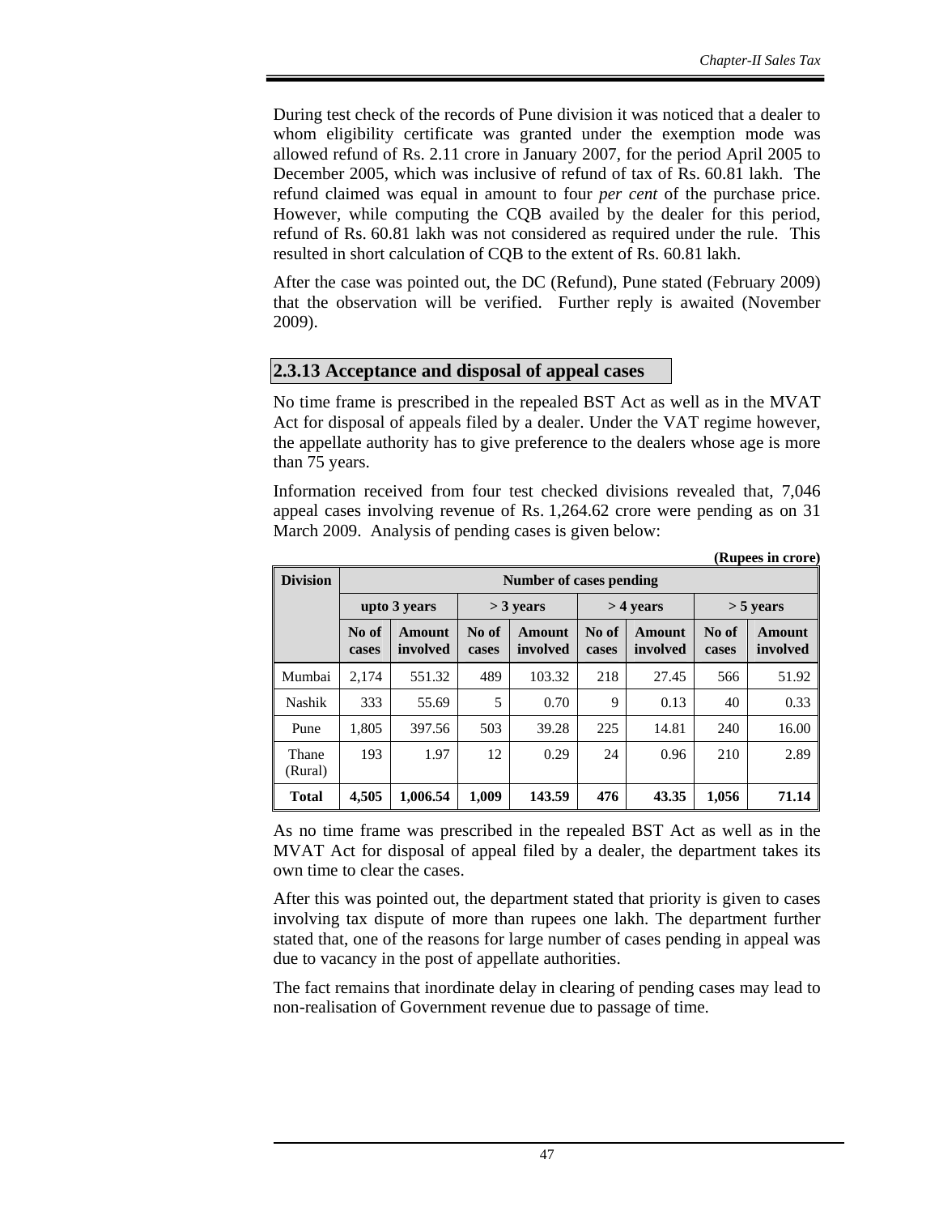During test check of the records of Pune division it was noticed that a dealer to whom eligibility certificate was granted under the exemption mode was allowed refund of Rs. 2.11 crore in January 2007, for the period April 2005 to December 2005, which was inclusive of refund of tax of Rs. 60.81 lakh. The refund claimed was equal in amount to four *per cent* of the purchase price. However, while computing the CQB availed by the dealer for this period, refund of Rs. 60.81 lakh was not considered as required under the rule. This resulted in short calculation of CQB to the extent of Rs. 60.81 lakh.

After the case was pointed out, the DC (Refund), Pune stated (February 2009) that the observation will be verified. Further reply is awaited (November 2009).

### 2.3.13 Acceptance and disposal of appeal cases

No time frame is prescribed in the repealed BST Act as well as in the MVAT Act for disposal of appeals filed by a dealer. Under the VAT regime however, the appellate authority has to give preference to the dealers whose age is more than 75 years.

Information received from four test checked divisions revealed that, 7,046 appeal cases involving revenue of Rs. 1,264.62 crore were pending as on 31 March 2009. Analysis of pending cases is given below:

**(Rupees in crore)**

| Division | Number of cases pending | | | | | | | |
|---|---|---|---|---|---|---|---|---|
| | upto 3 years | | > 3 years | | > 4 years | | > 5 years | |
| | No of cases | Amount involved | No of cases | Amount involved | No of cases | Amount involved | No of cases | Amount involved |
| Mumbai | 2,174 | 551.32 | 489 | 103.32 | 218 | 27.45 | 566 | 51.92 |
| Nashik | 333 | 55.69 | 5 | 0.70 | 9 | 0.13 | 40 | 0.33 |
| Pune | 1,805 | 397.56 | 503 | 39.28 | 225 | 14.81 | 240 | 16.00 |
| Thane (Rural) | 193 | 1.97 | 12 | 0.29 | 24 | 0.96 | 210 | 2.89 |
| **Total** | **4,505** | **1,006.54** | **1,009** | **143.59** | **476** | **43.35** | **1,056** | **71.14** |

As no time frame was prescribed in the repealed BST Act as well as in the MVAT Act for disposal of appeal filed by a dealer, the department takes its own time to clear the cases.

After this was pointed out, the department stated that priority is given to cases involving tax dispute of more than rupees one lakh. The department further stated that, one of the reasons for large number of cases pending in appeal was due to vacancy in the post of appellate authorities.

The fact remains that inordinate delay in clearing of pending cases may lead to non-realisation of Government revenue due to passage of time.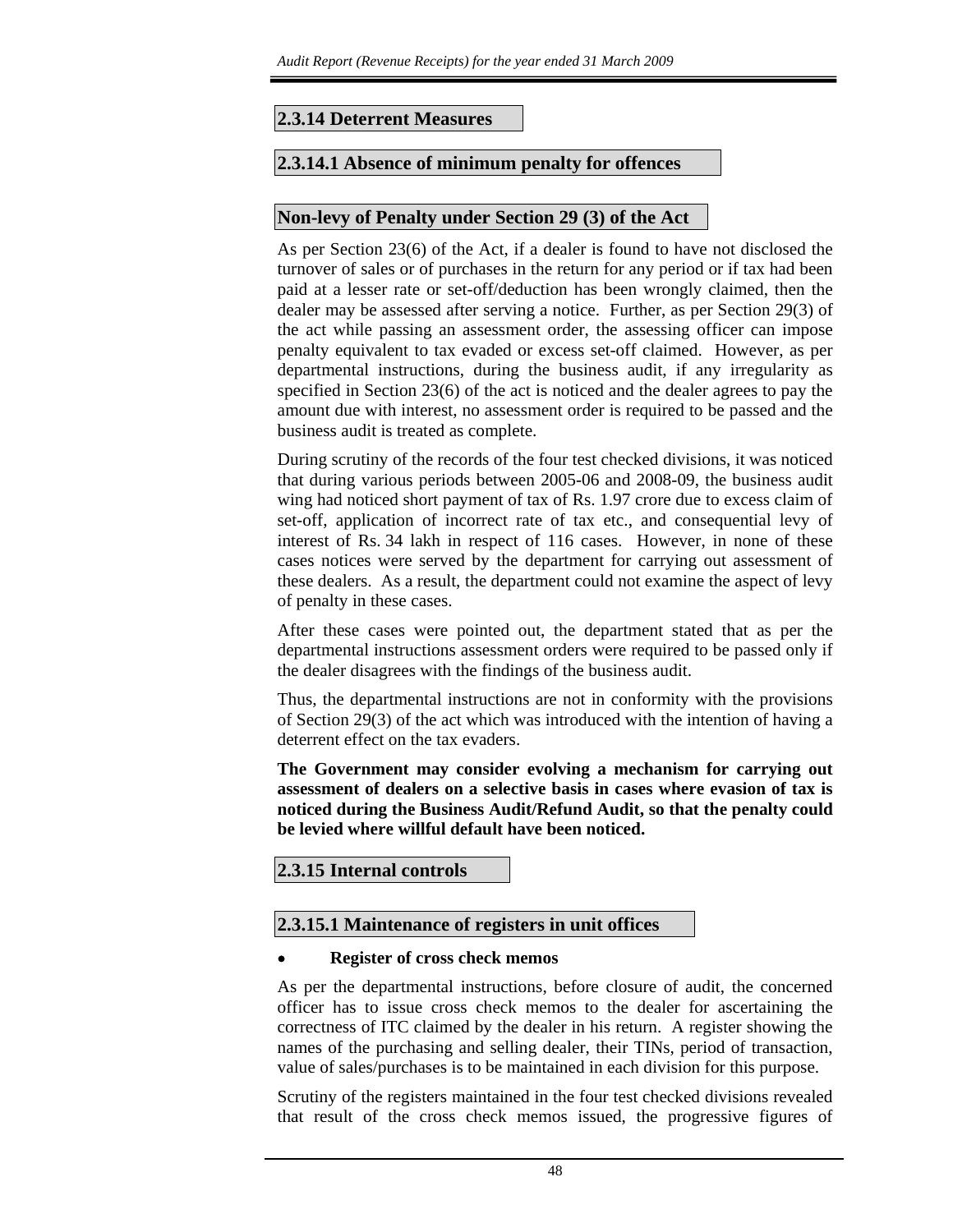### 2.3.14 Deterrent Measures

#### 2.3.14.1 Absence of minimum penalty for offences

**Non-levy of Penalty under Section 29 (3) of the Act**

As per Section 23(6) of the Act, if a dealer is found to have not disclosed the turnover of sales or of purchases in the return for any period or if tax had been paid at a lesser rate or set-off/deduction has been wrongly claimed, then the dealer may be assessed after serving a notice. Further, as per Section 29(3) of the act while passing an assessment order, the assessing officer can impose penalty equivalent to tax evaded or excess set-off claimed. However, as per departmental instructions, during the business audit, if any irregularity as specified in Section 23(6) of the act is noticed and the dealer agrees to pay the amount due with interest, no assessment order is required to be passed and the business audit is treated as complete.

During scrutiny of the records of the four test checked divisions, it was noticed that during various periods between 2005-06 and 2008-09, the business audit wing had noticed short payment of tax of Rs. 1.97 crore due to excess claim of set-off, application of incorrect rate of tax etc., and consequential levy of interest of Rs. 34 lakh in respect of 116 cases. However, in none of these cases notices were served by the department for carrying out assessment of these dealers. As a result, the department could not examine the aspect of levy of penalty in these cases.

After these cases were pointed out, the department stated that as per the departmental instructions assessment orders were required to be passed only if the dealer disagrees with the findings of the business audit.

Thus, the departmental instructions are not in conformity with the provisions of Section 29(3) of the act which was introduced with the intention of having a deterrent effect on the tax evaders.

**The Government may consider evolving a mechanism for carrying out assessment of dealers on a selective basis in cases where evasion of tax is noticed during the Business Audit/Refund Audit, so that the penalty could be levied where willful default have been noticed.**

### 2.3.15 Internal controls

#### 2.3.15.1 Maintenance of registers in unit offices

- **Register of cross check memos**

As per the departmental instructions, before closure of audit, the concerned officer has to issue cross check memos to the dealer for ascertaining the correctness of ITC claimed by the dealer in his return. A register showing the names of the purchasing and selling dealer, their TINs, period of transaction, value of sales/purchases is to be maintained in each division for this purpose.

Scrutiny of the registers maintained in the four test checked divisions revealed that result of the cross check memos issued, the progressive figures of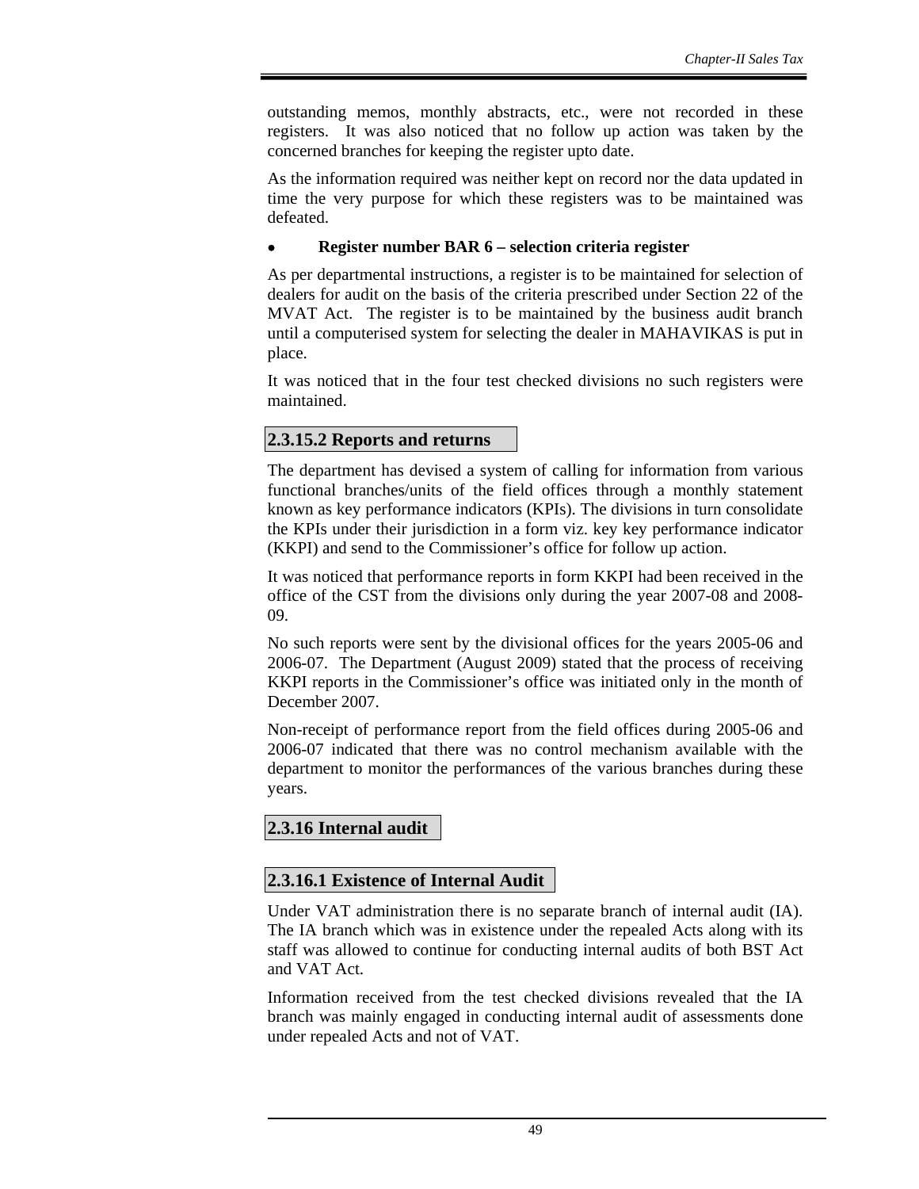outstanding memos, monthly abstracts, etc., were not recorded in these registers. It was also noticed that no follow up action was taken by the concerned branches for keeping the register upto date.

As the information required was neither kept on record nor the data updated in time the very purpose for which these registers was to be maintained was defeated.

- **Register number BAR 6 – selection criteria register**

As per departmental instructions, a register is to be maintained for selection of dealers for audit on the basis of the criteria prescribed under Section 22 of the MVAT Act. The register is to be maintained by the business audit branch until a computerised system for selecting the dealer in MAHAVIKAS is put in place.

It was noticed that in the four test checked divisions no such registers were maintained.

#### 2.3.15.2 Reports and returns

The department has devised a system of calling for information from various functional branches/units of the field offices through a monthly statement known as key performance indicators (KPIs). The divisions in turn consolidate the KPIs under their jurisdiction in a form viz. key key performance indicator (KKPI) and send to the Commissioner's office for follow up action.

It was noticed that performance reports in form KKPI had been received in the office of the CST from the divisions only during the year 2007-08 and 2008-09.

No such reports were sent by the divisional offices for the years 2005-06 and 2006-07. The Department (August 2009) stated that the process of receiving KKPI reports in the Commissioner's office was initiated only in the month of December 2007.

Non-receipt of performance report from the field offices during 2005-06 and 2006-07 indicated that there was no control mechanism available with the department to monitor the performances of the various branches during these years.

### 2.3.16 Internal audit

#### 2.3.16.1 Existence of Internal Audit

Under VAT administration there is no separate branch of internal audit (IA). The IA branch which was in existence under the repealed Acts along with its staff was allowed to continue for conducting internal audits of both BST Act and VAT Act.

Information received from the test checked divisions revealed that the IA branch was mainly engaged in conducting internal audit of assessments done under repealed Acts and not of VAT.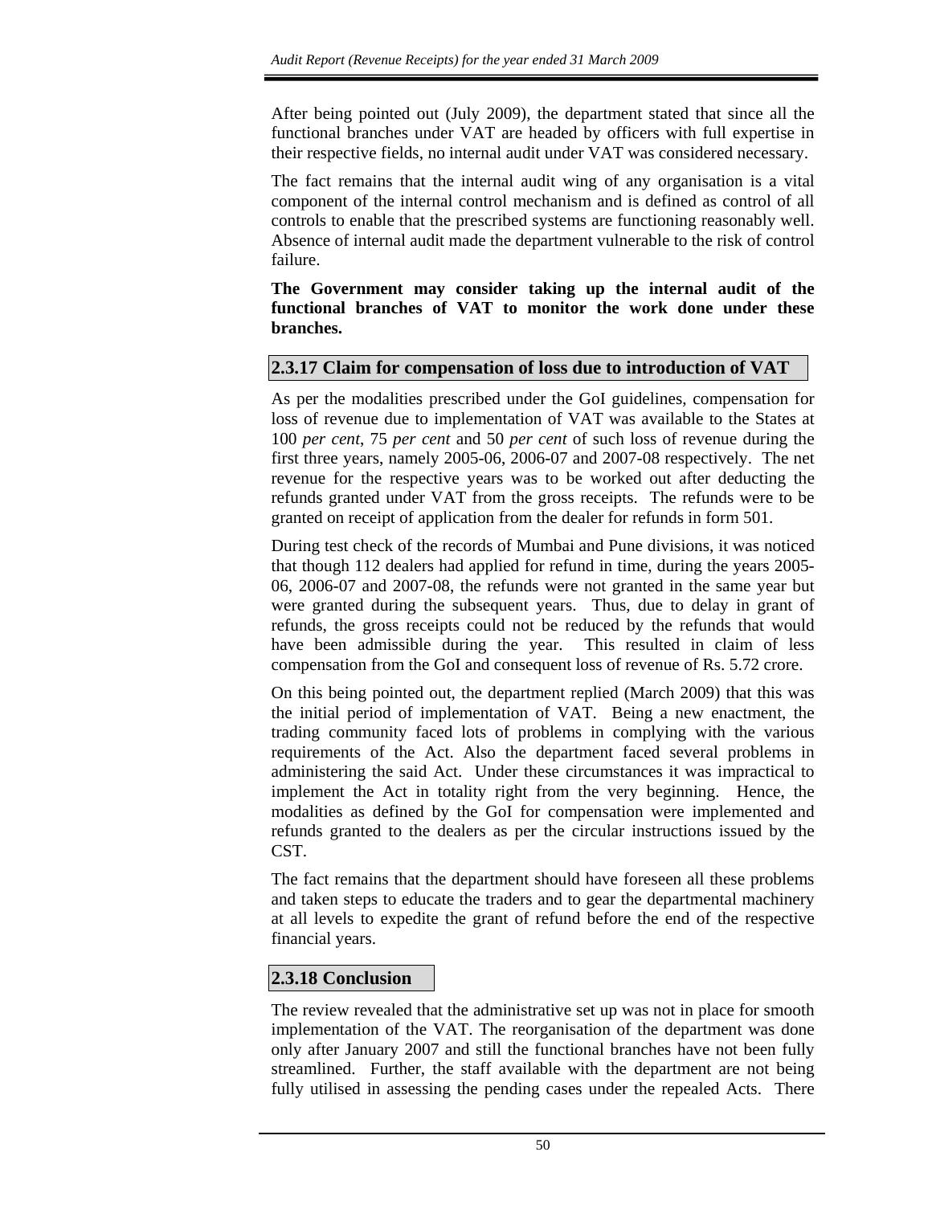After being pointed out (July 2009), the department stated that since all the functional branches under VAT are headed by officers with full expertise in their respective fields, no internal audit under VAT was considered necessary.

The fact remains that the internal audit wing of any organisation is a vital component of the internal control mechanism and is defined as control of all controls to enable that the prescribed systems are functioning reasonably well. Absence of internal audit made the department vulnerable to the risk of control failure.

**The Government may consider taking up the internal audit of the functional branches of VAT to monitor the work done under these branches.**

## 2.3.17 Claim for compensation of loss due to introduction of VAT

As per the modalities prescribed under the GoI guidelines, compensation for loss of revenue due to implementation of VAT was available to the States at 100 *per cent*, 75 *per cent* and 50 *per cent* of such loss of revenue during the first three years, namely 2005-06, 2006-07 and 2007-08 respectively. The net revenue for the respective years was to be worked out after deducting the refunds granted under VAT from the gross receipts. The refunds were to be granted on receipt of application from the dealer for refunds in form 501.

During test check of the records of Mumbai and Pune divisions, it was noticed that though 112 dealers had applied for refund in time, during the years 2005-06, 2006-07 and 2007-08, the refunds were not granted in the same year but were granted during the subsequent years. Thus, due to delay in grant of refunds, the gross receipts could not be reduced by the refunds that would have been admissible during the year. This resulted in claim of less compensation from the GoI and consequent loss of revenue of Rs. 5.72 crore.

On this being pointed out, the department replied (March 2009) that this was the initial period of implementation of VAT. Being a new enactment, the trading community faced lots of problems in complying with the various requirements of the Act. Also the department faced several problems in administering the said Act. Under these circumstances it was impractical to implement the Act in totality right from the very beginning. Hence, the modalities as defined by the GoI for compensation were implemented and refunds granted to the dealers as per the circular instructions issued by the CST.

The fact remains that the department should have foreseen all these problems and taken steps to educate the traders and to gear the departmental machinery at all levels to expedite the grant of refund before the end of the respective financial years.

## 2.3.18 Conclusion

The review revealed that the administrative set up was not in place for smooth implementation of the VAT. The reorganisation of the department was done only after January 2007 and still the functional branches have not been fully streamlined. Further, the staff available with the department are not being fully utilised in assessing the pending cases under the repealed Acts. There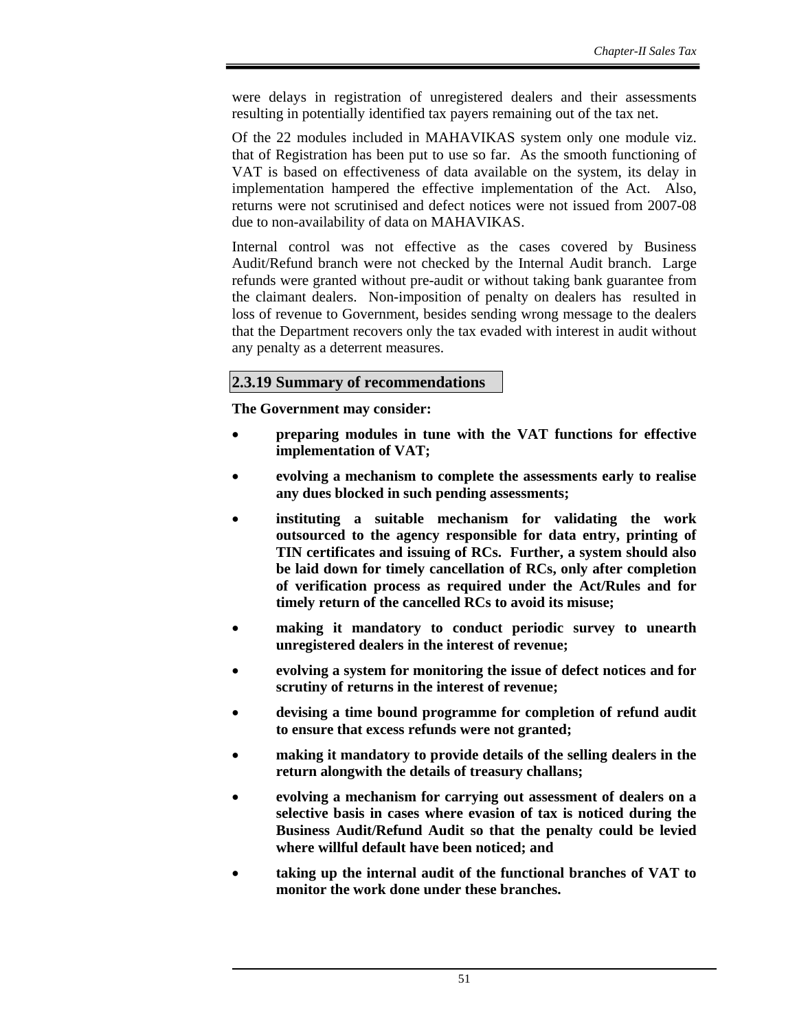were delays in registration of unregistered dealers and their assessments resulting in potentially identified tax payers remaining out of the tax net.

Of the 22 modules included in MAHAVIKAS system only one module viz. that of Registration has been put to use so far. As the smooth functioning of VAT is based on effectiveness of data available on the system, its delay in implementation hampered the effective implementation of the Act. Also, returns were not scrutinised and defect notices were not issued from 2007-08 due to non-availability of data on MAHAVIKAS.

Internal control was not effective as the cases covered by Business Audit/Refund branch were not checked by the Internal Audit branch. Large refunds were granted without pre-audit or without taking bank guarantee from the claimant dealers. Non-imposition of penalty on dealers has resulted in loss of revenue to Government, besides sending wrong message to the dealers that the Department recovers only the tax evaded with interest in audit without any penalty as a deterrent measures.

### 2.3.19 Summary of recommendations

**The Government may consider:**

- **preparing modules in tune with the VAT functions for effective implementation of VAT;**
- **evolving a mechanism to complete the assessments early to realise any dues blocked in such pending assessments;**
- **instituting a suitable mechanism for validating the work outsourced to the agency responsible for data entry, printing of TIN certificates and issuing of RCs. Further, a system should also be laid down for timely cancellation of RCs, only after completion of verification process as required under the Act/Rules and for timely return of the cancelled RCs to avoid its misuse;**
- **making it mandatory to conduct periodic survey to unearth unregistered dealers in the interest of revenue;**
- **evolving a system for monitoring the issue of defect notices and for scrutiny of returns in the interest of revenue;**
- **devising a time bound programme for completion of refund audit to ensure that excess refunds were not granted;**
- **making it mandatory to provide details of the selling dealers in the return alongwith the details of treasury challans;**
- **evolving a mechanism for carrying out assessment of dealers on a selective basis in cases where evasion of tax is noticed during the Business Audit/Refund Audit so that the penalty could be levied where willful default have been noticed; and**
- **taking up the internal audit of the functional branches of VAT to monitor the work done under these branches.**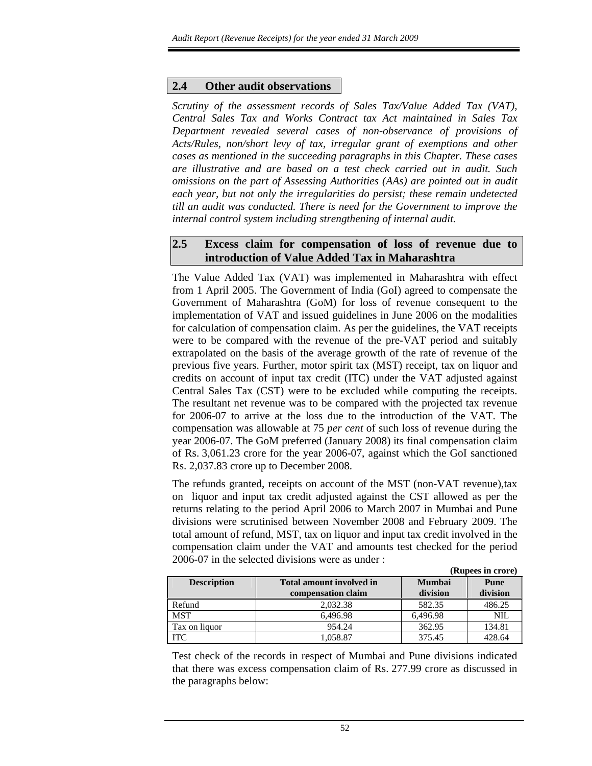## 2.4 Other audit observations

*Scrutiny of the assessment records of Sales Tax/Value Added Tax (VAT), Central Sales Tax and Works Contract tax Act maintained in Sales Tax Department revealed several cases of non-observance of provisions of Acts/Rules, non/short levy of tax, irregular grant of exemptions and other cases as mentioned in the succeeding paragraphs in this Chapter. These cases are illustrative and are based on a test check carried out in audit. Such omissions on the part of Assessing Authorities (AAs) are pointed out in audit each year, but not only the irregularities do persist; these remain undetected till an audit was conducted. There is need for the Government to improve the internal control system including strengthening of internal audit.*

## 2.5 Excess claim for compensation of loss of revenue due to introduction of Value Added Tax in Maharashtra

The Value Added Tax (VAT) was implemented in Maharashtra with effect from 1 April 2005. The Government of India (GoI) agreed to compensate the Government of Maharashtra (GoM) for loss of revenue consequent to the implementation of VAT and issued guidelines in June 2006 on the modalities for calculation of compensation claim. As per the guidelines, the VAT receipts were to be compared with the revenue of the pre-VAT period and suitably extrapolated on the basis of the average growth of the rate of revenue of the previous five years. Further, motor spirit tax (MST) receipt, tax on liquor and credits on account of input tax credit (ITC) under the VAT adjusted against Central Sales Tax (CST) were to be excluded while computing the receipts. The resultant net revenue was to be compared with the projected tax revenue for 2006-07 to arrive at the loss due to the introduction of the VAT. The compensation was allowable at 75 *per cent* of such loss of revenue during the year 2006-07. The GoM preferred (January 2008) its final compensation claim of Rs. 3,061.23 crore for the year 2006-07, against which the GoI sanctioned Rs. 2,037.83 crore up to December 2008.

The refunds granted, receipts on account of the MST (non-VAT revenue),tax on liquor and input tax credit adjusted against the CST allowed as per the returns relating to the period April 2006 to March 2007 in Mumbai and Pune divisions were scrutinised between November 2008 and February 2009. The total amount of refund, MST, tax on liquor and input tax credit involved in the compensation claim under the VAT and amounts test checked for the period 2006-07 in the selected divisions were as under :

**(Rupees in crore)**

| Description | Total amount involved in compensation claim | Mumbai division | Pune division |
|---|---|---|---|
| Refund | 2,032.38 | 582.35 | 486.25 |
| MST | 6,496.98 | 6,496.98 | NIL |
| Tax on liquor | 954.24 | 362.95 | 134.81 |
| ITC | 1,058.87 | 375.45 | 428.64 |

Test check of the records in respect of Mumbai and Pune divisions indicated that there was excess compensation claim of Rs. 277.99 crore as discussed in the paragraphs below: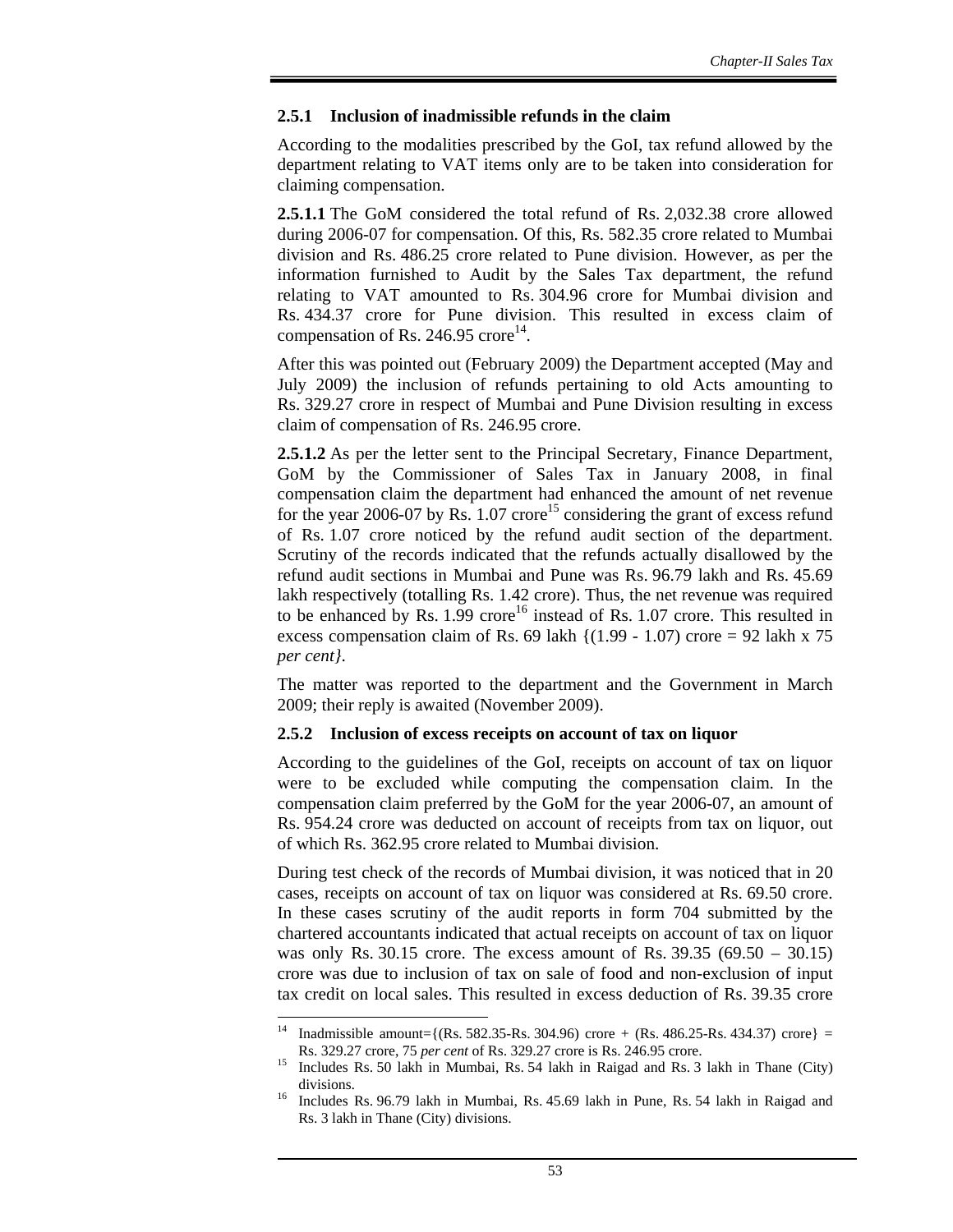### 2.5.1 Inclusion of inadmissible refunds in the claim

According to the modalities prescribed by the GoI, tax refund allowed by the department relating to VAT items only are to be taken into consideration for claiming compensation.

**2.5.1.1** The GoM considered the total refund of Rs. 2,032.38 crore allowed during 2006-07 for compensation. Of this, Rs. 582.35 crore related to Mumbai division and Rs. 486.25 crore related to Pune division. However, as per the information furnished to Audit by the Sales Tax department, the refund relating to VAT amounted to Rs. 304.96 crore for Mumbai division and Rs. 434.37 crore for Pune division. This resulted in excess claim of compensation of Rs. 246.95 crore[14].

After this was pointed out (February 2009) the Department accepted (May and July 2009) the inclusion of refunds pertaining to old Acts amounting to Rs. 329.27 crore in respect of Mumbai and Pune Division resulting in excess claim of compensation of Rs. 246.95 crore.

**2.5.1.2** As per the letter sent to the Principal Secretary, Finance Department, GoM by the Commissioner of Sales Tax in January 2008, in final compensation claim the department had enhanced the amount of net revenue for the year 2006-07 by Rs. 1.07 crore[15] considering the grant of excess refund of Rs. 1.07 crore noticed by the refund audit section of the department. Scrutiny of the records indicated that the refunds actually disallowed by the refund audit sections in Mumbai and Pune was Rs. 96.79 lakh and Rs. 45.69 lakh respectively (totalling Rs. 1.42 crore). Thus, the net revenue was required to be enhanced by Rs. 1.99 crore[16] instead of Rs. 1.07 crore. This resulted in excess compensation claim of Rs. 69 lakh {(1.99 - 1.07) crore = 92 lakh x 75 *per cent}*.

The matter was reported to the department and the Government in March 2009; their reply is awaited (November 2009).

### 2.5.2 Inclusion of excess receipts on account of tax on liquor

According to the guidelines of the GoI, receipts on account of tax on liquor were to be excluded while computing the compensation claim. In the compensation claim preferred by the GoM for the year 2006-07, an amount of Rs. 954.24 crore was deducted on account of receipts from tax on liquor, out of which Rs. 362.95 crore related to Mumbai division.

During test check of the records of Mumbai division, it was noticed that in 20 cases, receipts on account of tax on liquor was considered at Rs. 69.50 crore. In these cases scrutiny of the audit reports in form 704 submitted by the chartered accountants indicated that actual receipts on account of tax on liquor was only Rs. 30.15 crore. The excess amount of Rs. 39.35 (69.50 – 30.15) crore was due to inclusion of tax on sale of food and non-exclusion of input tax credit on local sales. This resulted in excess deduction of Rs. 39.35 crore

---

[14] Inadmissible amount={(Rs. 582.35-Rs. 304.96) crore + (Rs. 486.25-Rs. 434.37) crore} = Rs. 329.27 crore, 75 *per cent* of Rs. 329.27 crore is Rs. 246.95 crore.

[15] Includes Rs. 50 lakh in Mumbai, Rs. 54 lakh in Raigad and Rs. 3 lakh in Thane (City) divisions.

[16] Includes Rs. 96.79 lakh in Mumbai, Rs. 45.69 lakh in Pune, Rs. 54 lakh in Raigad and Rs. 3 lakh in Thane (City) divisions.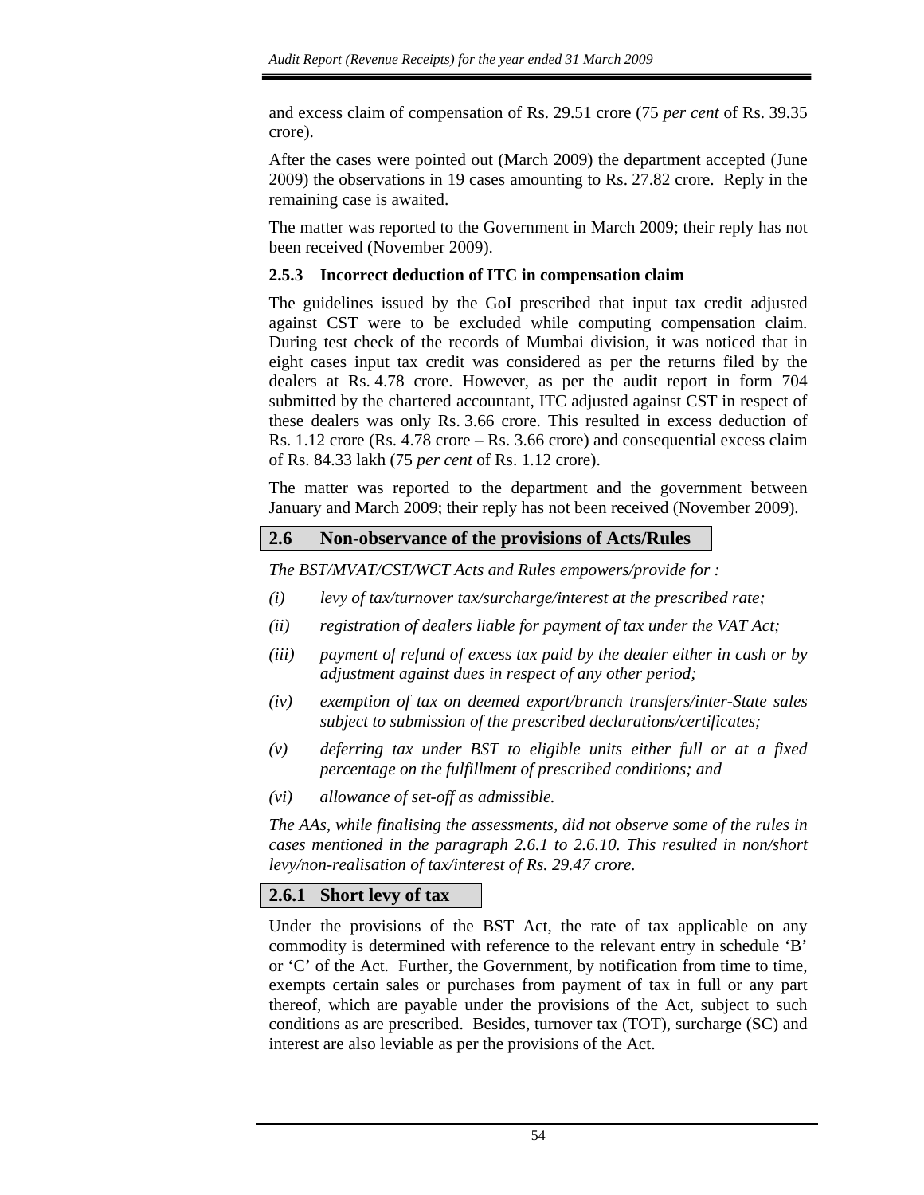and excess claim of compensation of Rs. 29.51 crore (75 *per cent* of Rs. 39.35 crore).

After the cases were pointed out (March 2009) the department accepted (June 2009) the observations in 19 cases amounting to Rs. 27.82 crore. Reply in the remaining case is awaited.

The matter was reported to the Government in March 2009; their reply has not been received (November 2009).

### 2.5.3 Incorrect deduction of ITC in compensation claim

The guidelines issued by the GoI prescribed that input tax credit adjusted against CST were to be excluded while computing compensation claim. During test check of the records of Mumbai division, it was noticed that in eight cases input tax credit was considered as per the returns filed by the dealers at Rs. 4.78 crore. However, as per the audit report in form 704 submitted by the chartered accountant, ITC adjusted against CST in respect of these dealers was only Rs. 3.66 crore. This resulted in excess deduction of Rs. 1.12 crore (Rs. 4.78 crore – Rs. 3.66 crore) and consequential excess claim of Rs. 84.33 lakh (75 *per cent* of Rs. 1.12 crore).

The matter was reported to the department and the government between January and March 2009; their reply has not been received (November 2009).

## 2.6 Non-observance of the provisions of Acts/Rules

*The BST/MVAT/CST/WCT Acts and Rules empowers/provide for :*

*(i) levy of tax/turnover tax/surcharge/interest at the prescribed rate;*

*(ii) registration of dealers liable for payment of tax under the VAT Act;*

*(iii) payment of refund of excess tax paid by the dealer either in cash or by adjustment against dues in respect of any other period;*

*(iv) exemption of tax on deemed export/branch transfers/inter-State sales subject to submission of the prescribed declarations/certificates;*

*(v) deferring tax under BST to eligible units either full or at a fixed percentage on the fulfillment of prescribed conditions; and*

*(vi) allowance of set-off as admissible.*

*The AAs, while finalising the assessments, did not observe some of the rules in cases mentioned in the paragraph 2.6.1 to 2.6.10. This resulted in non/short levy/non-realisation of tax/interest of Rs. 29.47 crore.*

### 2.6.1 Short levy of tax

Under the provisions of the BST Act, the rate of tax applicable on any commodity is determined with reference to the relevant entry in schedule 'B' or 'C' of the Act. Further, the Government, by notification from time to time, exempts certain sales or purchases from payment of tax in full or any part thereof, which are payable under the provisions of the Act, subject to such conditions as are prescribed. Besides, turnover tax (TOT), surcharge (SC) and interest are also leviable as per the provisions of the Act.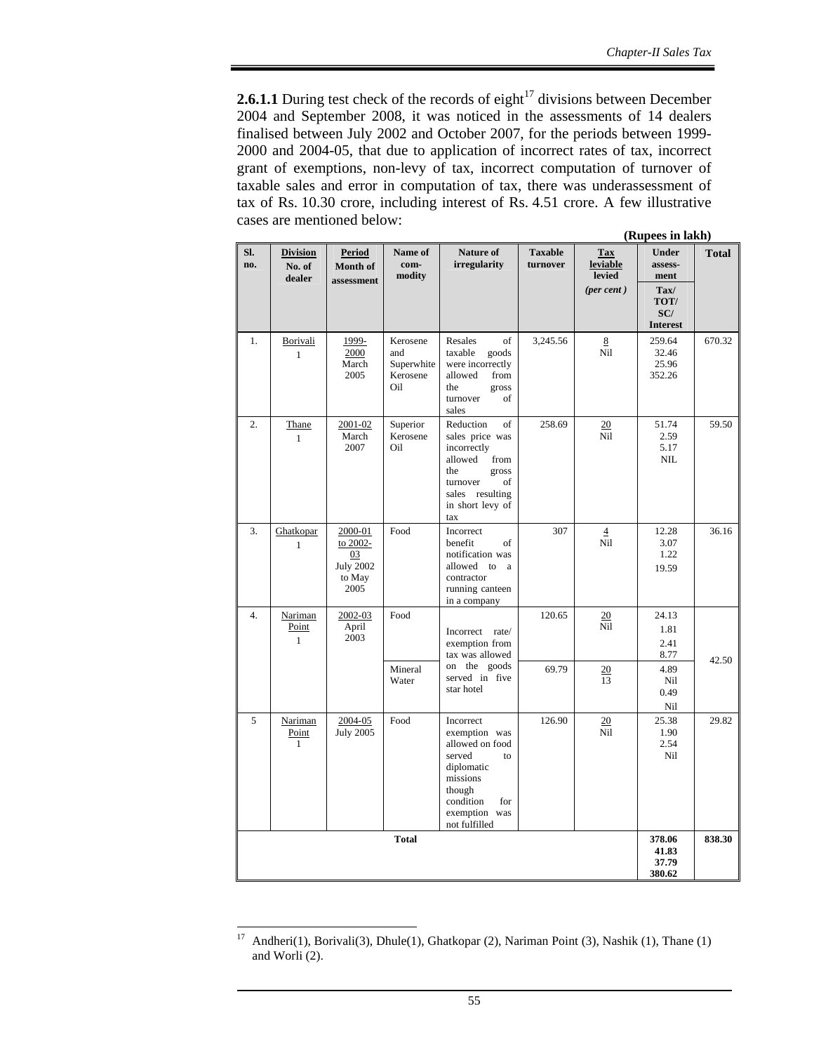**2.6.1.1** During test check of the records of eight[17] divisions between December 2004 and September 2008, it was noticed in the assessments of 14 dealers finalised between July 2002 and October 2007, for the periods between 1999-2000 and 2004-05, that due to application of incorrect rates of tax, incorrect grant of exemptions, non-levy of tax, incorrect computation of turnover of taxable sales and error in computation of tax, there was underassessment of tax of Rs. 10.30 crore, including interest of Rs. 4.51 crore. A few illustrative cases are mentioned below:

**(Rupees in lakh)**

| Sl. no. | Division / No. of dealer | Period / Month of assessment | Name of commodity | Nature of irregularity | Taxable turnover | Tax leviable / levied (*per cent*) | Under assessment Tax/ TOT/ SC/ Interest | Total |
|---|---|---|---|---|---|---|---|---|
| 1. | Borivali / 1 | 1999-2000 / March 2005 | Kerosene and Superwhite Kerosene Oil | Resales of taxable goods were incorrectly allowed from the gross turnover of sales | 3,245.56 | 8 / Nil | 259.64 / 32.46 / 25.96 / 352.26 | 670.32 |
| 2. | Thane / 1 | 2001-02 / March 2007 | Superior Kerosene Oil | Reduction of sales price was incorrectly allowed from the gross turnover of sales resulting in short levy of tax | 258.69 | 20 / Nil | 51.74 / 2.59 / 5.17 / NIL | 59.50 |
| 3. | Ghatkopar / 1 | 2000-01 to 2002-03 / July 2002 to May 2005 | Food | Incorrect benefit of notification was allowed to a contractor running canteen in a company | 307 | 4 / Nil | 12.28 / 3.07 / 1.22 / 19.59 | 36.16 |
| 4. | Nariman Point / 1 | 2002-03 / April 2003 | Food | Incorrect rate/ exemption from tax was allowed on the goods served in five star hotel | 120.65 | 20 / Nil | 24.13 / 1.81 / 2.41 / 8.77 | 42.50 |
| | | | Mineral Water | | 69.79 | 20 / 13 | 4.89 / Nil / 0.49 / Nil | |
| 5 | Nariman Point / 1 | 2004-05 / July 2005 | Food | Incorrect exemption was allowed on food served to diplomatic missions though condition for exemption was not fulfilled | 126.90 | 20 / Nil | 25.38 / 1.90 / 2.54 / Nil | 29.82 |
| | | | **Total** | | | | **378.06 / 41.83 / 37.79 / 380.62** | **838.30** |

[17] Andheri(1), Borivali(3), Dhule(1), Ghatkopar (2), Nariman Point (3), Nashik (1), Thane (1) and Worli (2).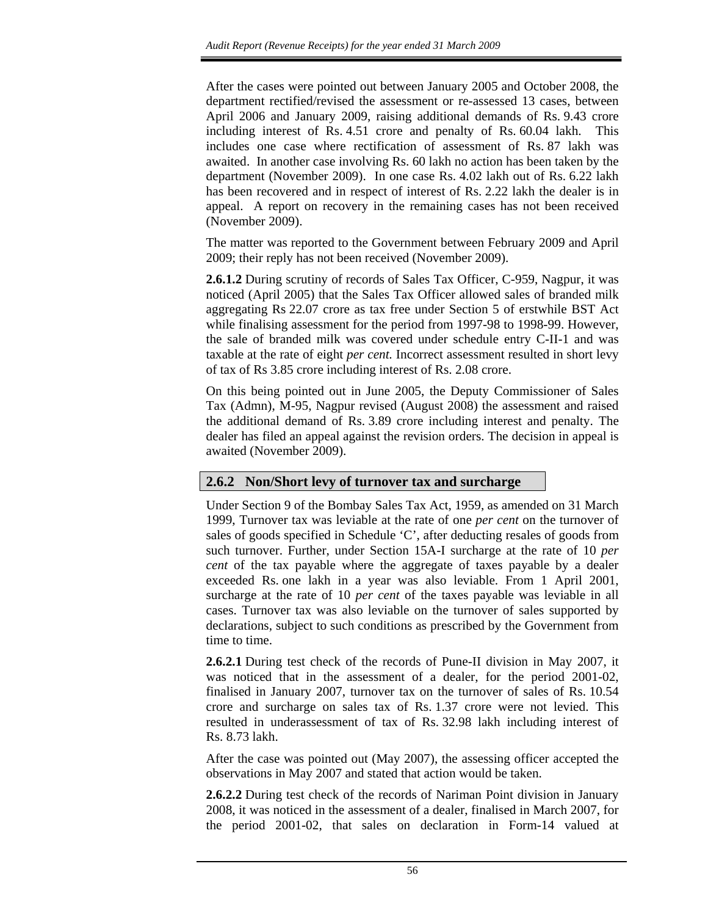After the cases were pointed out between January 2005 and October 2008, the department rectified/revised the assessment or re-assessed 13 cases, between April 2006 and January 2009, raising additional demands of Rs. 9.43 crore including interest of Rs. 4.51 crore and penalty of Rs. 60.04 lakh. This includes one case where rectification of assessment of Rs. 87 lakh was awaited. In another case involving Rs. 60 lakh no action has been taken by the department (November 2009). In one case Rs. 4.02 lakh out of Rs. 6.22 lakh has been recovered and in respect of interest of Rs. 2.22 lakh the dealer is in appeal. A report on recovery in the remaining cases has not been received (November 2009).

The matter was reported to the Government between February 2009 and April 2009; their reply has not been received (November 2009).

**2.6.1.2** During scrutiny of records of Sales Tax Officer, C-959, Nagpur, it was noticed (April 2005) that the Sales Tax Officer allowed sales of branded milk aggregating Rs 22.07 crore as tax free under Section 5 of erstwhile BST Act while finalising assessment for the period from 1997-98 to 1998-99. However, the sale of branded milk was covered under schedule entry C-II-1 and was taxable at the rate of eight *per cent.* Incorrect assessment resulted in short levy of tax of Rs 3.85 crore including interest of Rs. 2.08 crore.

On this being pointed out in June 2005, the Deputy Commissioner of Sales Tax (Admn), M-95, Nagpur revised (August 2008) the assessment and raised the additional demand of Rs. 3.89 crore including interest and penalty. The dealer has filed an appeal against the revision orders. The decision in appeal is awaited (November 2009).

## 2.6.2 Non/Short levy of turnover tax and surcharge

Under Section 9 of the Bombay Sales Tax Act, 1959, as amended on 31 March 1999, Turnover tax was leviable at the rate of one *per cent* on the turnover of sales of goods specified in Schedule 'C', after deducting resales of goods from such turnover. Further, under Section 15A-I surcharge at the rate of 10 *per cent* of the tax payable where the aggregate of taxes payable by a dealer exceeded Rs. one lakh in a year was also leviable. From 1 April 2001, surcharge at the rate of 10 *per cent* of the taxes payable was leviable in all cases. Turnover tax was also leviable on the turnover of sales supported by declarations, subject to such conditions as prescribed by the Government from time to time.

**2.6.2.1** During test check of the records of Pune-II division in May 2007, it was noticed that in the assessment of a dealer, for the period 2001-02, finalised in January 2007, turnover tax on the turnover of sales of Rs. 10.54 crore and surcharge on sales tax of Rs. 1.37 crore were not levied. This resulted in underassessment of tax of Rs. 32.98 lakh including interest of Rs. 8.73 lakh.

After the case was pointed out (May 2007), the assessing officer accepted the observations in May 2007 and stated that action would be taken.

**2.6.2.2** During test check of the records of Nariman Point division in January 2008, it was noticed in the assessment of a dealer, finalised in March 2007, for the period 2001-02, that sales on declaration in Form-14 valued at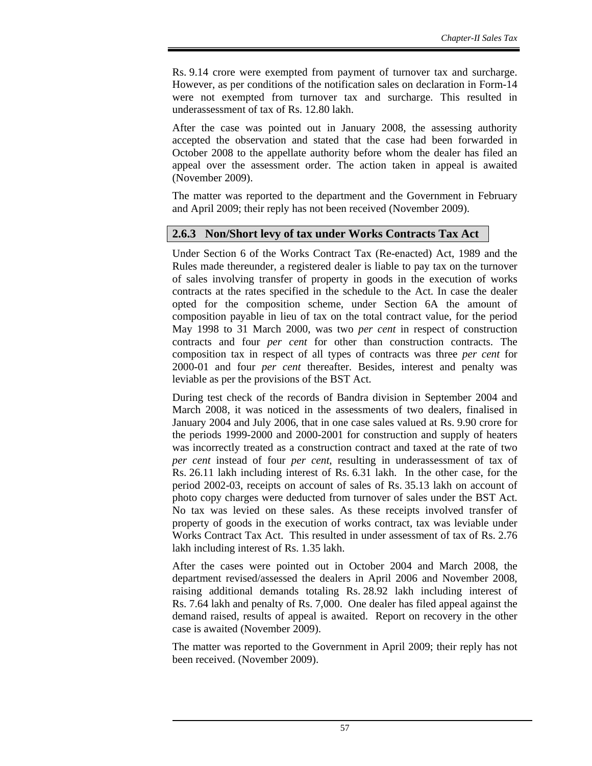Rs. 9.14 crore were exempted from payment of turnover tax and surcharge. However, as per conditions of the notification sales on declaration in Form-14 were not exempted from turnover tax and surcharge. This resulted in underassessment of tax of Rs. 12.80 lakh.

After the case was pointed out in January 2008, the assessing authority accepted the observation and stated that the case had been forwarded in October 2008 to the appellate authority before whom the dealer has filed an appeal over the assessment order. The action taken in appeal is awaited (November 2009).

The matter was reported to the department and the Government in February and April 2009; their reply has not been received (November 2009).

### 2.6.3 Non/Short levy of tax under Works Contracts Tax Act

Under Section 6 of the Works Contract Tax (Re-enacted) Act, 1989 and the Rules made thereunder, a registered dealer is liable to pay tax on the turnover of sales involving transfer of property in goods in the execution of works contracts at the rates specified in the schedule to the Act. In case the dealer opted for the composition scheme, under Section 6A the amount of composition payable in lieu of tax on the total contract value, for the period May 1998 to 31 March 2000, was two *per cent* in respect of construction contracts and four *per cent* for other than construction contracts. The composition tax in respect of all types of contracts was three *per cent* for 2000-01 and four *per cent* thereafter. Besides, interest and penalty was leviable as per the provisions of the BST Act.

During test check of the records of Bandra division in September 2004 and March 2008, it was noticed in the assessments of two dealers, finalised in January 2004 and July 2006, that in one case sales valued at Rs. 9.90 crore for the periods 1999-2000 and 2000-2001 for construction and supply of heaters was incorrectly treated as a construction contract and taxed at the rate of two *per cent* instead of four *per cent*, resulting in underassessment of tax of Rs. 26.11 lakh including interest of Rs. 6.31 lakh. In the other case, for the period 2002-03, receipts on account of sales of Rs. 35.13 lakh on account of photo copy charges were deducted from turnover of sales under the BST Act. No tax was levied on these sales. As these receipts involved transfer of property of goods in the execution of works contract, tax was leviable under Works Contract Tax Act. This resulted in under assessment of tax of Rs. 2.76 lakh including interest of Rs. 1.35 lakh.

After the cases were pointed out in October 2004 and March 2008, the department revised/assessed the dealers in April 2006 and November 2008, raising additional demands totaling Rs. 28.92 lakh including interest of Rs. 7.64 lakh and penalty of Rs. 7,000. One dealer has filed appeal against the demand raised, results of appeal is awaited. Report on recovery in the other case is awaited (November 2009).

The matter was reported to the Government in April 2009; their reply has not been received. (November 2009).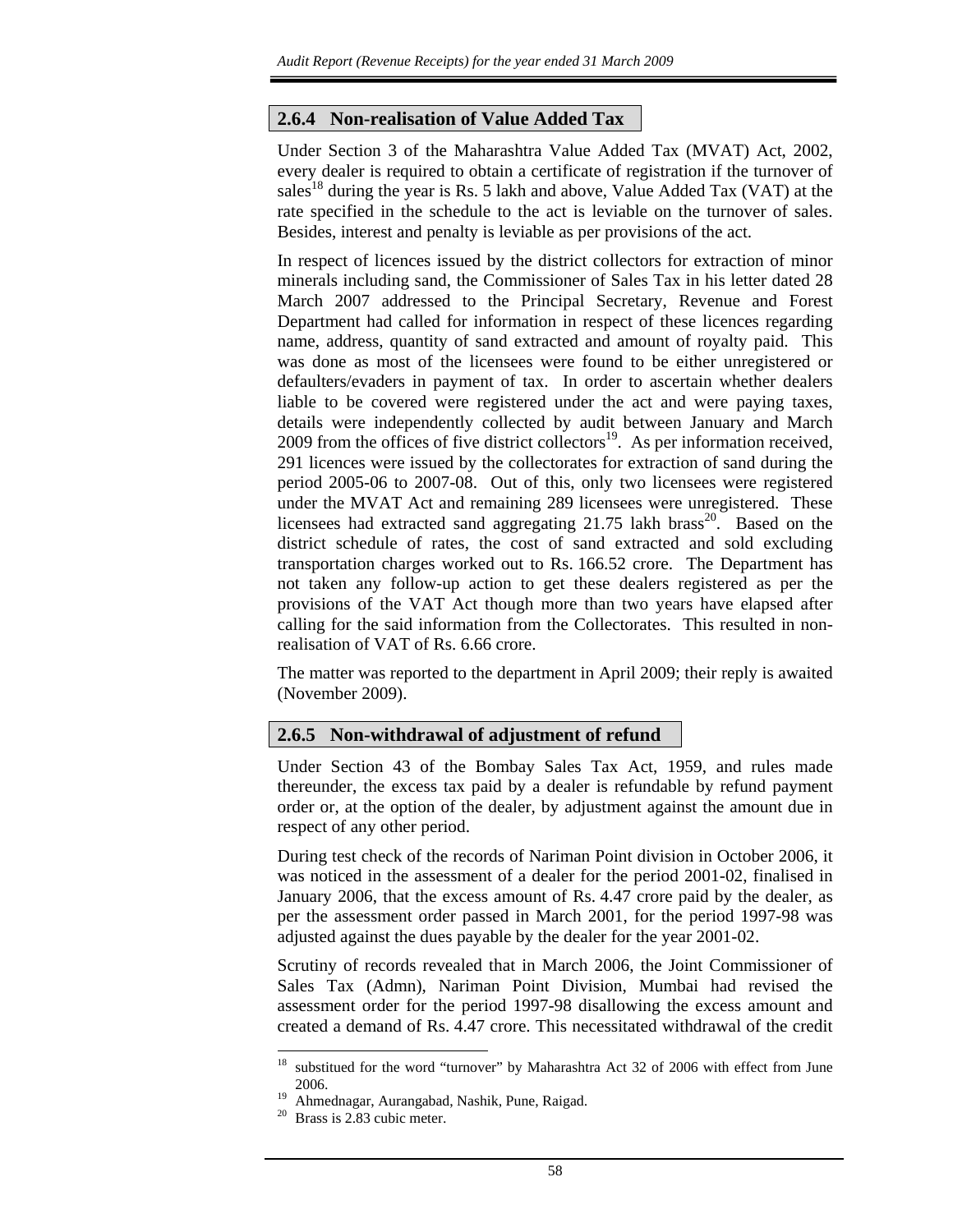### 2.6.4 Non-realisation of Value Added Tax

Under Section 3 of the Maharashtra Value Added Tax (MVAT) Act, 2002, every dealer is required to obtain a certificate of registration if the turnover of sales[18] during the year is Rs. 5 lakh and above, Value Added Tax (VAT) at the rate specified in the schedule to the act is leviable on the turnover of sales. Besides, interest and penalty is leviable as per provisions of the act.

In respect of licences issued by the district collectors for extraction of minor minerals including sand, the Commissioner of Sales Tax in his letter dated 28 March 2007 addressed to the Principal Secretary, Revenue and Forest Department had called for information in respect of these licences regarding name, address, quantity of sand extracted and amount of royalty paid. This was done as most of the licensees were found to be either unregistered or defaulters/evaders in payment of tax. In order to ascertain whether dealers liable to be covered were registered under the act and were paying taxes, details were independently collected by audit between January and March 2009 from the offices of five district collectors[19]. As per information received, 291 licences were issued by the collectorates for extraction of sand during the period 2005-06 to 2007-08. Out of this, only two licensees were registered under the MVAT Act and remaining 289 licensees were unregistered. These licensees had extracted sand aggregating 21.75 lakh brass[20]. Based on the district schedule of rates, the cost of sand extracted and sold excluding transportation charges worked out to Rs. 166.52 crore. The Department has not taken any follow-up action to get these dealers registered as per the provisions of the VAT Act though more than two years have elapsed after calling for the said information from the Collectorates. This resulted in non-realisation of VAT of Rs. 6.66 crore.

The matter was reported to the department in April 2009; their reply is awaited (November 2009).

### 2.6.5 Non-withdrawal of adjustment of refund

Under Section 43 of the Bombay Sales Tax Act, 1959, and rules made thereunder, the excess tax paid by a dealer is refundable by refund payment order or, at the option of the dealer, by adjustment against the amount due in respect of any other period.

During test check of the records of Nariman Point division in October 2006, it was noticed in the assessment of a dealer for the period 2001-02, finalised in January 2006, that the excess amount of Rs. 4.47 crore paid by the dealer, as per the assessment order passed in March 2001, for the period 1997-98 was adjusted against the dues payable by the dealer for the year 2001-02.

Scrutiny of records revealed that in March 2006, the Joint Commissioner of Sales Tax (Admn), Nariman Point Division, Mumbai had revised the assessment order for the period 1997-98 disallowing the excess amount and created a demand of Rs. 4.47 crore. This necessitated withdrawal of the credit

---

[18] substitued for the word "turnover" by Maharashtra Act 32 of 2006 with effect from June 2006.

[19] Ahmednagar, Aurangabad, Nashik, Pune, Raigad.

[20] Brass is 2.83 cubic meter.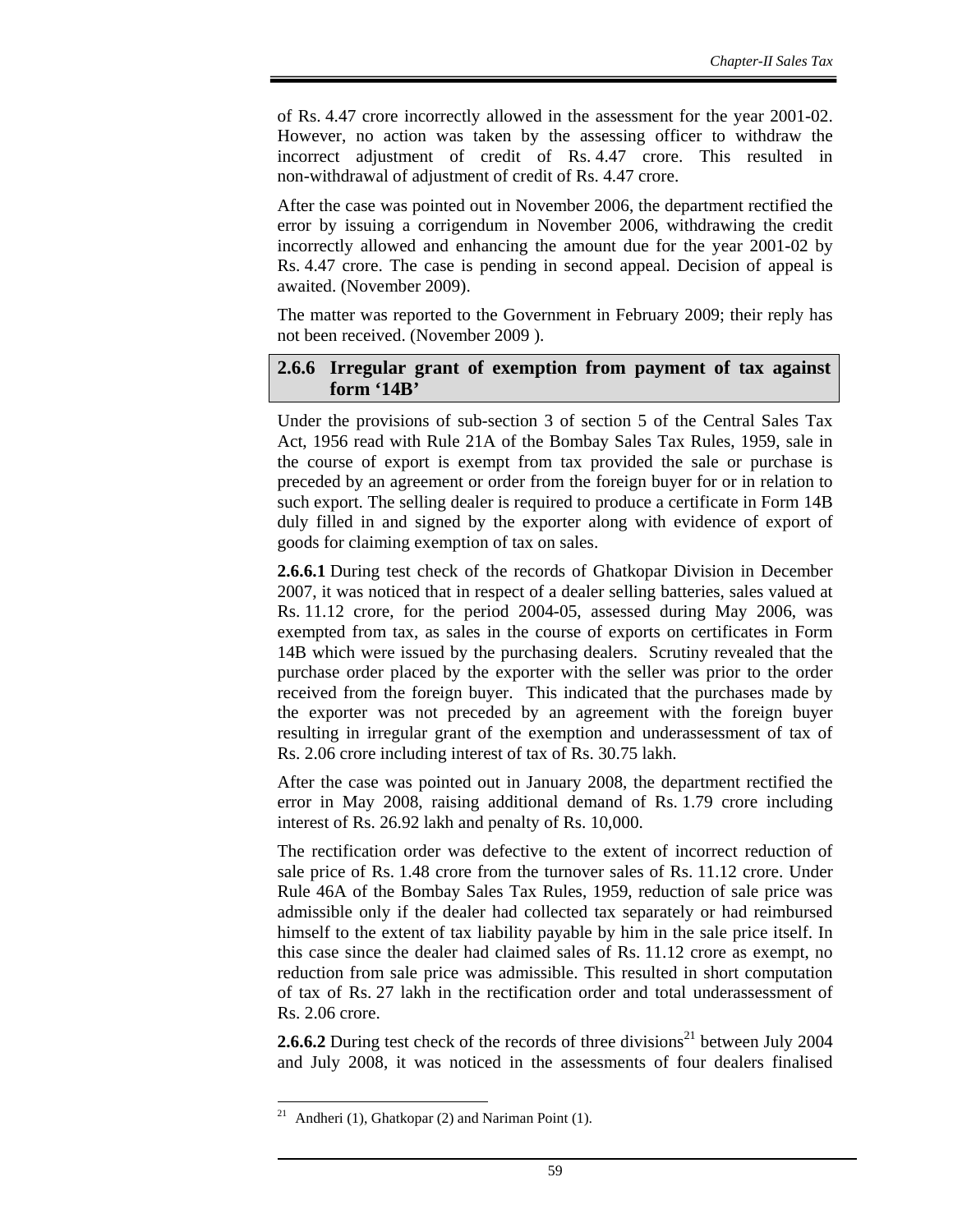of Rs. 4.47 crore incorrectly allowed in the assessment for the year 2001-02. However, no action was taken by the assessing officer to withdraw the incorrect adjustment of credit of Rs. 4.47 crore. This resulted in non-withdrawal of adjustment of credit of Rs. 4.47 crore.

After the case was pointed out in November 2006, the department rectified the error by issuing a corrigendum in November 2006, withdrawing the credit incorrectly allowed and enhancing the amount due for the year 2001-02 by Rs. 4.47 crore. The case is pending in second appeal. Decision of appeal is awaited. (November 2009).

The matter was reported to the Government in February 2009; their reply has not been received. (November 2009 ).

### 2.6.6 Irregular grant of exemption from payment of tax against form '14B'

Under the provisions of sub-section 3 of section 5 of the Central Sales Tax Act, 1956 read with Rule 21A of the Bombay Sales Tax Rules, 1959, sale in the course of export is exempt from tax provided the sale or purchase is preceded by an agreement or order from the foreign buyer for or in relation to such export. The selling dealer is required to produce a certificate in Form 14B duly filled in and signed by the exporter along with evidence of export of goods for claiming exemption of tax on sales.

**2.6.6.1** During test check of the records of Ghatkopar Division in December 2007, it was noticed that in respect of a dealer selling batteries, sales valued at Rs. 11.12 crore, for the period 2004-05, assessed during May 2006, was exempted from tax, as sales in the course of exports on certificates in Form 14B which were issued by the purchasing dealers. Scrutiny revealed that the purchase order placed by the exporter with the seller was prior to the order received from the foreign buyer. This indicated that the purchases made by the exporter was not preceded by an agreement with the foreign buyer resulting in irregular grant of the exemption and underassessment of tax of Rs. 2.06 crore including interest of tax of Rs. 30.75 lakh.

After the case was pointed out in January 2008, the department rectified the error in May 2008, raising additional demand of Rs. 1.79 crore including interest of Rs. 26.92 lakh and penalty of Rs. 10,000.

The rectification order was defective to the extent of incorrect reduction of sale price of Rs. 1.48 crore from the turnover sales of Rs. 11.12 crore. Under Rule 46A of the Bombay Sales Tax Rules, 1959, reduction of sale price was admissible only if the dealer had collected tax separately or had reimbursed himself to the extent of tax liability payable by him in the sale price itself. In this case since the dealer had claimed sales of Rs. 11.12 crore as exempt, no reduction from sale price was admissible. This resulted in short computation of tax of Rs. 27 lakh in the rectification order and total underassessment of Rs. 2.06 crore.

**2.6.6.2** During test check of the records of three divisions[21] between July 2004 and July 2008, it was noticed in the assessments of four dealers finalised

[21] Andheri (1), Ghatkopar (2) and Nariman Point (1).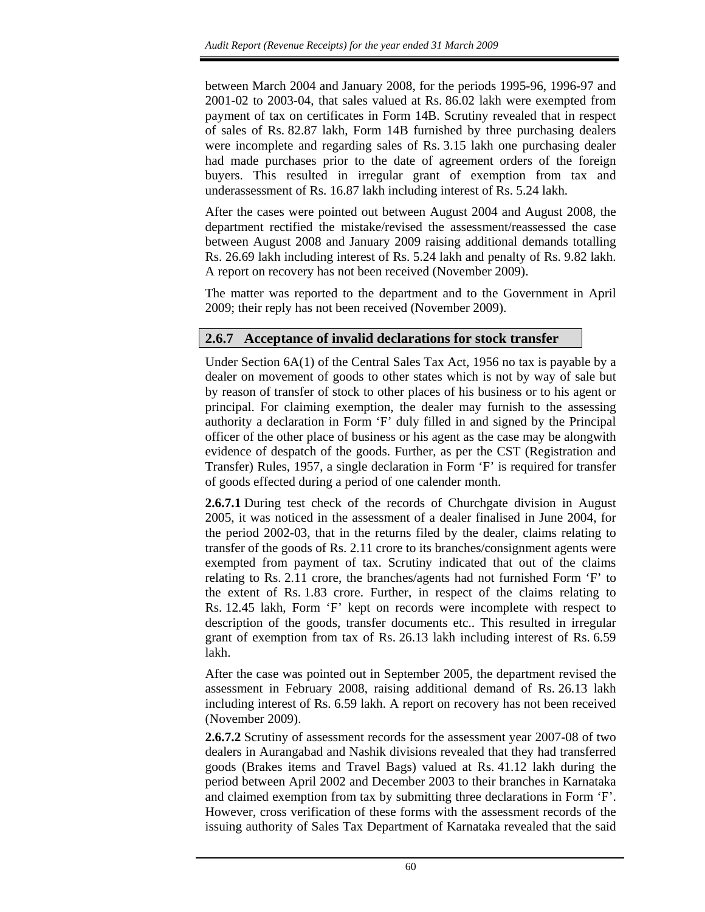between March 2004 and January 2008, for the periods 1995-96, 1996-97 and 2001-02 to 2003-04, that sales valued at Rs. 86.02 lakh were exempted from payment of tax on certificates in Form 14B. Scrutiny revealed that in respect of sales of Rs. 82.87 lakh, Form 14B furnished by three purchasing dealers were incomplete and regarding sales of Rs. 3.15 lakh one purchasing dealer had made purchases prior to the date of agreement orders of the foreign buyers. This resulted in irregular grant of exemption from tax and underassessment of Rs. 16.87 lakh including interest of Rs. 5.24 lakh.

After the cases were pointed out between August 2004 and August 2008, the department rectified the mistake/revised the assessment/reassessed the case between August 2008 and January 2009 raising additional demands totalling Rs. 26.69 lakh including interest of Rs. 5.24 lakh and penalty of Rs. 9.82 lakh. A report on recovery has not been received (November 2009).

The matter was reported to the department and to the Government in April 2009; their reply has not been received (November 2009).

## 2.6.7 Acceptance of invalid declarations for stock transfer

Under Section 6A(1) of the Central Sales Tax Act, 1956 no tax is payable by a dealer on movement of goods to other states which is not by way of sale but by reason of transfer of stock to other places of his business or to his agent or principal. For claiming exemption, the dealer may furnish to the assessing authority a declaration in Form 'F' duly filled in and signed by the Principal officer of the other place of business or his agent as the case may be alongwith evidence of despatch of the goods. Further, as per the CST (Registration and Transfer) Rules, 1957, a single declaration in Form 'F' is required for transfer of goods effected during a period of one calender month.

**2.6.7.1** During test check of the records of Churchgate division in August 2005, it was noticed in the assessment of a dealer finalised in June 2004, for the period 2002-03, that in the returns filed by the dealer, claims relating to transfer of the goods of Rs. 2.11 crore to its branches/consignment agents were exempted from payment of tax. Scrutiny indicated that out of the claims relating to Rs. 2.11 crore, the branches/agents had not furnished Form 'F' to the extent of Rs. 1.83 crore. Further, in respect of the claims relating to Rs. 12.45 lakh, Form 'F' kept on records were incomplete with respect to description of the goods, transfer documents etc.. This resulted in irregular grant of exemption from tax of Rs. 26.13 lakh including interest of Rs. 6.59 lakh.

After the case was pointed out in September 2005, the department revised the assessment in February 2008, raising additional demand of Rs. 26.13 lakh including interest of Rs. 6.59 lakh. A report on recovery has not been received (November 2009).

**2.6.7.2** Scrutiny of assessment records for the assessment year 2007-08 of two dealers in Aurangabad and Nashik divisions revealed that they had transferred goods (Brakes items and Travel Bags) valued at Rs. 41.12 lakh during the period between April 2002 and December 2003 to their branches in Karnataka and claimed exemption from tax by submitting three declarations in Form 'F'. However, cross verification of these forms with the assessment records of the issuing authority of Sales Tax Department of Karnataka revealed that the said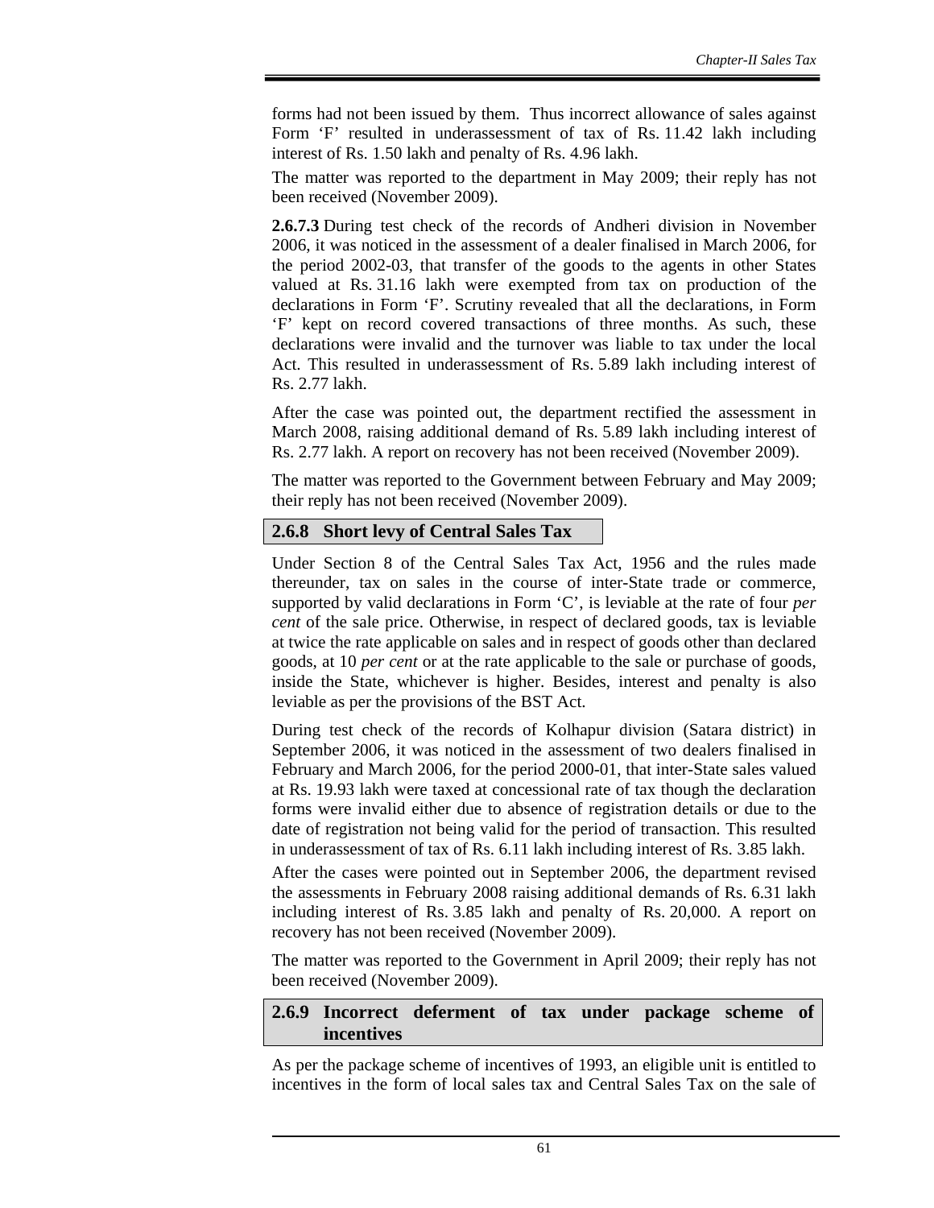forms had not been issued by them. Thus incorrect allowance of sales against Form 'F' resulted in underassessment of tax of Rs. 11.42 lakh including interest of Rs. 1.50 lakh and penalty of Rs. 4.96 lakh.

The matter was reported to the department in May 2009; their reply has not been received (November 2009).

**2.6.7.3** During test check of the records of Andheri division in November 2006, it was noticed in the assessment of a dealer finalised in March 2006, for the period 2002-03, that transfer of the goods to the agents in other States valued at Rs. 31.16 lakh were exempted from tax on production of the declarations in Form 'F'. Scrutiny revealed that all the declarations, in Form 'F' kept on record covered transactions of three months. As such, these declarations were invalid and the turnover was liable to tax under the local Act. This resulted in underassessment of Rs. 5.89 lakh including interest of Rs. 2.77 lakh.

After the case was pointed out, the department rectified the assessment in March 2008, raising additional demand of Rs. 5.89 lakh including interest of Rs. 2.77 lakh. A report on recovery has not been received (November 2009).

The matter was reported to the Government between February and May 2009; their reply has not been received (November 2009).

### 2.6.8 Short levy of Central Sales Tax

Under Section 8 of the Central Sales Tax Act, 1956 and the rules made thereunder, tax on sales in the course of inter-State trade or commerce, supported by valid declarations in Form 'C', is leviable at the rate of four *per cent* of the sale price. Otherwise, in respect of declared goods, tax is leviable at twice the rate applicable on sales and in respect of goods other than declared goods, at 10 *per cent* or at the rate applicable to the sale or purchase of goods, inside the State, whichever is higher. Besides, interest and penalty is also leviable as per the provisions of the BST Act.

During test check of the records of Kolhapur division (Satara district) in September 2006, it was noticed in the assessment of two dealers finalised in February and March 2006, for the period 2000-01, that inter-State sales valued at Rs. 19.93 lakh were taxed at concessional rate of tax though the declaration forms were invalid either due to absence of registration details or due to the date of registration not being valid for the period of transaction. This resulted in underassessment of tax of Rs. 6.11 lakh including interest of Rs. 3.85 lakh.

After the cases were pointed out in September 2006, the department revised the assessments in February 2008 raising additional demands of Rs. 6.31 lakh including interest of Rs. 3.85 lakh and penalty of Rs. 20,000. A report on recovery has not been received (November 2009).

The matter was reported to the Government in April 2009; their reply has not been received (November 2009).

### 2.6.9 Incorrect deferment of tax under package scheme of incentives

As per the package scheme of incentives of 1993, an eligible unit is entitled to incentives in the form of local sales tax and Central Sales Tax on the sale of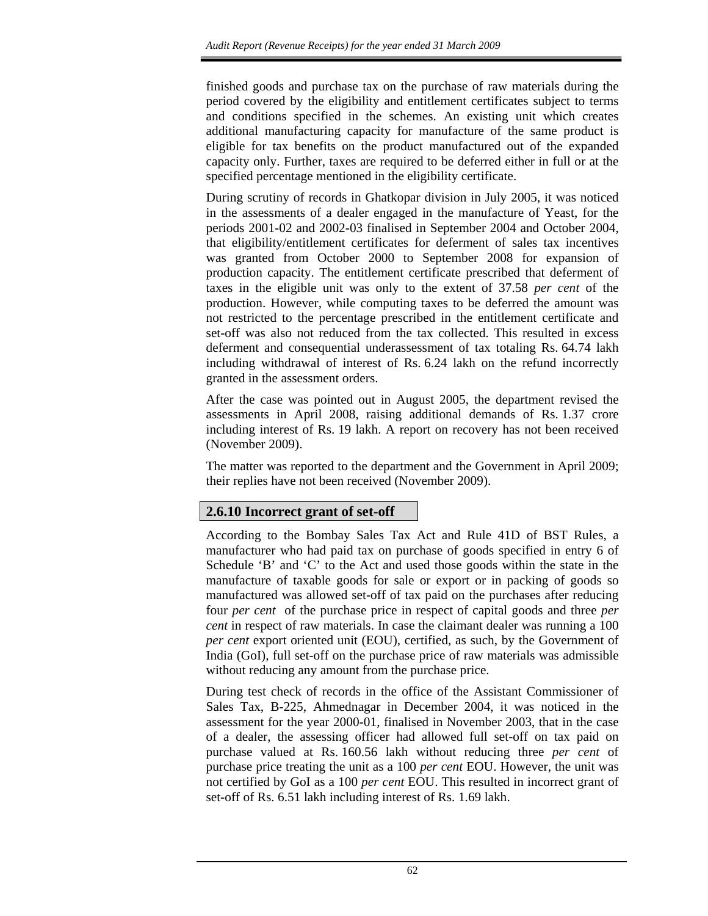finished goods and purchase tax on the purchase of raw materials during the period covered by the eligibility and entitlement certificates subject to terms and conditions specified in the schemes. An existing unit which creates additional manufacturing capacity for manufacture of the same product is eligible for tax benefits on the product manufactured out of the expanded capacity only. Further, taxes are required to be deferred either in full or at the specified percentage mentioned in the eligibility certificate.

During scrutiny of records in Ghatkopar division in July 2005, it was noticed in the assessments of a dealer engaged in the manufacture of Yeast, for the periods 2001-02 and 2002-03 finalised in September 2004 and October 2004, that eligibility/entitlement certificates for deferment of sales tax incentives was granted from October 2000 to September 2008 for expansion of production capacity. The entitlement certificate prescribed that deferment of taxes in the eligible unit was only to the extent of 37.58 *per cent* of the production. However, while computing taxes to be deferred the amount was not restricted to the percentage prescribed in the entitlement certificate and set-off was also not reduced from the tax collected. This resulted in excess deferment and consequential underassessment of tax totaling Rs. 64.74 lakh including withdrawal of interest of Rs. 6.24 lakh on the refund incorrectly granted in the assessment orders.

After the case was pointed out in August 2005, the department revised the assessments in April 2008, raising additional demands of Rs. 1.37 crore including interest of Rs. 19 lakh. A report on recovery has not been received (November 2009).

The matter was reported to the department and the Government in April 2009; their replies have not been received (November 2009).

### 2.6.10 Incorrect grant of set-off

According to the Bombay Sales Tax Act and Rule 41D of BST Rules, a manufacturer who had paid tax on purchase of goods specified in entry 6 of Schedule 'B' and 'C' to the Act and used those goods within the state in the manufacture of taxable goods for sale or export or in packing of goods so manufactured was allowed set-off of tax paid on the purchases after reducing four *per cent* of the purchase price in respect of capital goods and three *per cent* in respect of raw materials. In case the claimant dealer was running a 100 *per cent* export oriented unit (EOU), certified, as such, by the Government of India (GoI), full set-off on the purchase price of raw materials was admissible without reducing any amount from the purchase price.

During test check of records in the office of the Assistant Commissioner of Sales Tax, B-225, Ahmednagar in December 2004, it was noticed in the assessment for the year 2000-01, finalised in November 2003, that in the case of a dealer, the assessing officer had allowed full set-off on tax paid on purchase valued at Rs. 160.56 lakh without reducing three *per cent* of purchase price treating the unit as a 100 *per cent* EOU. However, the unit was not certified by GoI as a 100 *per cent* EOU. This resulted in incorrect grant of set-off of Rs. 6.51 lakh including interest of Rs. 1.69 lakh.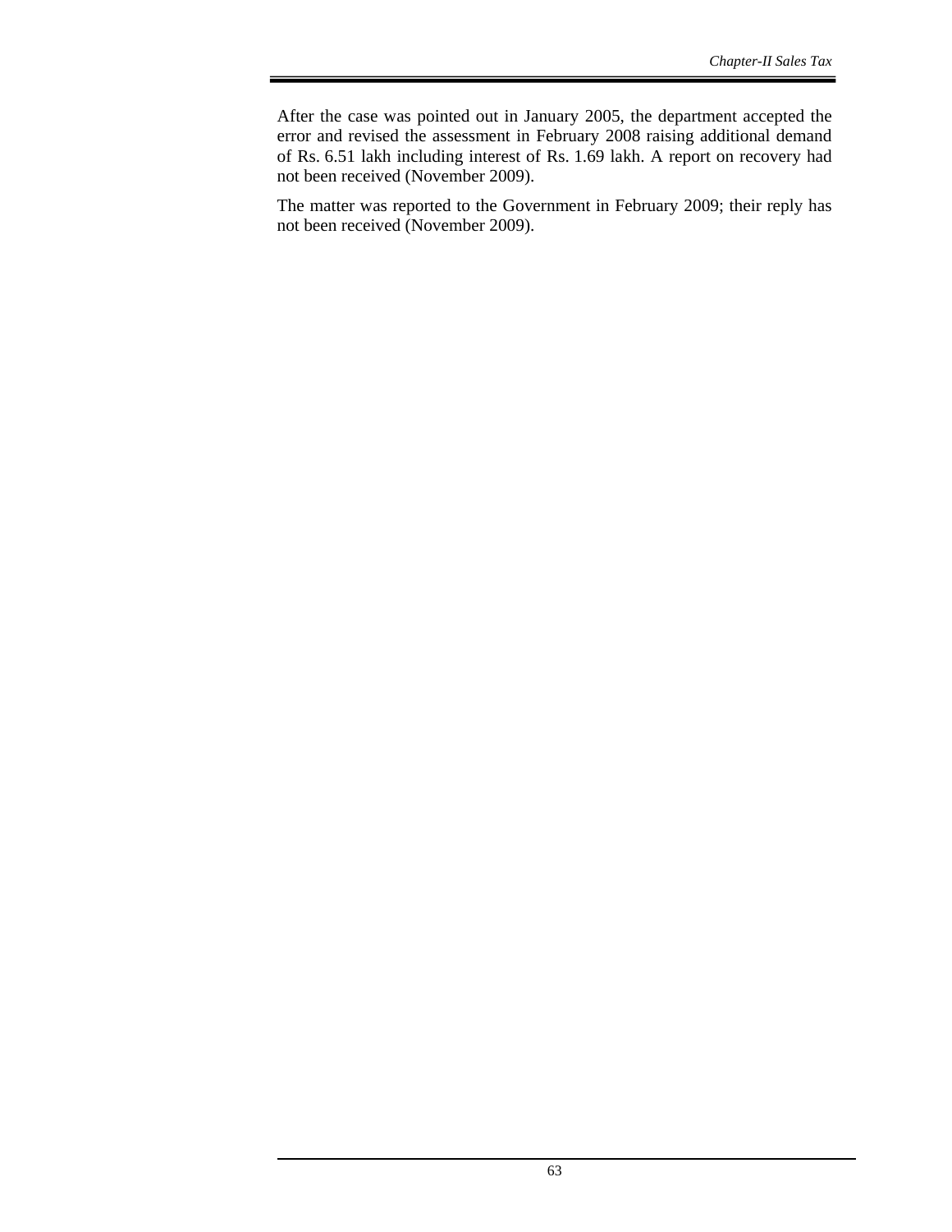After the case was pointed out in January 2005, the department accepted the error and revised the assessment in February 2008 raising additional demand of Rs. 6.51 lakh including interest of Rs. 1.69 lakh. A report on recovery had not been received (November 2009).

The matter was reported to the Government in February 2009; their reply has not been received (November 2009).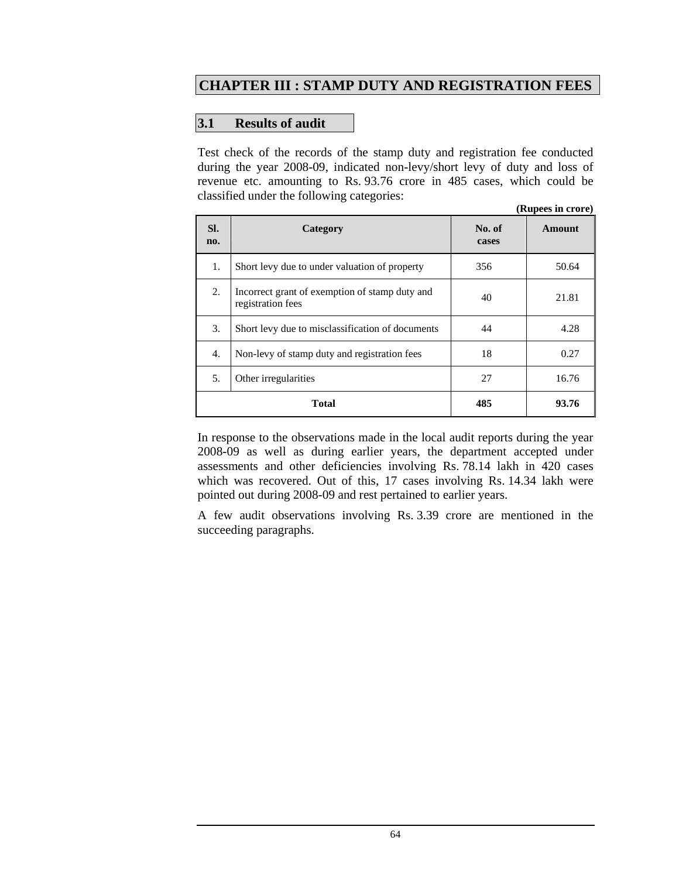# CHAPTER III : STAMP DUTY AND REGISTRATION FEES

## 3.1 Results of audit

Test check of the records of the stamp duty and registration fee conducted during the year 2008-09, indicated non-levy/short levy of duty and loss of revenue etc. amounting to Rs. 93.76 crore in 485 cases, which could be classified under the following categories:

**(Rupees in crore)**

| Sl. no. | Category | No. of cases | Amount |
|---|---|---|---|
| 1. | Short levy due to under valuation of property | 356 | 50.64 |
| 2. | Incorrect grant of exemption of stamp duty and registration fees | 40 | 21.81 |
| 3. | Short levy due to misclassification of documents | 44 | 4.28 |
| 4. | Non-levy of stamp duty and registration fees | 18 | 0.27 |
| 5. | Other irregularities | 27 | 16.76 |
| **Total** | | **485** | **93.76** |

In response to the observations made in the local audit reports during the year 2008-09 as well as during earlier years, the department accepted under assessments and other deficiencies involving Rs. 78.14 lakh in 420 cases which was recovered. Out of this, 17 cases involving Rs. 14.34 lakh were pointed out during 2008-09 and rest pertained to earlier years.

A few audit observations involving Rs. 3.39 crore are mentioned in the succeeding paragraphs.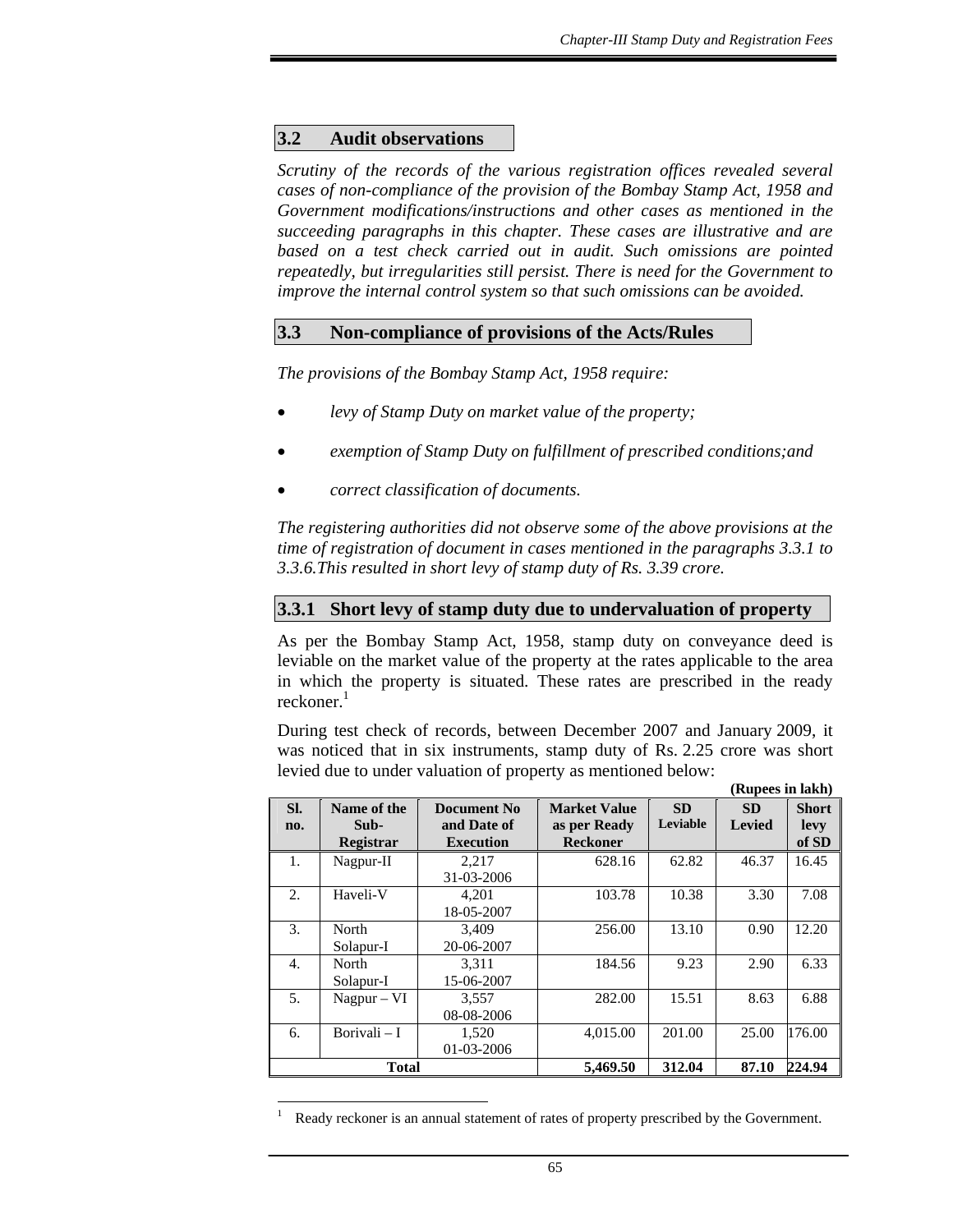## 3.2 Audit observations

*Scrutiny of the records of the various registration offices revealed several cases of non-compliance of the provision of the Bombay Stamp Act, 1958 and Government modifications/instructions and other cases as mentioned in the succeeding paragraphs in this chapter. These cases are illustrative and are based on a test check carried out in audit. Such omissions are pointed repeatedly, but irregularities still persist. There is need for the Government to improve the internal control system so that such omissions can be avoided.*

## 3.3 Non-compliance of provisions of the Acts/Rules

*The provisions of the Bombay Stamp Act, 1958 require:*

- *levy of Stamp Duty on market value of the property;*
- *exemption of Stamp Duty on fulfillment of prescribed conditions;and*
- *correct classification of documents.*

*The registering authorities did not observe some of the above provisions at the time of registration of document in cases mentioned in the paragraphs 3.3.1 to 3.3.6.This resulted in short levy of stamp duty of Rs. 3.39 crore.*

### 3.3.1 Short levy of stamp duty due to undervaluation of property

As per the Bombay Stamp Act, 1958, stamp duty on conveyance deed is leviable on the market value of the property at the rates applicable to the area in which the property is situated. These rates are prescribed in the ready reckoner.[1]

During test check of records, between December 2007 and January 2009, it was noticed that in six instruments, stamp duty of Rs. 2.25 crore was short levied due to under valuation of property as mentioned below:

**(Rupees in lakh)**

| Sl. no. | Name of the Sub-Registrar | Document No and Date of Execution | Market Value as per Ready Reckoner | SD Leviable | SD Levied | Short levy of SD |
|---|---|---|---|---|---|---|
| 1. | Nagpur-II | 2,217<br>31-03-2006 | 628.16 | 62.82 | 46.37 | 16.45 |
| 2. | Haveli-V | 4,201<br>18-05-2007 | 103.78 | 10.38 | 3.30 | 7.08 |
| 3. | North Solapur-I | 3,409<br>20-06-2007 | 256.00 | 13.10 | 0.90 | 12.20 |
| 4. | North Solapur-I | 3,311<br>15-06-2007 | 184.56 | 9.23 | 2.90 | 6.33 |
| 5. | Nagpur – VI | 3,557<br>08-08-2006 | 282.00 | 15.51 | 8.63 | 6.88 |
| 6. | Borivali – I | 1,520<br>01-03-2006 | 4,015.00 | 201.00 | 25.00 | 176.00 |
| **Total** | | | **5,469.50** | **312.04** | **87.10** | **224.94** |

[1] Ready reckoner is an annual statement of rates of property prescribed by the Government.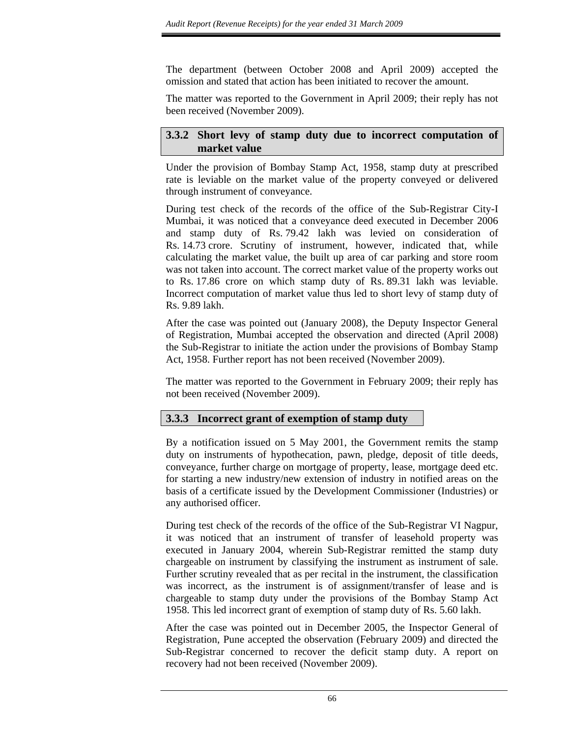The department (between October 2008 and April 2009) accepted the omission and stated that action has been initiated to recover the amount.

The matter was reported to the Government in April 2009; their reply has not been received (November 2009).

### 3.3.2 Short levy of stamp duty due to incorrect computation of market value

Under the provision of Bombay Stamp Act, 1958, stamp duty at prescribed rate is leviable on the market value of the property conveyed or delivered through instrument of conveyance.

During test check of the records of the office of the Sub-Registrar City-I Mumbai, it was noticed that a conveyance deed executed in December 2006 and stamp duty of Rs. 79.42 lakh was levied on consideration of Rs. 14.73 crore. Scrutiny of instrument, however, indicated that, while calculating the market value, the built up area of car parking and store room was not taken into account. The correct market value of the property works out to Rs. 17.86 crore on which stamp duty of Rs. 89.31 lakh was leviable. Incorrect computation of market value thus led to short levy of stamp duty of Rs. 9.89 lakh.

After the case was pointed out (January 2008), the Deputy Inspector General of Registration, Mumbai accepted the observation and directed (April 2008) the Sub-Registrar to initiate the action under the provisions of Bombay Stamp Act, 1958. Further report has not been received (November 2009).

The matter was reported to the Government in February 2009; their reply has not been received (November 2009).

### 3.3.3 Incorrect grant of exemption of stamp duty

By a notification issued on 5 May 2001, the Government remits the stamp duty on instruments of hypothecation, pawn, pledge, deposit of title deeds, conveyance, further charge on mortgage of property, lease, mortgage deed etc. for starting a new industry/new extension of industry in notified areas on the basis of a certificate issued by the Development Commissioner (Industries) or any authorised officer.

During test check of the records of the office of the Sub-Registrar VI Nagpur, it was noticed that an instrument of transfer of leasehold property was executed in January 2004, wherein Sub-Registrar remitted the stamp duty chargeable on instrument by classifying the instrument as instrument of sale. Further scrutiny revealed that as per recital in the instrument, the classification was incorrect, as the instrument is of assignment/transfer of lease and is chargeable to stamp duty under the provisions of the Bombay Stamp Act 1958. This led incorrect grant of exemption of stamp duty of Rs. 5.60 lakh.

After the case was pointed out in December 2005, the Inspector General of Registration, Pune accepted the observation (February 2009) and directed the Sub-Registrar concerned to recover the deficit stamp duty. A report on recovery had not been received (November 2009).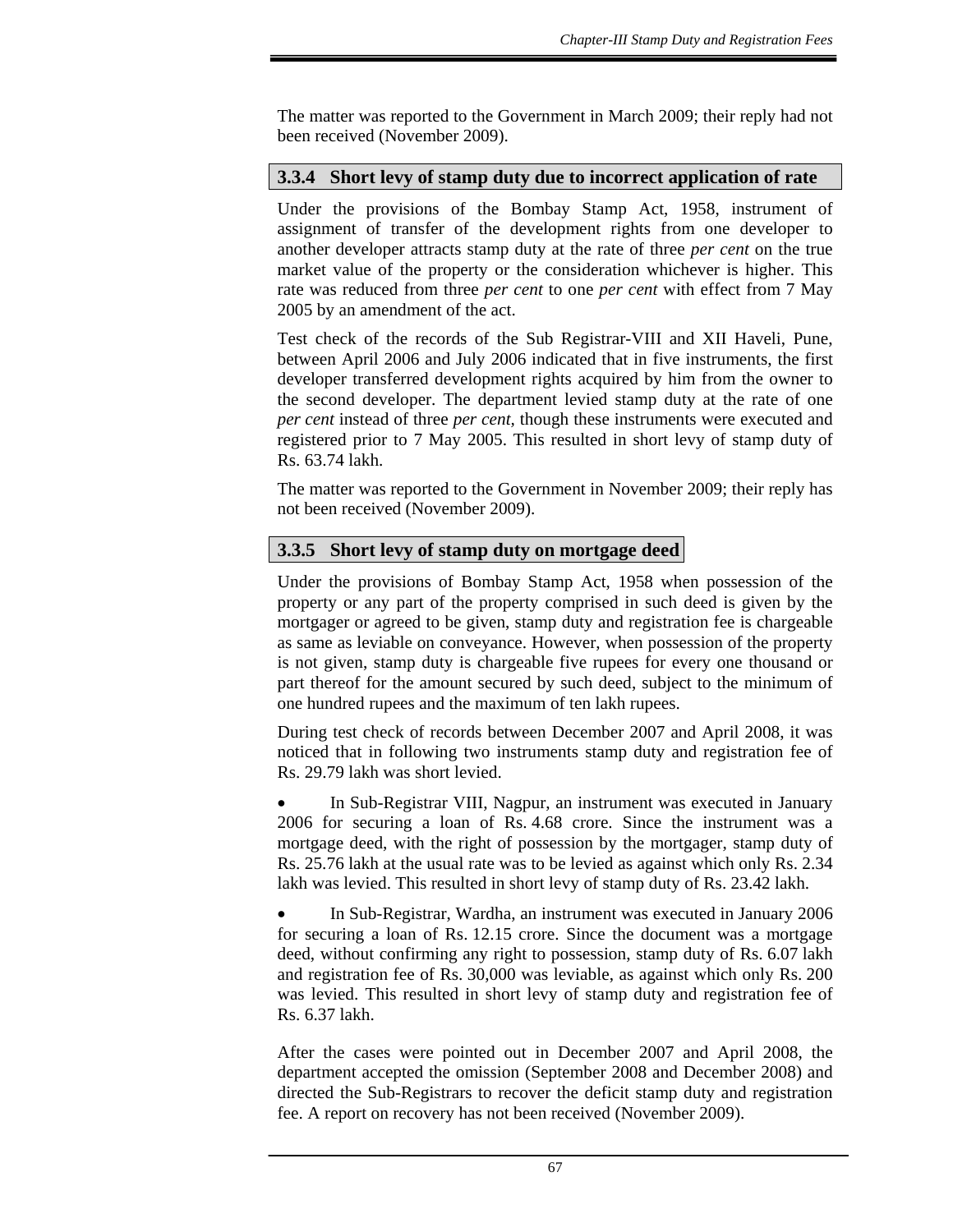The matter was reported to the Government in March 2009; their reply had not been received (November 2009).

### 3.3.4 Short levy of stamp duty due to incorrect application of rate

Under the provisions of the Bombay Stamp Act, 1958, instrument of assignment of transfer of the development rights from one developer to another developer attracts stamp duty at the rate of three *per cent* on the true market value of the property or the consideration whichever is higher. This rate was reduced from three *per cent* to one *per cent* with effect from 7 May 2005 by an amendment of the act.

Test check of the records of the Sub Registrar-VIII and XII Haveli, Pune, between April 2006 and July 2006 indicated that in five instruments, the first developer transferred development rights acquired by him from the owner to the second developer. The department levied stamp duty at the rate of one *per cent* instead of three *per cent*, though these instruments were executed and registered prior to 7 May 2005. This resulted in short levy of stamp duty of Rs. 63.74 lakh.

The matter was reported to the Government in November 2009; their reply has not been received (November 2009).

### 3.3.5 Short levy of stamp duty on mortgage deed

Under the provisions of Bombay Stamp Act, 1958 when possession of the property or any part of the property comprised in such deed is given by the mortgager or agreed to be given, stamp duty and registration fee is chargeable as same as leviable on conveyance. However, when possession of the property is not given, stamp duty is chargeable five rupees for every one thousand or part thereof for the amount secured by such deed, subject to the minimum of one hundred rupees and the maximum of ten lakh rupees.

During test check of records between December 2007 and April 2008, it was noticed that in following two instruments stamp duty and registration fee of Rs. 29.79 lakh was short levied.

- In Sub-Registrar VIII, Nagpur, an instrument was executed in January 2006 for securing a loan of Rs. 4.68 crore. Since the instrument was a mortgage deed, with the right of possession by the mortgager, stamp duty of Rs. 25.76 lakh at the usual rate was to be levied as against which only Rs. 2.34 lakh was levied. This resulted in short levy of stamp duty of Rs. 23.42 lakh.
- In Sub-Registrar, Wardha, an instrument was executed in January 2006 for securing a loan of Rs. 12.15 crore. Since the document was a mortgage deed, without confirming any right to possession, stamp duty of Rs. 6.07 lakh and registration fee of Rs. 30,000 was leviable, as against which only Rs. 200 was levied. This resulted in short levy of stamp duty and registration fee of Rs. 6.37 lakh.

After the cases were pointed out in December 2007 and April 2008, the department accepted the omission (September 2008 and December 2008) and directed the Sub-Registrars to recover the deficit stamp duty and registration fee. A report on recovery has not been received (November 2009).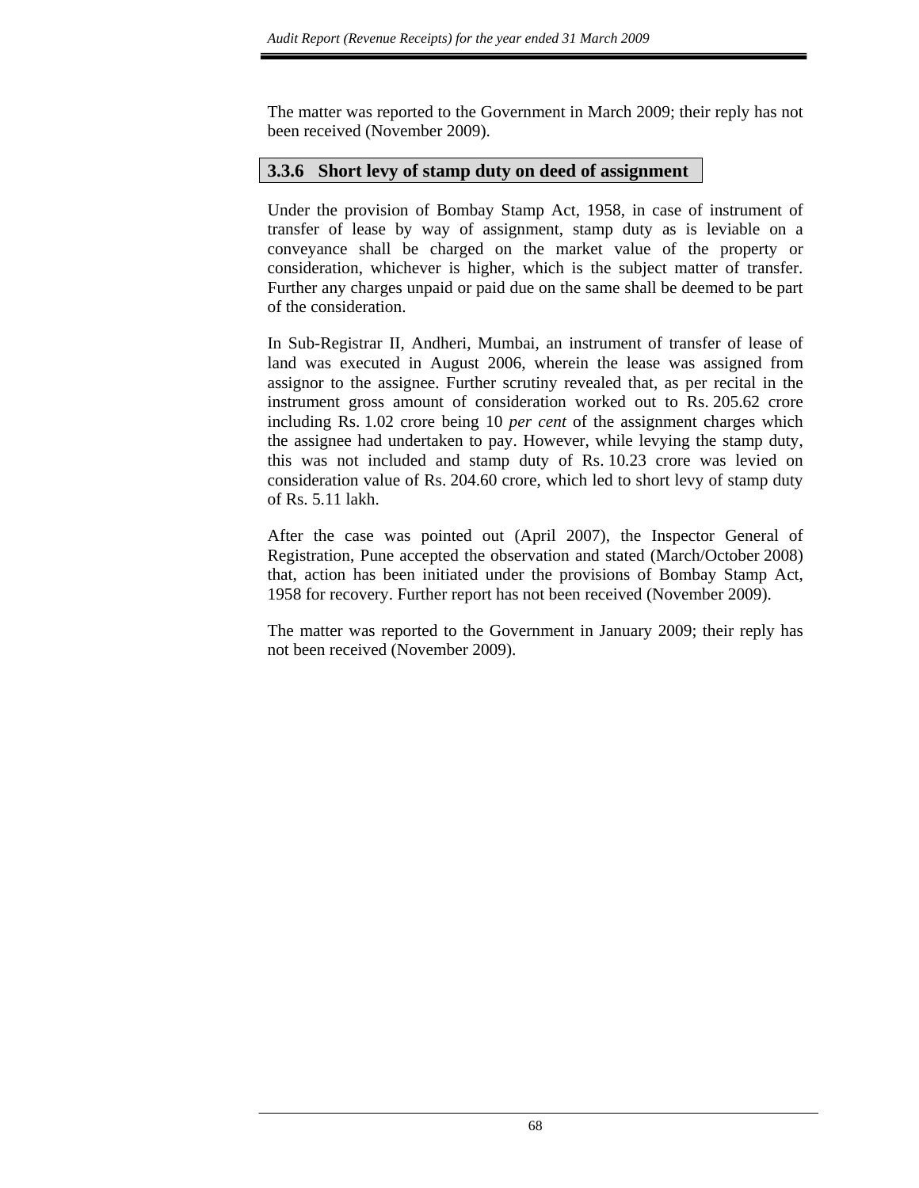The matter was reported to the Government in March 2009; their reply has not been received (November 2009).

### 3.3.6 Short levy of stamp duty on deed of assignment

Under the provision of Bombay Stamp Act, 1958, in case of instrument of transfer of lease by way of assignment, stamp duty as is leviable on a conveyance shall be charged on the market value of the property or consideration, whichever is higher, which is the subject matter of transfer. Further any charges unpaid or paid due on the same shall be deemed to be part of the consideration.

In Sub-Registrar II, Andheri, Mumbai, an instrument of transfer of lease of land was executed in August 2006, wherein the lease was assigned from assignor to the assignee. Further scrutiny revealed that, as per recital in the instrument gross amount of consideration worked out to Rs. 205.62 crore including Rs. 1.02 crore being 10 *per cent* of the assignment charges which the assignee had undertaken to pay. However, while levying the stamp duty, this was not included and stamp duty of Rs. 10.23 crore was levied on consideration value of Rs. 204.60 crore, which led to short levy of stamp duty of Rs. 5.11 lakh.

After the case was pointed out (April 2007), the Inspector General of Registration, Pune accepted the observation and stated (March/October 2008) that, action has been initiated under the provisions of Bombay Stamp Act, 1958 for recovery. Further report has not been received (November 2009).

The matter was reported to the Government in January 2009; their reply has not been received (November 2009).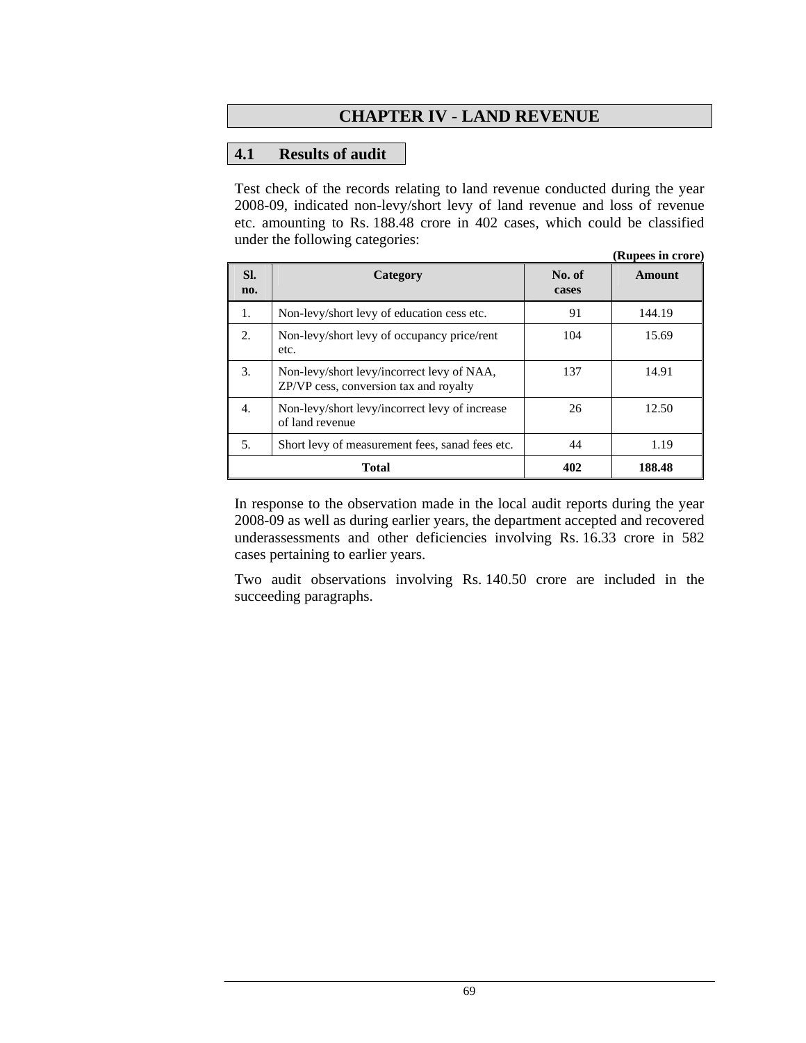# CHAPTER IV - LAND REVENUE

## 4.1 Results of audit

Test check of the records relating to land revenue conducted during the year 2008-09, indicated non-levy/short levy of land revenue and loss of revenue etc. amounting to Rs. 188.48 crore in 402 cases, which could be classified under the following categories:

**(Rupees in crore)**

| Sl. no. | Category | No. of cases | Amount |
|---|---|---|---|
| 1. | Non-levy/short levy of education cess etc. | 91 | 144.19 |
| 2. | Non-levy/short levy of occupancy price/rent etc. | 104 | 15.69 |
| 3. | Non-levy/short levy/incorrect levy of NAA, ZP/VP cess, conversion tax and royalty | 137 | 14.91 |
| 4. | Non-levy/short levy/incorrect levy of increase of land revenue | 26 | 12.50 |
| 5. | Short levy of measurement fees, sanad fees etc. | 44 | 1.19 |
| **Total** | | **402** | **188.48** |

In response to the observation made in the local audit reports during the year 2008-09 as well as during earlier years, the department accepted and recovered underassessments and other deficiencies involving Rs. 16.33 crore in 582 cases pertaining to earlier years.

Two audit observations involving Rs. 140.50 crore are included in the succeeding paragraphs.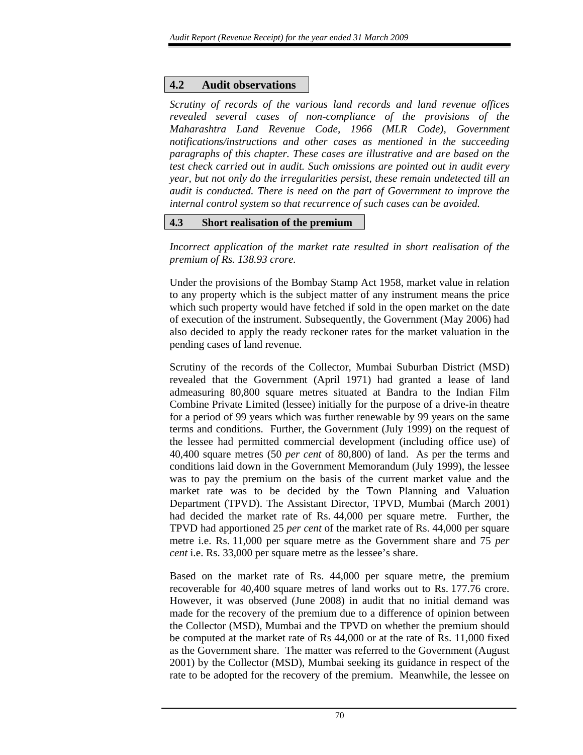## 4.2 Audit observations

*Scrutiny of records of the various land records and land revenue offices revealed several cases of non-compliance of the provisions of the Maharashtra Land Revenue Code, 1966 (MLR Code), Government notifications/instructions and other cases as mentioned in the succeeding paragraphs of this chapter. These cases are illustrative and are based on the test check carried out in audit. Such omissions are pointed out in audit every year, but not only do the irregularities persist, these remain undetected till an audit is conducted. There is need on the part of Government to improve the internal control system so that recurrence of such cases can be avoided.*

## 4.3 Short realisation of the premium

*Incorrect application of the market rate resulted in short realisation of the premium of Rs. 138.93 crore.*

Under the provisions of the Bombay Stamp Act 1958, market value in relation to any property which is the subject matter of any instrument means the price which such property would have fetched if sold in the open market on the date of execution of the instrument. Subsequently, the Government (May 2006) had also decided to apply the ready reckoner rates for the market valuation in the pending cases of land revenue.

Scrutiny of the records of the Collector, Mumbai Suburban District (MSD) revealed that the Government (April 1971) had granted a lease of land admeasuring 80,800 square metres situated at Bandra to the Indian Film Combine Private Limited (lessee) initially for the purpose of a drive-in theatre for a period of 99 years which was further renewable by 99 years on the same terms and conditions. Further, the Government (July 1999) on the request of the lessee had permitted commercial development (including office use) of 40,400 square metres (50 *per cent* of 80,800) of land. As per the terms and conditions laid down in the Government Memorandum (July 1999), the lessee was to pay the premium on the basis of the current market value and the market rate was to be decided by the Town Planning and Valuation Department (TPVD). The Assistant Director, TPVD, Mumbai (March 2001) had decided the market rate of Rs. 44,000 per square metre. Further, the TPVD had apportioned 25 *per cent* of the market rate of Rs. 44,000 per square metre i.e. Rs. 11,000 per square metre as the Government share and 75 *per cent* i.e. Rs. 33,000 per square metre as the lessee's share.

Based on the market rate of Rs. 44,000 per square metre, the premium recoverable for 40,400 square metres of land works out to Rs. 177.76 crore. However, it was observed (June 2008) in audit that no initial demand was made for the recovery of the premium due to a difference of opinion between the Collector (MSD), Mumbai and the TPVD on whether the premium should be computed at the market rate of Rs 44,000 or at the rate of Rs. 11,000 fixed as the Government share. The matter was referred to the Government (August 2001) by the Collector (MSD), Mumbai seeking its guidance in respect of the rate to be adopted for the recovery of the premium. Meanwhile, the lessee on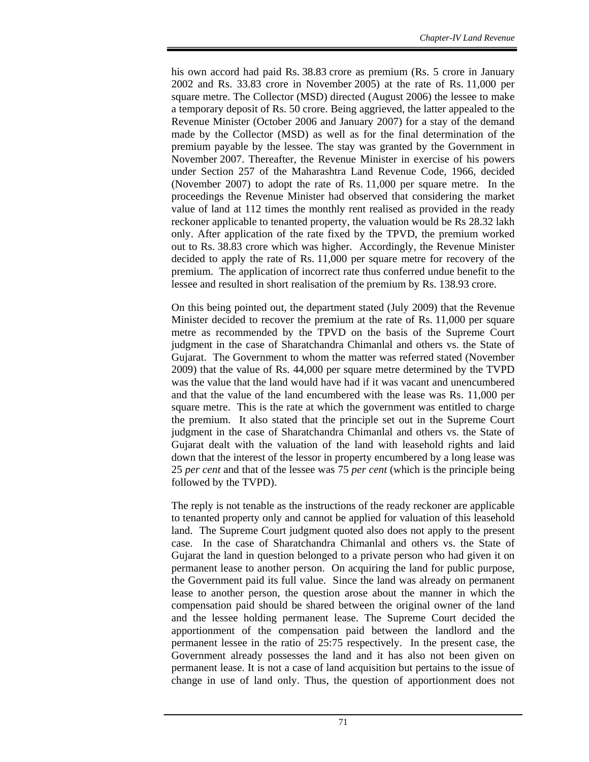his own accord had paid Rs. 38.83 crore as premium (Rs. 5 crore in January 2002 and Rs. 33.83 crore in November 2005) at the rate of Rs. 11,000 per square metre. The Collector (MSD) directed (August 2006) the lessee to make a temporary deposit of Rs. 50 crore. Being aggrieved, the latter appealed to the Revenue Minister (October 2006 and January 2007) for a stay of the demand made by the Collector (MSD) as well as for the final determination of the premium payable by the lessee. The stay was granted by the Government in November 2007. Thereafter, the Revenue Minister in exercise of his powers under Section 257 of the Maharashtra Land Revenue Code, 1966, decided (November 2007) to adopt the rate of Rs. 11,000 per square metre. In the proceedings the Revenue Minister had observed that considering the market value of land at 112 times the monthly rent realised as provided in the ready reckoner applicable to tenanted property, the valuation would be Rs 28.32 lakh only. After application of the rate fixed by the TPVD, the premium worked out to Rs. 38.83 crore which was higher. Accordingly, the Revenue Minister decided to apply the rate of Rs. 11,000 per square metre for recovery of the premium. The application of incorrect rate thus conferred undue benefit to the lessee and resulted in short realisation of the premium by Rs. 138.93 crore.

On this being pointed out, the department stated (July 2009) that the Revenue Minister decided to recover the premium at the rate of Rs. 11,000 per square metre as recommended by the TPVD on the basis of the Supreme Court judgment in the case of Sharatchandra Chimanlal and others vs. the State of Gujarat. The Government to whom the matter was referred stated (November 2009) that the value of Rs. 44,000 per square metre determined by the TVPD was the value that the land would have had if it was vacant and unencumbered and that the value of the land encumbered with the lease was Rs. 11,000 per square metre. This is the rate at which the government was entitled to charge the premium. It also stated that the principle set out in the Supreme Court judgment in the case of Sharatchandra Chimanlal and others vs. the State of Gujarat dealt with the valuation of the land with leasehold rights and laid down that the interest of the lessor in property encumbered by a long lease was 25 *per cent* and that of the lessee was 75 *per cent* (which is the principle being followed by the TVPD).

The reply is not tenable as the instructions of the ready reckoner are applicable to tenanted property only and cannot be applied for valuation of this leasehold land. The Supreme Court judgment quoted also does not apply to the present case. In the case of Sharatchandra Chimanlal and others vs. the State of Gujarat the land in question belonged to a private person who had given it on permanent lease to another person. On acquiring the land for public purpose, the Government paid its full value. Since the land was already on permanent lease to another person, the question arose about the manner in which the compensation paid should be shared between the original owner of the land and the lessee holding permanent lease. The Supreme Court decided the apportionment of the compensation paid between the landlord and the permanent lessee in the ratio of 25:75 respectively. In the present case, the Government already possesses the land and it has also not been given on permanent lease. It is not a case of land acquisition but pertains to the issue of change in use of land only. Thus, the question of apportionment does not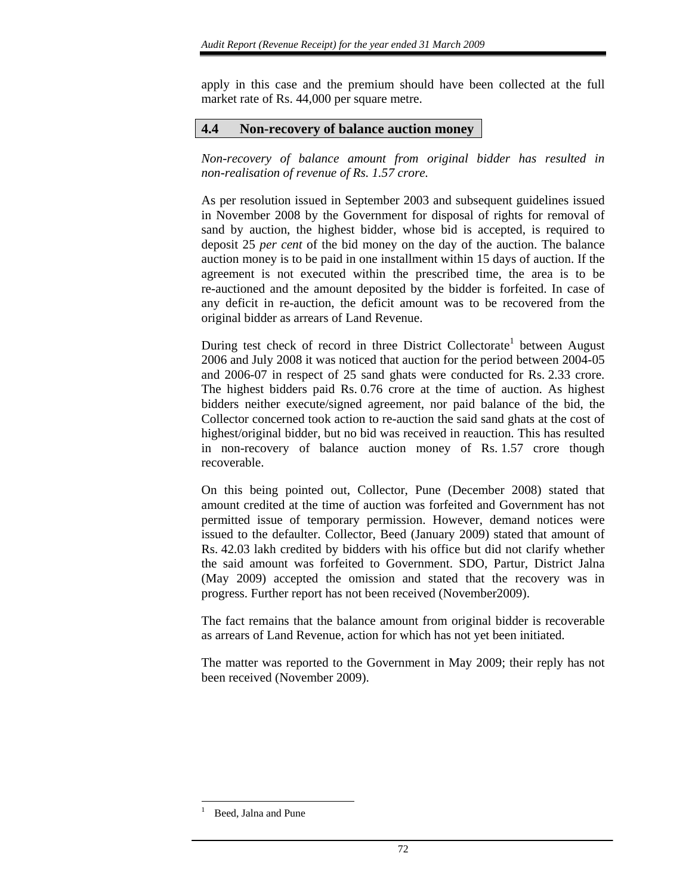apply in this case and the premium should have been collected at the full market rate of Rs. 44,000 per square metre.

## 4.4 Non-recovery of balance auction money

*Non-recovery of balance amount from original bidder has resulted in non-realisation of revenue of Rs. 1.57 crore.*

As per resolution issued in September 2003 and subsequent guidelines issued in November 2008 by the Government for disposal of rights for removal of sand by auction, the highest bidder, whose bid is accepted, is required to deposit 25 *per cent* of the bid money on the day of the auction. The balance auction money is to be paid in one installment within 15 days of auction. If the agreement is not executed within the prescribed time, the area is to be re-auctioned and the amount deposited by the bidder is forfeited. In case of any deficit in re-auction, the deficit amount was to be recovered from the original bidder as arrears of Land Revenue.

During test check of record in three District Collectorate[1] between August 2006 and July 2008 it was noticed that auction for the period between 2004-05 and 2006-07 in respect of 25 sand ghats were conducted for Rs. 2.33 crore. The highest bidders paid Rs. 0.76 crore at the time of auction. As highest bidders neither execute/signed agreement, nor paid balance of the bid, the Collector concerned took action to re-auction the said sand ghats at the cost of highest/original bidder, but no bid was received in reauction. This has resulted in non-recovery of balance auction money of Rs. 1.57 crore though recoverable.

On this being pointed out, Collector, Pune (December 2008) stated that amount credited at the time of auction was forfeited and Government has not permitted issue of temporary permission. However, demand notices were issued to the defaulter. Collector, Beed (January 2009) stated that amount of Rs. 42.03 lakh credited by bidders with his office but did not clarify whether the said amount was forfeited to Government. SDO, Partur, District Jalna (May 2009) accepted the omission and stated that the recovery was in progress. Further report has not been received (November2009).

The fact remains that the balance amount from original bidder is recoverable as arrears of Land Revenue, action for which has not yet been initiated.

The matter was reported to the Government in May 2009; their reply has not been received (November 2009).

---

[1] Beed, Jalna and Pune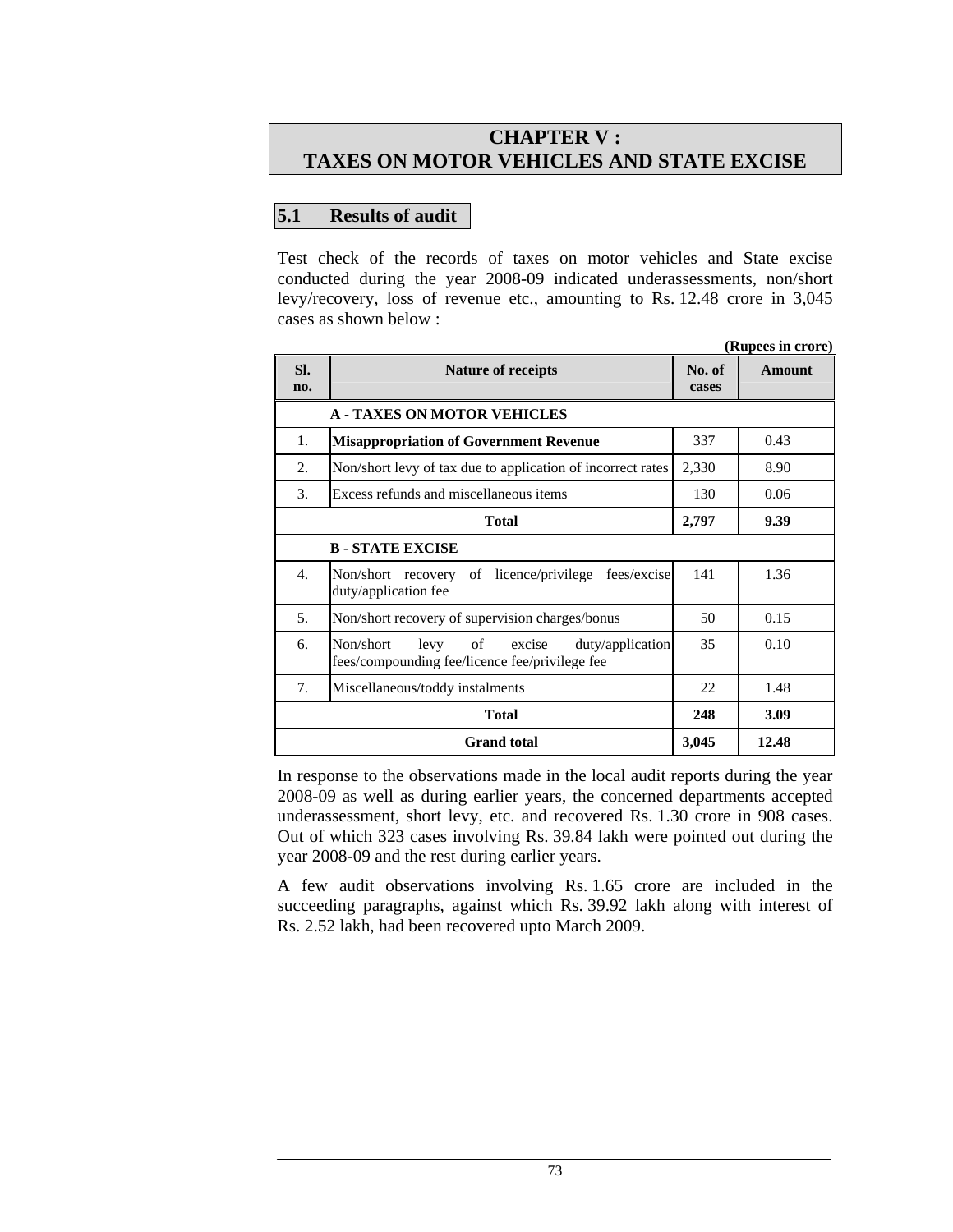# CHAPTER V : TAXES ON MOTOR VEHICLES AND STATE EXCISE

## 5.1 Results of audit

Test check of the records of taxes on motor vehicles and State excise conducted during the year 2008-09 indicated underassessments, non/short levy/recovery, loss of revenue etc., amounting to Rs. 12.48 crore in 3,045 cases as shown below :

**(Rupees in crore)**

| Sl. no. | Nature of receipts | No. of cases | Amount |
|---|---|---|---|
| | **A - TAXES ON MOTOR VEHICLES** | | |
| 1. | **Misappropriation of Government Revenue** | 337 | 0.43 |
| 2. | Non/short levy of tax due to application of incorrect rates | 2,330 | 8.90 |
| 3. | Excess refunds and miscellaneous items | 130 | 0.06 |
| | **Total** | **2,797** | **9.39** |
| | **B - STATE EXCISE** | | |
| 4. | Non/short recovery of licence/privilege fees/excise duty/application fee | 141 | 1.36 |
| 5. | Non/short recovery of supervision charges/bonus | 50 | 0.15 |
| 6. | Non/short levy of excise duty/application fees/compounding fee/licence fee/privilege fee | 35 | 0.10 |
| 7. | Miscellaneous/toddy instalments | 22 | 1.48 |
| | **Total** | **248** | **3.09** |
| | **Grand total** | **3,045** | **12.48** |

In response to the observations made in the local audit reports during the year 2008-09 as well as during earlier years, the concerned departments accepted underassessment, short levy, etc. and recovered Rs. 1.30 crore in 908 cases. Out of which 323 cases involving Rs. 39.84 lakh were pointed out during the year 2008-09 and the rest during earlier years.

A few audit observations involving Rs. 1.65 crore are included in the succeeding paragraphs, against which Rs. 39.92 lakh along with interest of Rs. 2.52 lakh, had been recovered upto March 2009.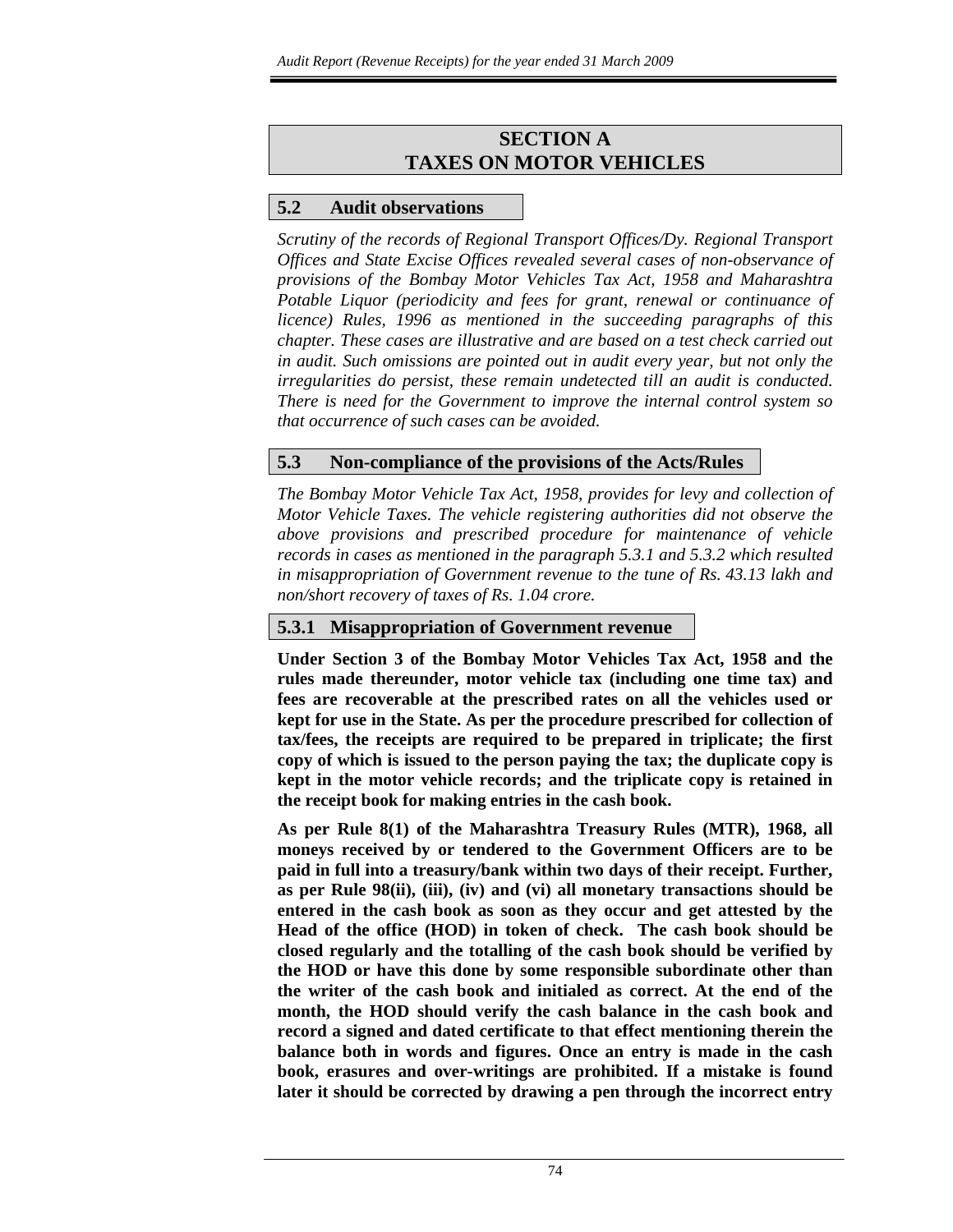# SECTION A
# TAXES ON MOTOR VEHICLES

## 5.2 Audit observations

*Scrutiny of the records of Regional Transport Offices/Dy. Regional Transport Offices and State Excise Offices revealed several cases of non-observance of provisions of the Bombay Motor Vehicles Tax Act, 1958 and Maharashtra Potable Liquor (periodicity and fees for grant, renewal or continuance of licence) Rules, 1996 as mentioned in the succeeding paragraphs of this chapter. These cases are illustrative and are based on a test check carried out in audit. Such omissions are pointed out in audit every year, but not only the irregularities do persist, these remain undetected till an audit is conducted. There is need for the Government to improve the internal control system so that occurrence of such cases can be avoided.*

## 5.3 Non-compliance of the provisions of the Acts/Rules

*The Bombay Motor Vehicle Tax Act, 1958, provides for levy and collection of Motor Vehicle Taxes. The vehicle registering authorities did not observe the above provisions and prescribed procedure for maintenance of vehicle records in cases as mentioned in the paragraph 5.3.1 and 5.3.2 which resulted in misappropriation of Government revenue to the tune of Rs. 43.13 lakh and non/short recovery of taxes of Rs. 1.04 crore.*

### 5.3.1 Misappropriation of Government revenue

**Under Section 3 of the Bombay Motor Vehicles Tax Act, 1958 and the rules made thereunder, motor vehicle tax (including one time tax) and fees are recoverable at the prescribed rates on all the vehicles used or kept for use in the State. As per the procedure prescribed for collection of tax/fees, the receipts are required to be prepared in triplicate; the first copy of which is issued to the person paying the tax; the duplicate copy is kept in the motor vehicle records; and the triplicate copy is retained in the receipt book for making entries in the cash book.**

**As per Rule 8(1) of the Maharashtra Treasury Rules (MTR), 1968, all moneys received by or tendered to the Government Officers are to be paid in full into a treasury/bank within two days of their receipt. Further, as per Rule 98(ii), (iii), (iv) and (vi) all monetary transactions should be entered in the cash book as soon as they occur and get attested by the Head of the office (HOD) in token of check. The cash book should be closed regularly and the totalling of the cash book should be verified by the HOD or have this done by some responsible subordinate other than the writer of the cash book and initialed as correct. At the end of the month, the HOD should verify the cash balance in the cash book and record a signed and dated certificate to that effect mentioning therein the balance both in words and figures. Once an entry is made in the cash book, erasures and over-writings are prohibited. If a mistake is found later it should be corrected by drawing a pen through the incorrect entry**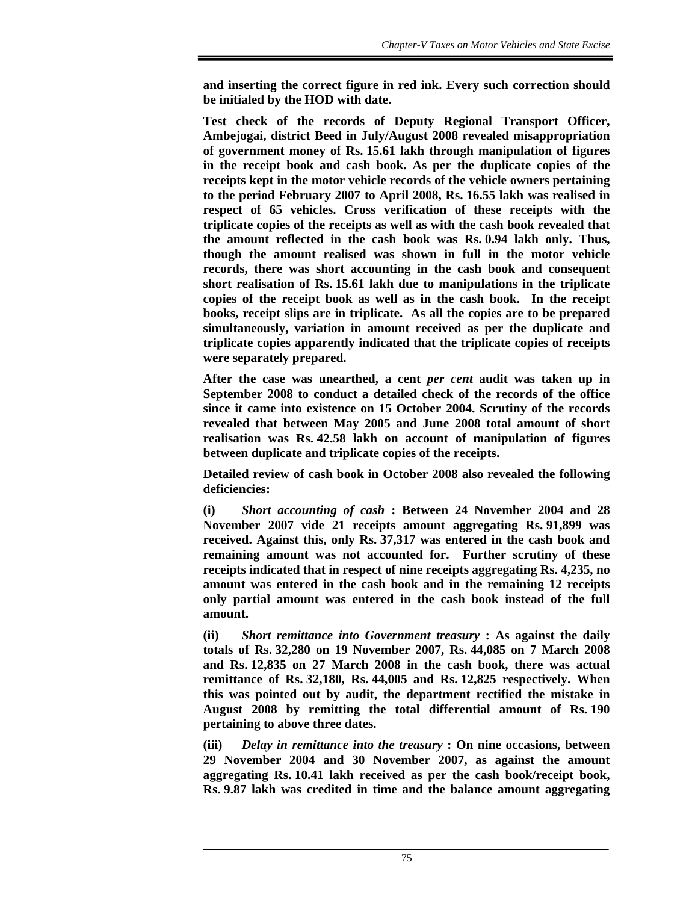**and inserting the correct figure in red ink. Every such correction should be initialed by the HOD with date.**

**Test check of the records of Deputy Regional Transport Officer, Ambejogai, district Beed in July/August 2008 revealed misappropriation of government money of Rs. 15.61 lakh through manipulation of figures in the receipt book and cash book. As per the duplicate copies of the receipts kept in the motor vehicle records of the vehicle owners pertaining to the period February 2007 to April 2008, Rs. 16.55 lakh was realised in respect of 65 vehicles. Cross verification of these receipts with the triplicate copies of the receipts as well as with the cash book revealed that the amount reflected in the cash book was Rs. 0.94 lakh only. Thus, though the amount realised was shown in full in the motor vehicle records, there was short accounting in the cash book and consequent short realisation of Rs. 15.61 lakh due to manipulations in the triplicate copies of the receipt book as well as in the cash book. In the receipt books, receipt slips are in triplicate. As all the copies are to be prepared simultaneously, variation in amount received as per the duplicate and triplicate copies apparently indicated that the triplicate copies of receipts were separately prepared.**

**After the case was unearthed, a cent *per cent* audit was taken up in September 2008 to conduct a detailed check of the records of the office since it came into existence on 15 October 2004. Scrutiny of the records revealed that between May 2005 and June 2008 total amount of short realisation was Rs. 42.58 lakh on account of manipulation of figures between duplicate and triplicate copies of the receipts.**

**Detailed review of cash book in October 2008 also revealed the following deficiencies:**

**(i) *Short accounting of cash* : Between 24 November 2004 and 28 November 2007 vide 21 receipts amount aggregating Rs. 91,899 was received. Against this, only Rs. 37,317 was entered in the cash book and remaining amount was not accounted for. Further scrutiny of these receipts indicated that in respect of nine receipts aggregating Rs. 4,235, no amount was entered in the cash book and in the remaining 12 receipts only partial amount was entered in the cash book instead of the full amount.**

**(ii) *Short remittance into Government treasury* : As against the daily totals of Rs. 32,280 on 19 November 2007, Rs. 44,085 on 7 March 2008 and Rs. 12,835 on 27 March 2008 in the cash book, there was actual remittance of Rs. 32,180, Rs. 44,005 and Rs. 12,825 respectively. When this was pointed out by audit, the department rectified the mistake in August 2008 by remitting the total differential amount of Rs. 190 pertaining to above three dates.**

**(iii) *Delay in remittance into the treasury* : On nine occasions, between 29 November 2004 and 30 November 2007, as against the amount aggregating Rs. 10.41 lakh received as per the cash book/receipt book, Rs. 9.87 lakh was credited in time and the balance amount aggregating**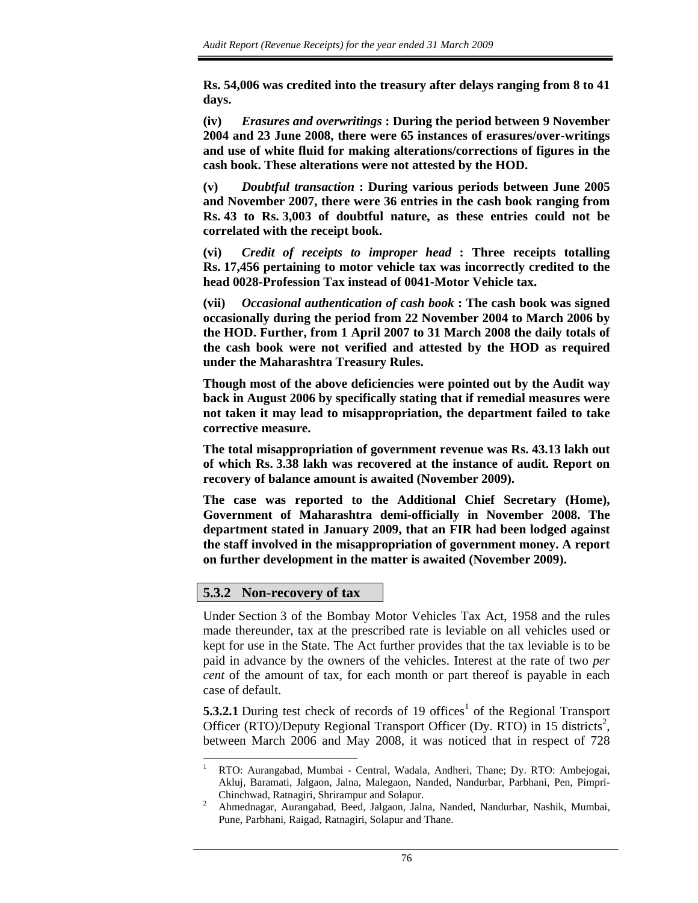**Rs. 54,006 was credited into the treasury after delays ranging from 8 to 41 days.**

**(iv) *Erasures and overwritings* : During the period between 9 November 2004 and 23 June 2008, there were 65 instances of erasures/over-writings and use of white fluid for making alterations/corrections of figures in the cash book. These alterations were not attested by the HOD.**

**(v) *Doubtful transaction* : During various periods between June 2005 and November 2007, there were 36 entries in the cash book ranging from Rs. 43 to Rs. 3,003 of doubtful nature, as these entries could not be correlated with the receipt book.**

**(vi) *Credit of receipts to improper head* : Three receipts totalling Rs. 17,456 pertaining to motor vehicle tax was incorrectly credited to the head 0028-Profession Tax instead of 0041-Motor Vehicle tax.**

**(vii) *Occasional authentication of cash book* : The cash book was signed occasionally during the period from 22 November 2004 to March 2006 by the HOD. Further, from 1 April 2007 to 31 March 2008 the daily totals of the cash book were not verified and attested by the HOD as required under the Maharashtra Treasury Rules.**

**Though most of the above deficiencies were pointed out by the Audit way back in August 2006 by specifically stating that if remedial measures were not taken it may lead to misappropriation, the department failed to take corrective measure.**

**The total misappropriation of government revenue was Rs. 43.13 lakh out of which Rs. 3.38 lakh was recovered at the instance of audit. Report on recovery of balance amount is awaited (November 2009).**

**The case was reported to the Additional Chief Secretary (Home), Government of Maharashtra demi-officially in November 2008. The department stated in January 2009, that an FIR had been lodged against the staff involved in the misappropriation of government money. A report on further development in the matter is awaited (November 2009).**

### 5.3.2 Non-recovery of tax

Under Section 3 of the Bombay Motor Vehicles Tax Act, 1958 and the rules made thereunder, tax at the prescribed rate is leviable on all vehicles used or kept for use in the State. The Act further provides that the tax leviable is to be paid in advance by the owners of the vehicles. Interest at the rate of two *per cent* of the amount of tax, for each month or part thereof is payable in each case of default.

**5.3.2.1** During test check of records of 19 offices[1] of the Regional Transport Officer (RTO)/Deputy Regional Transport Officer (Dy. RTO) in 15 districts[2], between March 2006 and May 2008, it was noticed that in respect of 728

---

[1] RTO: Aurangabad, Mumbai - Central, Wadala, Andheri, Thane; Dy. RTO: Ambejogai, Akluj, Baramati, Jalgaon, Jalna, Malegaon, Nanded, Nandurbar, Parbhani, Pen, Pimpri-Chinchwad, Ratnagiri, Shrirampur and Solapur.

[2] Ahmednagar, Aurangabad, Beed, Jalgaon, Jalna, Nanded, Nandurbar, Nashik, Mumbai, Pune, Parbhani, Raigad, Ratnagiri, Solapur and Thane.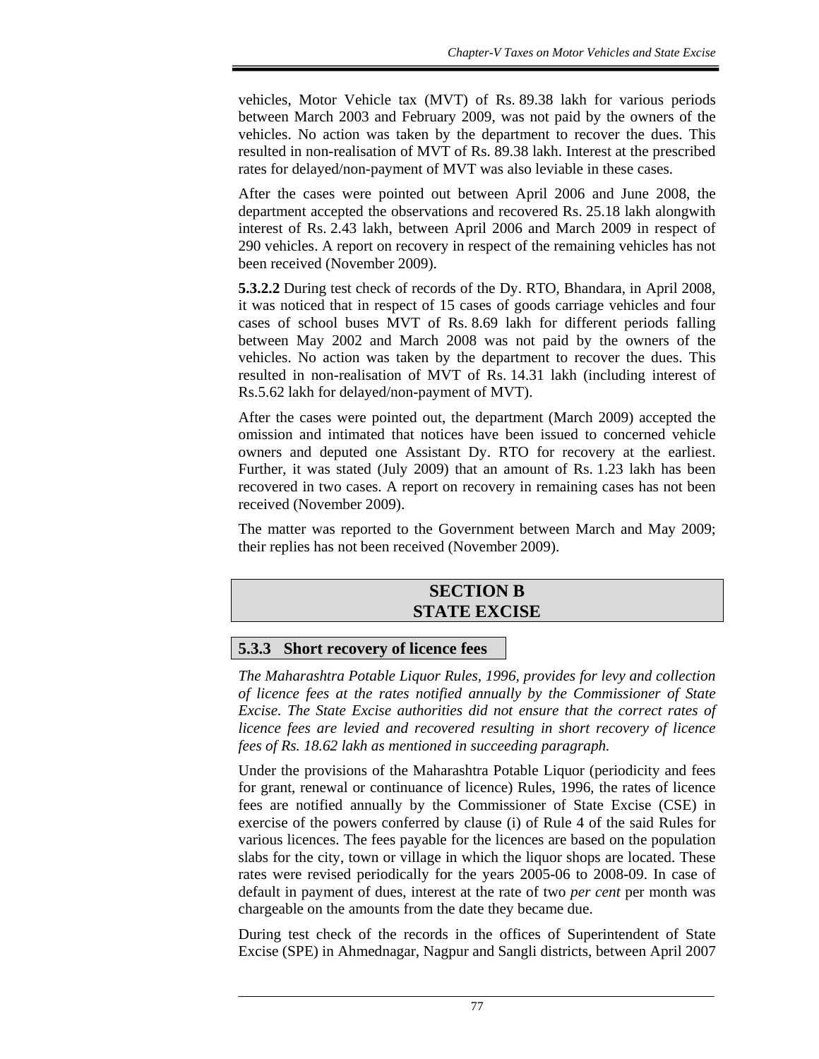vehicles, Motor Vehicle tax (MVT) of Rs. 89.38 lakh for various periods between March 2003 and February 2009, was not paid by the owners of the vehicles. No action was taken by the department to recover the dues. This resulted in non-realisation of MVT of Rs. 89.38 lakh. Interest at the prescribed rates for delayed/non-payment of MVT was also leviable in these cases.

After the cases were pointed out between April 2006 and June 2008, the department accepted the observations and recovered Rs. 25.18 lakh alongwith interest of Rs. 2.43 lakh, between April 2006 and March 2009 in respect of 290 vehicles. A report on recovery in respect of the remaining vehicles has not been received (November 2009).

**5.3.2.2** During test check of records of the Dy. RTO, Bhandara, in April 2008, it was noticed that in respect of 15 cases of goods carriage vehicles and four cases of school buses MVT of Rs. 8.69 lakh for different periods falling between May 2002 and March 2008 was not paid by the owners of the vehicles. No action was taken by the department to recover the dues. This resulted in non-realisation of MVT of Rs. 14.31 lakh (including interest of Rs.5.62 lakh for delayed/non-payment of MVT).

After the cases were pointed out, the department (March 2009) accepted the omission and intimated that notices have been issued to concerned vehicle owners and deputed one Assistant Dy. RTO for recovery at the earliest. Further, it was stated (July 2009) that an amount of Rs. 1.23 lakh has been recovered in two cases. A report on recovery in remaining cases has not been received (November 2009).

The matter was reported to the Government between March and May 2009; their replies has not been received (November 2009).

## SECTION B
## STATE EXCISE

### 5.3.3 Short recovery of licence fees

*The Maharashtra Potable Liquor Rules, 1996, provides for levy and collection of licence fees at the rates notified annually by the Commissioner of State Excise. The State Excise authorities did not ensure that the correct rates of licence fees are levied and recovered resulting in short recovery of licence fees of Rs. 18.62 lakh as mentioned in succeeding paragraph.*

Under the provisions of the Maharashtra Potable Liquor (periodicity and fees for grant, renewal or continuance of licence) Rules, 1996, the rates of licence fees are notified annually by the Commissioner of State Excise (CSE) in exercise of the powers conferred by clause (i) of Rule 4 of the said Rules for various licences. The fees payable for the licences are based on the population slabs for the city, town or village in which the liquor shops are located. These rates were revised periodically for the years 2005-06 to 2008-09. In case of default in payment of dues, interest at the rate of two *per cent* per month was chargeable on the amounts from the date they became due.

During test check of the records in the offices of Superintendent of State Excise (SPE) in Ahmednagar, Nagpur and Sangli districts, between April 2007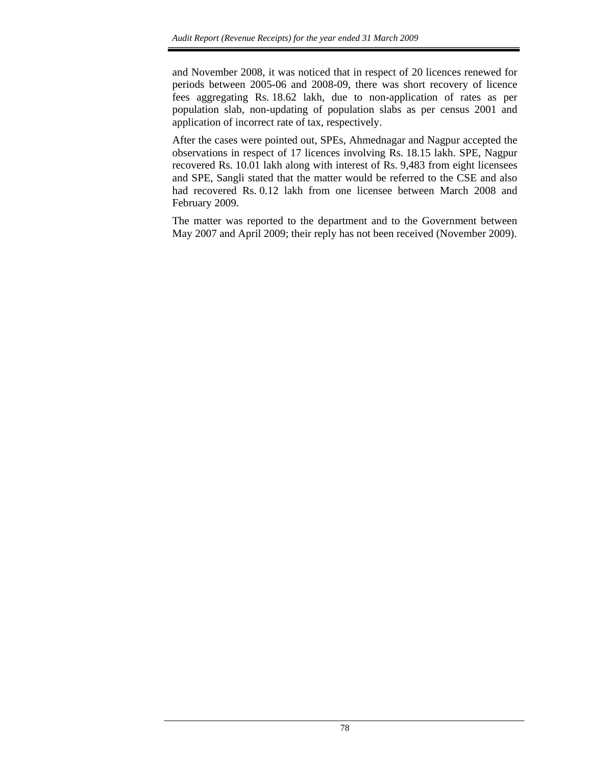and November 2008, it was noticed that in respect of 20 licences renewed for periods between 2005-06 and 2008-09, there was short recovery of licence fees aggregating Rs. 18.62 lakh, due to non-application of rates as per population slab, non-updating of population slabs as per census 2001 and application of incorrect rate of tax, respectively.

After the cases were pointed out, SPEs, Ahmednagar and Nagpur accepted the observations in respect of 17 licences involving Rs. 18.15 lakh. SPE, Nagpur recovered Rs. 10.01 lakh along with interest of Rs. 9,483 from eight licensees and SPE, Sangli stated that the matter would be referred to the CSE and also had recovered Rs. 0.12 lakh from one licensee between March 2008 and February 2009.

The matter was reported to the department and to the Government between May 2007 and April 2009; their reply has not been received (November 2009).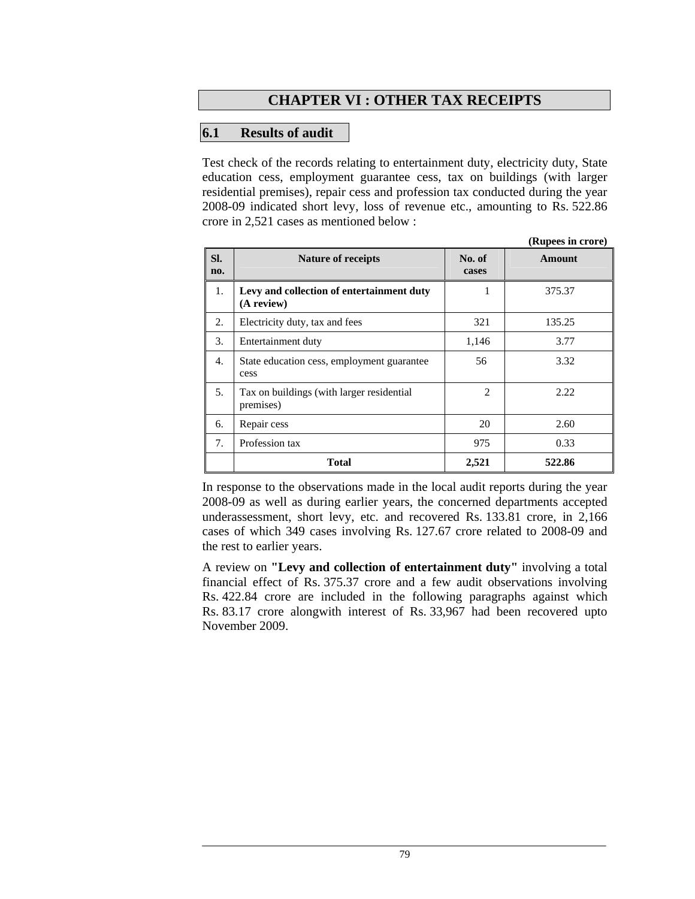# CHAPTER VI : OTHER TAX RECEIPTS

## 6.1 Results of audit

Test check of the records relating to entertainment duty, electricity duty, State education cess, employment guarantee cess, tax on buildings (with larger residential premises), repair cess and profession tax conducted during the year 2008-09 indicated short levy, loss of revenue etc., amounting to Rs. 522.86 crore in 2,521 cases as mentioned below :

**(Rupees in crore)**

| Sl. no. | Nature of receipts | No. of cases | Amount |
|---|---|---|---|
| 1. | **Levy and collection of entertainment duty (A review)** | 1 | 375.37 |
| 2. | Electricity duty, tax and fees | 321 | 135.25 |
| 3. | Entertainment duty | 1,146 | 3.77 |
| 4. | State education cess, employment guarantee cess | 56 | 3.32 |
| 5. | Tax on buildings (with larger residential premises) | 2 | 2.22 |
| 6. | Repair cess | 20 | 2.60 |
| 7. | Profession tax | 975 | 0.33 |
| | **Total** | **2,521** | **522.86** |

In response to the observations made in the local audit reports during the year 2008-09 as well as during earlier years, the concerned departments accepted underassessment, short levy, etc. and recovered Rs. 133.81 crore, in 2,166 cases of which 349 cases involving Rs. 127.67 crore related to 2008-09 and the rest to earlier years.

A review on **"Levy and collection of entertainment duty"** involving a total financial effect of Rs. 375.37 crore and a few audit observations involving Rs. 422.84 crore are included in the following paragraphs against which Rs. 83.17 crore alongwith interest of Rs. 33,967 had been recovered upto November 2009.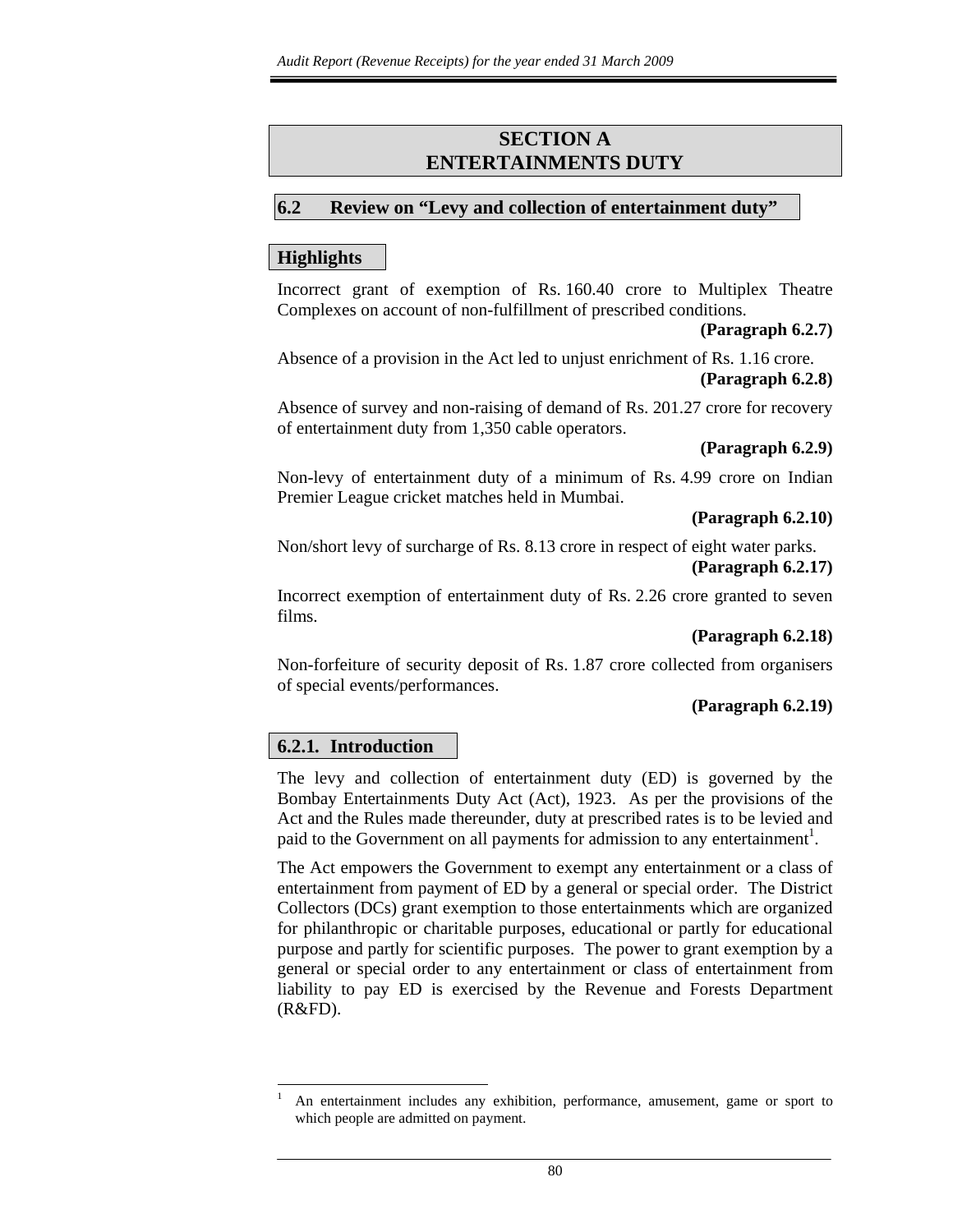## SECTION A
## ENTERTAINMENTS DUTY

### 6.2 Review on "Levy and collection of entertainment duty"

#### Highlights

Incorrect grant of exemption of Rs. 160.40 crore to Multiplex Theatre Complexes on account of non-fulfillment of prescribed conditions.

**(Paragraph 6.2.7)**

Absence of a provision in the Act led to unjust enrichment of Rs. 1.16 crore.

**(Paragraph 6.2.8)**

Absence of survey and non-raising of demand of Rs. 201.27 crore for recovery of entertainment duty from 1,350 cable operators.

**(Paragraph 6.2.9)**

Non-levy of entertainment duty of a minimum of Rs. 4.99 crore on Indian Premier League cricket matches held in Mumbai.

**(Paragraph 6.2.10)**

Non/short levy of surcharge of Rs. 8.13 crore in respect of eight water parks.

**(Paragraph 6.2.17)**

Incorrect exemption of entertainment duty of Rs. 2.26 crore granted to seven films.

**(Paragraph 6.2.18)**

Non-forfeiture of security deposit of Rs. 1.87 crore collected from organisers of special events/performances.

**(Paragraph 6.2.19)**

#### 6.2.1. Introduction

The levy and collection of entertainment duty (ED) is governed by the Bombay Entertainments Duty Act (Act), 1923. As per the provisions of the Act and the Rules made thereunder, duty at prescribed rates is to be levied and paid to the Government on all payments for admission to any entertainment[1].

The Act empowers the Government to exempt any entertainment or a class of entertainment from payment of ED by a general or special order. The District Collectors (DCs) grant exemption to those entertainments which are organized for philanthropic or charitable purposes, educational or partly for educational purpose and partly for scientific purposes. The power to grant exemption by a general or special order to any entertainment or class of entertainment from liability to pay ED is exercised by the Revenue and Forests Department (R&FD).

---

[1] An entertainment includes any exhibition, performance, amusement, game or sport to which people are admitted on payment.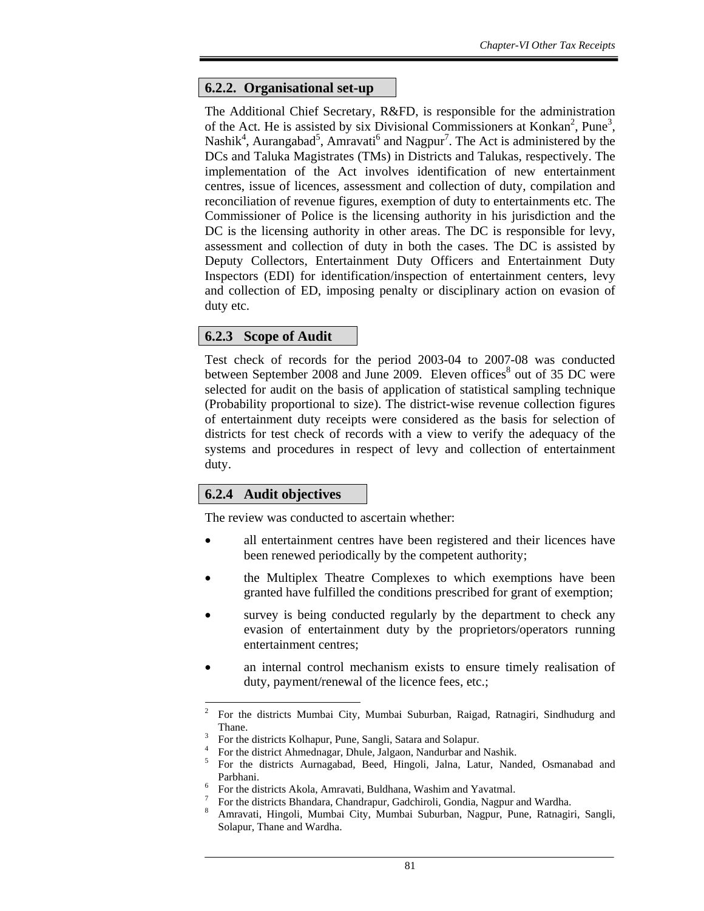### 6.2.2. Organisational set-up

The Additional Chief Secretary, R&FD, is responsible for the administration of the Act. He is assisted by six Divisional Commissioners at Konkan[2], Pune[3], Nashik[4], Aurangabad[5], Amravati[6] and Nagpur[7]. The Act is administered by the DCs and Taluka Magistrates (TMs) in Districts and Talukas, respectively. The implementation of the Act involves identification of new entertainment centres, issue of licences, assessment and collection of duty, compilation and reconciliation of revenue figures, exemption of duty to entertainments etc. The Commissioner of Police is the licensing authority in his jurisdiction and the DC is the licensing authority in other areas. The DC is responsible for levy, assessment and collection of duty in both the cases. The DC is assisted by Deputy Collectors, Entertainment Duty Officers and Entertainment Duty Inspectors (EDI) for identification/inspection of entertainment centers, levy and collection of ED, imposing penalty or disciplinary action on evasion of duty etc.

### 6.2.3 Scope of Audit

Test check of records for the period 2003-04 to 2007-08 was conducted between September 2008 and June 2009. Eleven offices[8] out of 35 DC were selected for audit on the basis of application of statistical sampling technique (Probability proportional to size). The district-wise revenue collection figures of entertainment duty receipts were considered as the basis for selection of districts for test check of records with a view to verify the adequacy of the systems and procedures in respect of levy and collection of entertainment duty.

### 6.2.4 Audit objectives

The review was conducted to ascertain whether:

- all entertainment centres have been registered and their licences have been renewed periodically by the competent authority;
- the Multiplex Theatre Complexes to which exemptions have been granted have fulfilled the conditions prescribed for grant of exemption;
- survey is being conducted regularly by the department to check any evasion of entertainment duty by the proprietors/operators running entertainment centres;
- an internal control mechanism exists to ensure timely realisation of duty, payment/renewal of the licence fees, etc.;

---

[2] For the districts Mumbai City, Mumbai Suburban, Raigad, Ratnagiri, Sindhudurg and Thane.

[3] For the districts Kolhapur, Pune, Sangli, Satara and Solapur.

[4] For the district Ahmednagar, Dhule, Jalgaon, Nandurbar and Nashik.

[5] For the districts Aurnagabad, Beed, Hingoli, Jalna, Latur, Nanded, Osmanabad and Parbhani.

[6] For the districts Akola, Amravati, Buldhana, Washim and Yavatmal.

[7] For the districts Bhandara, Chandrapur, Gadchiroli, Gondia, Nagpur and Wardha.

[8] Amravati, Hingoli, Mumbai City, Mumbai Suburban, Nagpur, Pune, Ratnagiri, Sangli, Solapur, Thane and Wardha.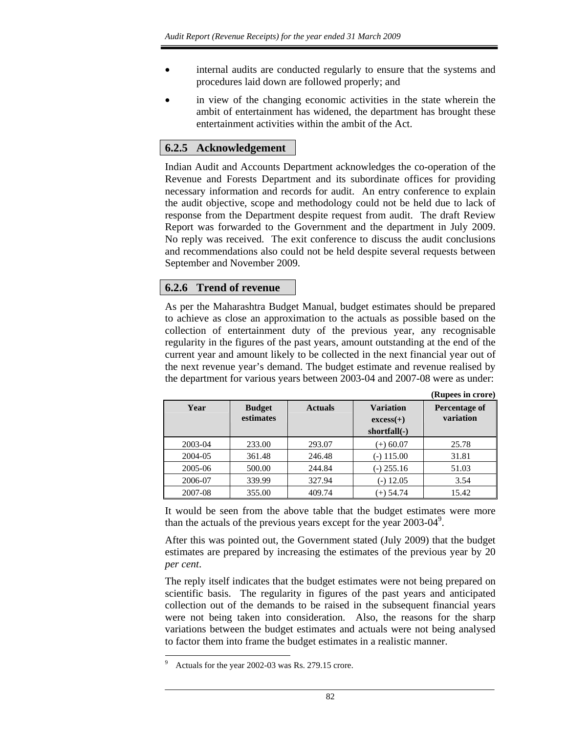- internal audits are conducted regularly to ensure that the systems and procedures laid down are followed properly; and
- in view of the changing economic activities in the state wherein the ambit of entertainment has widened, the department has brought these entertainment activities within the ambit of the Act.

### 6.2.5 Acknowledgement

Indian Audit and Accounts Department acknowledges the co-operation of the Revenue and Forests Department and its subordinate offices for providing necessary information and records for audit. An entry conference to explain the audit objective, scope and methodology could not be held due to lack of response from the Department despite request from audit. The draft Review Report was forwarded to the Government and the department in July 2009. No reply was received. The exit conference to discuss the audit conclusions and recommendations also could not be held despite several requests between September and November 2009.

### 6.2.6 Trend of revenue

As per the Maharashtra Budget Manual, budget estimates should be prepared to achieve as close an approximation to the actuals as possible based on the collection of entertainment duty of the previous year, any recognisable regularity in the figures of the past years, amount outstanding at the end of the current year and amount likely to be collected in the next financial year out of the next revenue year's demand. The budget estimate and revenue realised by the department for various years between 2003-04 and 2007-08 were as under:

**(Rupees in crore)**

| Year | Budget estimates | Actuals | Variation excess(+) shortfall(-) | Percentage of variation |
|---|---|---|---|---|
| 2003-04 | 233.00 | 293.07 | (+) 60.07 | 25.78 |
| 2004-05 | 361.48 | 246.48 | (-) 115.00 | 31.81 |
| 2005-06 | 500.00 | 244.84 | (-) 255.16 | 51.03 |
| 2006-07 | 339.99 | 327.94 | (-) 12.05 | 3.54 |
| 2007-08 | 355.00 | 409.74 | (+) 54.74 | 15.42 |

It would be seen from the above table that the budget estimates were more than the actuals of the previous years except for the year 2003-04[9].

After this was pointed out, the Government stated (July 2009) that the budget estimates are prepared by increasing the estimates of the previous year by 20 *per cent*.

The reply itself indicates that the budget estimates were not being prepared on scientific basis. The regularity in figures of the past years and anticipated collection out of the demands to be raised in the subsequent financial years were not being taken into consideration. Also, the reasons for the sharp variations between the budget estimates and actuals were not being analysed to factor them into frame the budget estimates in a realistic manner.

---

[9] Actuals for the year 2002-03 was Rs. 279.15 crore.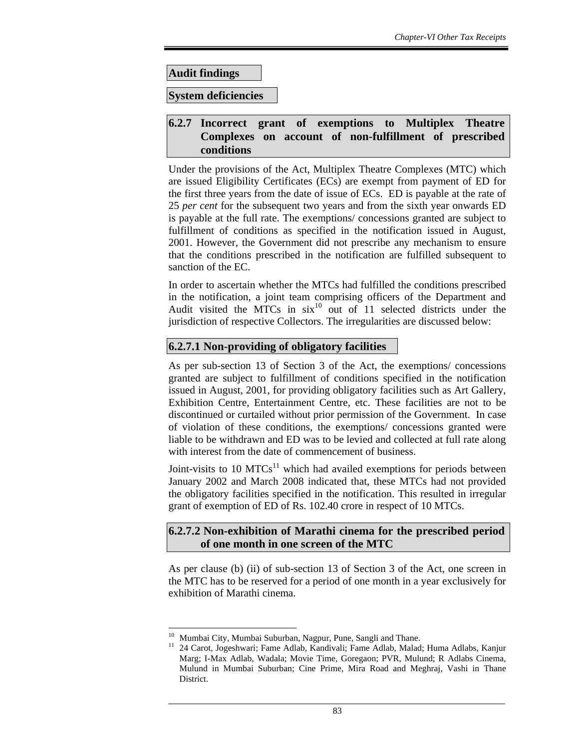### Audit findings

### System deficiencies

### 6.2.7 Incorrect grant of exemptions to Multiplex Theatre Complexes on account of non-fulfillment of prescribed conditions

Under the provisions of the Act, Multiplex Theatre Complexes (MTC) which are issued Eligibility Certificates (ECs) are exempt from payment of ED for the first three years from the date of issue of ECs. ED is payable at the rate of 25 *per cent* for the subsequent two years and from the sixth year onwards ED is payable at the full rate. The exemptions/ concessions granted are subject to fulfillment of conditions as specified in the notification issued in August, 2001. However, the Government did not prescribe any mechanism to ensure that the conditions prescribed in the notification are fulfilled subsequent to sanction of the EC.

In order to ascertain whether the MTCs had fulfilled the conditions prescribed in the notification, a joint team comprising officers of the Department and Audit visited the MTCs in six[10] out of 11 selected districts under the jurisdiction of respective Collectors. The irregularities are discussed below:

#### 6.2.7.1 Non-providing of obligatory facilities

As per sub-section 13 of Section 3 of the Act, the exemptions/ concessions granted are subject to fulfillment of conditions specified in the notification issued in August, 2001, for providing obligatory facilities such as Art Gallery, Exhibition Centre, Entertainment Centre, etc. These facilities are not to be discontinued or curtailed without prior permission of the Government. In case of violation of these conditions, the exemptions/ concessions granted were liable to be withdrawn and ED was to be levied and collected at full rate along with interest from the date of commencement of business.

Joint-visits to 10 MTCs[11] which had availed exemptions for periods between January 2002 and March 2008 indicated that, these MTCs had not provided the obligatory facilities specified in the notification. This resulted in irregular grant of exemption of ED of Rs. 102.40 crore in respect of 10 MTCs.

#### 6.2.7.2 Non-exhibition of Marathi cinema for the prescribed period of one month in one screen of the MTC

As per clause (b) (ii) of sub-section 13 of Section 3 of the Act, one screen in the MTC has to be reserved for a period of one month in a year exclusively for exhibition of Marathi cinema.

---

[10] Mumbai City, Mumbai Suburban, Nagpur, Pune, Sangli and Thane.

[11] 24 Carot, Jogeshwari; Fame Adlab, Kandivali; Fame Adlab, Malad; Huma Adlabs, Kanjur Marg; I-Max Adlab, Wadala; Movie Time, Goregaon; PVR, Mulund; R Adlabs Cinema, Mulund in Mumbai Suburban; Cine Prime, Mira Road and Meghraj, Vashi in Thane District.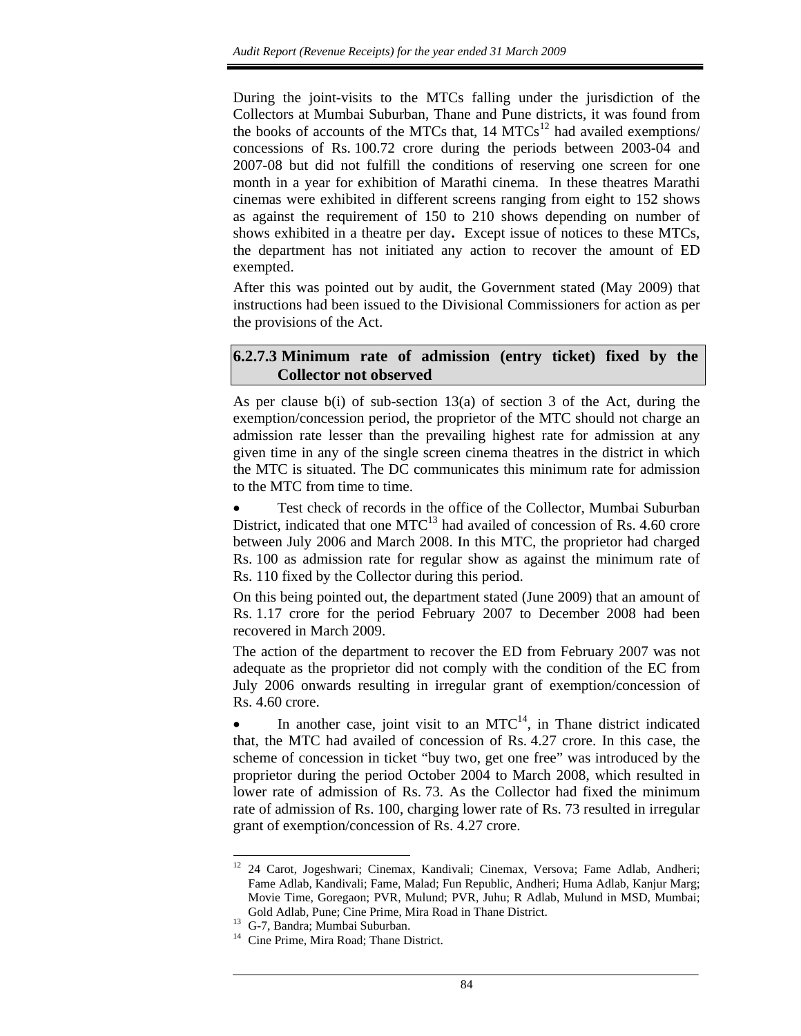During the joint-visits to the MTCs falling under the jurisdiction of the Collectors at Mumbai Suburban, Thane and Pune districts, it was found from the books of accounts of the MTCs that, 14 MTCs[12] had availed exemptions/ concessions of Rs. 100.72 crore during the periods between 2003-04 and 2007-08 but did not fulfill the conditions of reserving one screen for one month in a year for exhibition of Marathi cinema. In these theatres Marathi cinemas were exhibited in different screens ranging from eight to 152 shows as against the requirement of 150 to 210 shows depending on number of shows exhibited in a theatre per day**.** Except issue of notices to these MTCs, the department has not initiated any action to recover the amount of ED exempted.

After this was pointed out by audit, the Government stated (May 2009) that instructions had been issued to the Divisional Commissioners for action as per the provisions of the Act.

### 6.2.7.3 Minimum rate of admission (entry ticket) fixed by the Collector not observed

As per clause b(i) of sub-section 13(a) of section 3 of the Act, during the exemption/concession period, the proprietor of the MTC should not charge an admission rate lesser than the prevailing highest rate for admission at any given time in any of the single screen cinema theatres in the district in which the MTC is situated. The DC communicates this minimum rate for admission to the MTC from time to time.

- Test check of records in the office of the Collector, Mumbai Suburban District, indicated that one MTC[13] had availed of concession of Rs. 4.60 crore between July 2006 and March 2008. In this MTC, the proprietor had charged Rs. 100 as admission rate for regular show as against the minimum rate of Rs. 110 fixed by the Collector during this period.

On this being pointed out, the department stated (June 2009) that an amount of Rs. 1.17 crore for the period February 2007 to December 2008 had been recovered in March 2009.

The action of the department to recover the ED from February 2007 was not adequate as the proprietor did not comply with the condition of the EC from July 2006 onwards resulting in irregular grant of exemption/concession of Rs. 4.60 crore.

- In another case, joint visit to an MTC[14], in Thane district indicated that, the MTC had availed of concession of Rs. 4.27 crore. In this case, the scheme of concession in ticket "buy two, get one free" was introduced by the proprietor during the period October 2004 to March 2008, which resulted in lower rate of admission of Rs. 73. As the Collector had fixed the minimum rate of admission of Rs. 100, charging lower rate of Rs. 73 resulted in irregular grant of exemption/concession of Rs. 4.27 crore.

---

[12] 24 Carot, Jogeshwari; Cinemax, Kandivali; Cinemax, Versova; Fame Adlab, Andheri; Fame Adlab, Kandivali; Fame, Malad; Fun Republic, Andheri; Huma Adlab, Kanjur Marg; Movie Time, Goregaon; PVR, Mulund; PVR, Juhu; R Adlab, Mulund in MSD, Mumbai; Gold Adlab, Pune; Cine Prime, Mira Road in Thane District.

[13] G-7, Bandra; Mumbai Suburban.

[14] Cine Prime, Mira Road; Thane District.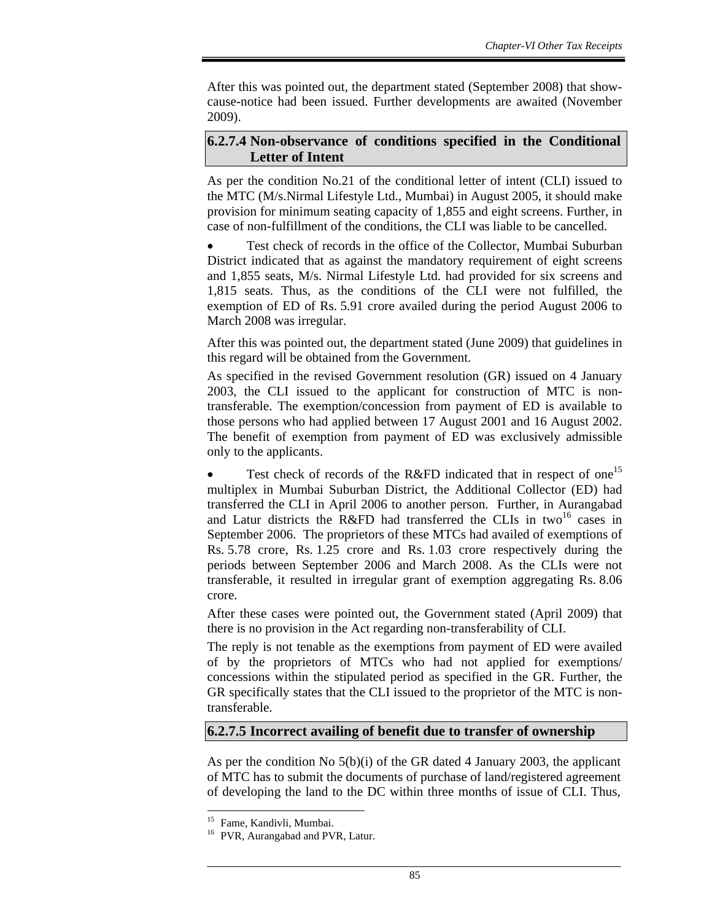After this was pointed out, the department stated (September 2008) that show-cause-notice had been issued. Further developments are awaited (November 2009).

### 6.2.7.4 Non-observance of conditions specified in the Conditional Letter of Intent

As per the condition No.21 of the conditional letter of intent (CLI) issued to the MTC (M/s.Nirmal Lifestyle Ltd., Mumbai) in August 2005, it should make provision for minimum seating capacity of 1,855 and eight screens. Further, in case of non-fulfillment of the conditions, the CLI was liable to be cancelled.

- Test check of records in the office of the Collector, Mumbai Suburban District indicated that as against the mandatory requirement of eight screens and 1,855 seats, M/s. Nirmal Lifestyle Ltd. had provided for six screens and 1,815 seats. Thus, as the conditions of the CLI were not fulfilled, the exemption of ED of Rs. 5.91 crore availed during the period August 2006 to March 2008 was irregular.

After this was pointed out, the department stated (June 2009) that guidelines in this regard will be obtained from the Government.

As specified in the revised Government resolution (GR) issued on 4 January 2003, the CLI issued to the applicant for construction of MTC is non-transferable. The exemption/concession from payment of ED is available to those persons who had applied between 17 August 2001 and 16 August 2002. The benefit of exemption from payment of ED was exclusively admissible only to the applicants.

- Test check of records of the R&FD indicated that in respect of one[15] multiplex in Mumbai Suburban District, the Additional Collector (ED) had transferred the CLI in April 2006 to another person. Further, in Aurangabad and Latur districts the R&FD had transferred the CLIs in two[16] cases in September 2006. The proprietors of these MTCs had availed of exemptions of Rs. 5.78 crore, Rs. 1.25 crore and Rs. 1.03 crore respectively during the periods between September 2006 and March 2008. As the CLIs were not transferable, it resulted in irregular grant of exemption aggregating Rs. 8.06 crore.

After these cases were pointed out, the Government stated (April 2009) that there is no provision in the Act regarding non-transferability of CLI.

The reply is not tenable as the exemptions from payment of ED were availed of by the proprietors of MTCs who had not applied for exemptions/ concessions within the stipulated period as specified in the GR. Further, the GR specifically states that the CLI issued to the proprietor of the MTC is non-transferable.

### 6.2.7.5 Incorrect availing of benefit due to transfer of ownership

As per the condition No 5(b)(i) of the GR dated 4 January 2003, the applicant of MTC has to submit the documents of purchase of land/registered agreement of developing the land to the DC within three months of issue of CLI. Thus,

---

[15] Fame, Kandivli, Mumbai.

[16] PVR, Aurangabad and PVR, Latur.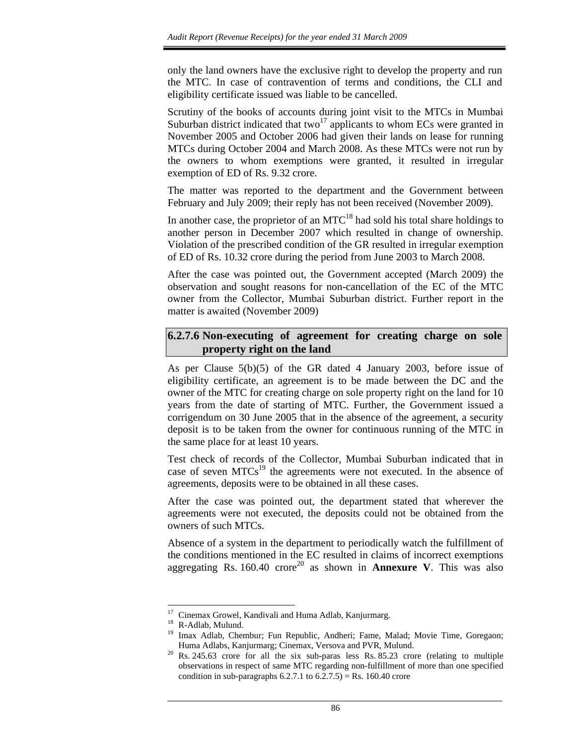only the land owners have the exclusive right to develop the property and run the MTC. In case of contravention of terms and conditions, the CLI and eligibility certificate issued was liable to be cancelled.

Scrutiny of the books of accounts during joint visit to the MTCs in Mumbai Suburban district indicated that two[17] applicants to whom ECs were granted in November 2005 and October 2006 had given their lands on lease for running MTCs during October 2004 and March 2008. As these MTCs were not run by the owners to whom exemptions were granted, it resulted in irregular exemption of ED of Rs. 9.32 crore.

The matter was reported to the department and the Government between February and July 2009; their reply has not been received (November 2009).

In another case, the proprietor of an MTC[18] had sold his total share holdings to another person in December 2007 which resulted in change of ownership. Violation of the prescribed condition of the GR resulted in irregular exemption of ED of Rs. 10.32 crore during the period from June 2003 to March 2008.

After the case was pointed out, the Government accepted (March 2009) the observation and sought reasons for non-cancellation of the EC of the MTC owner from the Collector, Mumbai Suburban district. Further report in the matter is awaited (November 2009)

### 6.2.7.6 Non-executing of agreement for creating charge on sole property right on the land

As per Clause 5(b)(5) of the GR dated 4 January 2003, before issue of eligibility certificate, an agreement is to be made between the DC and the owner of the MTC for creating charge on sole property right on the land for 10 years from the date of starting of MTC. Further, the Government issued a corrigendum on 30 June 2005 that in the absence of the agreement, a security deposit is to be taken from the owner for continuous running of the MTC in the same place for at least 10 years.

Test check of records of the Collector, Mumbai Suburban indicated that in case of seven MTCs[19] the agreements were not executed. In the absence of agreements, deposits were to be obtained in all these cases.

After the case was pointed out, the department stated that wherever the agreements were not executed, the deposits could not be obtained from the owners of such MTCs.

Absence of a system in the department to periodically watch the fulfillment of the conditions mentioned in the EC resulted in claims of incorrect exemptions aggregating Rs. 160.40 crore[20] as shown in **Annexure V**. This was also

---

[17] Cinemax Growel, Kandivali and Huma Adlab, Kanjurmarg.

[18] R-Adlab, Mulund.

[19] Imax Adlab, Chembur; Fun Republic, Andheri; Fame, Malad; Movie Time, Goregaon; Huma Adlabs, Kanjurmarg; Cinemax, Versova and PVR, Mulund.

[20] Rs. 245.63 crore for all the six sub-paras less Rs. 85.23 crore (relating to multiple observations in respect of same MTC regarding non-fulfillment of more than one specified condition in sub-paragraphs 6.2.7.1 to 6.2.7.5) = Rs. 160.40 crore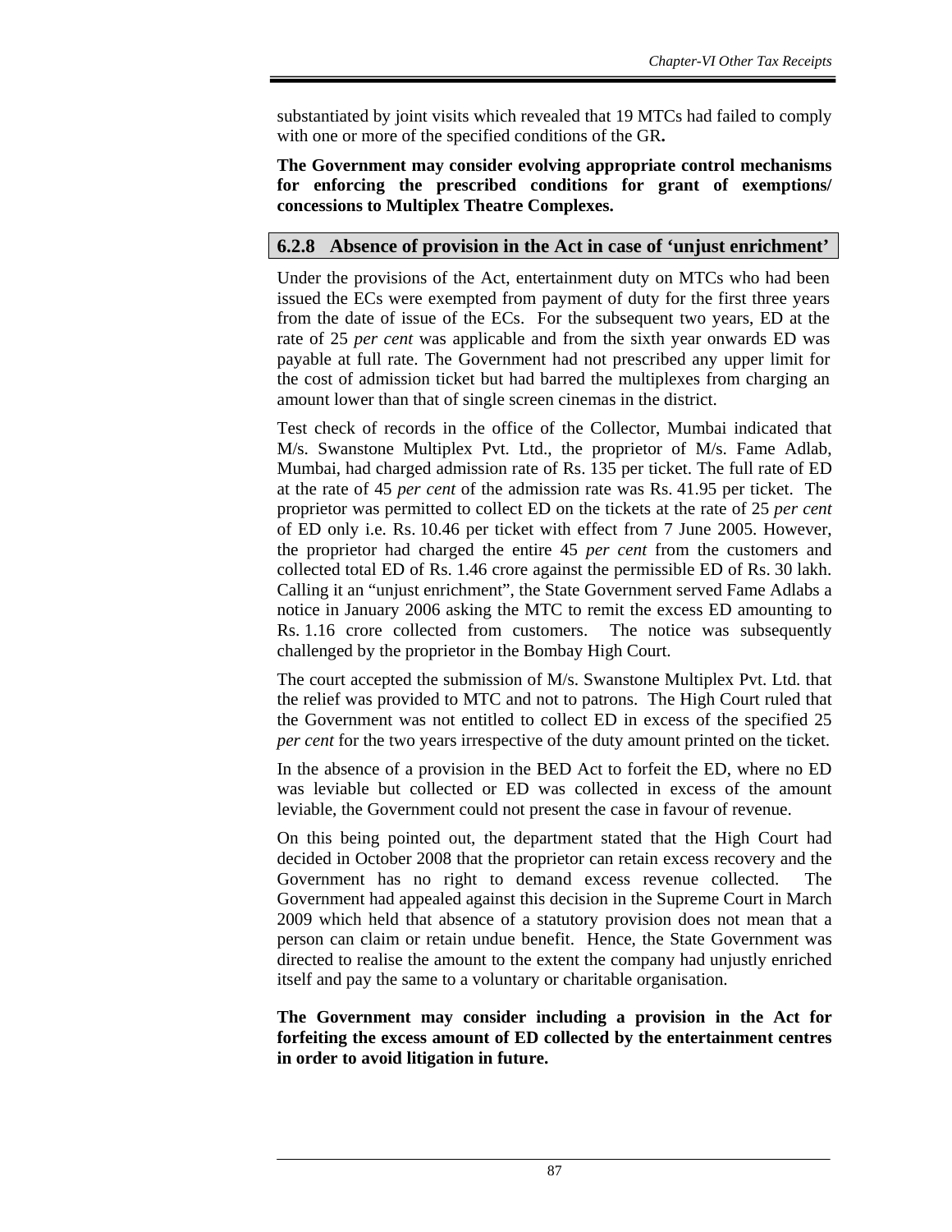substantiated by joint visits which revealed that 19 MTCs had failed to comply with one or more of the specified conditions of the GR**.**

**The Government may consider evolving appropriate control mechanisms for enforcing the prescribed conditions for grant of exemptions/ concessions to Multiplex Theatre Complexes.**

### 6.2.8 Absence of provision in the Act in case of 'unjust enrichment'

Under the provisions of the Act, entertainment duty on MTCs who had been issued the ECs were exempted from payment of duty for the first three years from the date of issue of the ECs. For the subsequent two years, ED at the rate of 25 *per cent* was applicable and from the sixth year onwards ED was payable at full rate. The Government had not prescribed any upper limit for the cost of admission ticket but had barred the multiplexes from charging an amount lower than that of single screen cinemas in the district.

Test check of records in the office of the Collector, Mumbai indicated that M/s. Swanstone Multiplex Pvt. Ltd., the proprietor of M/s. Fame Adlab, Mumbai, had charged admission rate of Rs. 135 per ticket. The full rate of ED at the rate of 45 *per cent* of the admission rate was Rs. 41.95 per ticket. The proprietor was permitted to collect ED on the tickets at the rate of 25 *per cent* of ED only i.e. Rs. 10.46 per ticket with effect from 7 June 2005. However, the proprietor had charged the entire 45 *per cent* from the customers and collected total ED of Rs. 1.46 crore against the permissible ED of Rs. 30 lakh. Calling it an "unjust enrichment", the State Government served Fame Adlabs a notice in January 2006 asking the MTC to remit the excess ED amounting to Rs. 1.16 crore collected from customers. The notice was subsequently challenged by the proprietor in the Bombay High Court.

The court accepted the submission of M/s. Swanstone Multiplex Pvt. Ltd. that the relief was provided to MTC and not to patrons. The High Court ruled that the Government was not entitled to collect ED in excess of the specified 25 *per cent* for the two years irrespective of the duty amount printed on the ticket.

In the absence of a provision in the BED Act to forfeit the ED, where no ED was leviable but collected or ED was collected in excess of the amount leviable, the Government could not present the case in favour of revenue.

On this being pointed out, the department stated that the High Court had decided in October 2008 that the proprietor can retain excess recovery and the Government has no right to demand excess revenue collected. The Government had appealed against this decision in the Supreme Court in March 2009 which held that absence of a statutory provision does not mean that a person can claim or retain undue benefit. Hence, the State Government was directed to realise the amount to the extent the company had unjustly enriched itself and pay the same to a voluntary or charitable organisation.

**The Government may consider including a provision in the Act for forfeiting the excess amount of ED collected by the entertainment centres in order to avoid litigation in future.**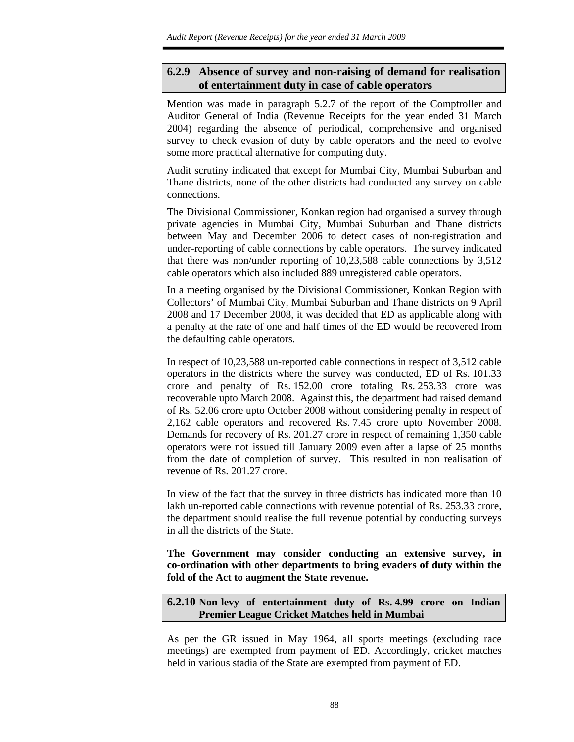### 6.2.9 Absence of survey and non-raising of demand for realisation of entertainment duty in case of cable operators

Mention was made in paragraph 5.2.7 of the report of the Comptroller and Auditor General of India (Revenue Receipts for the year ended 31 March 2004) regarding the absence of periodical, comprehensive and organised survey to check evasion of duty by cable operators and the need to evolve some more practical alternative for computing duty.

Audit scrutiny indicated that except for Mumbai City, Mumbai Suburban and Thane districts, none of the other districts had conducted any survey on cable connections.

The Divisional Commissioner, Konkan region had organised a survey through private agencies in Mumbai City, Mumbai Suburban and Thane districts between May and December 2006 to detect cases of non-registration and under-reporting of cable connections by cable operators. The survey indicated that there was non/under reporting of 10,23,588 cable connections by 3,512 cable operators which also included 889 unregistered cable operators.

In a meeting organised by the Divisional Commissioner, Konkan Region with Collectors' of Mumbai City, Mumbai Suburban and Thane districts on 9 April 2008 and 17 December 2008, it was decided that ED as applicable along with a penalty at the rate of one and half times of the ED would be recovered from the defaulting cable operators.

In respect of 10,23,588 un-reported cable connections in respect of 3,512 cable operators in the districts where the survey was conducted, ED of Rs. 101.33 crore and penalty of Rs. 152.00 crore totaling Rs. 253.33 crore was recoverable upto March 2008. Against this, the department had raised demand of Rs. 52.06 crore upto October 2008 without considering penalty in respect of 2,162 cable operators and recovered Rs. 7.45 crore upto November 2008. Demands for recovery of Rs. 201.27 crore in respect of remaining 1,350 cable operators were not issued till January 2009 even after a lapse of 25 months from the date of completion of survey. This resulted in non realisation of revenue of Rs. 201.27 crore.

In view of the fact that the survey in three districts has indicated more than 10 lakh un-reported cable connections with revenue potential of Rs. 253.33 crore, the department should realise the full revenue potential by conducting surveys in all the districts of the State.

**The Government may consider conducting an extensive survey, in co-ordination with other departments to bring evaders of duty within the fold of the Act to augment the State revenue.**

### 6.2.10 Non-levy of entertainment duty of Rs. 4.99 crore on Indian Premier League Cricket Matches held in Mumbai

As per the GR issued in May 1964, all sports meetings (excluding race meetings) are exempted from payment of ED. Accordingly, cricket matches held in various stadia of the State are exempted from payment of ED.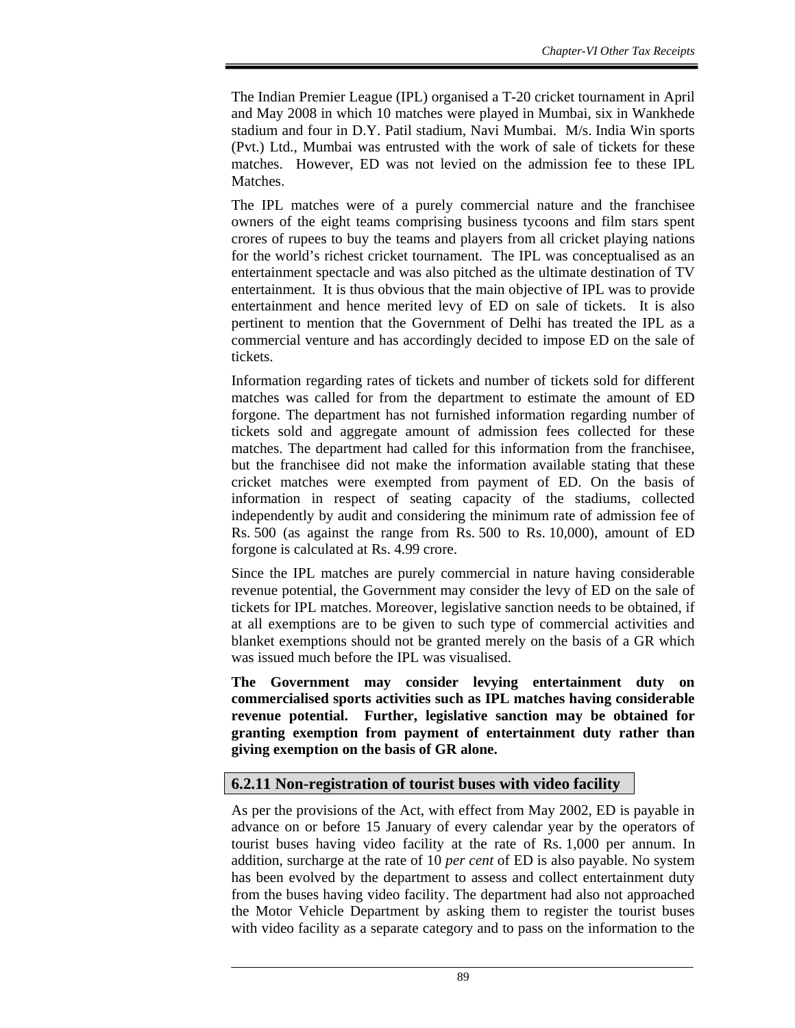The Indian Premier League (IPL) organised a T-20 cricket tournament in April and May 2008 in which 10 matches were played in Mumbai, six in Wankhede stadium and four in D.Y. Patil stadium, Navi Mumbai. M/s. India Win sports (Pvt.) Ltd., Mumbai was entrusted with the work of sale of tickets for these matches. However, ED was not levied on the admission fee to these IPL Matches.

The IPL matches were of a purely commercial nature and the franchisee owners of the eight teams comprising business tycoons and film stars spent crores of rupees to buy the teams and players from all cricket playing nations for the world's richest cricket tournament. The IPL was conceptualised as an entertainment spectacle and was also pitched as the ultimate destination of TV entertainment. It is thus obvious that the main objective of IPL was to provide entertainment and hence merited levy of ED on sale of tickets. It is also pertinent to mention that the Government of Delhi has treated the IPL as a commercial venture and has accordingly decided to impose ED on the sale of tickets.

Information regarding rates of tickets and number of tickets sold for different matches was called for from the department to estimate the amount of ED forgone. The department has not furnished information regarding number of tickets sold and aggregate amount of admission fees collected for these matches. The department had called for this information from the franchisee, but the franchisee did not make the information available stating that these cricket matches were exempted from payment of ED. On the basis of information in respect of seating capacity of the stadiums, collected independently by audit and considering the minimum rate of admission fee of Rs. 500 (as against the range from Rs. 500 to Rs. 10,000), amount of ED forgone is calculated at Rs. 4.99 crore.

Since the IPL matches are purely commercial in nature having considerable revenue potential, the Government may consider the levy of ED on the sale of tickets for IPL matches. Moreover, legislative sanction needs to be obtained, if at all exemptions are to be given to such type of commercial activities and blanket exemptions should not be granted merely on the basis of a GR which was issued much before the IPL was visualised.

**The Government may consider levying entertainment duty on commercialised sports activities such as IPL matches having considerable revenue potential. Further, legislative sanction may be obtained for granting exemption from payment of entertainment duty rather than giving exemption on the basis of GR alone.**

### 6.2.11 Non-registration of tourist buses with video facility

As per the provisions of the Act, with effect from May 2002, ED is payable in advance on or before 15 January of every calendar year by the operators of tourist buses having video facility at the rate of Rs. 1,000 per annum. In addition, surcharge at the rate of 10 *per cent* of ED is also payable. No system has been evolved by the department to assess and collect entertainment duty from the buses having video facility. The department had also not approached the Motor Vehicle Department by asking them to register the tourist buses with video facility as a separate category and to pass on the information to the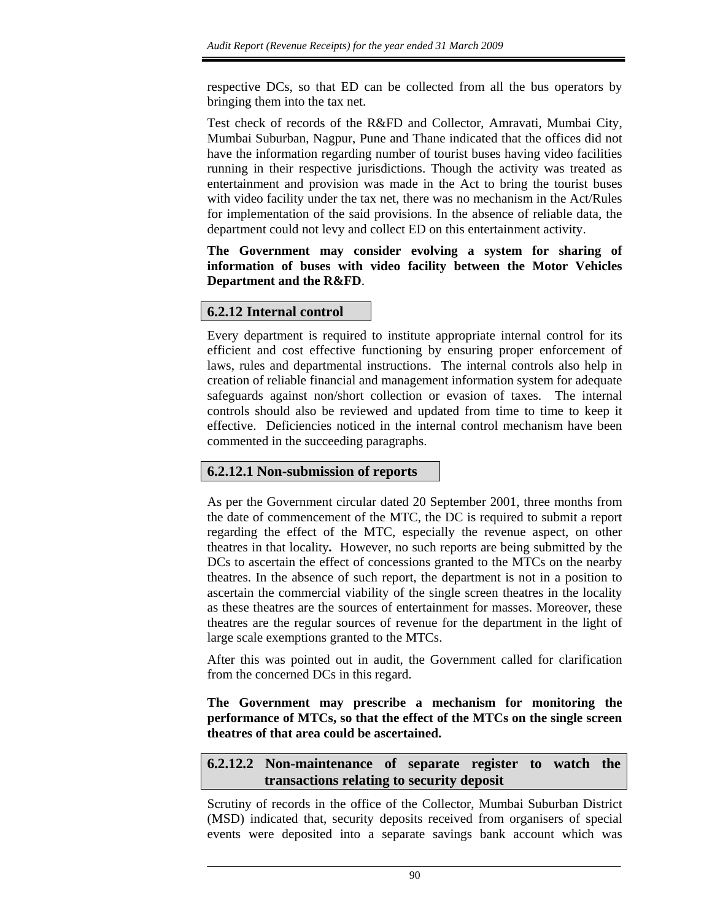respective DCs, so that ED can be collected from all the bus operators by bringing them into the tax net.

Test check of records of the R&FD and Collector, Amravati, Mumbai City, Mumbai Suburban, Nagpur, Pune and Thane indicated that the offices did not have the information regarding number of tourist buses having video facilities running in their respective jurisdictions. Though the activity was treated as entertainment and provision was made in the Act to bring the tourist buses with video facility under the tax net, there was no mechanism in the Act/Rules for implementation of the said provisions. In the absence of reliable data, the department could not levy and collect ED on this entertainment activity.

**The Government may consider evolving a system for sharing of information of buses with video facility between the Motor Vehicles Department and the R&FD**.

### 6.2.12 Internal control

Every department is required to institute appropriate internal control for its efficient and cost effective functioning by ensuring proper enforcement of laws, rules and departmental instructions. The internal controls also help in creation of reliable financial and management information system for adequate safeguards against non/short collection or evasion of taxes. The internal controls should also be reviewed and updated from time to time to keep it effective. Deficiencies noticed in the internal control mechanism have been commented in the succeeding paragraphs.

#### 6.2.12.1 Non-submission of reports

As per the Government circular dated 20 September 2001, three months from the date of commencement of the MTC, the DC is required to submit a report regarding the effect of the MTC, especially the revenue aspect, on other theatres in that locality**.** However, no such reports are being submitted by the DCs to ascertain the effect of concessions granted to the MTCs on the nearby theatres. In the absence of such report, the department is not in a position to ascertain the commercial viability of the single screen theatres in the locality as these theatres are the sources of entertainment for masses. Moreover, these theatres are the regular sources of revenue for the department in the light of large scale exemptions granted to the MTCs.

After this was pointed out in audit, the Government called for clarification from the concerned DCs in this regard.

**The Government may prescribe a mechanism for monitoring the performance of MTCs, so that the effect of the MTCs on the single screen theatres of that area could be ascertained.**

#### 6.2.12.2 Non-maintenance of separate register to watch the transactions relating to security deposit

Scrutiny of records in the office of the Collector, Mumbai Suburban District (MSD) indicated that, security deposits received from organisers of special events were deposited into a separate savings bank account which was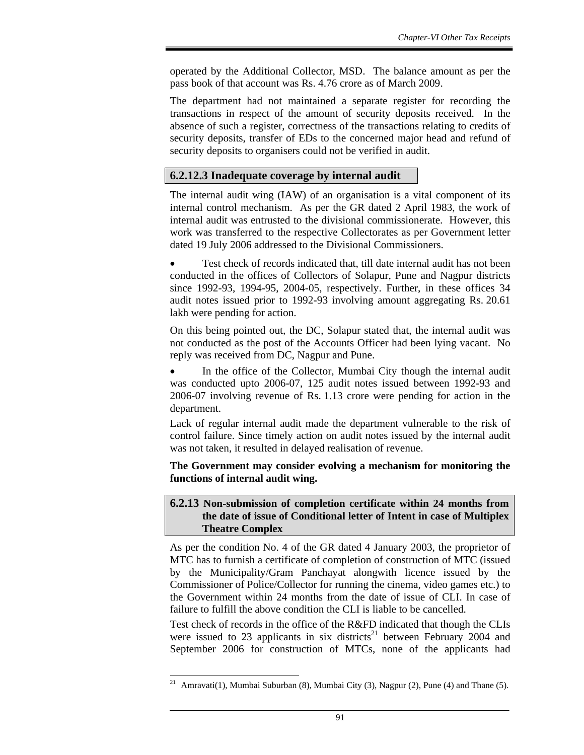operated by the Additional Collector, MSD. The balance amount as per the pass book of that account was Rs. 4.76 crore as of March 2009.

The department had not maintained a separate register for recording the transactions in respect of the amount of security deposits received. In the absence of such a register, correctness of the transactions relating to credits of security deposits, transfer of EDs to the concerned major head and refund of security deposits to organisers could not be verified in audit.

### 6.2.12.3 Inadequate coverage by internal audit

The internal audit wing (IAW) of an organisation is a vital component of its internal control mechanism. As per the GR dated 2 April 1983, the work of internal audit was entrusted to the divisional commissionerate. However, this work was transferred to the respective Collectorates as per Government letter dated 19 July 2006 addressed to the Divisional Commissioners.

- Test check of records indicated that, till date internal audit has not been conducted in the offices of Collectors of Solapur, Pune and Nagpur districts since 1992-93, 1994-95, 2004-05, respectively. Further, in these offices 34 audit notes issued prior to 1992-93 involving amount aggregating Rs. 20.61 lakh were pending for action.

On this being pointed out, the DC, Solapur stated that, the internal audit was not conducted as the post of the Accounts Officer had been lying vacant. No reply was received from DC, Nagpur and Pune.

- In the office of the Collector, Mumbai City though the internal audit was conducted upto 2006-07, 125 audit notes issued between 1992-93 and 2006-07 involving revenue of Rs. 1.13 crore were pending for action in the department.

Lack of regular internal audit made the department vulnerable to the risk of control failure. Since timely action on audit notes issued by the internal audit was not taken, it resulted in delayed realisation of revenue.

**The Government may consider evolving a mechanism for monitoring the functions of internal audit wing.**

### 6.2.13 Non-submission of completion certificate within 24 months from the date of issue of Conditional letter of Intent in case of Multiplex Theatre Complex

As per the condition No. 4 of the GR dated 4 January 2003, the proprietor of MTC has to furnish a certificate of completion of construction of MTC (issued by the Municipality/Gram Panchayat alongwith licence issued by the Commissioner of Police/Collector for running the cinema, video games etc.) to the Government within 24 months from the date of issue of CLI. In case of failure to fulfill the above condition the CLI is liable to be cancelled.

Test check of records in the office of the R&FD indicated that though the CLIs were issued to 23 applicants in six districts[21] between February 2004 and September 2006 for construction of MTCs, none of the applicants had

---

[21] Amravati(1), Mumbai Suburban (8), Mumbai City (3), Nagpur (2), Pune (4) and Thane (5).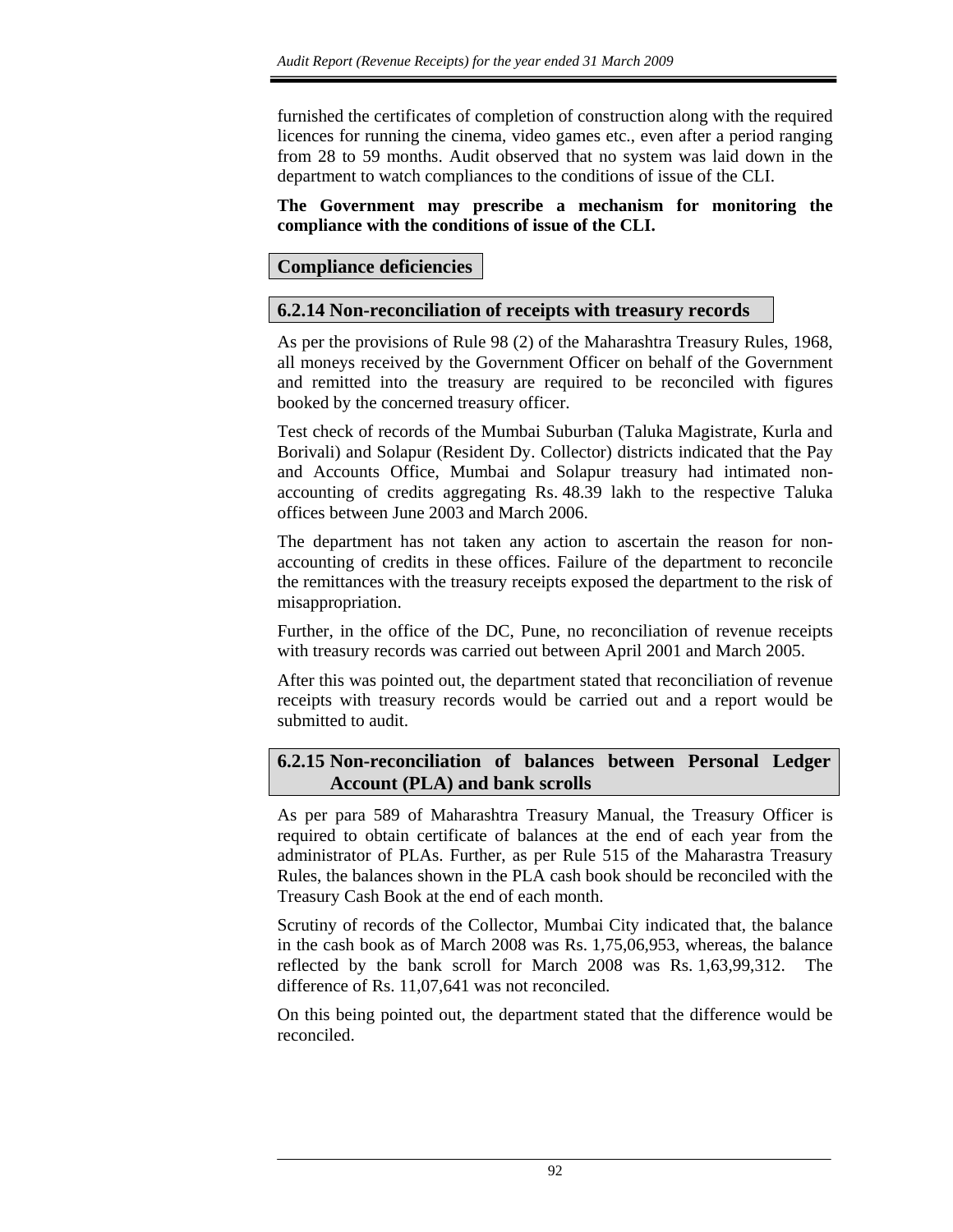furnished the certificates of completion of construction along with the required licences for running the cinema, video games etc., even after a period ranging from 28 to 59 months. Audit observed that no system was laid down in the department to watch compliances to the conditions of issue of the CLI.

**The Government may prescribe a mechanism for monitoring the compliance with the conditions of issue of the CLI.**

## Compliance deficiencies

### 6.2.14 Non-reconciliation of receipts with treasury records

As per the provisions of Rule 98 (2) of the Maharashtra Treasury Rules, 1968, all moneys received by the Government Officer on behalf of the Government and remitted into the treasury are required to be reconciled with figures booked by the concerned treasury officer.

Test check of records of the Mumbai Suburban (Taluka Magistrate, Kurla and Borivali) and Solapur (Resident Dy. Collector) districts indicated that the Pay and Accounts Office, Mumbai and Solapur treasury had intimated non-accounting of credits aggregating Rs. 48.39 lakh to the respective Taluka offices between June 2003 and March 2006.

The department has not taken any action to ascertain the reason for non-accounting of credits in these offices. Failure of the department to reconcile the remittances with the treasury receipts exposed the department to the risk of misappropriation.

Further, in the office of the DC, Pune, no reconciliation of revenue receipts with treasury records was carried out between April 2001 and March 2005.

After this was pointed out, the department stated that reconciliation of revenue receipts with treasury records would be carried out and a report would be submitted to audit.

### 6.2.15 Non-reconciliation of balances between Personal Ledger Account (PLA) and bank scrolls

As per para 589 of Maharashtra Treasury Manual, the Treasury Officer is required to obtain certificate of balances at the end of each year from the administrator of PLAs. Further, as per Rule 515 of the Maharastra Treasury Rules, the balances shown in the PLA cash book should be reconciled with the Treasury Cash Book at the end of each month.

Scrutiny of records of the Collector, Mumbai City indicated that, the balance in the cash book as of March 2008 was Rs. 1,75,06,953, whereas, the balance reflected by the bank scroll for March 2008 was Rs. 1,63,99,312. The difference of Rs. 11,07,641 was not reconciled.

On this being pointed out, the department stated that the difference would be reconciled.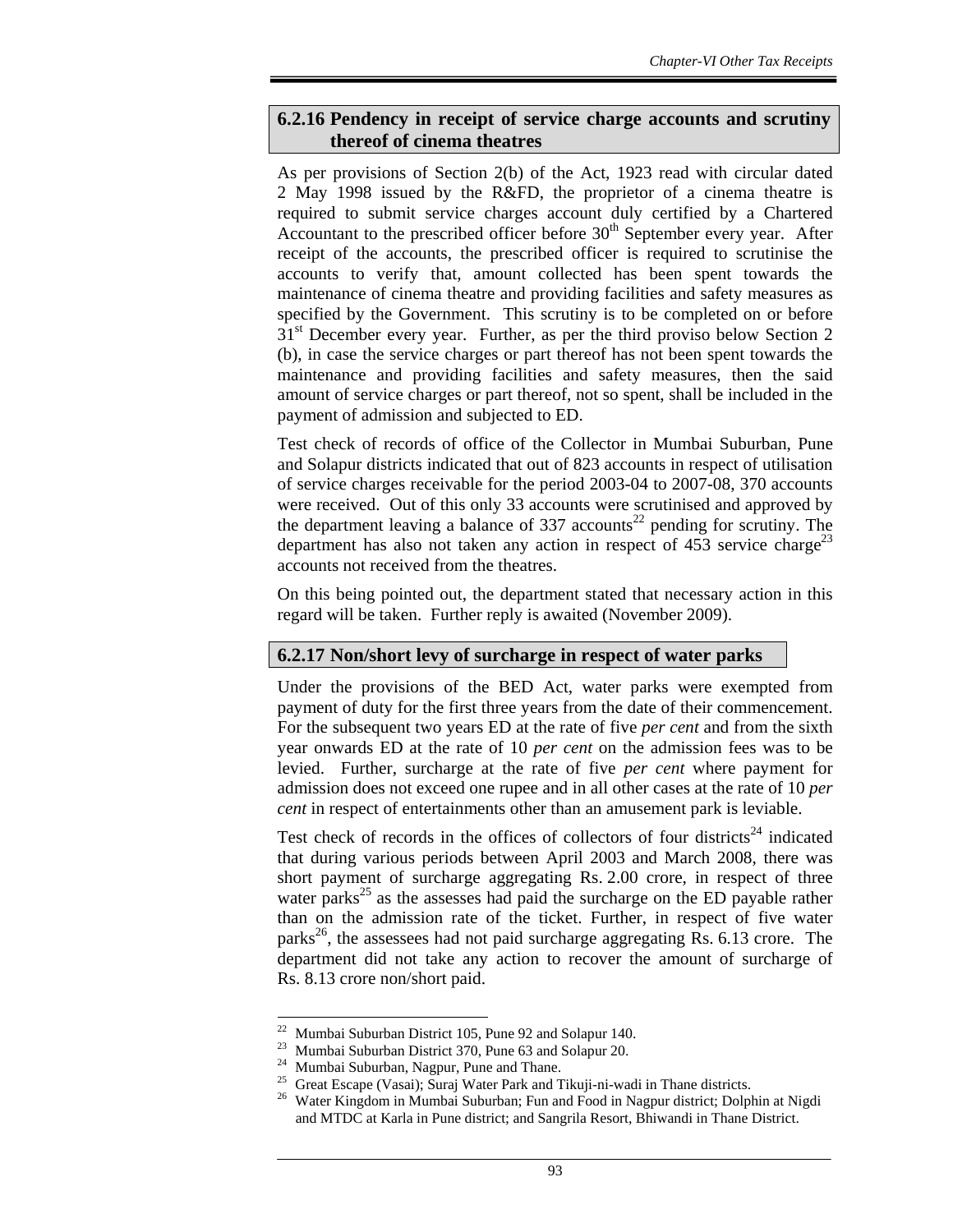### 6.2.16 Pendency in receipt of service charge accounts and scrutiny thereof of cinema theatres

As per provisions of Section 2(b) of the Act, 1923 read with circular dated 2 May 1998 issued by the R&FD, the proprietor of a cinema theatre is required to submit service charges account duly certified by a Chartered Accountant to the prescribed officer before 30th September every year. After receipt of the accounts, the prescribed officer is required to scrutinise the accounts to verify that, amount collected has been spent towards the maintenance of cinema theatre and providing facilities and safety measures as specified by the Government. This scrutiny is to be completed on or before 31st December every year. Further, as per the third proviso below Section 2 (b), in case the service charges or part thereof has not been spent towards the maintenance and providing facilities and safety measures, then the said amount of service charges or part thereof, not so spent, shall be included in the payment of admission and subjected to ED.

Test check of records of office of the Collector in Mumbai Suburban, Pune and Solapur districts indicated that out of 823 accounts in respect of utilisation of service charges receivable for the period 2003-04 to 2007-08, 370 accounts were received. Out of this only 33 accounts were scrutinised and approved by the department leaving a balance of 337 accounts[22] pending for scrutiny. The department has also not taken any action in respect of 453 service charge[23] accounts not received from the theatres.

On this being pointed out, the department stated that necessary action in this regard will be taken. Further reply is awaited (November 2009).

### 6.2.17 Non/short levy of surcharge in respect of water parks

Under the provisions of the BED Act, water parks were exempted from payment of duty for the first three years from the date of their commencement. For the subsequent two years ED at the rate of five *per cent* and from the sixth year onwards ED at the rate of 10 *per cent* on the admission fees was to be levied. Further, surcharge at the rate of five *per cent* where payment for admission does not exceed one rupee and in all other cases at the rate of 10 *per cent* in respect of entertainments other than an amusement park is leviable.

Test check of records in the offices of collectors of four districts[24] indicated that during various periods between April 2003 and March 2008, there was short payment of surcharge aggregating Rs. 2.00 crore, in respect of three water parks[25] as the assesses had paid the surcharge on the ED payable rather than on the admission rate of the ticket. Further, in respect of five water parks[26], the assessees had not paid surcharge aggregating Rs. 6.13 crore. The department did not take any action to recover the amount of surcharge of Rs. 8.13 crore non/short paid.

---

22 Mumbai Suburban District 105, Pune 92 and Solapur 140.

23 Mumbai Suburban District 370, Pune 63 and Solapur 20.

24 Mumbai Suburban, Nagpur, Pune and Thane.

25 Great Escape (Vasai); Suraj Water Park and Tikuji-ni-wadi in Thane districts.

26 Water Kingdom in Mumbai Suburban; Fun and Food in Nagpur district; Dolphin at Nigdi and MTDC at Karla in Pune district; and Sangrila Resort, Bhiwandi in Thane District.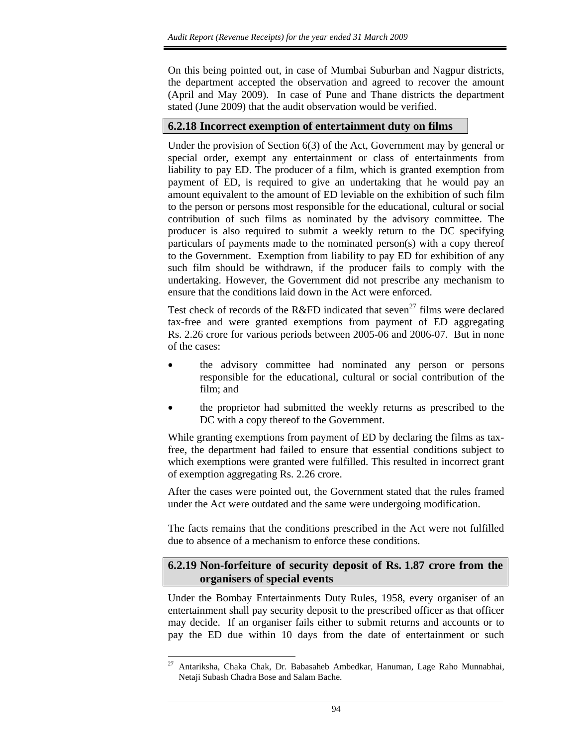On this being pointed out, in case of Mumbai Suburban and Nagpur districts, the department accepted the observation and agreed to recover the amount (April and May 2009). In case of Pune and Thane districts the department stated (June 2009) that the audit observation would be verified.

### 6.2.18 Incorrect exemption of entertainment duty on films

Under the provision of Section 6(3) of the Act, Government may by general or special order, exempt any entertainment or class of entertainments from liability to pay ED. The producer of a film, which is granted exemption from payment of ED, is required to give an undertaking that he would pay an amount equivalent to the amount of ED leviable on the exhibition of such film to the person or persons most responsible for the educational, cultural or social contribution of such films as nominated by the advisory committee. The producer is also required to submit a weekly return to the DC specifying particulars of payments made to the nominated person(s) with a copy thereof to the Government. Exemption from liability to pay ED for exhibition of any such film should be withdrawn, if the producer fails to comply with the undertaking. However, the Government did not prescribe any mechanism to ensure that the conditions laid down in the Act were enforced.

Test check of records of the R&FD indicated that seven[27] films were declared tax-free and were granted exemptions from payment of ED aggregating Rs. 2.26 crore for various periods between 2005-06 and 2006-07. But in none of the cases:

- the advisory committee had nominated any person or persons responsible for the educational, cultural or social contribution of the film; and
- the proprietor had submitted the weekly returns as prescribed to the DC with a copy thereof to the Government.

While granting exemptions from payment of ED by declaring the films as tax-free, the department had failed to ensure that essential conditions subject to which exemptions were granted were fulfilled. This resulted in incorrect grant of exemption aggregating Rs. 2.26 crore.

After the cases were pointed out, the Government stated that the rules framed under the Act were outdated and the same were undergoing modification.

The facts remains that the conditions prescribed in the Act were not fulfilled due to absence of a mechanism to enforce these conditions.

### 6.2.19 Non-forfeiture of security deposit of Rs. 1.87 crore from the organisers of special events

Under the Bombay Entertainments Duty Rules, 1958, every organiser of an entertainment shall pay security deposit to the prescribed officer as that officer may decide. If an organiser fails either to submit returns and accounts or to pay the ED due within 10 days from the date of entertainment or such

---

[27] Antariksha, Chaka Chak, Dr. Babasaheb Ambedkar, Hanuman, Lage Raho Munnabhai, Netaji Subash Chadra Bose and Salam Bache.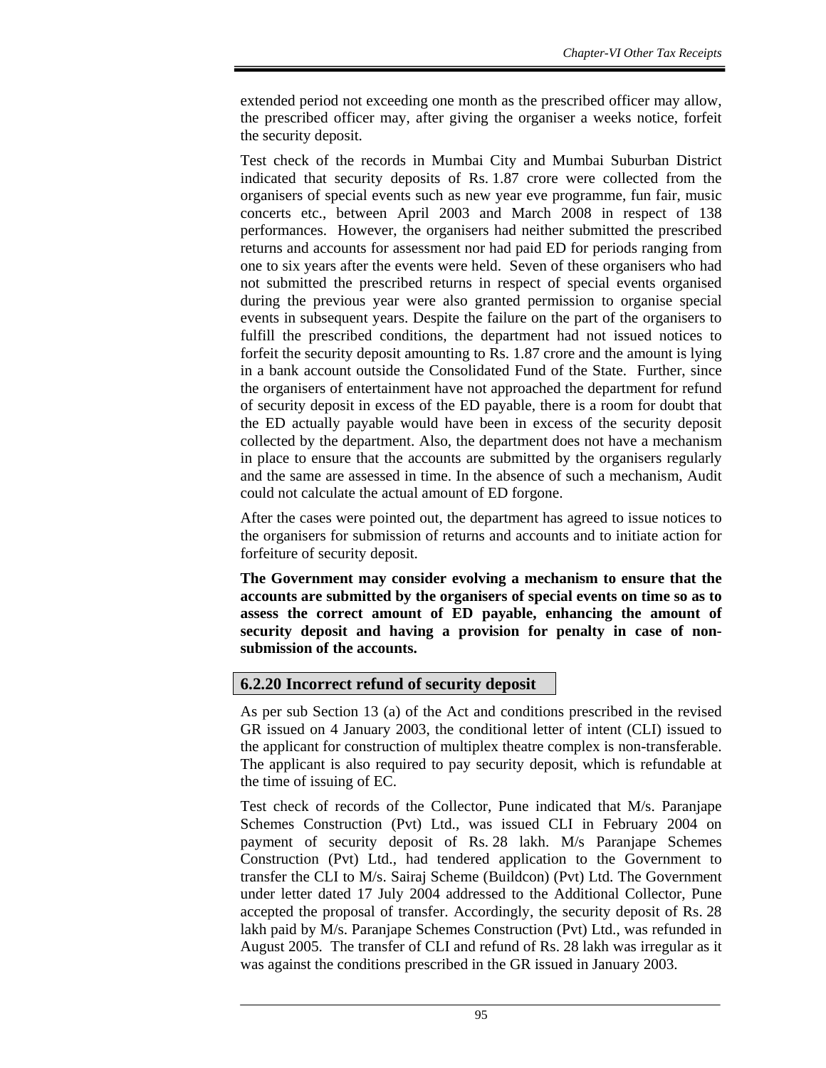extended period not exceeding one month as the prescribed officer may allow, the prescribed officer may, after giving the organiser a weeks notice, forfeit the security deposit.

Test check of the records in Mumbai City and Mumbai Suburban District indicated that security deposits of Rs. 1.87 crore were collected from the organisers of special events such as new year eve programme, fun fair, music concerts etc., between April 2003 and March 2008 in respect of 138 performances. However, the organisers had neither submitted the prescribed returns and accounts for assessment nor had paid ED for periods ranging from one to six years after the events were held. Seven of these organisers who had not submitted the prescribed returns in respect of special events organised during the previous year were also granted permission to organise special events in subsequent years. Despite the failure on the part of the organisers to fulfill the prescribed conditions, the department had not issued notices to forfeit the security deposit amounting to Rs. 1.87 crore and the amount is lying in a bank account outside the Consolidated Fund of the State. Further, since the organisers of entertainment have not approached the department for refund of security deposit in excess of the ED payable, there is a room for doubt that the ED actually payable would have been in excess of the security deposit collected by the department. Also, the department does not have a mechanism in place to ensure that the accounts are submitted by the organisers regularly and the same are assessed in time. In the absence of such a mechanism, Audit could not calculate the actual amount of ED forgone.

After the cases were pointed out, the department has agreed to issue notices to the organisers for submission of returns and accounts and to initiate action for forfeiture of security deposit.

**The Government may consider evolving a mechanism to ensure that the accounts are submitted by the organisers of special events on time so as to assess the correct amount of ED payable, enhancing the amount of security deposit and having a provision for penalty in case of non-submission of the accounts.**

### 6.2.20 Incorrect refund of security deposit

As per sub Section 13 (a) of the Act and conditions prescribed in the revised GR issued on 4 January 2003, the conditional letter of intent (CLI) issued to the applicant for construction of multiplex theatre complex is non-transferable. The applicant is also required to pay security deposit, which is refundable at the time of issuing of EC.

Test check of records of the Collector, Pune indicated that M/s. Paranjape Schemes Construction (Pvt) Ltd., was issued CLI in February 2004 on payment of security deposit of Rs. 28 lakh. M/s Paranjape Schemes Construction (Pvt) Ltd., had tendered application to the Government to transfer the CLI to M/s. Sairaj Scheme (Buildcon) (Pvt) Ltd. The Government under letter dated 17 July 2004 addressed to the Additional Collector, Pune accepted the proposal of transfer. Accordingly, the security deposit of Rs. 28 lakh paid by M/s. Paranjape Schemes Construction (Pvt) Ltd., was refunded in August 2005. The transfer of CLI and refund of Rs. 28 lakh was irregular as it was against the conditions prescribed in the GR issued in January 2003.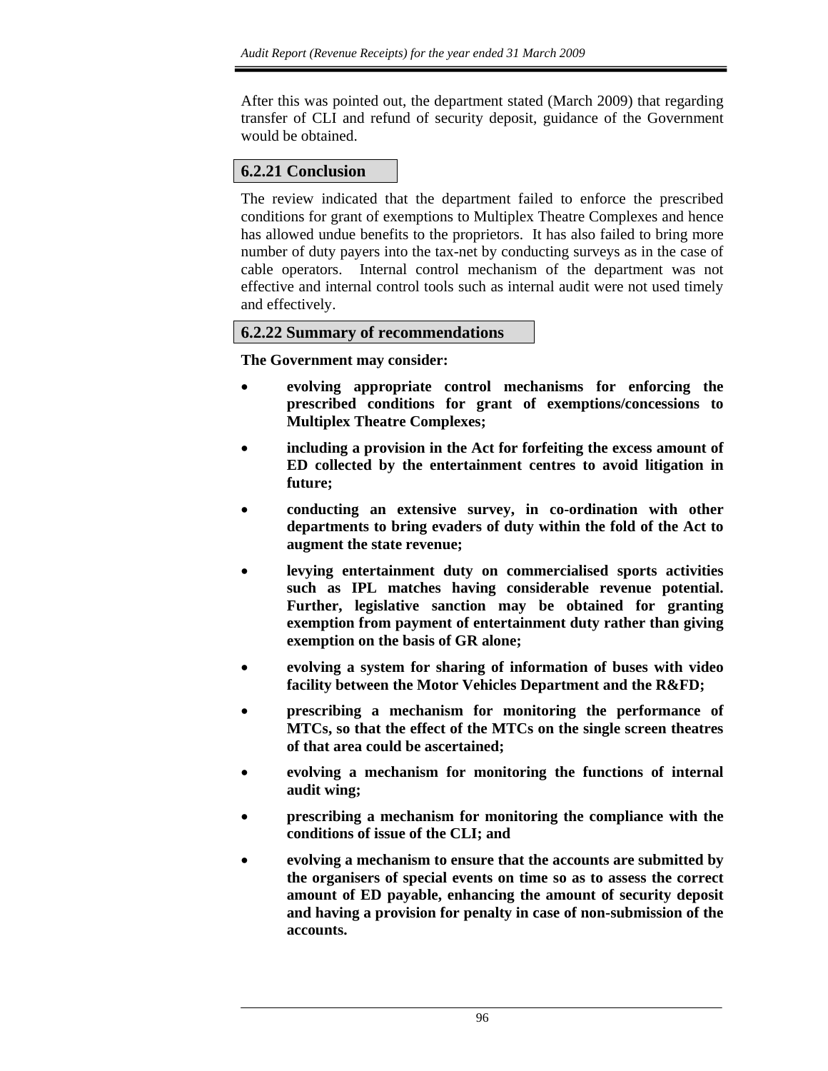After this was pointed out, the department stated (March 2009) that regarding transfer of CLI and refund of security deposit, guidance of the Government would be obtained.

### 6.2.21 Conclusion

The review indicated that the department failed to enforce the prescribed conditions for grant of exemptions to Multiplex Theatre Complexes and hence has allowed undue benefits to the proprietors. It has also failed to bring more number of duty payers into the tax-net by conducting surveys as in the case of cable operators. Internal control mechanism of the department was not effective and internal control tools such as internal audit were not used timely and effectively.

### 6.2.22 Summary of recommendations

**The Government may consider:**

- **evolving appropriate control mechanisms for enforcing the prescribed conditions for grant of exemptions/concessions to Multiplex Theatre Complexes;**
- **including a provision in the Act for forfeiting the excess amount of ED collected by the entertainment centres to avoid litigation in future;**
- **conducting an extensive survey, in co-ordination with other departments to bring evaders of duty within the fold of the Act to augment the state revenue;**
- **levying entertainment duty on commercialised sports activities such as IPL matches having considerable revenue potential. Further, legislative sanction may be obtained for granting exemption from payment of entertainment duty rather than giving exemption on the basis of GR alone;**
- **evolving a system for sharing of information of buses with video facility between the Motor Vehicles Department and the R&FD;**
- **prescribing a mechanism for monitoring the performance of MTCs, so that the effect of the MTCs on the single screen theatres of that area could be ascertained;**
- **evolving a mechanism for monitoring the functions of internal audit wing;**
- **prescribing a mechanism for monitoring the compliance with the conditions of issue of the CLI; and**
- **evolving a mechanism to ensure that the accounts are submitted by the organisers of special events on time so as to assess the correct amount of ED payable, enhancing the amount of security deposit and having a provision for penalty in case of non-submission of the accounts.**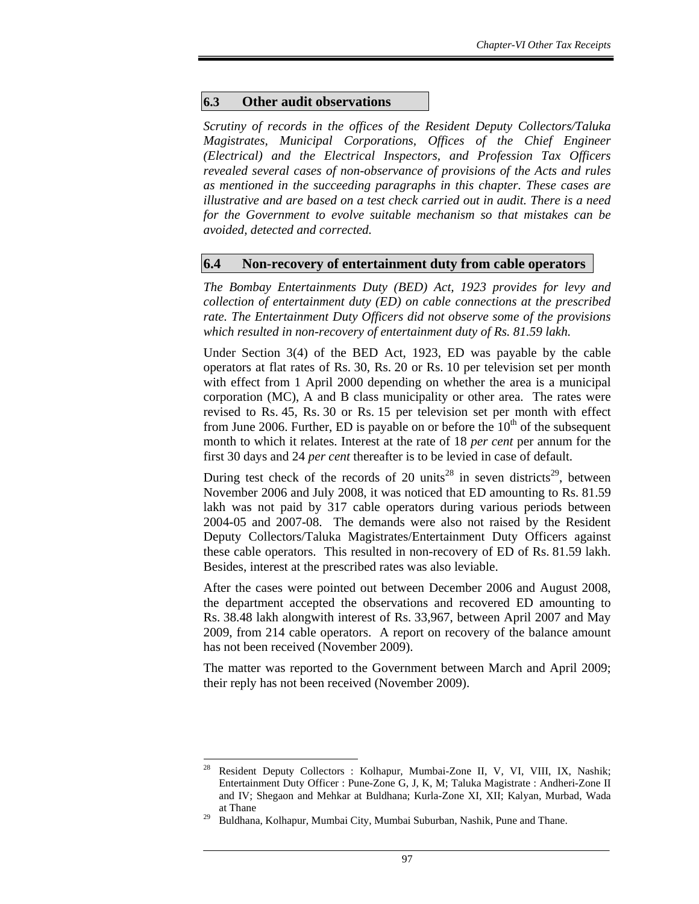## 6.3 Other audit observations

*Scrutiny of records in the offices of the Resident Deputy Collectors/Taluka Magistrates, Municipal Corporations, Offices of the Chief Engineer (Electrical) and the Electrical Inspectors, and Profession Tax Officers revealed several cases of non-observance of provisions of the Acts and rules as mentioned in the succeeding paragraphs in this chapter. These cases are illustrative and are based on a test check carried out in audit. There is a need for the Government to evolve suitable mechanism so that mistakes can be avoided, detected and corrected.*

## 6.4 Non-recovery of entertainment duty from cable operators

*The Bombay Entertainments Duty (BED) Act, 1923 provides for levy and collection of entertainment duty (ED) on cable connections at the prescribed rate. The Entertainment Duty Officers did not observe some of the provisions which resulted in non-recovery of entertainment duty of Rs. 81.59 lakh.*

Under Section 3(4) of the BED Act, 1923, ED was payable by the cable operators at flat rates of Rs. 30, Rs. 20 or Rs. 10 per television set per month with effect from 1 April 2000 depending on whether the area is a municipal corporation (MC), A and B class municipality or other area. The rates were revised to Rs. 45, Rs. 30 or Rs. 15 per television set per month with effect from June 2006. Further, ED is payable on or before the 10th of the subsequent month to which it relates. Interest at the rate of 18 *per cent* per annum for the first 30 days and 24 *per cent* thereafter is to be levied in case of default.

During test check of the records of 20 units[28] in seven districts[29], between November 2006 and July 2008, it was noticed that ED amounting to Rs. 81.59 lakh was not paid by 317 cable operators during various periods between 2004-05 and 2007-08. The demands were also not raised by the Resident Deputy Collectors/Taluka Magistrates/Entertainment Duty Officers against these cable operators. This resulted in non-recovery of ED of Rs. 81.59 lakh. Besides, interest at the prescribed rates was also leviable.

After the cases were pointed out between December 2006 and August 2008, the department accepted the observations and recovered ED amounting to Rs. 38.48 lakh alongwith interest of Rs. 33,967, between April 2007 and May 2009, from 214 cable operators. A report on recovery of the balance amount has not been received (November 2009).

The matter was reported to the Government between March and April 2009; their reply has not been received (November 2009).

---

[28] Resident Deputy Collectors : Kolhapur, Mumbai-Zone II, V, VI, VIII, IX, Nashik; Entertainment Duty Officer : Pune-Zone G, J, K, M; Taluka Magistrate : Andheri-Zone II and IV; Shegaon and Mehkar at Buldhana; Kurla-Zone XI, XII; Kalyan, Murbad, Wada at Thane

[29] Buldhana, Kolhapur, Mumbai City, Mumbai Suburban, Nashik, Pune and Thane.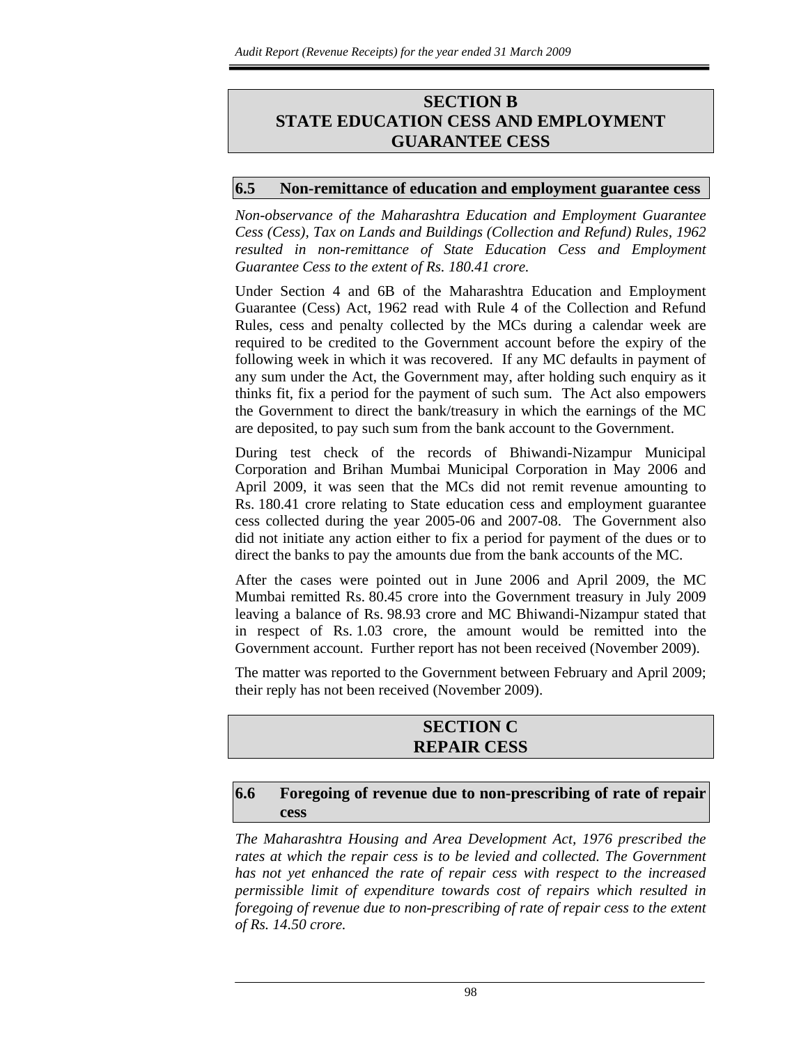## SECTION B
## STATE EDUCATION CESS AND EMPLOYMENT GUARANTEE CESS

### 6.5 Non-remittance of education and employment guarantee cess

*Non-observance of the Maharashtra Education and Employment Guarantee Cess (Cess), Tax on Lands and Buildings (Collection and Refund) Rules, 1962 resulted in non-remittance of State Education Cess and Employment Guarantee Cess to the extent of Rs. 180.41 crore.*

Under Section 4 and 6B of the Maharashtra Education and Employment Guarantee (Cess) Act, 1962 read with Rule 4 of the Collection and Refund Rules, cess and penalty collected by the MCs during a calendar week are required to be credited to the Government account before the expiry of the following week in which it was recovered. If any MC defaults in payment of any sum under the Act, the Government may, after holding such enquiry as it thinks fit, fix a period for the payment of such sum. The Act also empowers the Government to direct the bank/treasury in which the earnings of the MC are deposited, to pay such sum from the bank account to the Government.

During test check of the records of Bhiwandi-Nizampur Municipal Corporation and Brihan Mumbai Municipal Corporation in May 2006 and April 2009, it was seen that the MCs did not remit revenue amounting to Rs. 180.41 crore relating to State education cess and employment guarantee cess collected during the year 2005-06 and 2007-08. The Government also did not initiate any action either to fix a period for payment of the dues or to direct the banks to pay the amounts due from the bank accounts of the MC.

After the cases were pointed out in June 2006 and April 2009, the MC Mumbai remitted Rs. 80.45 crore into the Government treasury in July 2009 leaving a balance of Rs. 98.93 crore and MC Bhiwandi-Nizampur stated that in respect of Rs. 1.03 crore, the amount would be remitted into the Government account. Further report has not been received (November 2009).

The matter was reported to the Government between February and April 2009; their reply has not been received (November 2009).

## SECTION C
## REPAIR CESS

### 6.6 Foregoing of revenue due to non-prescribing of rate of repair cess

*The Maharashtra Housing and Area Development Act, 1976 prescribed the rates at which the repair cess is to be levied and collected. The Government has not yet enhanced the rate of repair cess with respect to the increased permissible limit of expenditure towards cost of repairs which resulted in foregoing of revenue due to non-prescribing of rate of repair cess to the extent of Rs. 14.50 crore.*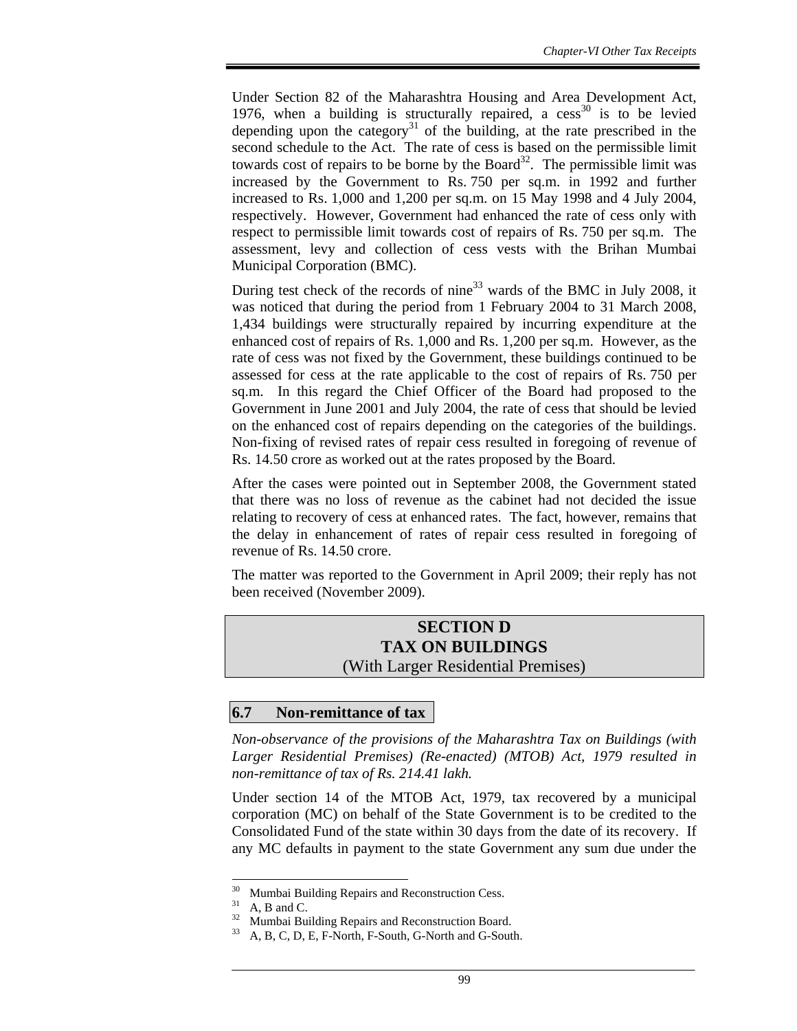Under Section 82 of the Maharashtra Housing and Area Development Act, 1976, when a building is structurally repaired, a cess[30] is to be levied depending upon the category[31] of the building, at the rate prescribed in the second schedule to the Act. The rate of cess is based on the permissible limit towards cost of repairs to be borne by the Board[32]. The permissible limit was increased by the Government to Rs. 750 per sq.m. in 1992 and further increased to Rs. 1,000 and 1,200 per sq.m. on 15 May 1998 and 4 July 2004, respectively. However, Government had enhanced the rate of cess only with respect to permissible limit towards cost of repairs of Rs. 750 per sq.m. The assessment, levy and collection of cess vests with the Brihan Mumbai Municipal Corporation (BMC).

During test check of the records of nine[33] wards of the BMC in July 2008, it was noticed that during the period from 1 February 2004 to 31 March 2008, 1,434 buildings were structurally repaired by incurring expenditure at the enhanced cost of repairs of Rs. 1,000 and Rs. 1,200 per sq.m. However, as the rate of cess was not fixed by the Government, these buildings continued to be assessed for cess at the rate applicable to the cost of repairs of Rs. 750 per sq.m. In this regard the Chief Officer of the Board had proposed to the Government in June 2001 and July 2004, the rate of cess that should be levied on the enhanced cost of repairs depending on the categories of the buildings. Non-fixing of revised rates of repair cess resulted in foregoing of revenue of Rs. 14.50 crore as worked out at the rates proposed by the Board.

After the cases were pointed out in September 2008, the Government stated that there was no loss of revenue as the cabinet had not decided the issue relating to recovery of cess at enhanced rates. The fact, however, remains that the delay in enhancement of rates of repair cess resulted in foregoing of revenue of Rs. 14.50 crore.

The matter was reported to the Government in April 2009; their reply has not been received (November 2009).

## SECTION D
## TAX ON BUILDINGS
(With Larger Residential Premises)

### 6.7 Non-remittance of tax

*Non-observance of the provisions of the Maharashtra Tax on Buildings (with Larger Residential Premises) (Re-enacted) (MTOB) Act, 1979 resulted in non-remittance of tax of Rs. 214.41 lakh.*

Under section 14 of the MTOB Act, 1979, tax recovered by a municipal corporation (MC) on behalf of the State Government is to be credited to the Consolidated Fund of the state within 30 days from the date of its recovery. If any MC defaults in payment to the state Government any sum due under the

---

[30] Mumbai Building Repairs and Reconstruction Cess.

[31] A, B and C.

[32] Mumbai Building Repairs and Reconstruction Board.

[33] A, B, C, D, E, F-North, F-South, G-North and G-South.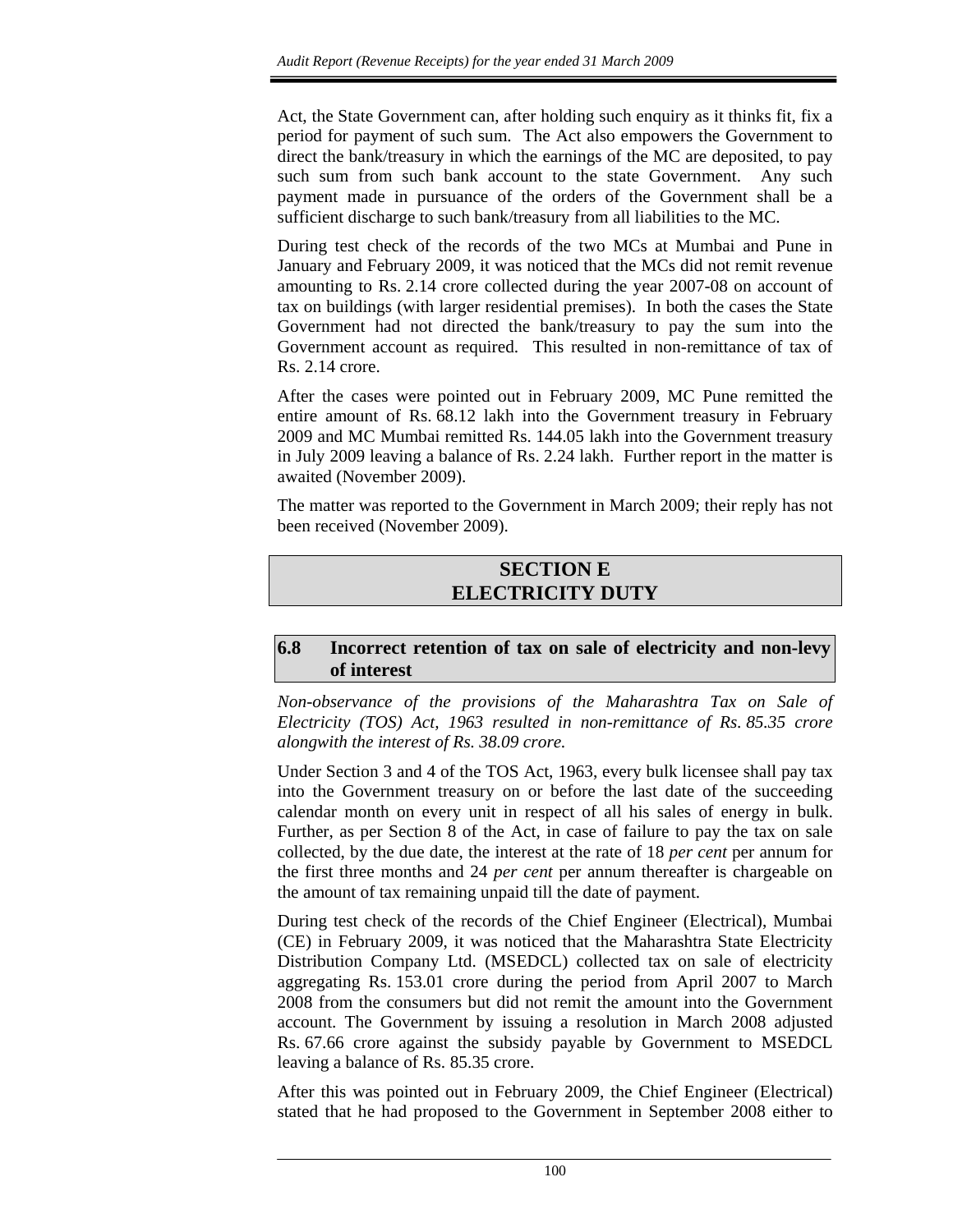Act, the State Government can, after holding such enquiry as it thinks fit, fix a period for payment of such sum. The Act also empowers the Government to direct the bank/treasury in which the earnings of the MC are deposited, to pay such sum from such bank account to the state Government. Any such payment made in pursuance of the orders of the Government shall be a sufficient discharge to such bank/treasury from all liabilities to the MC.

During test check of the records of the two MCs at Mumbai and Pune in January and February 2009, it was noticed that the MCs did not remit revenue amounting to Rs. 2.14 crore collected during the year 2007-08 on account of tax on buildings (with larger residential premises). In both the cases the State Government had not directed the bank/treasury to pay the sum into the Government account as required. This resulted in non-remittance of tax of Rs. 2.14 crore.

After the cases were pointed out in February 2009, MC Pune remitted the entire amount of Rs. 68.12 lakh into the Government treasury in February 2009 and MC Mumbai remitted Rs. 144.05 lakh into the Government treasury in July 2009 leaving a balance of Rs. 2.24 lakh. Further report in the matter is awaited (November 2009).

The matter was reported to the Government in March 2009; their reply has not been received (November 2009).

## SECTION E
## ELECTRICITY DUTY

### 6.8 Incorrect retention of tax on sale of electricity and non-levy of interest

*Non-observance of the provisions of the Maharashtra Tax on Sale of Electricity (TOS) Act, 1963 resulted in non-remittance of Rs. 85.35 crore alongwith the interest of Rs. 38.09 crore.*

Under Section 3 and 4 of the TOS Act, 1963, every bulk licensee shall pay tax into the Government treasury on or before the last date of the succeeding calendar month on every unit in respect of all his sales of energy in bulk. Further, as per Section 8 of the Act, in case of failure to pay the tax on sale collected, by the due date, the interest at the rate of 18 *per cent* per annum for the first three months and 24 *per cent* per annum thereafter is chargeable on the amount of tax remaining unpaid till the date of payment.

During test check of the records of the Chief Engineer (Electrical), Mumbai (CE) in February 2009, it was noticed that the Maharashtra State Electricity Distribution Company Ltd. (MSEDCL) collected tax on sale of electricity aggregating Rs. 153.01 crore during the period from April 2007 to March 2008 from the consumers but did not remit the amount into the Government account. The Government by issuing a resolution in March 2008 adjusted Rs. 67.66 crore against the subsidy payable by Government to MSEDCL leaving a balance of Rs. 85.35 crore.

After this was pointed out in February 2009, the Chief Engineer (Electrical) stated that he had proposed to the Government in September 2008 either to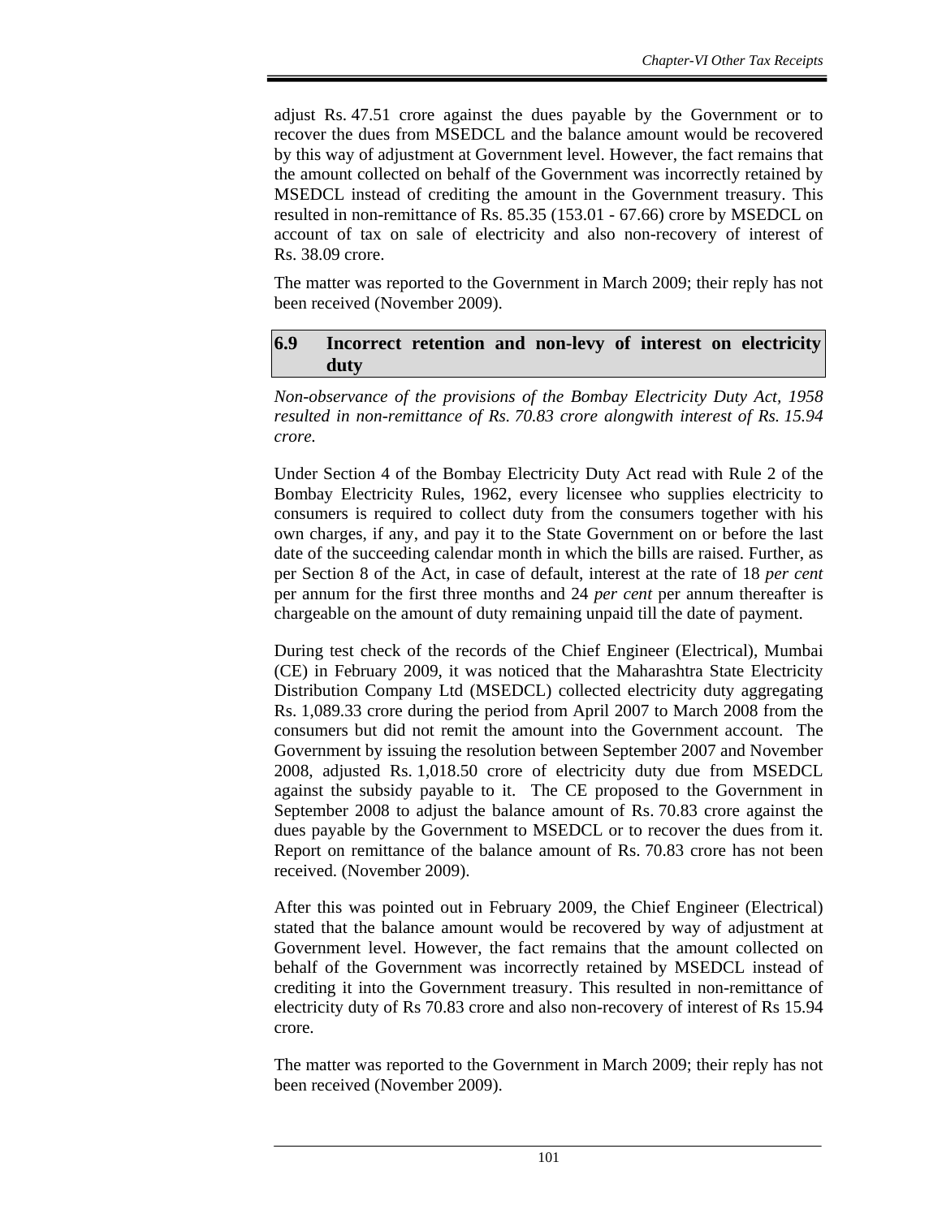adjust Rs. 47.51 crore against the dues payable by the Government or to recover the dues from MSEDCL and the balance amount would be recovered by this way of adjustment at Government level. However, the fact remains that the amount collected on behalf of the Government was incorrectly retained by MSEDCL instead of crediting the amount in the Government treasury. This resulted in non-remittance of Rs. 85.35 (153.01 - 67.66) crore by MSEDCL on account of tax on sale of electricity and also non-recovery of interest of Rs. 38.09 crore.

The matter was reported to the Government in March 2009; their reply has not been received (November 2009).

## 6.9 Incorrect retention and non-levy of interest on electricity duty

*Non-observance of the provisions of the Bombay Electricity Duty Act, 1958 resulted in non-remittance of Rs. 70.83 crore alongwith interest of Rs. 15.94 crore.*

Under Section 4 of the Bombay Electricity Duty Act read with Rule 2 of the Bombay Electricity Rules, 1962, every licensee who supplies electricity to consumers is required to collect duty from the consumers together with his own charges, if any, and pay it to the State Government on or before the last date of the succeeding calendar month in which the bills are raised. Further, as per Section 8 of the Act, in case of default, interest at the rate of 18 *per cent* per annum for the first three months and 24 *per cent* per annum thereafter is chargeable on the amount of duty remaining unpaid till the date of payment.

During test check of the records of the Chief Engineer (Electrical), Mumbai (CE) in February 2009, it was noticed that the Maharashtra State Electricity Distribution Company Ltd (MSEDCL) collected electricity duty aggregating Rs. 1,089.33 crore during the period from April 2007 to March 2008 from the consumers but did not remit the amount into the Government account. The Government by issuing the resolution between September 2007 and November 2008, adjusted Rs. 1,018.50 crore of electricity duty due from MSEDCL against the subsidy payable to it. The CE proposed to the Government in September 2008 to adjust the balance amount of Rs. 70.83 crore against the dues payable by the Government to MSEDCL or to recover the dues from it. Report on remittance of the balance amount of Rs. 70.83 crore has not been received. (November 2009).

After this was pointed out in February 2009, the Chief Engineer (Electrical) stated that the balance amount would be recovered by way of adjustment at Government level. However, the fact remains that the amount collected on behalf of the Government was incorrectly retained by MSEDCL instead of crediting it into the Government treasury. This resulted in non-remittance of electricity duty of Rs 70.83 crore and also non-recovery of interest of Rs 15.94 crore.

The matter was reported to the Government in March 2009; their reply has not been received (November 2009).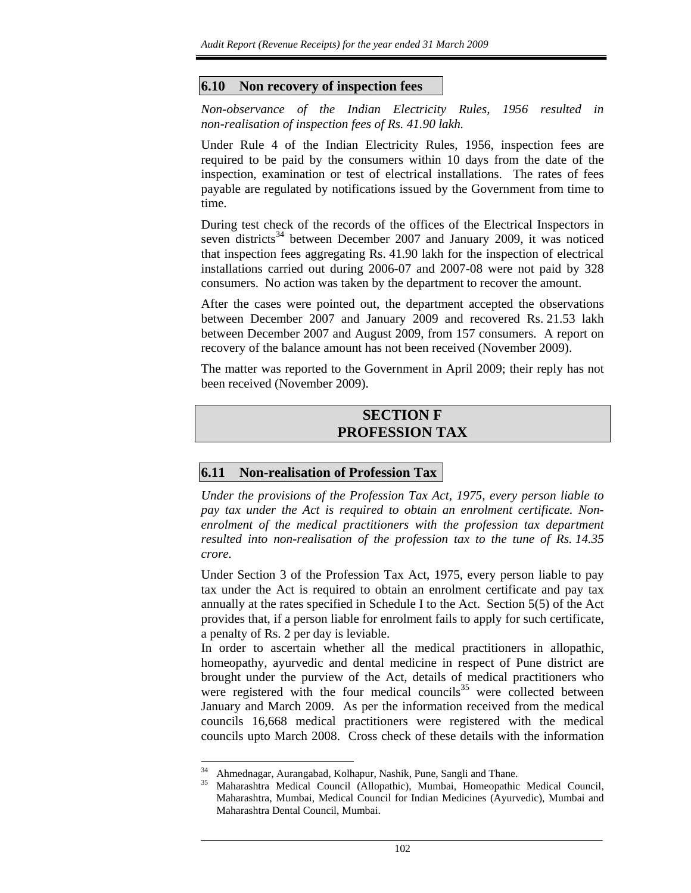## 6.10 Non recovery of inspection fees

*Non-observance of the Indian Electricity Rules, 1956 resulted in non-realisation of inspection fees of Rs. 41.90 lakh.*

Under Rule 4 of the Indian Electricity Rules, 1956, inspection fees are required to be paid by the consumers within 10 days from the date of the inspection, examination or test of electrical installations. The rates of fees payable are regulated by notifications issued by the Government from time to time.

During test check of the records of the offices of the Electrical Inspectors in seven districts[34] between December 2007 and January 2009, it was noticed that inspection fees aggregating Rs. 41.90 lakh for the inspection of electrical installations carried out during 2006-07 and 2007-08 were not paid by 328 consumers. No action was taken by the department to recover the amount.

After the cases were pointed out, the department accepted the observations between December 2007 and January 2009 and recovered Rs. 21.53 lakh between December 2007 and August 2009, from 157 consumers. A report on recovery of the balance amount has not been received (November 2009).

The matter was reported to the Government in April 2009; their reply has not been received (November 2009).

# SECTION F
# PROFESSION TAX

## 6.11 Non-realisation of Profession Tax

*Under the provisions of the Profession Tax Act, 1975, every person liable to pay tax under the Act is required to obtain an enrolment certificate. Non-enrolment of the medical practitioners with the profession tax department resulted into non-realisation of the profession tax to the tune of Rs. 14.35 crore.*

Under Section 3 of the Profession Tax Act, 1975, every person liable to pay tax under the Act is required to obtain an enrolment certificate and pay tax annually at the rates specified in Schedule I to the Act. Section 5(5) of the Act provides that, if a person liable for enrolment fails to apply for such certificate, a penalty of Rs. 2 per day is leviable.

In order to ascertain whether all the medical practitioners in allopathic, homeopathy, ayurvedic and dental medicine in respect of Pune district are brought under the purview of the Act, details of medical practitioners who were registered with the four medical councils[35] were collected between January and March 2009. As per the information received from the medical councils 16,668 medical practitioners were registered with the medical councils upto March 2008. Cross check of these details with the information

---

[34] Ahmednagar, Aurangabad, Kolhapur, Nashik, Pune, Sangli and Thane.

[35] Maharashtra Medical Council (Allopathic), Mumbai, Homeopathic Medical Council, Maharashtra, Mumbai, Medical Council for Indian Medicines (Ayurvedic), Mumbai and Maharashtra Dental Council, Mumbai.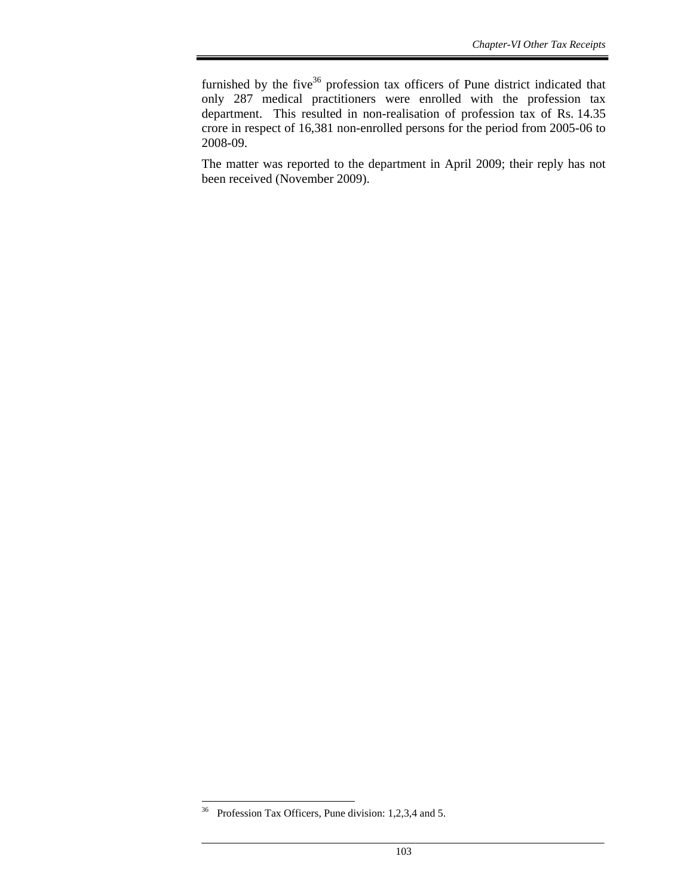furnished by the five[36] profession tax officers of Pune district indicated that only 287 medical practitioners were enrolled with the profession tax department. This resulted in non-realisation of profession tax of Rs. 14.35 crore in respect of 16,381 non-enrolled persons for the period from 2005-06 to 2008-09.

The matter was reported to the department in April 2009; their reply has not been received (November 2009).

---

[36] Profession Tax Officers, Pune division: 1,2,3,4 and 5.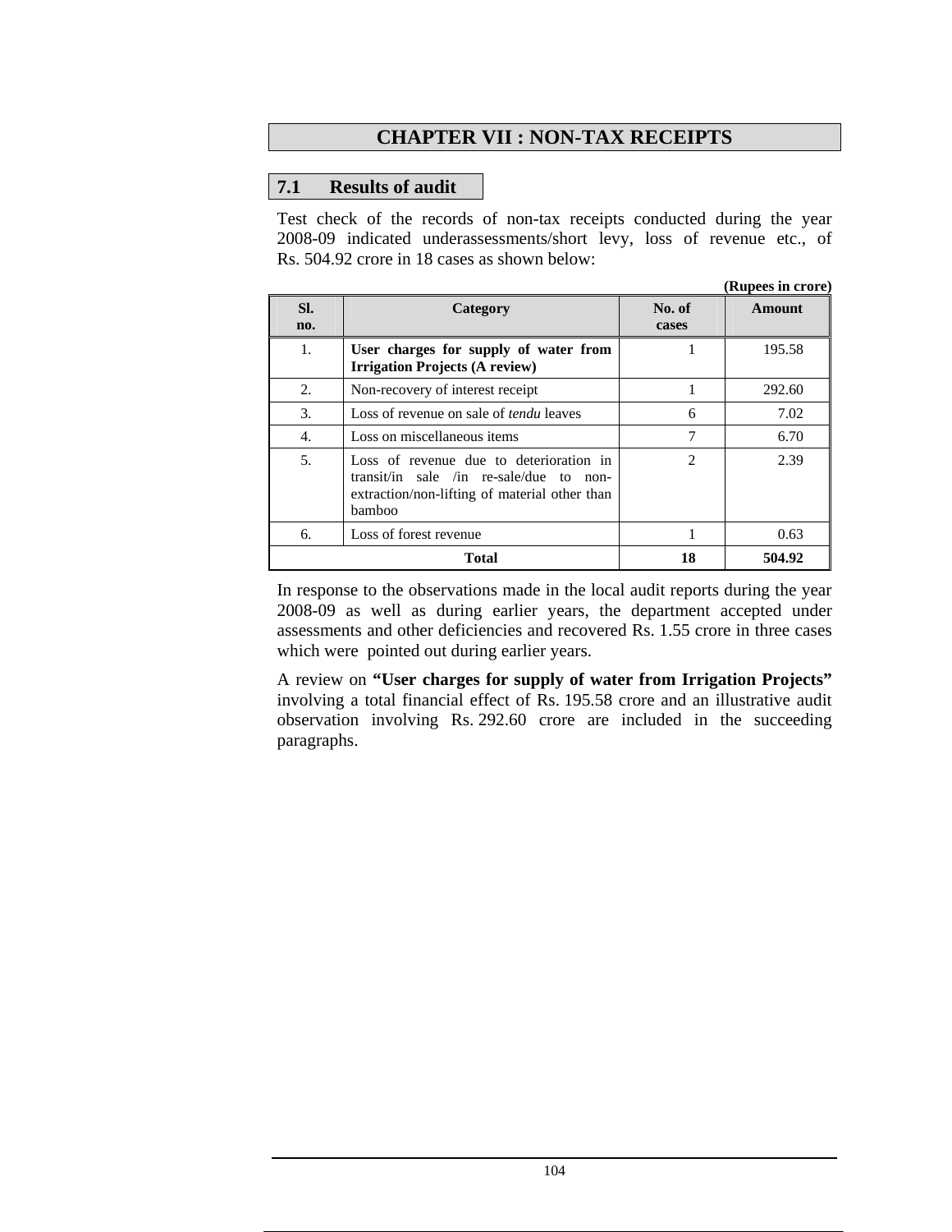# CHAPTER VII : NON-TAX RECEIPTS

## 7.1 Results of audit

Test check of the records of non-tax receipts conducted during the year 2008-09 indicated underassessments/short levy, loss of revenue etc., of Rs. 504.92 crore in 18 cases as shown below:

**(Rupees in crore)**

| Sl. no. | Category | No. of cases | Amount |
|---|---|---|---|
| 1. | **User charges for supply of water from Irrigation Projects (A review)** | 1 | 195.58 |
| 2. | Non-recovery of interest receipt | 1 | 292.60 |
| 3. | Loss of revenue on sale of *tendu* leaves | 6 | 7.02 |
| 4. | Loss on miscellaneous items | 7 | 6.70 |
| 5. | Loss of revenue due to deterioration in transit/in sale /in re-sale/due to non-extraction/non-lifting of material other than bamboo | 2 | 2.39 |
| 6. | Loss of forest revenue | 1 | 0.63 |
| **Total** | | **18** | **504.92** |

In response to the observations made in the local audit reports during the year 2008-09 as well as during earlier years, the department accepted under assessments and other deficiencies and recovered Rs. 1.55 crore in three cases which were pointed out during earlier years.

A review on **"User charges for supply of water from Irrigation Projects"** involving a total financial effect of Rs. 195.58 crore and an illustrative audit observation involving Rs. 292.60 crore are included in the succeeding paragraphs.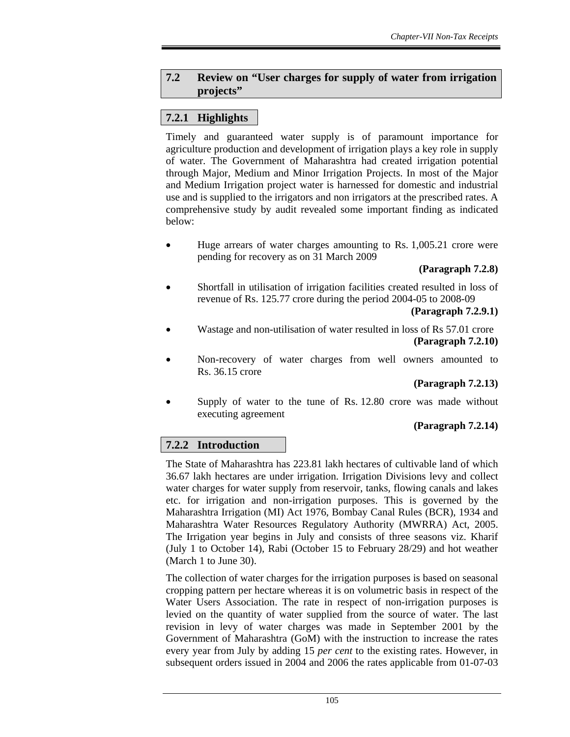## 7.2 Review on "User charges for supply of water from irrigation projects"

### 7.2.1 Highlights

Timely and guaranteed water supply is of paramount importance for agriculture production and development of irrigation plays a key role in supply of water. The Government of Maharashtra had created irrigation potential through Major, Medium and Minor Irrigation Projects. In most of the Major and Medium Irrigation project water is harnessed for domestic and industrial use and is supplied to the irrigators and non irrigators at the prescribed rates. A comprehensive study by audit revealed some important finding as indicated below:

- Huge arrears of water charges amounting to Rs. 1,005.21 crore were pending for recovery as on 31 March 2009

  **(Paragraph 7.2.8)**

- Shortfall in utilisation of irrigation facilities created resulted in loss of revenue of Rs. 125.77 crore during the period 2004-05 to 2008-09

  **(Paragraph 7.2.9.1)**

- Wastage and non-utilisation of water resulted in loss of Rs 57.01 crore

  **(Paragraph 7.2.10)**

- Non-recovery of water charges from well owners amounted to Rs. 36.15 crore

  **(Paragraph 7.2.13)**

- Supply of water to the tune of Rs. 12.80 crore was made without executing agreement

  **(Paragraph 7.2.14)**

### 7.2.2 Introduction

The State of Maharashtra has 223.81 lakh hectares of cultivable land of which 36.67 lakh hectares are under irrigation. Irrigation Divisions levy and collect water charges for water supply from reservoir, tanks, flowing canals and lakes etc. for irrigation and non-irrigation purposes. This is governed by the Maharashtra Irrigation (MI) Act 1976, Bombay Canal Rules (BCR), 1934 and Maharashtra Water Resources Regulatory Authority (MWRRA) Act, 2005. The Irrigation year begins in July and consists of three seasons viz. Kharif (July 1 to October 14), Rabi (October 15 to February 28/29) and hot weather (March 1 to June 30).

The collection of water charges for the irrigation purposes is based on seasonal cropping pattern per hectare whereas it is on volumetric basis in respect of the Water Users Association. The rate in respect of non-irrigation purposes is levied on the quantity of water supplied from the source of water. The last revision in levy of water charges was made in September 2001 by the Government of Maharashtra (GoM) with the instruction to increase the rates every year from July by adding 15 *per cent* to the existing rates. However, in subsequent orders issued in 2004 and 2006 the rates applicable from 01-07-03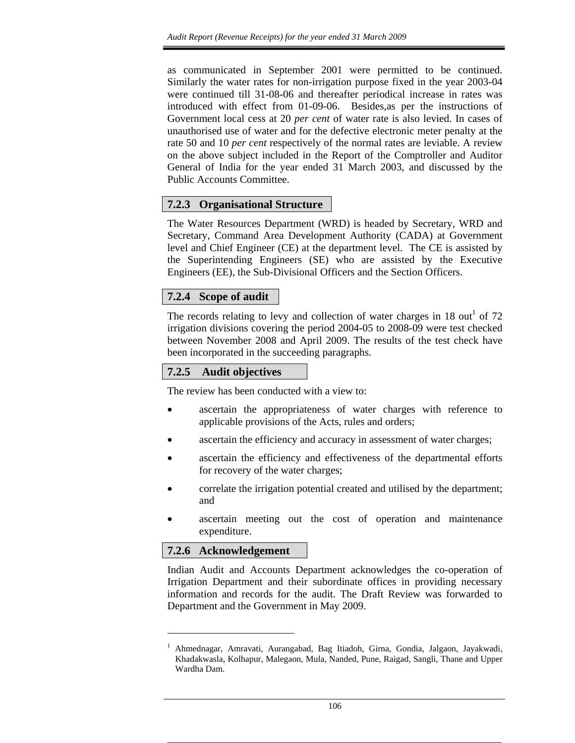as communicated in September 2001 were permitted to be continued. Similarly the water rates for non-irrigation purpose fixed in the year 2003-04 were continued till 31-08-06 and thereafter periodical increase in rates was introduced with effect from 01-09-06. Besides,as per the instructions of Government local cess at 20 *per cent* of water rate is also levied. In cases of unauthorised use of water and for the defective electronic meter penalty at the rate 50 and 10 *per cent* respectively of the normal rates are leviable. A review on the above subject included in the Report of the Comptroller and Auditor General of India for the year ended 31 March 2003, and discussed by the Public Accounts Committee.

## 7.2.3 Organisational Structure

The Water Resources Department (WRD) is headed by Secretary, WRD and Secretary, Command Area Development Authority (CADA) at Government level and Chief Engineer (CE) at the department level. The CE is assisted by the Superintending Engineers (SE) who are assisted by the Executive Engineers (EE), the Sub-Divisional Officers and the Section Officers.

## 7.2.4 Scope of audit

The records relating to levy and collection of water charges in 18 out[1] of 72 irrigation divisions covering the period 2004-05 to 2008-09 were test checked between November 2008 and April 2009. The results of the test check have been incorporated in the succeeding paragraphs.

## 7.2.5 Audit objectives

The review has been conducted with a view to:

- ascertain the appropriateness of water charges with reference to applicable provisions of the Acts, rules and orders;
- ascertain the efficiency and accuracy in assessment of water charges;
- ascertain the efficiency and effectiveness of the departmental efforts for recovery of the water charges;
- correlate the irrigation potential created and utilised by the department; and
- ascertain meeting out the cost of operation and maintenance expenditure.

## 7.2.6 Acknowledgement

Indian Audit and Accounts Department acknowledges the co-operation of Irrigation Department and their subordinate offices in providing necessary information and records for the audit. The Draft Review was forwarded to Department and the Government in May 2009.

---

[1] Ahmednagar, Amravati, Aurangabad, Bag Itiadoh, Girna, Gondia, Jalgaon, Jayakwadi, Khadakwasla, Kolhapur, Malegaon, Mula, Nanded, Pune, Raigad, Sangli, Thane and Upper Wardha Dam.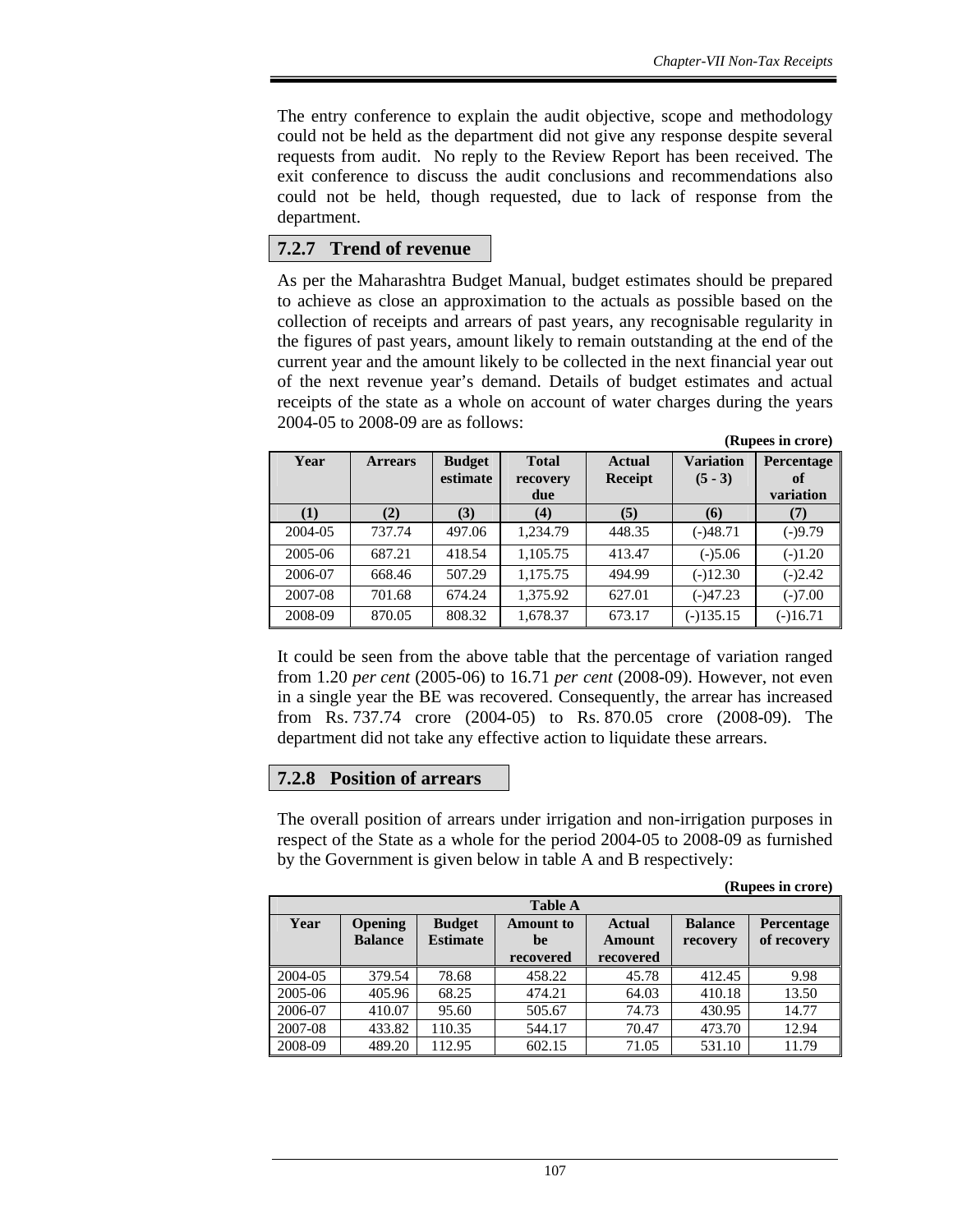The entry conference to explain the audit objective, scope and methodology could not be held as the department did not give any response despite several requests from audit. No reply to the Review Report has been received. The exit conference to discuss the audit conclusions and recommendations also could not be held, though requested, due to lack of response from the department.

## 7.2.7 Trend of revenue

As per the Maharashtra Budget Manual, budget estimates should be prepared to achieve as close an approximation to the actuals as possible based on the collection of receipts and arrears of past years, any recognisable regularity in the figures of past years, amount likely to remain outstanding at the end of the current year and the amount likely to be collected in the next financial year out of the next revenue year's demand. Details of budget estimates and actual receipts of the state as a whole on account of water charges during the years 2004-05 to 2008-09 are as follows:

**(Rupees in crore)**

| Year | Arrears | Budget estimate | Total recovery due | Actual Receipt | Variation (5 - 3) | Percentage of variation |
|---|---|---|---|---|---|---|
| (1) | (2) | (3) | (4) | (5) | (6) | (7) |
| 2004-05 | 737.74 | 497.06 | 1,234.79 | 448.35 | (-)48.71 | (-)9.79 |
| 2005-06 | 687.21 | 418.54 | 1,105.75 | 413.47 | (-)5.06 | (-)1.20 |
| 2006-07 | 668.46 | 507.29 | 1,175.75 | 494.99 | (-)12.30 | (-)2.42 |
| 2007-08 | 701.68 | 674.24 | 1,375.92 | 627.01 | (-)47.23 | (-)7.00 |
| 2008-09 | 870.05 | 808.32 | 1,678.37 | 673.17 | (-)135.15 | (-)16.71 |

It could be seen from the above table that the percentage of variation ranged from 1.20 *per cent* (2005-06) to 16.71 *per cent* (2008-09). However, not even in a single year the BE was recovered. Consequently, the arrear has increased from Rs. 737.74 crore (2004-05) to Rs. 870.05 crore (2008-09). The department did not take any effective action to liquidate these arrears.

## 7.2.8 Position of arrears

The overall position of arrears under irrigation and non-irrigation purposes in respect of the State as a whole for the period 2004-05 to 2008-09 as furnished by the Government is given below in table A and B respectively:

**(Rupees in crore)**

**Table A**

| Year | Opening Balance | Budget Estimate | Amount to be recovered | Actual Amount recovered | Balance recovery | Percentage of recovery |
|---|---|---|---|---|---|---|
| 2004-05 | 379.54 | 78.68 | 458.22 | 45.78 | 412.45 | 9.98 |
| 2005-06 | 405.96 | 68.25 | 474.21 | 64.03 | 410.18 | 13.50 |
| 2006-07 | 410.07 | 95.60 | 505.67 | 74.73 | 430.95 | 14.77 |
| 2007-08 | 433.82 | 110.35 | 544.17 | 70.47 | 473.70 | 12.94 |
| 2008-09 | 489.20 | 112.95 | 602.15 | 71.05 | 531.10 | 11.79 |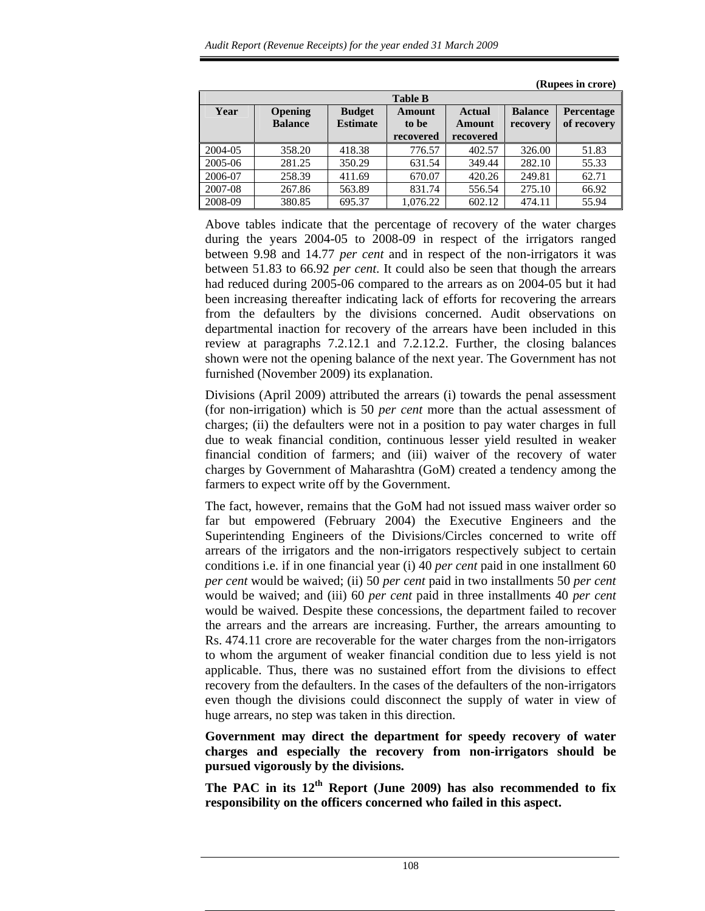(Rupees in crore)

| Table B | | | | | | |
|---|---|---|---|---|---|---|
| **Year** | **Opening Balance** | **Budget Estimate** | **Amount to be recovered** | **Actual Amount recovered** | **Balance recovery** | **Percentage of recovery** |
| 2004-05 | 358.20 | 418.38 | 776.57 | 402.57 | 326.00 | 51.83 |
| 2005-06 | 281.25 | 350.29 | 631.54 | 349.44 | 282.10 | 55.33 |
| 2006-07 | 258.39 | 411.69 | 670.07 | 420.26 | 249.81 | 62.71 |
| 2007-08 | 267.86 | 563.89 | 831.74 | 556.54 | 275.10 | 66.92 |
| 2008-09 | 380.85 | 695.37 | 1,076.22 | 602.12 | 474.11 | 55.94 |

Above tables indicate that the percentage of recovery of the water charges during the years 2004-05 to 2008-09 in respect of the irrigators ranged between 9.98 and 14.77 *per cent* and in respect of the non-irrigators it was between 51.83 to 66.92 *per cent*. It could also be seen that though the arrears had reduced during 2005-06 compared to the arrears as on 2004-05 but it had been increasing thereafter indicating lack of efforts for recovering the arrears from the defaulters by the divisions concerned. Audit observations on departmental inaction for recovery of the arrears have been included in this review at paragraphs 7.2.12.1 and 7.2.12.2. Further, the closing balances shown were not the opening balance of the next year. The Government has not furnished (November 2009) its explanation.

Divisions (April 2009) attributed the arrears (i) towards the penal assessment (for non-irrigation) which is 50 *per cent* more than the actual assessment of charges; (ii) the defaulters were not in a position to pay water charges in full due to weak financial condition, continuous lesser yield resulted in weaker financial condition of farmers; and (iii) waiver of the recovery of water charges by Government of Maharashtra (GoM) created a tendency among the farmers to expect write off by the Government.

The fact, however, remains that the GoM had not issued mass waiver order so far but empowered (February 2004) the Executive Engineers and the Superintending Engineers of the Divisions/Circles concerned to write off arrears of the irrigators and the non-irrigators respectively subject to certain conditions i.e. if in one financial year (i) 40 *per cent* paid in one installment 60 *per cent* would be waived; (ii) 50 *per cent* paid in two installments 50 *per cent* would be waived; and (iii) 60 *per cent* paid in three installments 40 *per cent* would be waived. Despite these concessions, the department failed to recover the arrears and the arrears are increasing. Further, the arrears amounting to Rs. 474.11 crore are recoverable for the water charges from the non-irrigators to whom the argument of weaker financial condition due to less yield is not applicable. Thus, there was no sustained effort from the divisions to effect recovery from the defaulters. In the cases of the defaulters of the non-irrigators even though the divisions could disconnect the supply of water in view of huge arrears, no step was taken in this direction.

**Government may direct the department for speedy recovery of water charges and especially the recovery from non-irrigators should be pursued vigorously by the divisions.**

**The PAC in its 12th Report (June 2009) has also recommended to fix responsibility on the officers concerned who failed in this aspect.**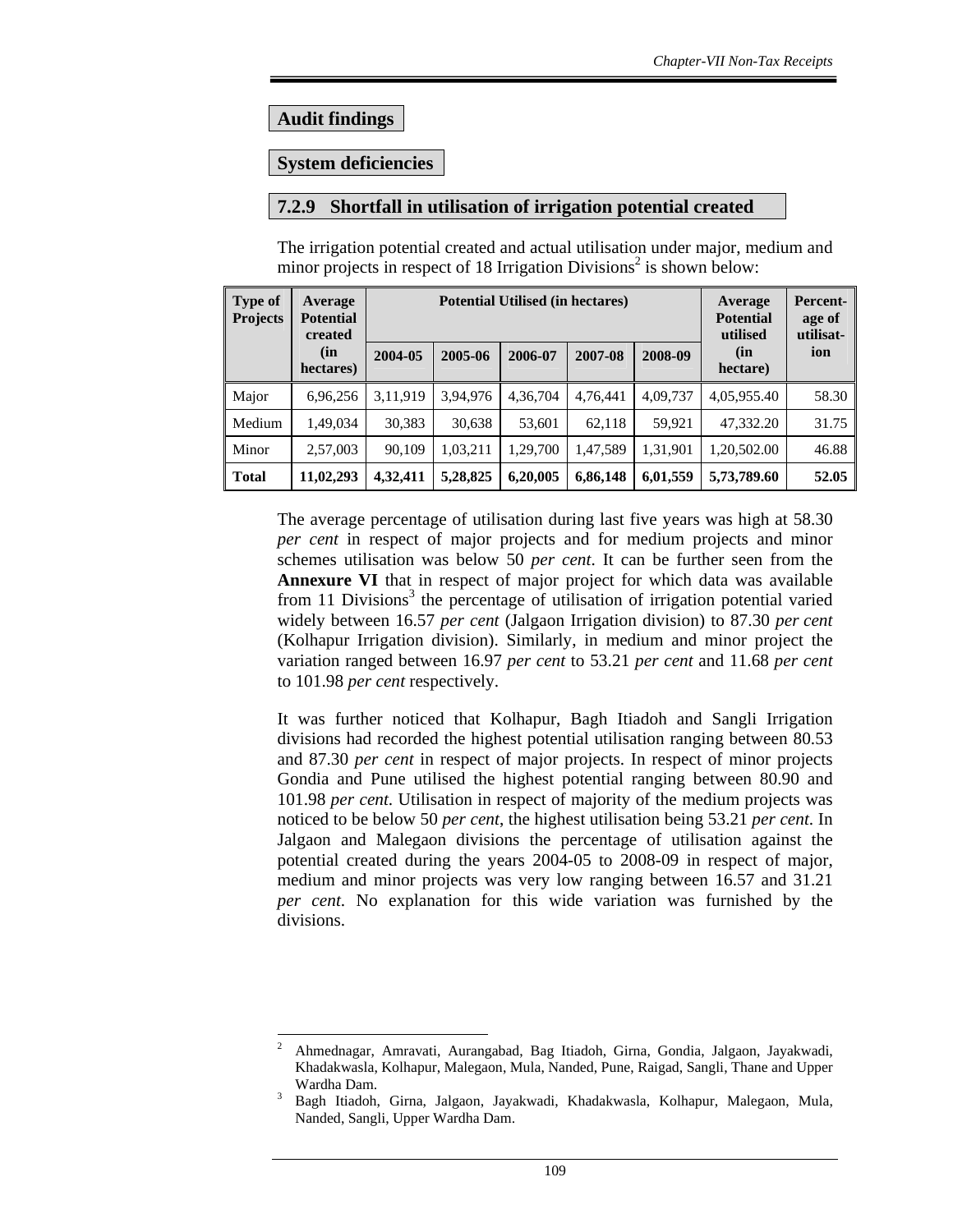## Audit findings

## System deficiencies

### 7.2.9 Shortfall in utilisation of irrigation potential created

The irrigation potential created and actual utilisation under major, medium and minor projects in respect of 18 Irrigation Divisions[2] is shown below:

| Type of Projects | Average Potential created (in hectares) | Potential Utilised (in hectares) | | | | | Average Potential utilised (in hectare) | Percent-age of utilisat-ion |
|---|---|---|---|---|---|---|---|---|
| | | 2004-05 | 2005-06 | 2006-07 | 2007-08 | 2008-09 | | |
| Major | 6,96,256 | 3,11,919 | 3,94,976 | 4,36,704 | 4,76,441 | 4,09,737 | 4,05,955.40 | 58.30 |
| Medium | 1,49,034 | 30,383 | 30,638 | 53,601 | 62,118 | 59,921 | 47,332.20 | 31.75 |
| Minor | 2,57,003 | 90,109 | 1,03,211 | 1,29,700 | 1,47,589 | 1,31,901 | 1,20,502.00 | 46.88 |
| **Total** | **11,02,293** | **4,32,411** | **5,28,825** | **6,20,005** | **6,86,148** | **6,01,559** | **5,73,789.60** | **52.05** |

The average percentage of utilisation during last five years was high at 58.30 *per cent* in respect of major projects and for medium projects and minor schemes utilisation was below 50 *per cent*. It can be further seen from the **Annexure VI** that in respect of major project for which data was available from 11 Divisions[3] the percentage of utilisation of irrigation potential varied widely between 16.57 *per cent* (Jalgaon Irrigation division) to 87.30 *per cent* (Kolhapur Irrigation division). Similarly, in medium and minor project the variation ranged between 16.97 *per cent* to 53.21 *per cent* and 11.68 *per cent* to 101.98 *per cent* respectively.

It was further noticed that Kolhapur, Bagh Itiadoh and Sangli Irrigation divisions had recorded the highest potential utilisation ranging between 80.53 and 87.30 *per cent* in respect of major projects. In respect of minor projects Gondia and Pune utilised the highest potential ranging between 80.90 and 101.98 *per cent*. Utilisation in respect of majority of the medium projects was noticed to be below 50 *per cent*, the highest utilisation being 53.21 *per cent*. In Jalgaon and Malegaon divisions the percentage of utilisation against the potential created during the years 2004-05 to 2008-09 in respect of major, medium and minor projects was very low ranging between 16.57 and 31.21 *per cent*. No explanation for this wide variation was furnished by the divisions.

---

[2] Ahmednagar, Amravati, Aurangabad, Bag Itiadoh, Girna, Gondia, Jalgaon, Jayakwadi, Khadakwasla, Kolhapur, Malegaon, Mula, Nanded, Pune, Raigad, Sangli, Thane and Upper Wardha Dam.

[3] Bagh Itiadoh, Girna, Jalgaon, Jayakwadi, Khadakwasla, Kolhapur, Malegaon, Mula, Nanded, Sangli, Upper Wardha Dam.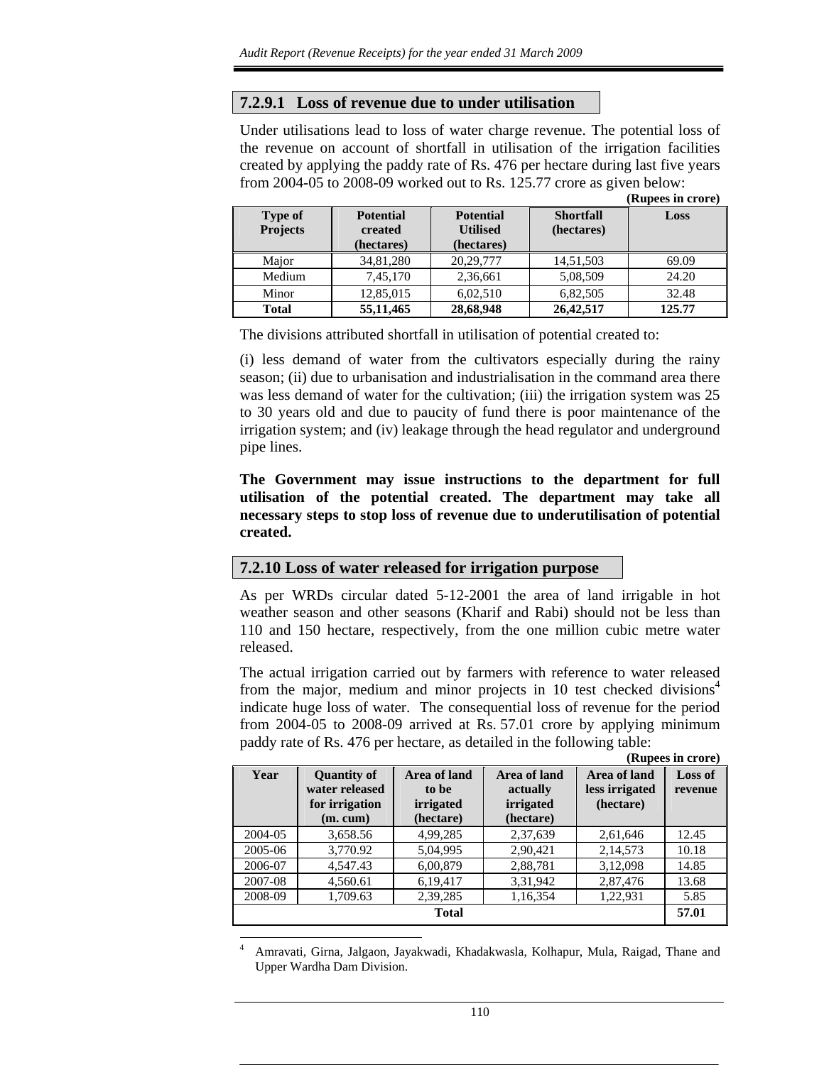### 7.2.9.1 Loss of revenue due to under utilisation

Under utilisations lead to loss of water charge revenue. The potential loss of the revenue on account of shortfall in utilisation of the irrigation facilities created by applying the paddy rate of Rs. 476 per hectare during last five years from 2004-05 to 2008-09 worked out to Rs. 125.77 crore as given below:

**(Rupees in crore)**

| Type of Projects | Potential created (hectares) | Potential Utilised (hectares) | Shortfall (hectares) | Loss |
|---|---|---|---|---|
| Major | 34,81,280 | 20,29,777 | 14,51,503 | 69.09 |
| Medium | 7,45,170 | 2,36,661 | 5,08,509 | 24.20 |
| Minor | 12,85,015 | 6,02,510 | 6,82,505 | 32.48 |
| **Total** | **55,11,465** | **28,68,948** | **26,42,517** | **125.77** |

The divisions attributed shortfall in utilisation of potential created to:

(i) less demand of water from the cultivators especially during the rainy season; (ii) due to urbanisation and industrialisation in the command area there was less demand of water for the cultivation; (iii) the irrigation system was 25 to 30 years old and due to paucity of fund there is poor maintenance of the irrigation system; and (iv) leakage through the head regulator and underground pipe lines.

**The Government may issue instructions to the department for full utilisation of the potential created. The department may take all necessary steps to stop loss of revenue due to underutilisation of potential created.**

### 7.2.10 Loss of water released for irrigation purpose

As per WRDs circular dated 5-12-2001 the area of land irrigable in hot weather season and other seasons (Kharif and Rabi) should not be less than 110 and 150 hectare, respectively, from the one million cubic metre water released.

The actual irrigation carried out by farmers with reference to water released from the major, medium and minor projects in 10 test checked divisions[4] indicate huge loss of water. The consequential loss of revenue for the period from 2004-05 to 2008-09 arrived at Rs. 57.01 crore by applying minimum paddy rate of Rs. 476 per hectare, as detailed in the following table:

**(Rupees in crore)**

| Year | Quantity of water released for irrigation (m. cum) | Area of land to be irrigated (hectare) | Area of land actually irrigated (hectare) | Area of land less irrigated (hectare) | Loss of revenue |
|---|---|---|---|---|---|
| 2004-05 | 3,658.56 | 4,99,285 | 2,37,639 | 2,61,646 | 12.45 |
| 2005-06 | 3,770.92 | 5,04,995 | 2,90,421 | 2,14,573 | 10.18 |
| 2006-07 | 4,547.43 | 6,00,879 | 2,88,781 | 3,12,098 | 14.85 |
| 2007-08 | 4,560.61 | 6,19,417 | 3,31,942 | 2,87,476 | 13.68 |
| 2008-09 | 1,709.63 | 2,39,285 | 1,16,354 | 1,22,931 | 5.85 |
| **Total** | | | | | **57.01** |

[4] Amravati, Girna, Jalgaon, Jayakwadi, Khadakwasla, Kolhapur, Mula, Raigad, Thane and Upper Wardha Dam Division.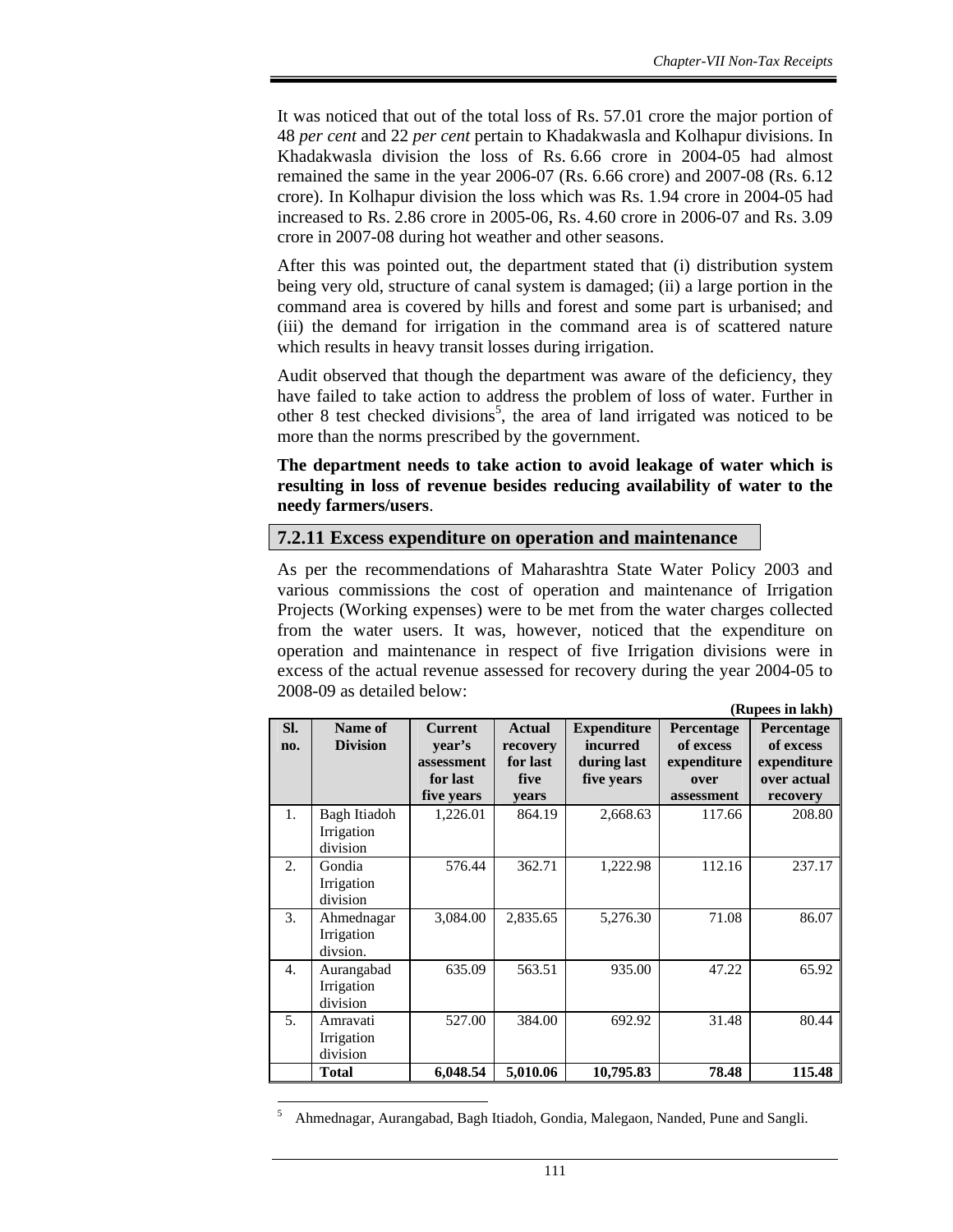It was noticed that out of the total loss of Rs. 57.01 crore the major portion of 48 *per cent* and 22 *per cent* pertain to Khadakwasla and Kolhapur divisions. In Khadakwasla division the loss of Rs. 6.66 crore in 2004-05 had almost remained the same in the year 2006-07 (Rs. 6.66 crore) and 2007-08 (Rs. 6.12 crore). In Kolhapur division the loss which was Rs. 1.94 crore in 2004-05 had increased to Rs. 2.86 crore in 2005-06, Rs. 4.60 crore in 2006-07 and Rs. 3.09 crore in 2007-08 during hot weather and other seasons.

After this was pointed out, the department stated that (i) distribution system being very old, structure of canal system is damaged; (ii) a large portion in the command area is covered by hills and forest and some part is urbanised; and (iii) the demand for irrigation in the command area is of scattered nature which results in heavy transit losses during irrigation.

Audit observed that though the department was aware of the deficiency, they have failed to take action to address the problem of loss of water. Further in other 8 test checked divisions[5], the area of land irrigated was noticed to be more than the norms prescribed by the government.

**The department needs to take action to avoid leakage of water which is resulting in loss of revenue besides reducing availability of water to the needy farmers/users**.

### 7.2.11 Excess expenditure on operation and maintenance

As per the recommendations of Maharashtra State Water Policy 2003 and various commissions the cost of operation and maintenance of Irrigation Projects (Working expenses) were to be met from the water charges collected from the water users. It was, however, noticed that the expenditure on operation and maintenance in respect of five Irrigation divisions were in excess of the actual revenue assessed for recovery during the year 2004-05 to 2008-09 as detailed below:

**(Rupees in lakh)**

| Sl. no. | Name of Division | Current year's assessment for last five years | Actual recovery for last five years | Expenditure incurred during last five years | Percentage of excess expenditure over assessment | Percentage of excess expenditure over actual recovery |
|---|---|---|---|---|---|---|
| 1. | Bagh Itiadoh Irrigation division | 1,226.01 | 864.19 | 2,668.63 | 117.66 | 208.80 |
| 2. | Gondia Irrigation division | 576.44 | 362.71 | 1,222.98 | 112.16 | 237.17 |
| 3. | Ahmednagar Irrigation divsion. | 3,084.00 | 2,835.65 | 5,276.30 | 71.08 | 86.07 |
| 4. | Aurangabad Irrigation division | 635.09 | 563.51 | 935.00 | 47.22 | 65.92 |
| 5. | Amravati Irrigation division | 527.00 | 384.00 | 692.92 | 31.48 | 80.44 |
| | **Total** | **6,048.54** | **5,010.06** | **10,795.83** | **78.48** | **115.48** |

[5] Ahmednagar, Aurangabad, Bagh Itiadoh, Gondia, Malegaon, Nanded, Pune and Sangli.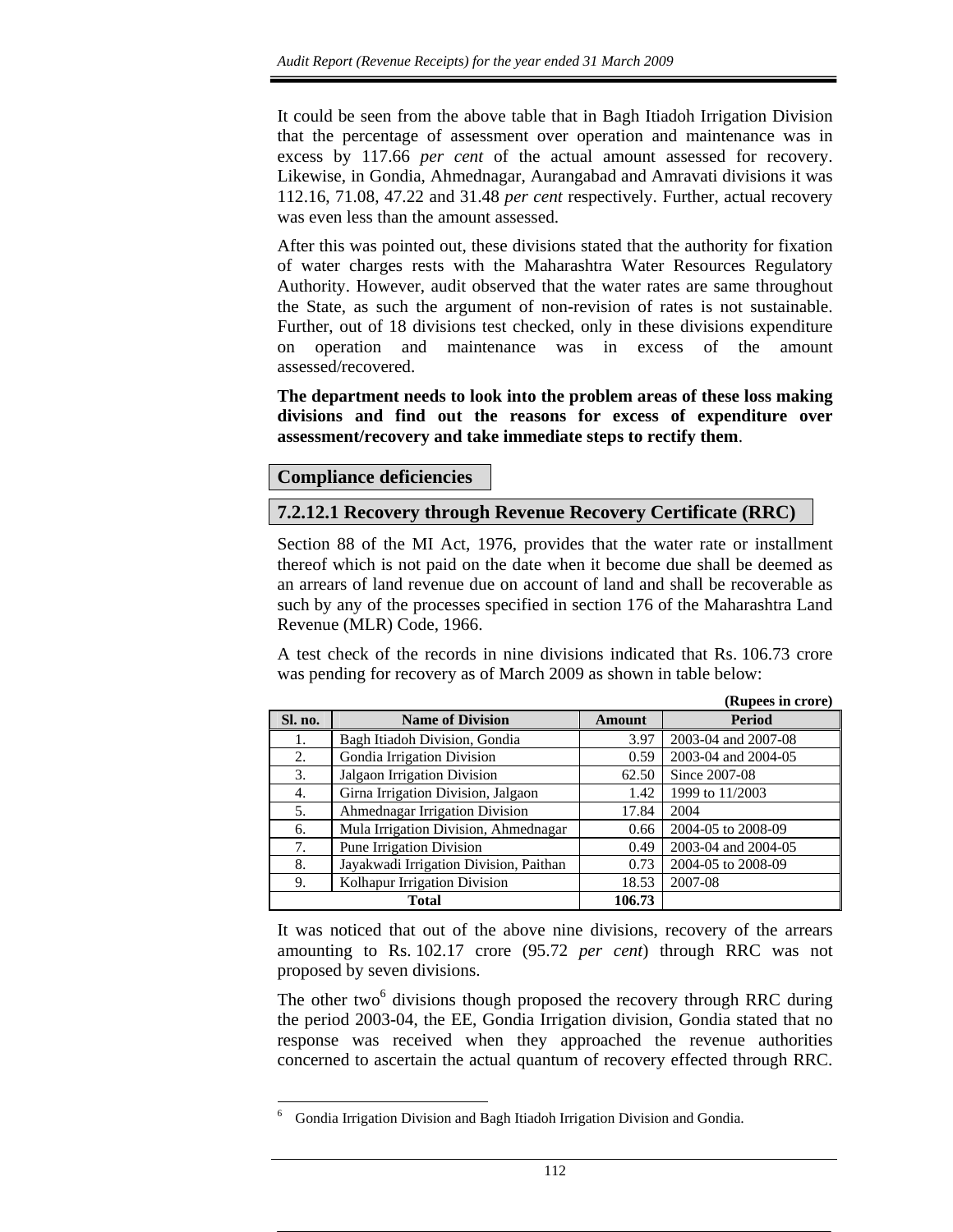It could be seen from the above table that in Bagh Itiadoh Irrigation Division that the percentage of assessment over operation and maintenance was in excess by 117.66 *per cent* of the actual amount assessed for recovery. Likewise, in Gondia, Ahmednagar, Aurangabad and Amravati divisions it was 112.16, 71.08, 47.22 and 31.48 *per cent* respectively. Further, actual recovery was even less than the amount assessed.

After this was pointed out, these divisions stated that the authority for fixation of water charges rests with the Maharashtra Water Resources Regulatory Authority. However, audit observed that the water rates are same throughout the State, as such the argument of non-revision of rates is not sustainable. Further, out of 18 divisions test checked, only in these divisions expenditure on operation and maintenance was in excess of the amount assessed/recovered.

**The department needs to look into the problem areas of these loss making divisions and find out the reasons for excess of expenditure over assessment/recovery and take immediate steps to rectify them**.

### Compliance deficiencies

### 7.2.12.1 Recovery through Revenue Recovery Certificate (RRC)

Section 88 of the MI Act, 1976, provides that the water rate or installment thereof which is not paid on the date when it become due shall be deemed as an arrears of land revenue due on account of land and shall be recoverable as such by any of the processes specified in section 176 of the Maharashtra Land Revenue (MLR) Code, 1966.

A test check of the records in nine divisions indicated that Rs. 106.73 crore was pending for recovery as of March 2009 as shown in table below:

**(Rupees in crore)**

| Sl. no. | Name of Division | Amount | Period |
|---|---|---|---|
| 1. | Bagh Itiadoh Division, Gondia | 3.97 | 2003-04 and 2007-08 |
| 2. | Gondia Irrigation Division | 0.59 | 2003-04 and 2004-05 |
| 3. | Jalgaon Irrigation Division | 62.50 | Since 2007-08 |
| 4. | Girna Irrigation Division, Jalgaon | 1.42 | 1999 to 11/2003 |
| 5. | Ahmednagar Irrigation Division | 17.84 | 2004 |
| 6. | Mula Irrigation Division, Ahmednagar | 0.66 | 2004-05 to 2008-09 |
| 7. | Pune Irrigation Division | 0.49 | 2003-04 and 2004-05 |
| 8. | Jayakwadi Irrigation Division, Paithan | 0.73 | 2004-05 to 2008-09 |
| 9. | Kolhapur Irrigation Division | 18.53 | 2007-08 |
| **Total** | | **106.73** | |

It was noticed that out of the above nine divisions, recovery of the arrears amounting to Rs. 102.17 crore (95.72 *per cent*) through RRC was not proposed by seven divisions.

The other two[6] divisions though proposed the recovery through RRC during the period 2003-04, the EE, Gondia Irrigation division, Gondia stated that no response was received when they approached the revenue authorities concerned to ascertain the actual quantum of recovery effected through RRC.

[6] Gondia Irrigation Division and Bagh Itiadoh Irrigation Division and Gondia.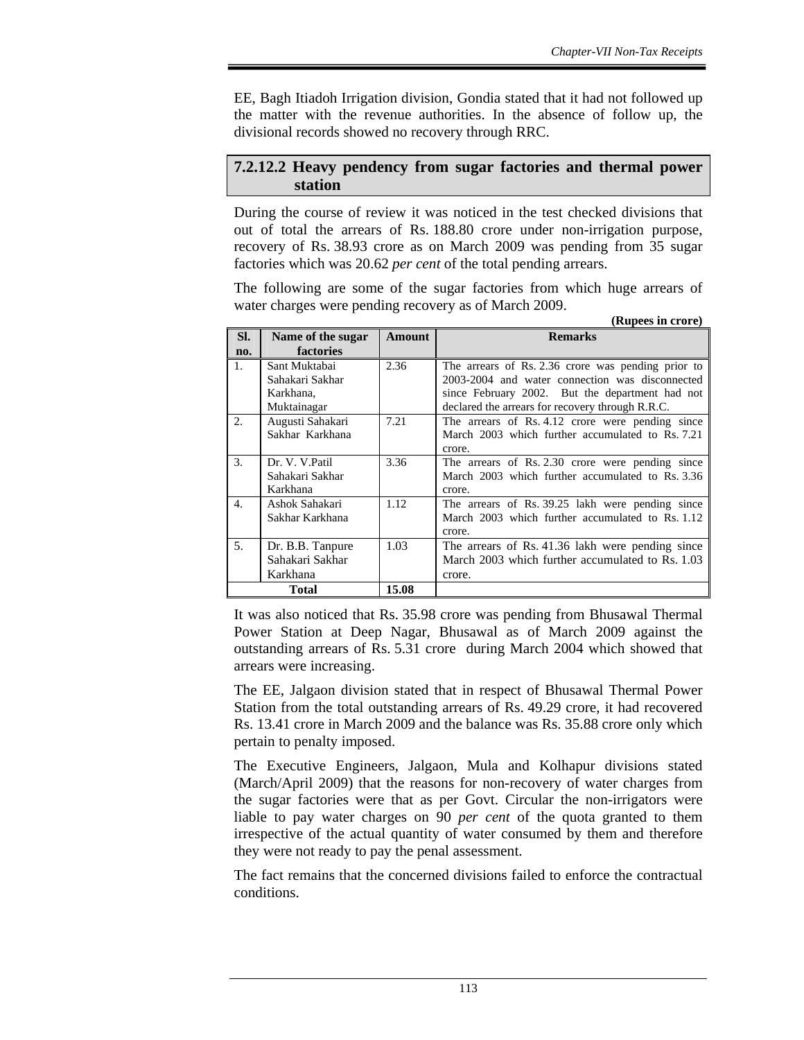EE, Bagh Itiadoh Irrigation division, Gondia stated that it had not followed up the matter with the revenue authorities. In the absence of follow up, the divisional records showed no recovery through RRC.

### 7.2.12.2 Heavy pendency from sugar factories and thermal power station

During the course of review it was noticed in the test checked divisions that out of total the arrears of Rs. 188.80 crore under non-irrigation purpose, recovery of Rs. 38.93 crore as on March 2009 was pending from 35 sugar factories which was 20.62 *per cent* of the total pending arrears.

The following are some of the sugar factories from which huge arrears of water charges were pending recovery as of March 2009.

**(Rupees in crore)**

| Sl. no. | Name of the sugar factories | Amount | Remarks |
|---|---|---|---|
| 1. | Sant Muktabai Sahakari Sakhar Karkhana, Muktainagar | 2.36 | The arrears of Rs. 2.36 crore was pending prior to 2003-2004 and water connection was disconnected since February 2002. But the department had not declared the arrears for recovery through R.R.C. |
| 2. | Augusti Sahakari Sakhar Karkhana | 7.21 | The arrears of Rs. 4.12 crore were pending since March 2003 which further accumulated to Rs. 7.21 crore. |
| 3. | Dr. V. V.Patil Sahakari Sakhar Karkhana | 3.36 | The arrears of Rs. 2.30 crore were pending since March 2003 which further accumulated to Rs. 3.36 crore. |
| 4. | Ashok Sahakari Sakhar Karkhana | 1.12 | The arrears of Rs. 39.25 lakh were pending since March 2003 which further accumulated to Rs. 1.12 crore. |
| 5. | Dr. B.B. Tanpure Sahakari Sakhar Karkhana | 1.03 | The arrears of Rs. 41.36 lakh were pending since March 2003 which further accumulated to Rs. 1.03 crore. |
| **Total** | | **15.08** | |

It was also noticed that Rs. 35.98 crore was pending from Bhusawal Thermal Power Station at Deep Nagar, Bhusawal as of March 2009 against the outstanding arrears of Rs. 5.31 crore during March 2004 which showed that arrears were increasing.

The EE, Jalgaon division stated that in respect of Bhusawal Thermal Power Station from the total outstanding arrears of Rs. 49.29 crore, it had recovered Rs. 13.41 crore in March 2009 and the balance was Rs. 35.88 crore only which pertain to penalty imposed.

The Executive Engineers, Jalgaon, Mula and Kolhapur divisions stated (March/April 2009) that the reasons for non-recovery of water charges from the sugar factories were that as per Govt. Circular the non-irrigators were liable to pay water charges on 90 *per cent* of the quota granted to them irrespective of the actual quantity of water consumed by them and therefore they were not ready to pay the penal assessment.

The fact remains that the concerned divisions failed to enforce the contractual conditions.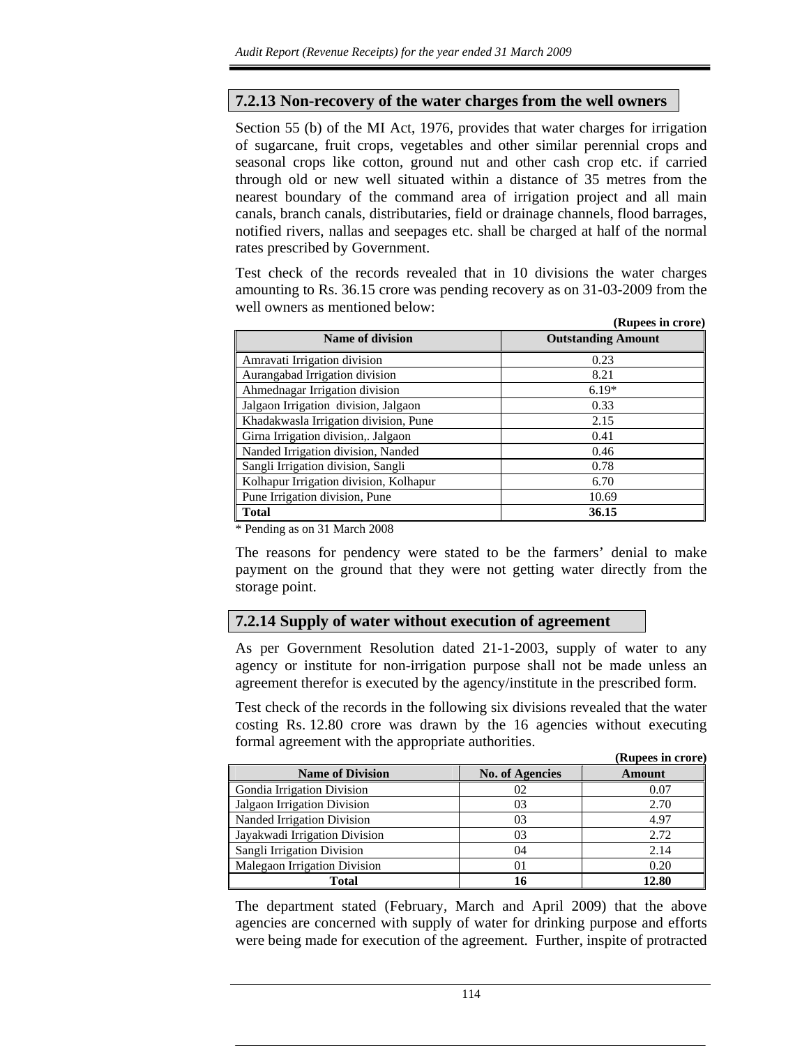### 7.2.13 Non-recovery of the water charges from the well owners

Section 55 (b) of the MI Act, 1976, provides that water charges for irrigation of sugarcane, fruit crops, vegetables and other similar perennial crops and seasonal crops like cotton, ground nut and other cash crop etc. if carried through old or new well situated within a distance of 35 metres from the nearest boundary of the command area of irrigation project and all main canals, branch canals, distributaries, field or drainage channels, flood barrages, notified rivers, nallas and seepages etc. shall be charged at half of the normal rates prescribed by Government.

Test check of the records revealed that in 10 divisions the water charges amounting to Rs. 36.15 crore was pending recovery as on 31-03-2009 from the well owners as mentioned below:

**(Rupees in crore)**

| Name of division | Outstanding Amount |
|---|---|
| Amravati Irrigation division | 0.23 |
| Aurangabad Irrigation division | 8.21 |
| Ahmednagar Irrigation division | 6.19* |
| Jalgaon Irrigation division, Jalgaon | 0.33 |
| Khadakwasla Irrigation division, Pune | 2.15 |
| Girna Irrigation division,. Jalgaon | 0.41 |
| Nanded Irrigation division, Nanded | 0.46 |
| Sangli Irrigation division, Sangli | 0.78 |
| Kolhapur Irrigation division, Kolhapur | 6.70 |
| Pune Irrigation division, Pune | 10.69 |
| **Total** | **36.15** |

\* Pending as on 31 March 2008

The reasons for pendency were stated to be the farmers' denial to make payment on the ground that they were not getting water directly from the storage point.

### 7.2.14 Supply of water without execution of agreement

As per Government Resolution dated 21-1-2003, supply of water to any agency or institute for non-irrigation purpose shall not be made unless an agreement therefor is executed by the agency/institute in the prescribed form.

Test check of the records in the following six divisions revealed that the water costing Rs. 12.80 crore was drawn by the 16 agencies without executing formal agreement with the appropriate authorities.

**(Rupees in crore)**

| Name of Division | No. of Agencies | Amount |
|---|---|---|
| Gondia Irrigation Division | 02 | 0.07 |
| Jalgaon Irrigation Division | 03 | 2.70 |
| Nanded Irrigation Division | 03 | 4.97 |
| Jayakwadi Irrigation Division | 03 | 2.72 |
| Sangli Irrigation Division | 04 | 2.14 |
| Malegaon Irrigation Division | 01 | 0.20 |
| **Total** | **16** | **12.80** |

The department stated (February, March and April 2009) that the above agencies are concerned with supply of water for drinking purpose and efforts were being made for execution of the agreement. Further, inspite of protracted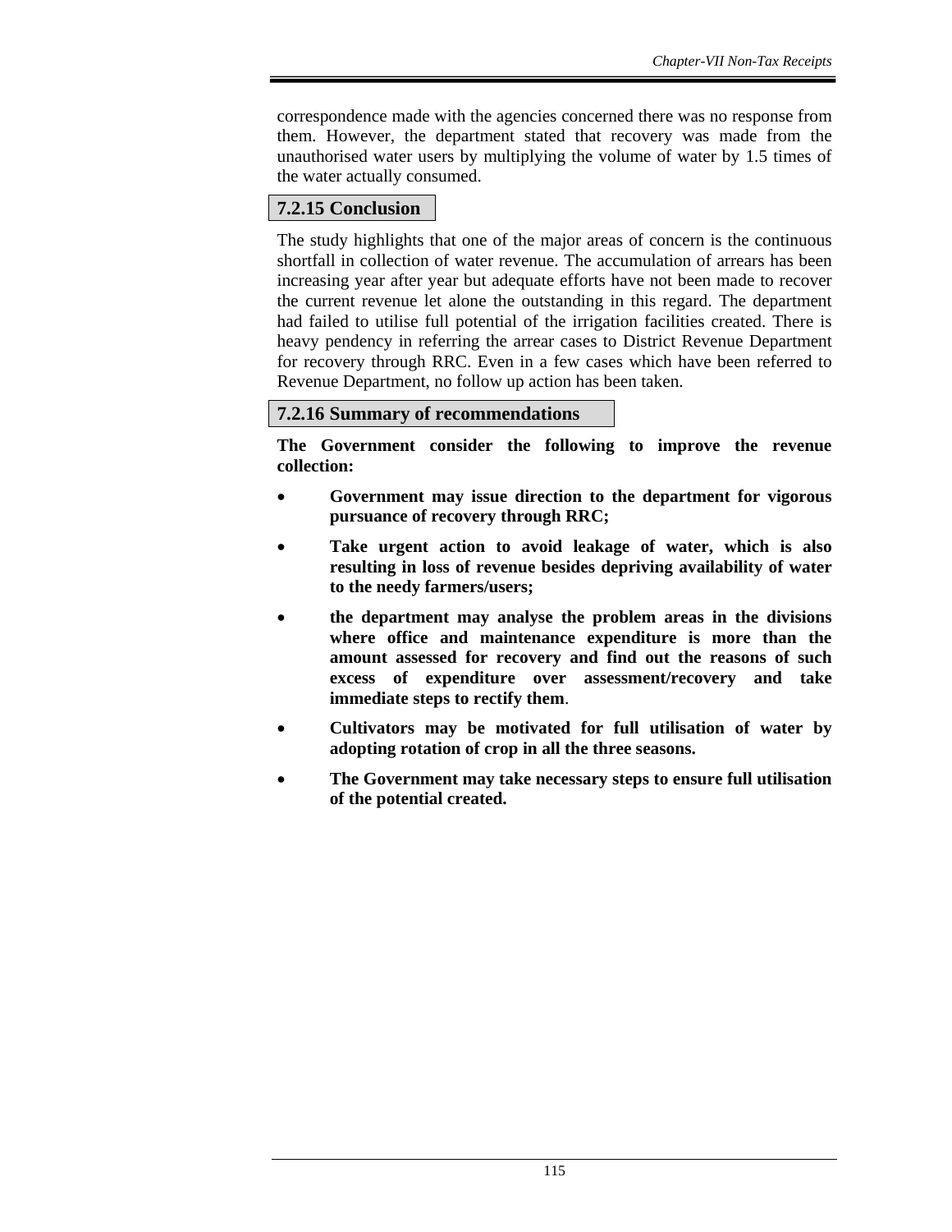correspondence made with the agencies concerned there was no response from them. However, the department stated that recovery was made from the unauthorised water users by multiplying the volume of water by 1.5 times of the water actually consumed.

### 7.2.15 Conclusion

The study highlights that one of the major areas of concern is the continuous shortfall in collection of water revenue. The accumulation of arrears has been increasing year after year but adequate efforts have not been made to recover the current revenue let alone the outstanding in this regard. The department had failed to utilise full potential of the irrigation facilities created. There is heavy pendency in referring the arrear cases to District Revenue Department for recovery through RRC. Even in a few cases which have been referred to Revenue Department, no follow up action has been taken.

### 7.2.16 Summary of recommendations

**The Government consider the following to improve the revenue collection:**

- **Government may issue direction to the department for vigorous pursuance of recovery through RRC;**
- **Take urgent action to avoid leakage of water, which is also resulting in loss of revenue besides depriving availability of water to the needy farmers/users;**
- **the department may analyse the problem areas in the divisions where office and maintenance expenditure is more than the amount assessed for recovery and find out the reasons of such excess of expenditure over assessment/recovery and take immediate steps to rectify them**.
- **Cultivators may be motivated for full utilisation of water by adopting rotation of crop in all the three seasons.**
- **The Government may take necessary steps to ensure full utilisation of the potential created.**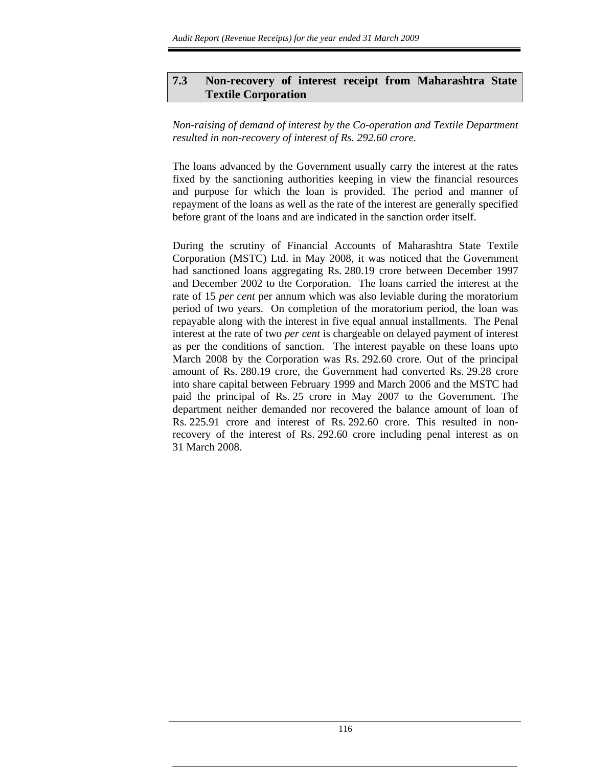## 7.3 Non-recovery of interest receipt from Maharashtra State Textile Corporation

*Non-raising of demand of interest by the Co-operation and Textile Department resulted in non-recovery of interest of Rs. 292.60 crore.*

The loans advanced by the Government usually carry the interest at the rates fixed by the sanctioning authorities keeping in view the financial resources and purpose for which the loan is provided. The period and manner of repayment of the loans as well as the rate of the interest are generally specified before grant of the loans and are indicated in the sanction order itself.

During the scrutiny of Financial Accounts of Maharashtra State Textile Corporation (MSTC) Ltd. in May 2008, it was noticed that the Government had sanctioned loans aggregating Rs. 280.19 crore between December 1997 and December 2002 to the Corporation. The loans carried the interest at the rate of 15 *per cent* per annum which was also leviable during the moratorium period of two years. On completion of the moratorium period, the loan was repayable along with the interest in five equal annual installments. The Penal interest at the rate of two *per cent* is chargeable on delayed payment of interest as per the conditions of sanction. The interest payable on these loans upto March 2008 by the Corporation was Rs. 292.60 crore. Out of the principal amount of Rs. 280.19 crore, the Government had converted Rs. 29.28 crore into share capital between February 1999 and March 2006 and the MSTC had paid the principal of Rs. 25 crore in May 2007 to the Government. The department neither demanded nor recovered the balance amount of loan of Rs. 225.91 crore and interest of Rs. 292.60 crore. This resulted in non-recovery of the interest of Rs. 292.60 crore including penal interest as on 31 March 2008.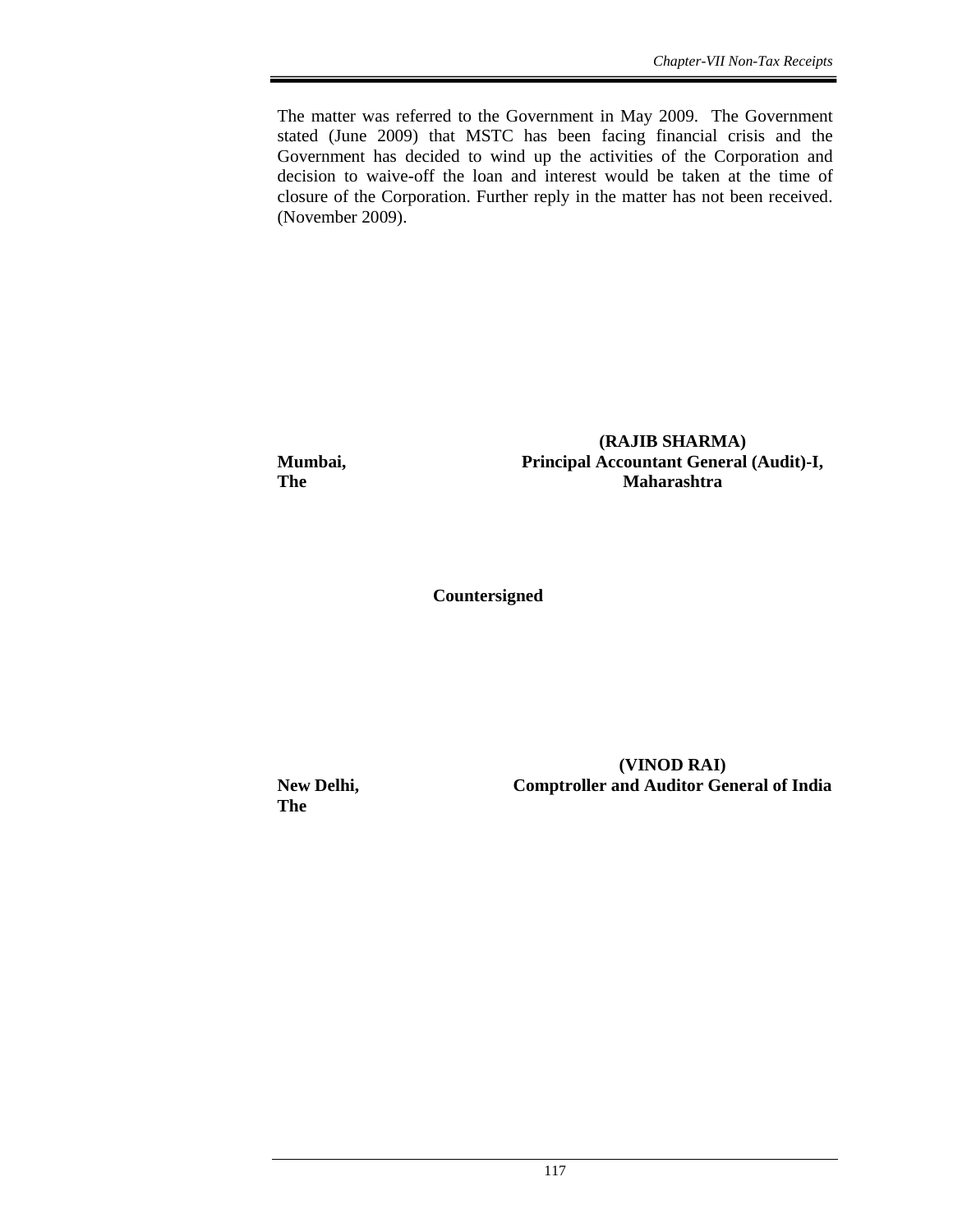The matter was referred to the Government in May 2009. The Government stated (June 2009) that MSTC has been facing financial crisis and the Government has decided to wind up the activities of the Corporation and decision to waive-off the loan and interest would be taken at the time of closure of the Corporation. Further reply in the matter has not been received. (November 2009).

**(RAJIB SHARMA)**
**Principal Accountant General (Audit)-I,**
**Maharashtra**

**Mumbai,**
**The**

**Countersigned**

**(VINOD RAI)**
**Comptroller and Auditor General of India**

**New Delhi,**
**The**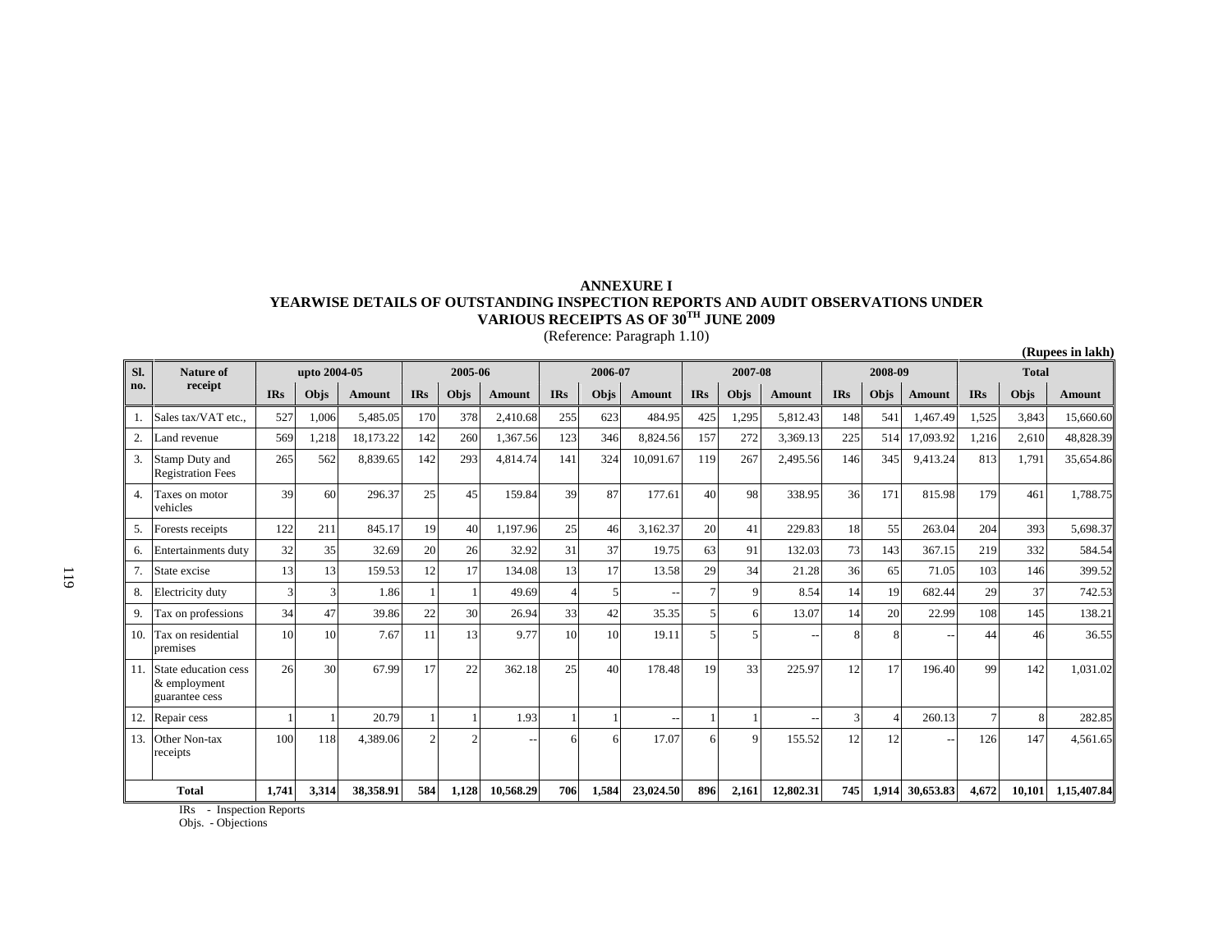**ANNEXURE I**

**YEARWISE DETAILS OF OUTSTANDING INSPECTION REPORTS AND AUDIT OBSERVATIONS UNDER VARIOUS RECEIPTS AS OF 30TH JUNE 2009**

(Reference: Paragraph 1.10)

**(Rupees in lakh)**

| Sl. no. | Nature of receipt | upto 2004-05 | | | 2005-06 | | | 2006-07 | | | 2007-08 | | | 2008-09 | | | Total | | |
|---|---|---|---|---|---|---|---|---|---|---|---|---|---|---|---|---|---|---|---|
| | | IRs | Objs | Amount | IRs | Objs | Amount | IRs | Objs | Amount | IRs | Objs | Amount | IRs | Objs | Amount | IRs | Objs | Amount |
| 1. | Sales tax/VAT etc., | 527 | 1,006 | 5,485.05 | 170 | 378 | 2,410.68 | 255 | 623 | 484.95 | 425 | 1,295 | 5,812.43 | 148 | 541 | 1,467.49 | 1,525 | 3,843 | 15,660.60 |
| 2. | Land revenue | 569 | 1,218 | 18,173.22 | 142 | 260 | 1,367.56 | 123 | 346 | 8,824.56 | 157 | 272 | 3,369.13 | 225 | 514 | 17,093.92 | 1,216 | 2,610 | 48,828.39 |
| 3. | Stamp Duty and Registration Fees | 265 | 562 | 8,839.65 | 142 | 293 | 4,814.74 | 141 | 324 | 10,091.67 | 119 | 267 | 2,495.56 | 146 | 345 | 9,413.24 | 813 | 1,791 | 35,654.86 |
| 4. | Taxes on motor vehicles | 39 | 60 | 296.37 | 25 | 45 | 159.84 | 39 | 87 | 177.61 | 40 | 98 | 338.95 | 36 | 171 | 815.98 | 179 | 461 | 1,788.75 |
| 5. | Forests receipts | 122 | 211 | 845.17 | 19 | 40 | 1,197.96 | 25 | 46 | 3,162.37 | 20 | 41 | 229.83 | 18 | 55 | 263.04 | 204 | 393 | 5,698.37 |
| 6. | Entertainments duty | 32 | 35 | 32.69 | 20 | 26 | 32.92 | 31 | 37 | 19.75 | 63 | 91 | 132.03 | 73 | 143 | 367.15 | 219 | 332 | 584.54 |
| 7. | State excise | 13 | 13 | 159.53 | 12 | 17 | 134.08 | 13 | 17 | 13.58 | 29 | 34 | 21.28 | 36 | 65 | 71.05 | 103 | 146 | 399.52 |
| 8. | Electricity duty | 3 | 3 | 1.86 | 1 | 1 | 49.69 | 4 | 5 | -- | 7 | 9 | 8.54 | 14 | 19 | 682.44 | 29 | 37 | 742.53 |
| 9. | Tax on professions | 34 | 47 | 39.86 | 22 | 30 | 26.94 | 33 | 42 | 35.35 | 5 | 6 | 13.07 | 14 | 20 | 22.99 | 108 | 145 | 138.21 |
| 10. | Tax on residential premises | 10 | 10 | 7.67 | 11 | 13 | 9.77 | 10 | 10 | 19.11 | 5 | 5 | -- | 8 | 8 | -- | 44 | 46 | 36.55 |
| 11. | State education cess & employment guarantee cess | 26 | 30 | 67.99 | 17 | 22 | 362.18 | 25 | 40 | 178.48 | 19 | 33 | 225.97 | 12 | 17 | 196.40 | 99 | 142 | 1,031.02 |
| 12. | Repair cess | 1 | 1 | 20.79 | 1 | 1 | 1.93 | 1 | 1 | -- | 1 | 1 | -- | 3 | 4 | 260.13 | 7 | 8 | 282.85 |
| 13. | Other Non-tax receipts | 100 | 118 | 4,389.06 | 2 | 2 | -- | 6 | 6 | 17.07 | 6 | 9 | 155.52 | 12 | 12 | -- | 126 | 147 | 4,561.65 |
| | **Total** | **1,741** | **3,314** | **38,358.91** | **584** | **1,128** | **10,568.29** | **706** | **1,584** | **23,024.50** | **896** | **2,161** | **12,802.31** | **745** | **1,914** | **30,653.83** | **4,672** | **10,101** | **1,15,407.84** |

IRs - Inspection Reports

Objs. - Objections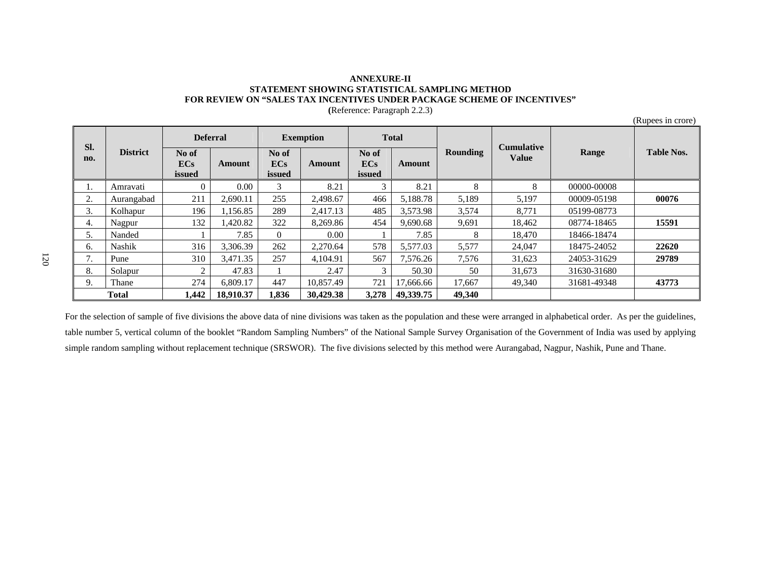**ANNEXURE-II**
**STATEMENT SHOWING STATISTICAL SAMPLING METHOD**
**FOR REVIEW ON "SALES TAX INCENTIVES UNDER PACKAGE SCHEME OF INCENTIVES"**
**(**Reference: Paragraph 2.2.3)

(Rupees in crore)

| Sl. no. | District | Deferral | | Exemption | | Total | | Rounding | Cumulative Value | Range | Table Nos. |
|---|---|---|---|---|---|---|---|---|---|---|---|
| | | No of ECs issued | Amount | No of ECs issued | Amount | No of ECs issued | Amount | | | | |
| 1. | Amravati | 0 | 0.00 | 3 | 8.21 | 3 | 8.21 | 8 | 8 | 00000-00008 | |
| 2. | Aurangabad | 211 | 2,690.11 | 255 | 2,498.67 | 466 | 5,188.78 | 5,189 | 5,197 | 00009-05198 | **00076** |
| 3. | Kolhapur | 196 | 1,156.85 | 289 | 2,417.13 | 485 | 3,573.98 | 3,574 | 8,771 | 05199-08773 | |
| 4. | Nagpur | 132 | 1,420.82 | 322 | 8,269.86 | 454 | 9,690.68 | 9,691 | 18,462 | 08774-18465 | **15591** |
| 5. | Nanded | 1 | 7.85 | 0 | 0.00 | 1 | 7.85 | 8 | 18,470 | 18466-18474 | |
| 6. | Nashik | 316 | 3,306.39 | 262 | 2,270.64 | 578 | 5,577.03 | 5,577 | 24,047 | 18475-24052 | **22620** |
| 7. | Pune | 310 | 3,471.35 | 257 | 4,104.91 | 567 | 7,576.26 | 7,576 | 31,623 | 24053-31629 | **29789** |
| 8. | Solapur | 2 | 47.83 | 1 | 2.47 | 3 | 50.30 | 50 | 31,673 | 31630-31680 | |
| 9. | Thane | 274 | 6,809.17 | 447 | 10,857.49 | 721 | 17,666.66 | 17,667 | 49,340 | 31681-49348 | **43773** |
| **Total** | | **1,442** | **18,910.37** | **1,836** | **30,429.38** | **3,278** | **49,339.75** | **49,340** | | | |

For the selection of sample of five divisions the above data of nine divisions was taken as the population and these were arranged in alphabetical order. As per the guidelines, table number 5, vertical column of the booklet "Random Sampling Numbers" of the National Sample Survey Organisation of the Government of India was used by applying simple random sampling without replacement technique (SRSWOR). The five divisions selected by this method were Aurangabad, Nagpur, Nashik, Pune and Thane.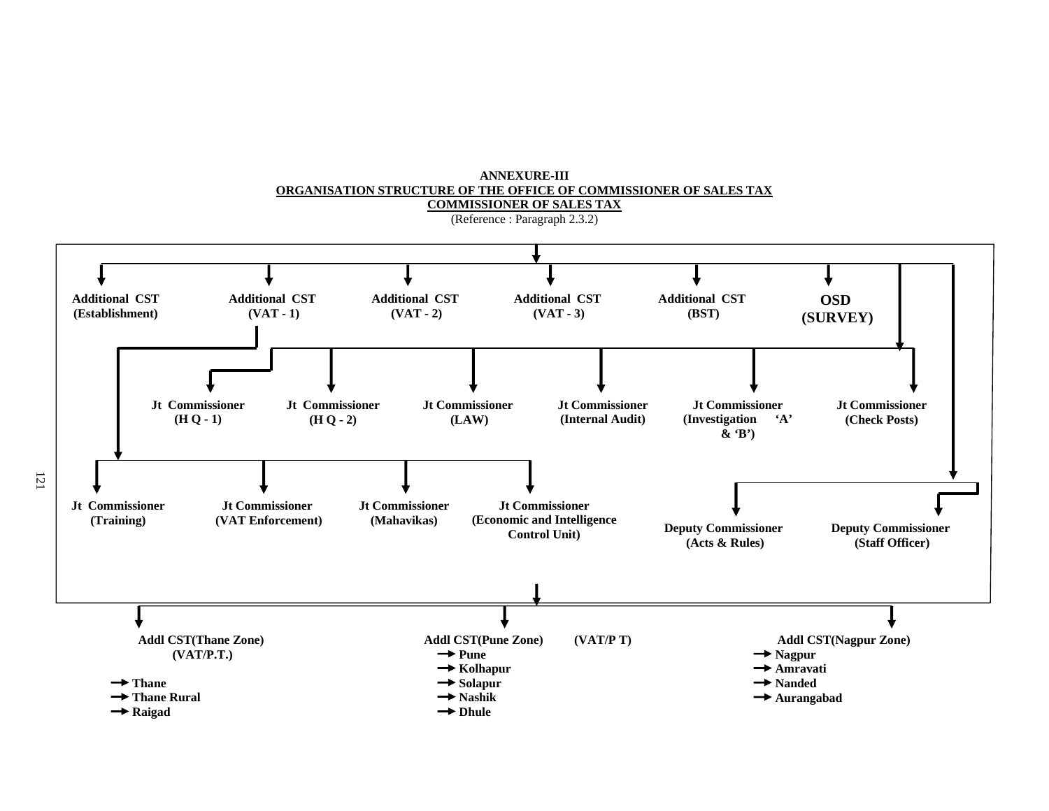**ANNEXURE-III**

**ORGANISATION STRUCTURE OF THE OFFICE OF COMMISSIONER OF SALES TAX**

**COMMISSIONER OF SALES TAX**

(Reference : Paragraph 2.3.2)

- **Additional CST (Establishment)**
- **Additional CST (VAT - 1)**
  - **Jt Commissioner (H Q - 1)**
  - **Jt Commissioner (H Q - 2)**
  - **Jt Commissioner (LAW)**
  - **Jt Commissioner (Internal Audit)**
  - **Jt Commissioner (Investigation 'A' & 'B')**
  - **Jt Commissioner (Check Posts)**
  - **Jt Commissioner (Training)**
  - **Jt Commissioner (VAT Enforcement)**
  - **Jt Commissioner (Mahavikas)**
  - **Jt Commissioner (Economic and Intelligence Control Unit)**
- **Additional CST (VAT - 2)**
- **Additional CST (VAT - 3)**
- **Additional CST (BST)**
- **OSD (SURVEY)**
- **Deputy Commissioner (Acts & Rules)**
- **Deputy Commissioner (Staff Officer)**

**Addl CST(Thane Zone) (VAT/P.T.)**
- Thane
- Thane Rural
- Raigad

**Addl CST(Pune Zone) (VAT/P T)**
- Pune
- Kolhapur
- Solapur
- Nashik
- Dhule

**Addl CST(Nagpur Zone)**
- Nagpur
- Amravati
- Nanded
- Aurangabad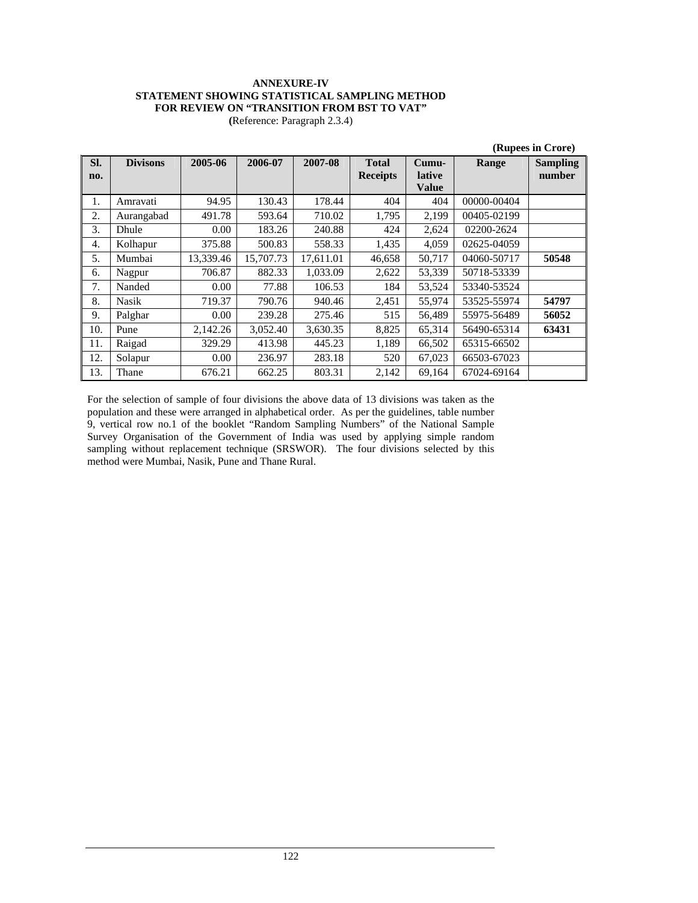**ANNEXURE-IV**
**STATEMENT SHOWING STATISTICAL SAMPLING METHOD FOR REVIEW ON "TRANSITION FROM BST TO VAT"**
(Reference: Paragraph 2.3.4)

**(Rupees in Crore)**

| Sl. no. | Divisons | 2005-06 | 2006-07 | 2007-08 | Total Receipts | Cumu-lative Value | Range | Sampling number |
|---|---|---|---|---|---|---|---|---|
| 1. | Amravati | 94.95 | 130.43 | 178.44 | 404 | 404 | 00000-00404 | |
| 2. | Aurangabad | 491.78 | 593.64 | 710.02 | 1,795 | 2,199 | 00405-02199 | |
| 3. | Dhule | 0.00 | 183.26 | 240.88 | 424 | 2,624 | 02200-2624 | |
| 4. | Kolhapur | 375.88 | 500.83 | 558.33 | 1,435 | 4,059 | 02625-04059 | |
| 5. | Mumbai | 13,339.46 | 15,707.73 | 17,611.01 | 46,658 | 50,717 | 04060-50717 | **50548** |
| 6. | Nagpur | 706.87 | 882.33 | 1,033.09 | 2,622 | 53,339 | 50718-53339 | |
| 7. | Nanded | 0.00 | 77.88 | 106.53 | 184 | 53,524 | 53340-53524 | |
| 8. | Nasik | 719.37 | 790.76 | 940.46 | 2,451 | 55,974 | 53525-55974 | **54797** |
| 9. | Palghar | 0.00 | 239.28 | 275.46 | 515 | 56,489 | 55975-56489 | **56052** |
| 10. | Pune | 2,142.26 | 3,052.40 | 3,630.35 | 8,825 | 65,314 | 56490-65314 | **63431** |
| 11. | Raigad | 329.29 | 413.98 | 445.23 | 1,189 | 66,502 | 65315-66502 | |
| 12. | Solapur | 0.00 | 236.97 | 283.18 | 520 | 67,023 | 66503-67023 | |
| 13. | Thane | 676.21 | 662.25 | 803.31 | 2,142 | 69,164 | 67024-69164 | |

For the selection of sample of four divisions the above data of 13 divisions was taken as the population and these were arranged in alphabetical order. As per the guidelines, table number 9, vertical row no.1 of the booklet "Random Sampling Numbers" of the National Sample Survey Organisation of the Government of India was used by applying simple random sampling without replacement technique (SRSWOR). The four divisions selected by this method were Mumbai, Nasik, Pune and Thane Rural.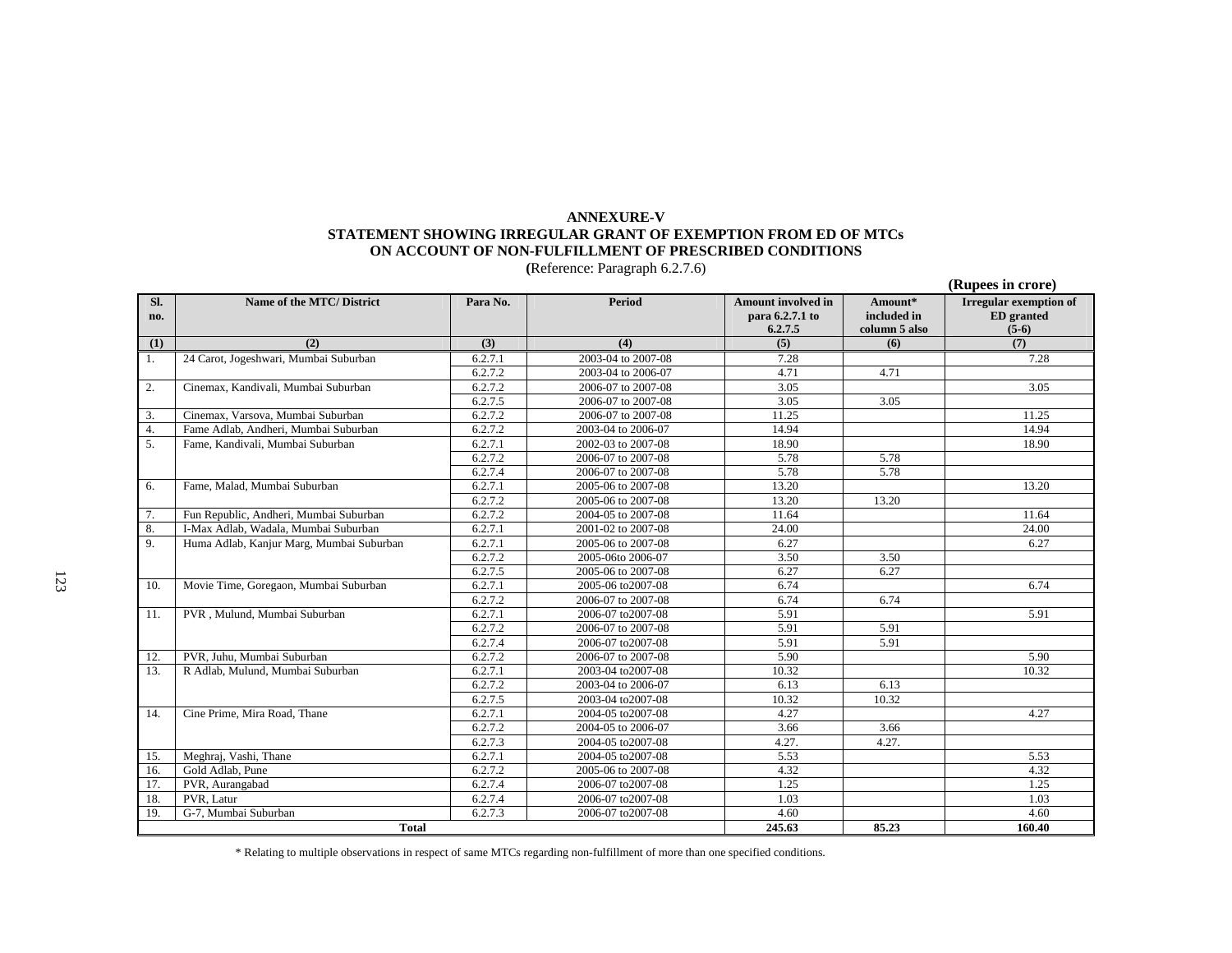**ANNEXURE-V**

**STATEMENT SHOWING IRREGULAR GRANT OF EXEMPTION FROM ED OF MTCs ON ACCOUNT OF NON-FULFILLMENT OF PRESCRIBED CONDITIONS**

**(**Reference: Paragraph 6.2.7.6)

**(Rupees in crore)**

| Sl. no. | Name of the MTC/ District | Para No. | Period | Amount involved in para 6.2.7.1 to 6.2.7.5 | Amount* included in column 5 also | Irregular exemption of ED granted (5-6) |
|---|---|---|---|---|---|---|
| (1) | (2) | (3) | (4) | (5) | (6) | (7) |
| 1. | 24 Carot, Jogeshwari, Mumbai Suburban | 6.2.7.1 | 2003-04 to 2007-08 | 7.28 | | 7.28 |
| | | 6.2.7.2 | 2003-04 to 2006-07 | 4.71 | 4.71 | |
| 2. | Cinemax, Kandivali, Mumbai Suburban | 6.2.7.2 | 2006-07 to 2007-08 | 3.05 | | 3.05 |
| | | 6.2.7.5 | 2006-07 to 2007-08 | 3.05 | 3.05 | |
| 3. | Cinemax, Varsova, Mumbai Suburban | 6.2.7.2 | 2006-07 to 2007-08 | 11.25 | | 11.25 |
| 4. | Fame Adlab, Andheri, Mumbai Suburban | 6.2.7.2 | 2003-04 to 2006-07 | 14.94 | | 14.94 |
| 5. | Fame, Kandivali, Mumbai Suburban | 6.2.7.1 | 2002-03 to 2007-08 | 18.90 | | 18.90 |
| | | 6.2.7.2 | 2006-07 to 2007-08 | 5.78 | 5.78 | |
| | | 6.2.7.4 | 2006-07 to 2007-08 | 5.78 | 5.78 | |
| 6. | Fame, Malad, Mumbai Suburban | 6.2.7.1 | 2005-06 to 2007-08 | 13.20 | | 13.20 |
| | | 6.2.7.2 | 2005-06 to 2007-08 | 13.20 | 13.20 | |
| 7. | Fun Republic, Andheri, Mumbai Suburban | 6.2.7.2 | 2004-05 to 2007-08 | 11.64 | | 11.64 |
| 8. | I-Max Adlab, Wadala, Mumbai Suburban | 6.2.7.1 | 2001-02 to 2007-08 | 24.00 | | 24.00 |
| 9. | Huma Adlab, Kanjur Marg, Mumbai Suburban | 6.2.7.1 | 2005-06 to 2007-08 | 6.27 | | 6.27 |
| | | 6.2.7.2 | 2005-06to 2006-07 | 3.50 | 3.50 | |
| | | 6.2.7.5 | 2005-06 to 2007-08 | 6.27 | 6.27 | |
| 10. | Movie Time, Goregaon, Mumbai Suburban | 6.2.7.1 | 2005-06 to2007-08 | 6.74 | | 6.74 |
| | | 6.2.7.2 | 2006-07 to 2007-08 | 6.74 | 6.74 | |
| 11. | PVR , Mulund, Mumbai Suburban | 6.2.7.1 | 2006-07 to2007-08 | 5.91 | | 5.91 |
| | | 6.2.7.2 | 2006-07 to 2007-08 | 5.91 | 5.91 | |
| | | 6.2.7.4 | 2006-07 to2007-08 | 5.91 | 5.91 | |
| 12. | PVR, Juhu, Mumbai Suburban | 6.2.7.2 | 2006-07 to 2007-08 | 5.90 | | 5.90 |
| 13. | R Adlab, Mulund, Mumbai Suburban | 6.2.7.1 | 2003-04 to2007-08 | 10.32 | | 10.32 |
| | | 6.2.7.2 | 2003-04 to 2006-07 | 6.13 | 6.13 | |
| | | 6.2.7.5 | 2003-04 to2007-08 | 10.32 | 10.32 | |
| 14. | Cine Prime, Mira Road, Thane | 6.2.7.1 | 2004-05 to2007-08 | 4.27 | | 4.27 |
| | | 6.2.7.2 | 2004-05 to 2006-07 | 3.66 | 3.66 | |
| | | 6.2.7.3 | 2004-05 to2007-08 | 4.27. | 4.27. | |
| 15. | Meghraj, Vashi, Thane | 6.2.7.1 | 2004-05 to2007-08 | 5.53 | | 5.53 |
| 16. | Gold Adlab, Pune | 6.2.7.2 | 2005-06 to 2007-08 | 4.32 | | 4.32 |
| 17. | PVR, Aurangabad | 6.2.7.4 | 2006-07 to2007-08 | 1.25 | | 1.25 |
| 18. | PVR, Latur | 6.2.7.4 | 2006-07 to2007-08 | 1.03 | | 1.03 |
| 19. | G-7, Mumbai Suburban | 6.2.7.3 | 2006-07 to2007-08 | 4.60 | | 4.60 |
| | **Total** | | | **245.63** | **85.23** | **160.40** |

\* Relating to multiple observations in respect of same MTCs regarding non-fulfillment of more than one specified conditions.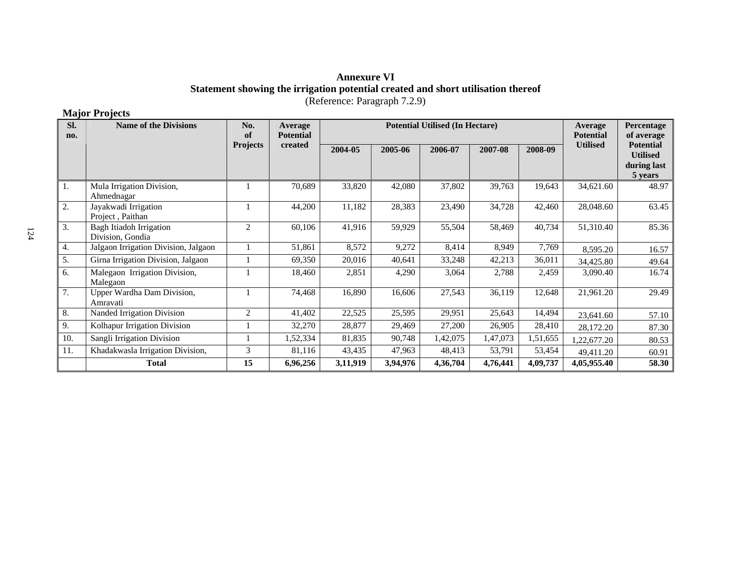**Annexure VI**

**Statement showing the irrigation potential created and short utilisation thereof**

(Reference: Paragraph 7.2.9)

**Major Projects**

| Sl. no. | Name of the Divisions | No. of Projects | Average Potential created | Potential Utilised (In Hectare) | | | | | Average Potential Utilised | Percentage of average Potential Utilised during last 5 years |
|---|---|---|---|---|---|---|---|---|---|---|
| | | | | 2004-05 | 2005-06 | 2006-07 | 2007-08 | 2008-09 | | |
| 1. | Mula Irrigation Division, Ahmednagar | 1 | 70,689 | 33,820 | 42,080 | 37,802 | 39,763 | 19,643 | 34,621.60 | 48.97 |
| 2. | Jayakwadi Irrigation Project , Paithan | 1 | 44,200 | 11,182 | 28,383 | 23,490 | 34,728 | 42,460 | 28,048.60 | 63.45 |
| 3. | Bagh Itiadoh Irrigation Division, Gondia | 2 | 60,106 | 41,916 | 59,929 | 55,504 | 58,469 | 40,734 | 51,310.40 | 85.36 |
| 4. | Jalgaon Irrigation Division, Jalgaon | 1 | 51,861 | 8,572 | 9,272 | 8,414 | 8,949 | 7,769 | 8,595.20 | 16.57 |
| 5. | Girna Irrigation Division, Jalgaon | 1 | 69,350 | 20,016 | 40,641 | 33,248 | 42,213 | 36,011 | 34,425.80 | 49.64 |
| 6. | Malegaon Irrigation Division, Malegaon | 1 | 18,460 | 2,851 | 4,290 | 3,064 | 2,788 | 2,459 | 3,090.40 | 16.74 |
| 7. | Upper Wardha Dam Division, Amravati | 1 | 74,468 | 16,890 | 16,606 | 27,543 | 36,119 | 12,648 | 21,961.20 | 29.49 |
| 8. | Nanded Irrigation Division | 2 | 41,402 | 22,525 | 25,595 | 29,951 | 25,643 | 14,494 | 23,641.60 | 57.10 |
| 9. | Kolhapur Irrigation Division | 1 | 32,270 | 28,877 | 29,469 | 27,200 | 26,905 | 28,410 | 28,172.20 | 87.30 |
| 10. | Sangli Irrigation Division | 1 | 1,52,334 | 81,835 | 90,748 | 1,42,075 | 1,47,073 | 1,51,655 | 1,22,677.20 | 80.53 |
| 11. | Khadakwasla Irrigation Division, | 3 | 81,116 | 43,435 | 47,963 | 48,413 | 53,791 | 53,454 | 49,411.20 | 60.91 |
| | **Total** | **15** | **6,96,256** | **3,11,919** | **3,94,976** | **4,36,704** | **4,76,441** | **4,09,737** | **4,05,955.40** | **58.30** |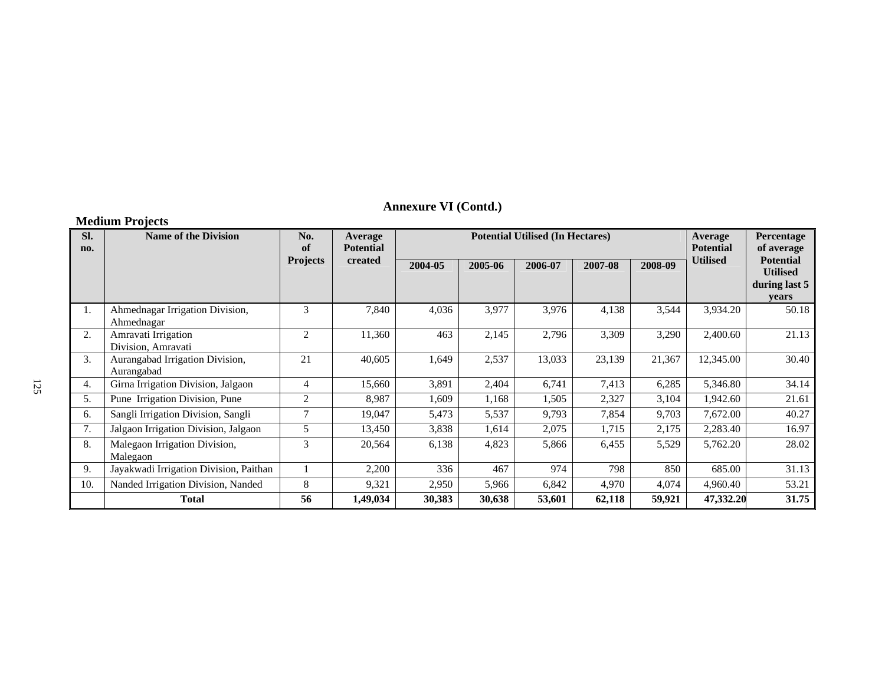## Annexure VI (Contd.)

### Medium Projects

| Sl. no. | Name of the Division | No. of Projects | Average Potential created | Potential Utilised (In Hectares) | | | | | Average Potential Utilised | Percentage of average Potential Utilised during last 5 years |
|---|---|---|---|---|---|---|---|---|---|---|
| | | | | 2004-05 | 2005-06 | 2006-07 | 2007-08 | 2008-09 | | |
| 1. | Ahmednagar Irrigation Division, Ahmednagar | 3 | 7,840 | 4,036 | 3,977 | 3,976 | 4,138 | 3,544 | 3,934.20 | 50.18 |
| 2. | Amravati Irrigation Division, Amravati | 2 | 11,360 | 463 | 2,145 | 2,796 | 3,309 | 3,290 | 2,400.60 | 21.13 |
| 3. | Aurangabad Irrigation Division, Aurangabad | 21 | 40,605 | 1,649 | 2,537 | 13,033 | 23,139 | 21,367 | 12,345.00 | 30.40 |
| 4. | Girna Irrigation Division, Jalgaon | 4 | 15,660 | 3,891 | 2,404 | 6,741 | 7,413 | 6,285 | 5,346.80 | 34.14 |
| 5. | Pune Irrigation Division, Pune | 2 | 8,987 | 1,609 | 1,168 | 1,505 | 2,327 | 3,104 | 1,942.60 | 21.61 |
| 6. | Sangli Irrigation Division, Sangli | 7 | 19,047 | 5,473 | 5,537 | 9,793 | 7,854 | 9,703 | 7,672.00 | 40.27 |
| 7. | Jalgaon Irrigation Division, Jalgaon | 5 | 13,450 | 3,838 | 1,614 | 2,075 | 1,715 | 2,175 | 2,283.40 | 16.97 |
| 8. | Malegaon Irrigation Division, Malegaon | 3 | 20,564 | 6,138 | 4,823 | 5,866 | 6,455 | 5,529 | 5,762.20 | 28.02 |
| 9. | Jayakwadi Irrigation Division, Paithan | 1 | 2,200 | 336 | 467 | 974 | 798 | 850 | 685.00 | 31.13 |
| 10. | Nanded Irrigation Division, Nanded | 8 | 9,321 | 2,950 | 5,966 | 6,842 | 4,970 | 4,074 | 4,960.40 | 53.21 |
| | **Total** | **56** | **1,49,034** | **30,383** | **30,638** | **53,601** | **62,118** | **59,921** | **47,332.20** | **31.75** |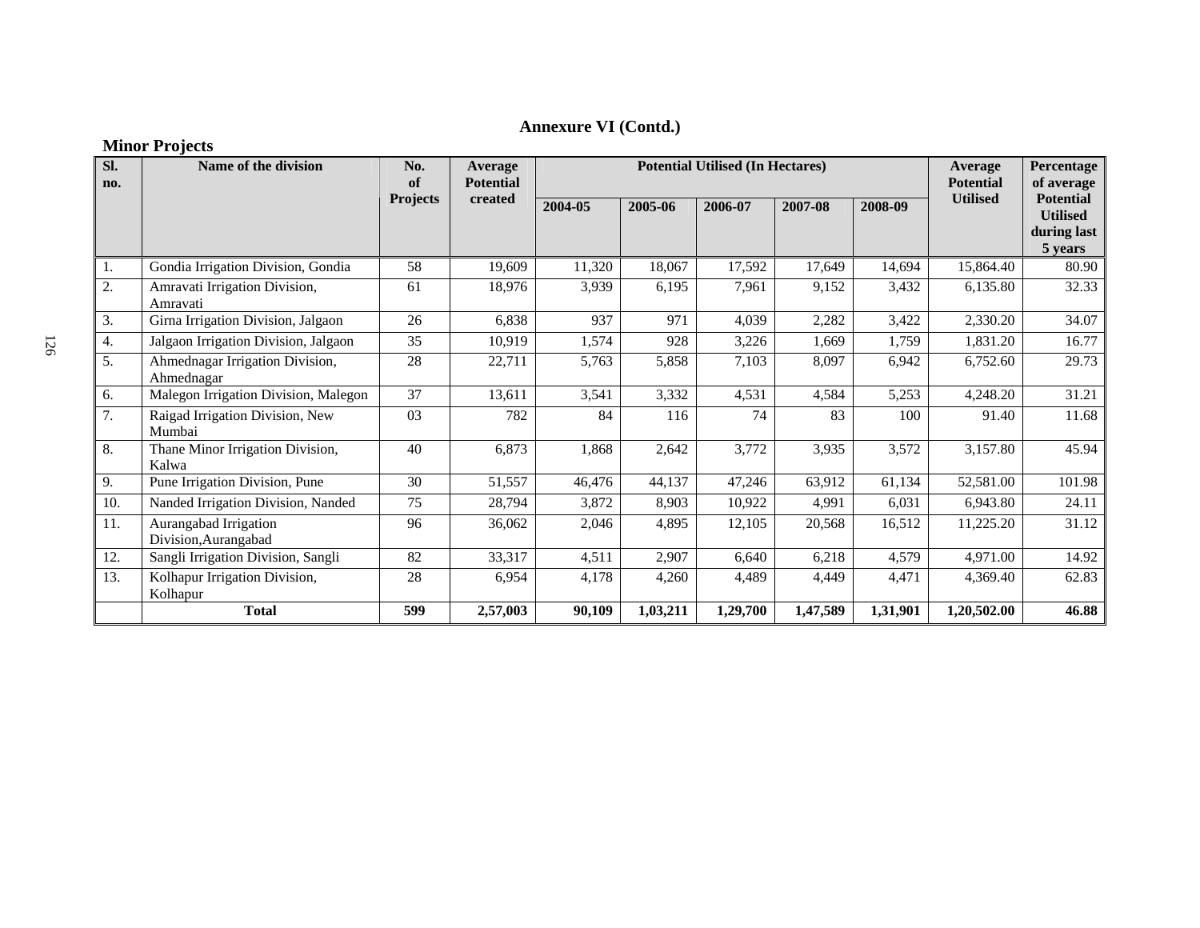## Annexure VI (Contd.)

### Minor Projects

| Sl. no. | Name of the division | No. of Projects | Average Potential created | Potential Utilised (In Hectares) | | | | | Average Potential Utilised | Percentage of average Potential Utilised during last 5 years |
|---|---|---|---|---|---|---|---|---|---|---|
| | | | | 2004-05 | 2005-06 | 2006-07 | 2007-08 | 2008-09 | | |
| 1. | Gondia Irrigation Division, Gondia | 58 | 19,609 | 11,320 | 18,067 | 17,592 | 17,649 | 14,694 | 15,864.40 | 80.90 |
| 2. | Amravati Irrigation Division, Amravati | 61 | 18,976 | 3,939 | 6,195 | 7,961 | 9,152 | 3,432 | 6,135.80 | 32.33 |
| 3. | Girna Irrigation Division, Jalgaon | 26 | 6,838 | 937 | 971 | 4,039 | 2,282 | 3,422 | 2,330.20 | 34.07 |
| 4. | Jalgaon Irrigation Division, Jalgaon | 35 | 10,919 | 1,574 | 928 | 3,226 | 1,669 | 1,759 | 1,831.20 | 16.77 |
| 5. | Ahmednagar Irrigation Division, Ahmednagar | 28 | 22,711 | 5,763 | 5,858 | 7,103 | 8,097 | 6,942 | 6,752.60 | 29.73 |
| 6. | Malegon Irrigation Division, Malegon | 37 | 13,611 | 3,541 | 3,332 | 4,531 | 4,584 | 5,253 | 4,248.20 | 31.21 |
| 7. | Raigad Irrigation Division, New Mumbai | 03 | 782 | 84 | 116 | 74 | 83 | 100 | 91.40 | 11.68 |
| 8. | Thane Minor Irrigation Division, Kalwa | 40 | 6,873 | 1,868 | 2,642 | 3,772 | 3,935 | 3,572 | 3,157.80 | 45.94 |
| 9. | Pune Irrigation Division, Pune | 30 | 51,557 | 46,476 | 44,137 | 47,246 | 63,912 | 61,134 | 52,581.00 | 101.98 |
| 10. | Nanded Irrigation Division, Nanded | 75 | 28,794 | 3,872 | 8,903 | 10,922 | 4,991 | 6,031 | 6,943.80 | 24.11 |
| 11. | Aurangabad Irrigation Division,Aurangabad | 96 | 36,062 | 2,046 | 4,895 | 12,105 | 20,568 | 16,512 | 11,225.20 | 31.12 |
| 12. | Sangli Irrigation Division, Sangli | 82 | 33,317 | 4,511 | 2,907 | 6,640 | 6,218 | 4,579 | 4,971.00 | 14.92 |
| 13. | Kolhapur Irrigation Division, Kolhapur | 28 | 6,954 | 4,178 | 4,260 | 4,489 | 4,449 | 4,471 | 4,369.40 | 62.83 |
| | **Total** | **599** | **2,57,003** | **90,109** | **1,03,211** | **1,29,700** | **1,47,589** | **1,31,901** | **1,20,502.00** | **46.88** |